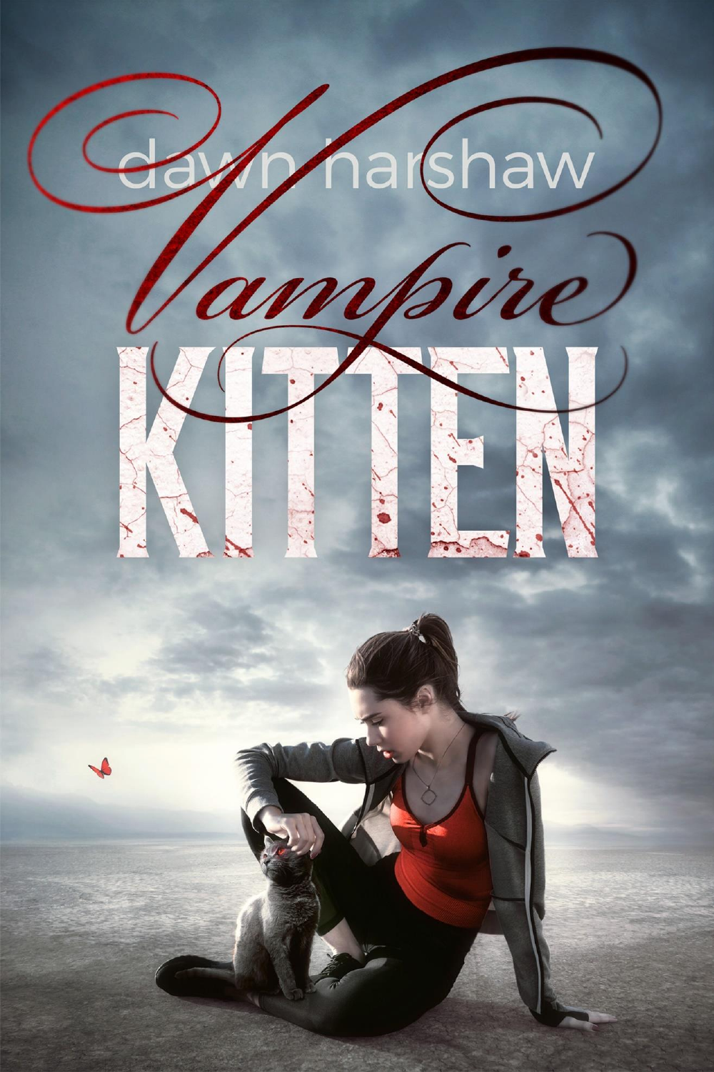dawn harshaw

# Vampire KITTEN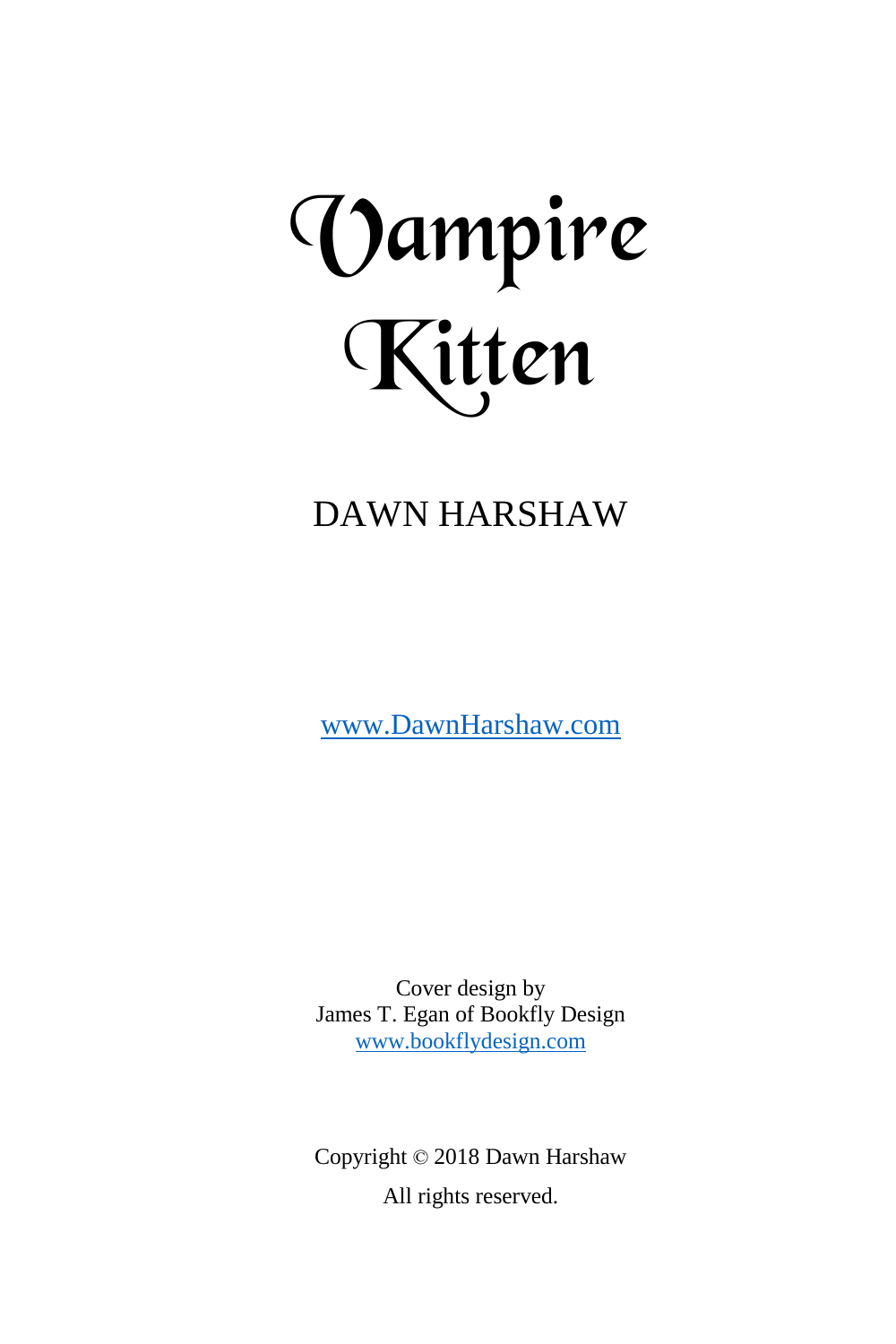# Vampire Kitten

DAWN HARSHAW

www.DawnHarshaw.com

Cover design by
James T. Egan of Bookfly Design
www.bookflydesign.com

Copyright © 2018 Dawn Harshaw

All rights reserved.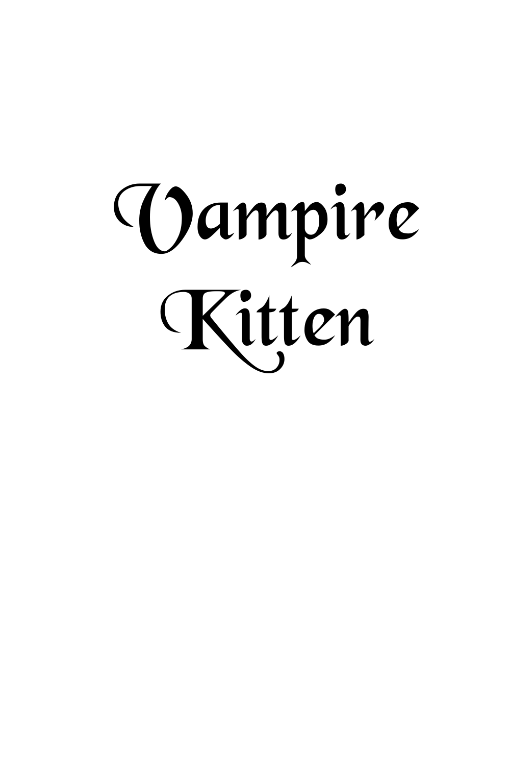# Vampire Kitten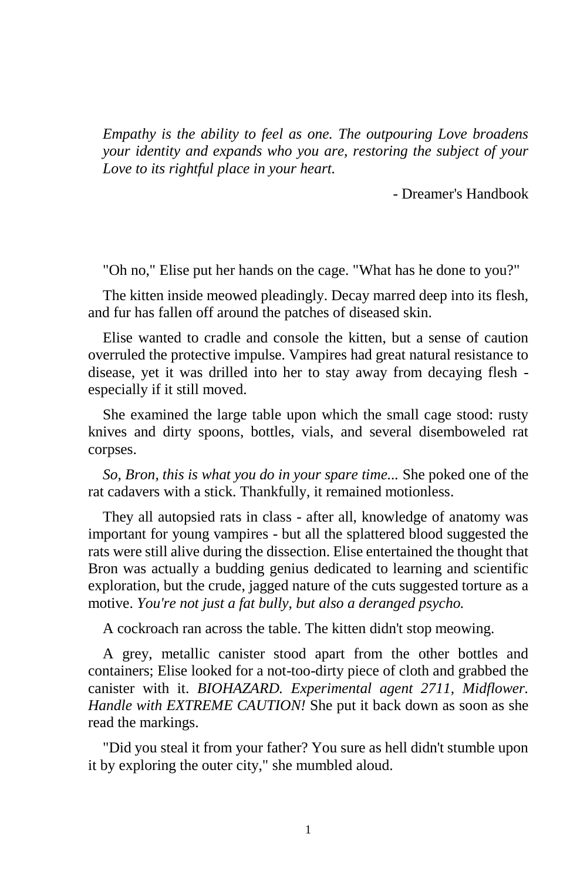*Empathy is the ability to feel as one. The outpouring Love broadens your identity and expands who you are, restoring the subject of your Love to its rightful place in your heart.*

- Dreamer's Handbook

"Oh no," Elise put her hands on the cage. "What has he done to you?"

The kitten inside meowed pleadingly. Decay marred deep into its flesh, and fur has fallen off around the patches of diseased skin.

Elise wanted to cradle and console the kitten, but a sense of caution overruled the protective impulse. Vampires had great natural resistance to disease, yet it was drilled into her to stay away from decaying flesh - especially if it still moved.

She examined the large table upon which the small cage stood: rusty knives and dirty spoons, bottles, vials, and several disemboweled rat corpses.

*So, Bron, this is what you do in your spare time...* She poked one of the rat cadavers with a stick. Thankfully, it remained motionless.

They all autopsied rats in class - after all, knowledge of anatomy was important for young vampires - but all the splattered blood suggested the rats were still alive during the dissection. Elise entertained the thought that Bron was actually a budding genius dedicated to learning and scientific exploration, but the crude, jagged nature of the cuts suggested torture as a motive. *You're not just a fat bully, but also a deranged psycho.*

A cockroach ran across the table. The kitten didn't stop meowing.

A grey, metallic canister stood apart from the other bottles and containers; Elise looked for a not-too-dirty piece of cloth and grabbed the canister with it. *BIOHAZARD. Experimental agent 2711, Midflower. Handle with EXTREME CAUTION!* She put it back down as soon as she read the markings.

"Did you steal it from your father? You sure as hell didn't stumble upon it by exploring the outer city," she mumbled aloud.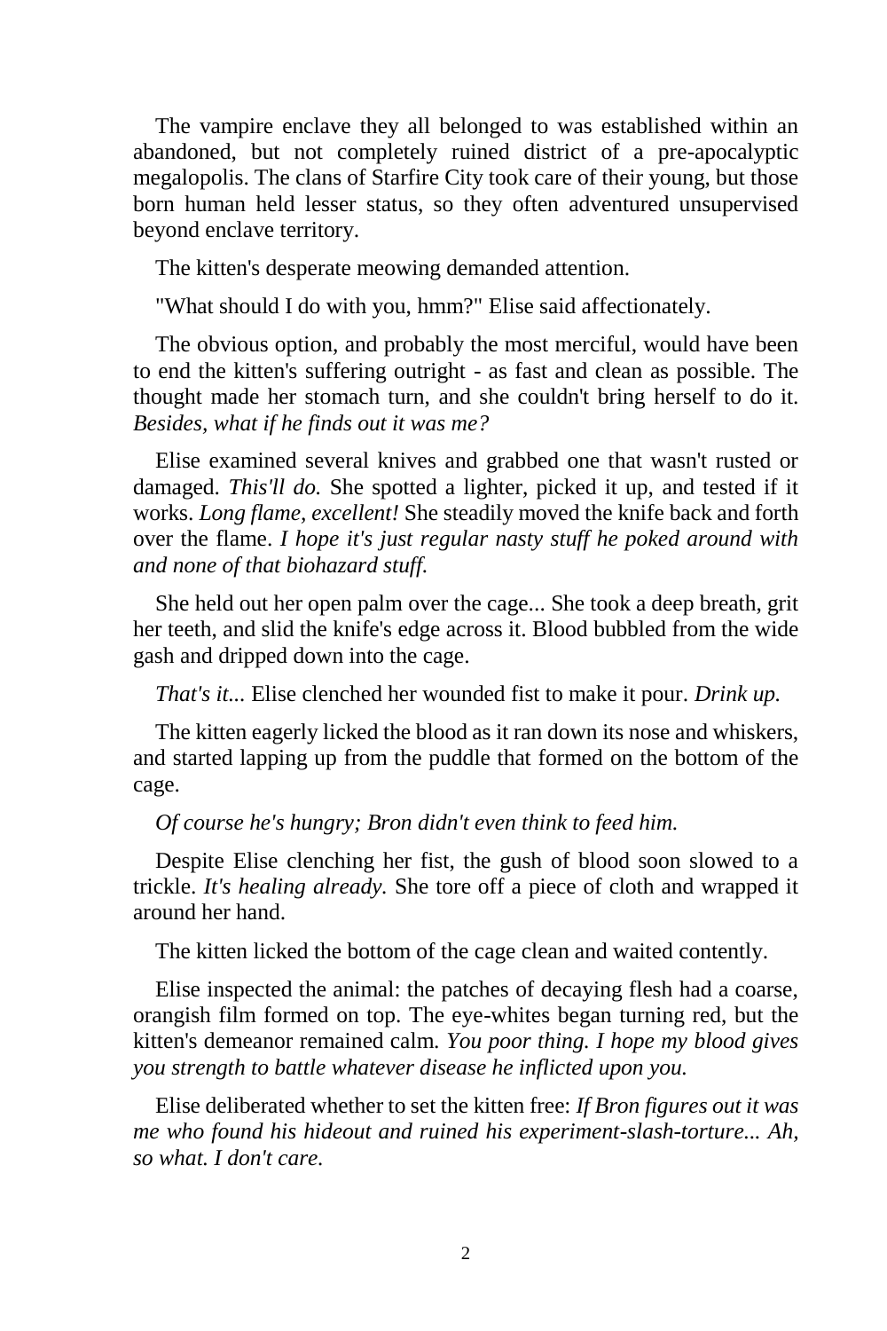The vampire enclave they all belonged to was established within an abandoned, but not completely ruined district of a pre-apocalyptic megalopolis. The clans of Starfire City took care of their young, but those born human held lesser status, so they often adventured unsupervised beyond enclave territory.

The kitten's desperate meowing demanded attention.

"What should I do with you, hmm?" Elise said affectionately.

The obvious option, and probably the most merciful, would have been to end the kitten's suffering outright - as fast and clean as possible. The thought made her stomach turn, and she couldn't bring herself to do it. *Besides, what if he finds out it was me?*

Elise examined several knives and grabbed one that wasn't rusted or damaged. *This'll do.* She spotted a lighter, picked it up, and tested if it works. *Long flame, excellent!* She steadily moved the knife back and forth over the flame. *I hope it's just regular nasty stuff he poked around with and none of that biohazard stuff.*

She held out her open palm over the cage... She took a deep breath, grit her teeth, and slid the knife's edge across it. Blood bubbled from the wide gash and dripped down into the cage.

*That's it...* Elise clenched her wounded fist to make it pour. *Drink up.*

The kitten eagerly licked the blood as it ran down its nose and whiskers, and started lapping up from the puddle that formed on the bottom of the cage.

*Of course he's hungry; Bron didn't even think to feed him.*

Despite Elise clenching her fist, the gush of blood soon slowed to a trickle. *It's healing already.* She tore off a piece of cloth and wrapped it around her hand.

The kitten licked the bottom of the cage clean and waited contently.

Elise inspected the animal: the patches of decaying flesh had a coarse, orangish film formed on top. The eye-whites began turning red, but the kitten's demeanor remained calm. *You poor thing. I hope my blood gives you strength to battle whatever disease he inflicted upon you.*

Elise deliberated whether to set the kitten free: *If Bron figures out it was me who found his hideout and ruined his experiment-slash-torture... Ah, so what. I don't care.*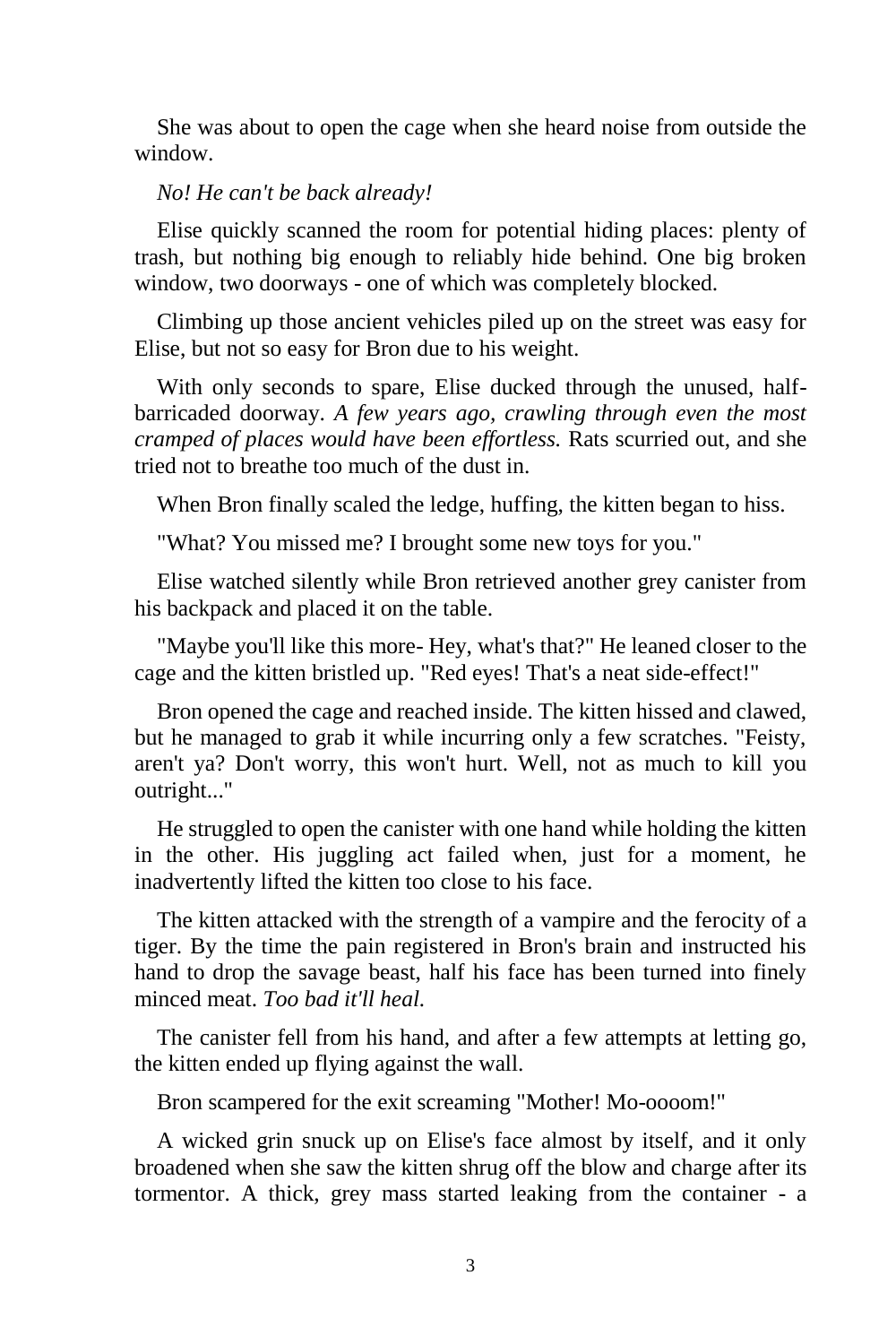She was about to open the cage when she heard noise from outside the window.

*No! He can't be back already!*

Elise quickly scanned the room for potential hiding places: plenty of trash, but nothing big enough to reliably hide behind. One big broken window, two doorways - one of which was completely blocked.

Climbing up those ancient vehicles piled up on the street was easy for Elise, but not so easy for Bron due to his weight.

With only seconds to spare, Elise ducked through the unused, half-barricaded doorway. *A few years ago, crawling through even the most cramped of places would have been effortless.* Rats scurried out, and she tried not to breathe too much of the dust in.

When Bron finally scaled the ledge, huffing, the kitten began to hiss.

"What? You missed me? I brought some new toys for you."

Elise watched silently while Bron retrieved another grey canister from his backpack and placed it on the table.

"Maybe you'll like this more- Hey, what's that?" He leaned closer to the cage and the kitten bristled up. "Red eyes! That's a neat side-effect!"

Bron opened the cage and reached inside. The kitten hissed and clawed, but he managed to grab it while incurring only a few scratches. "Feisty, aren't ya? Don't worry, this won't hurt. Well, not as much to kill you outright..."

He struggled to open the canister with one hand while holding the kitten in the other. His juggling act failed when, just for a moment, he inadvertently lifted the kitten too close to his face.

The kitten attacked with the strength of a vampire and the ferocity of a tiger. By the time the pain registered in Bron's brain and instructed his hand to drop the savage beast, half his face has been turned into finely minced meat. *Too bad it'll heal.*

The canister fell from his hand, and after a few attempts at letting go, the kitten ended up flying against the wall.

Bron scampered for the exit screaming "Mother! Mo-oooom!"

A wicked grin snuck up on Elise's face almost by itself, and it only broadened when she saw the kitten shrug off the blow and charge after its tormentor. A thick, grey mass started leaking from the container - a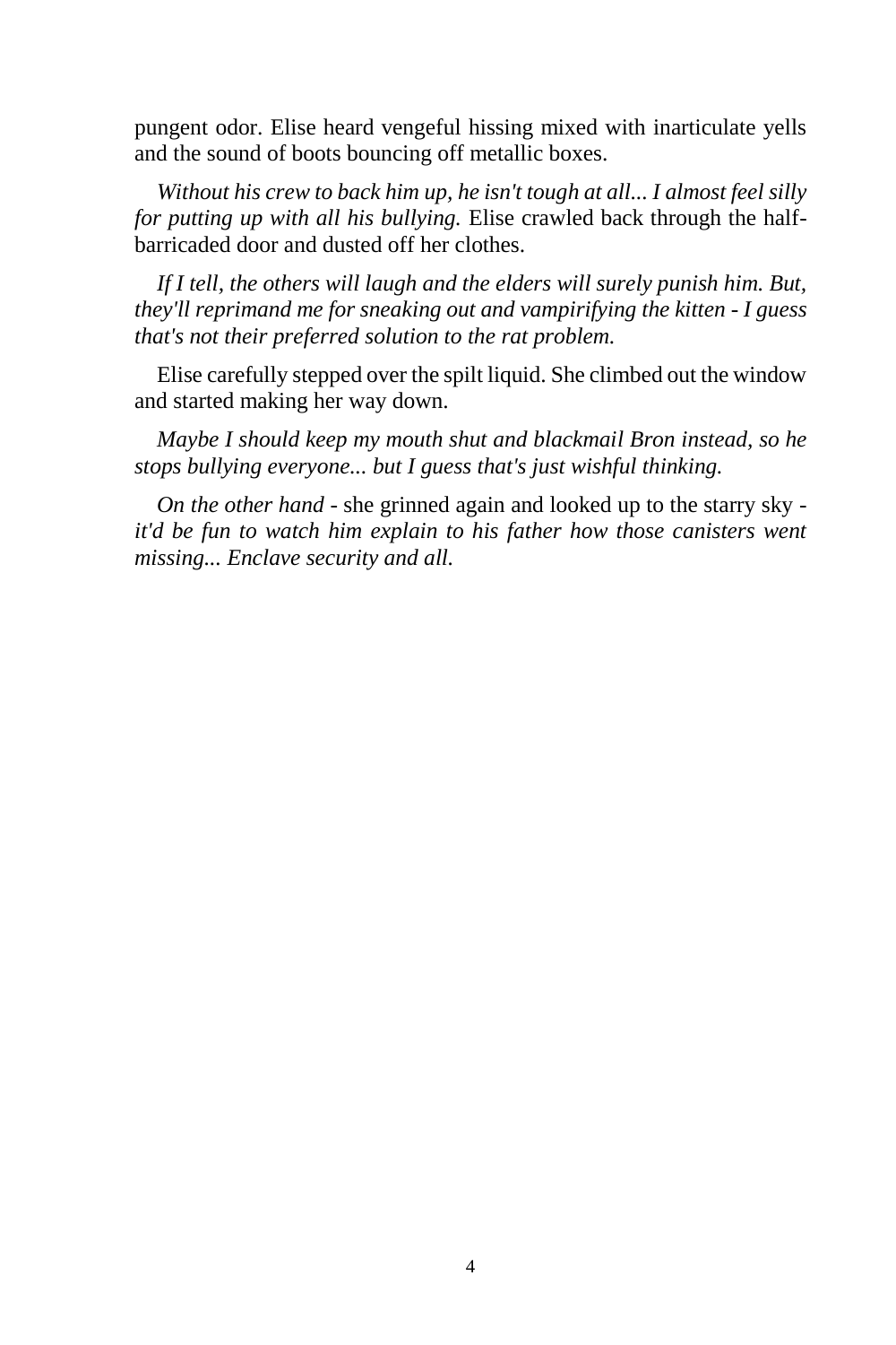pungent odor. Elise heard vengeful hissing mixed with inarticulate yells and the sound of boots bouncing off metallic boxes.

*Without his crew to back him up, he isn't tough at all... I almost feel silly for putting up with all his bullying.* Elise crawled back through the half-barricaded door and dusted off her clothes.

*If I tell, the others will laugh and the elders will surely punish him. But, they'll reprimand me for sneaking out and vampirifying the kitten - I guess that's not their preferred solution to the rat problem.*

Elise carefully stepped over the spilt liquid. She climbed out the window and started making her way down.

*Maybe I should keep my mouth shut and blackmail Bron instead, so he stops bullying everyone... but I guess that's just wishful thinking.*

*On the other hand* - she grinned again and looked up to the starry sky - *it'd be fun to watch him explain to his father how those canisters went missing... Enclave security and all.*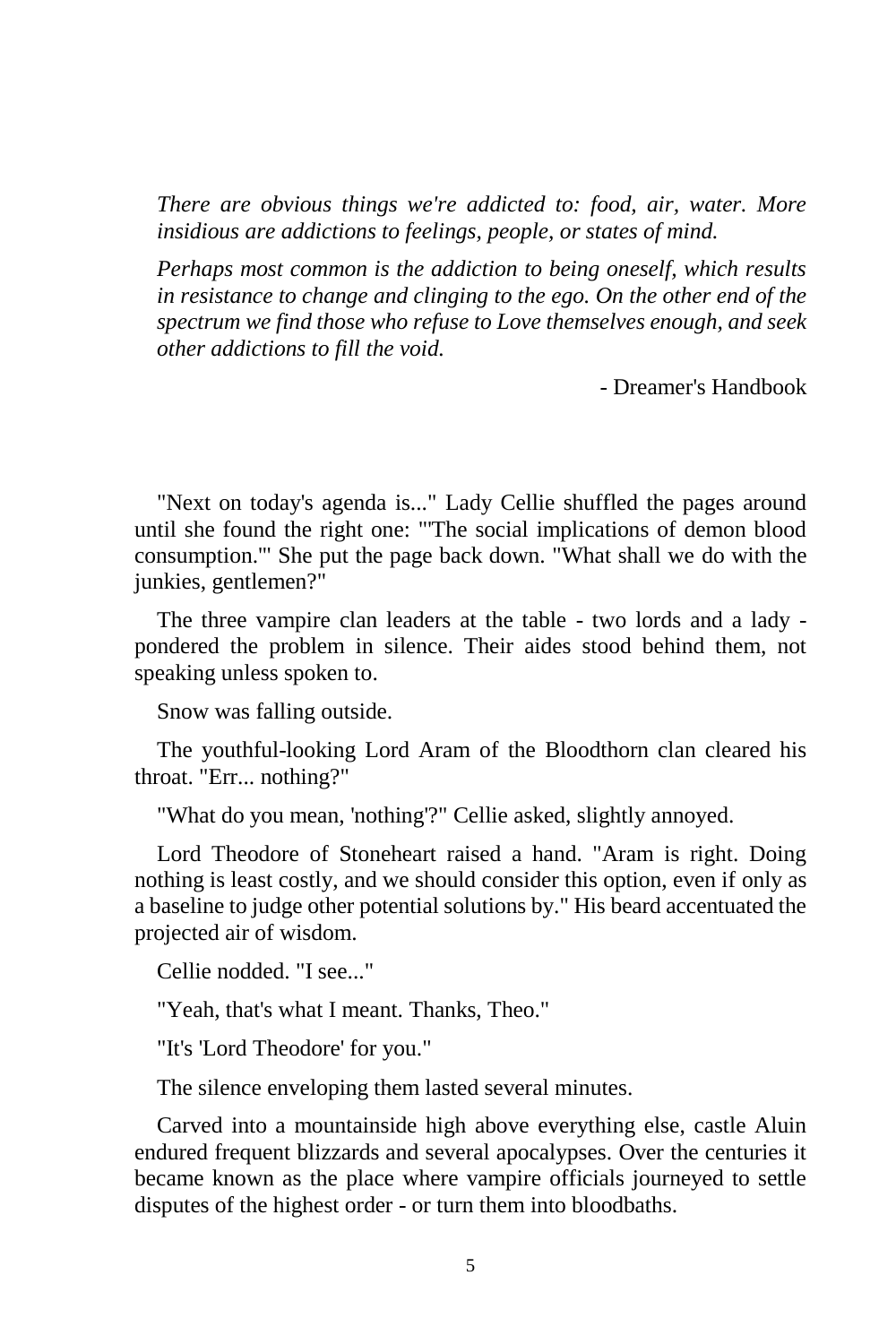*There are obvious things we're addicted to: food, air, water. More insidious are addictions to feelings, people, or states of mind.*

*Perhaps most common is the addiction to being oneself, which results in resistance to change and clinging to the ego. On the other end of the spectrum we find those who refuse to Love themselves enough, and seek other addictions to fill the void.*

- Dreamer's Handbook

"Next on today's agenda is..." Lady Cellie shuffled the pages around until she found the right one: "'The social implications of demon blood consumption.'" She put the page back down. "What shall we do with the junkies, gentlemen?"

The three vampire clan leaders at the table - two lords and a lady - pondered the problem in silence. Their aides stood behind them, not speaking unless spoken to.

Snow was falling outside.

The youthful-looking Lord Aram of the Bloodthorn clan cleared his throat. "Err... nothing?"

"What do you mean, 'nothing'?" Cellie asked, slightly annoyed.

Lord Theodore of Stoneheart raised a hand. "Aram is right. Doing nothing is least costly, and we should consider this option, even if only as a baseline to judge other potential solutions by." His beard accentuated the projected air of wisdom.

Cellie nodded. "I see..."

"Yeah, that's what I meant. Thanks, Theo."

"It's 'Lord Theodore' for you."

The silence enveloping them lasted several minutes.

Carved into a mountainside high above everything else, castle Aluin endured frequent blizzards and several apocalypses. Over the centuries it became known as the place where vampire officials journeyed to settle disputes of the highest order - or turn them into bloodbaths.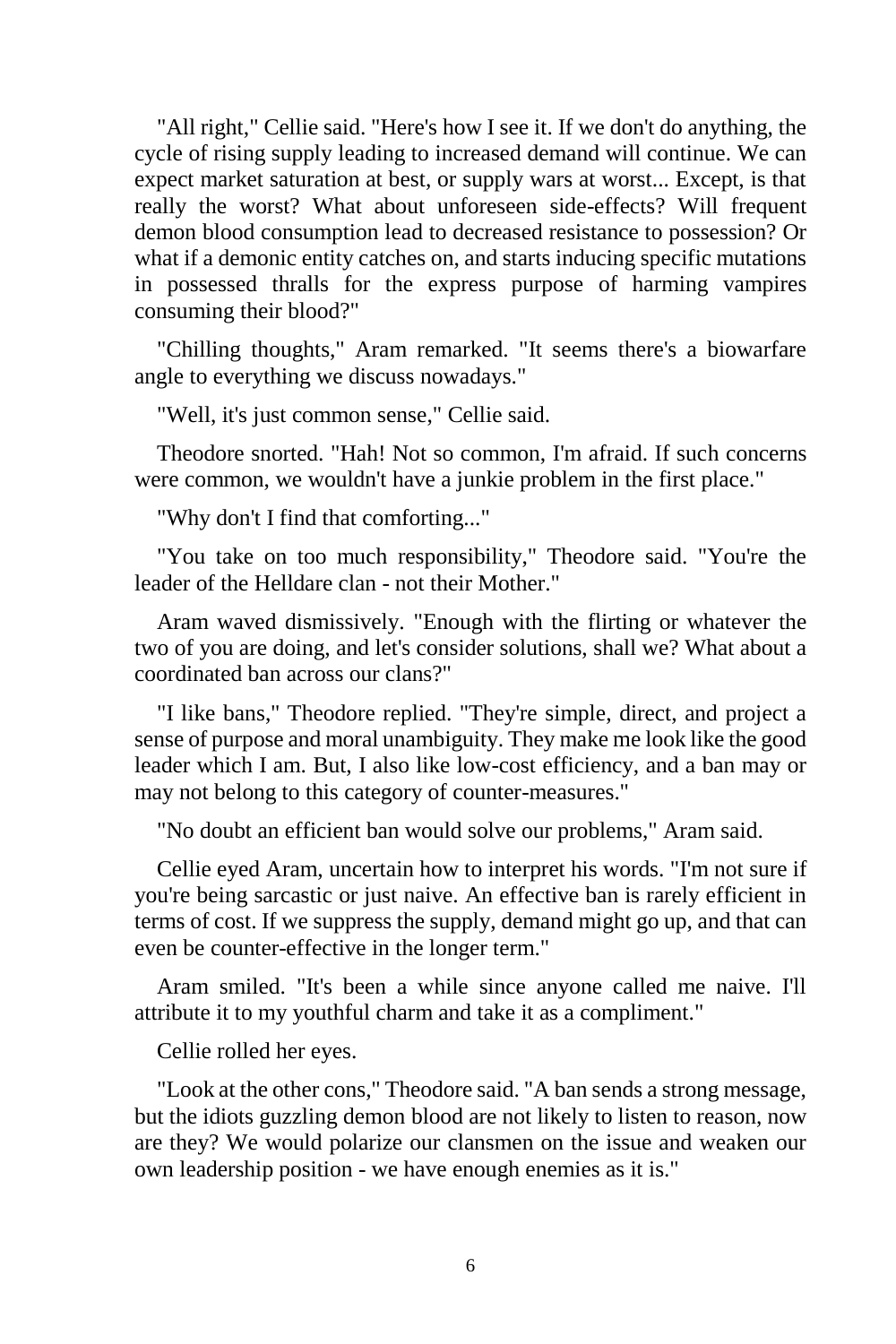"All right," Cellie said. "Here's how I see it. If we don't do anything, the cycle of rising supply leading to increased demand will continue. We can expect market saturation at best, or supply wars at worst... Except, is that really the worst? What about unforeseen side-effects? Will frequent demon blood consumption lead to decreased resistance to possession? Or what if a demonic entity catches on, and starts inducing specific mutations in possessed thralls for the express purpose of harming vampires consuming their blood?"

"Chilling thoughts," Aram remarked. "It seems there's a biowarfare angle to everything we discuss nowadays."

"Well, it's just common sense," Cellie said.

Theodore snorted. "Hah! Not so common, I'm afraid. If such concerns were common, we wouldn't have a junkie problem in the first place."

"Why don't I find that comforting..."

"You take on too much responsibility," Theodore said. "You're the leader of the Helldare clan - not their Mother."

Aram waved dismissively. "Enough with the flirting or whatever the two of you are doing, and let's consider solutions, shall we? What about a coordinated ban across our clans?"

"I like bans," Theodore replied. "They're simple, direct, and project a sense of purpose and moral unambiguity. They make me look like the good leader which I am. But, I also like low-cost efficiency, and a ban may or may not belong to this category of counter-measures."

"No doubt an efficient ban would solve our problems," Aram said.

Cellie eyed Aram, uncertain how to interpret his words. "I'm not sure if you're being sarcastic or just naive. An effective ban is rarely efficient in terms of cost. If we suppress the supply, demand might go up, and that can even be counter-effective in the longer term."

Aram smiled. "It's been a while since anyone called me naive. I'll attribute it to my youthful charm and take it as a compliment."

Cellie rolled her eyes.

"Look at the other cons," Theodore said. "A ban sends a strong message, but the idiots guzzling demon blood are not likely to listen to reason, now are they? We would polarize our clansmen on the issue and weaken our own leadership position - we have enough enemies as it is."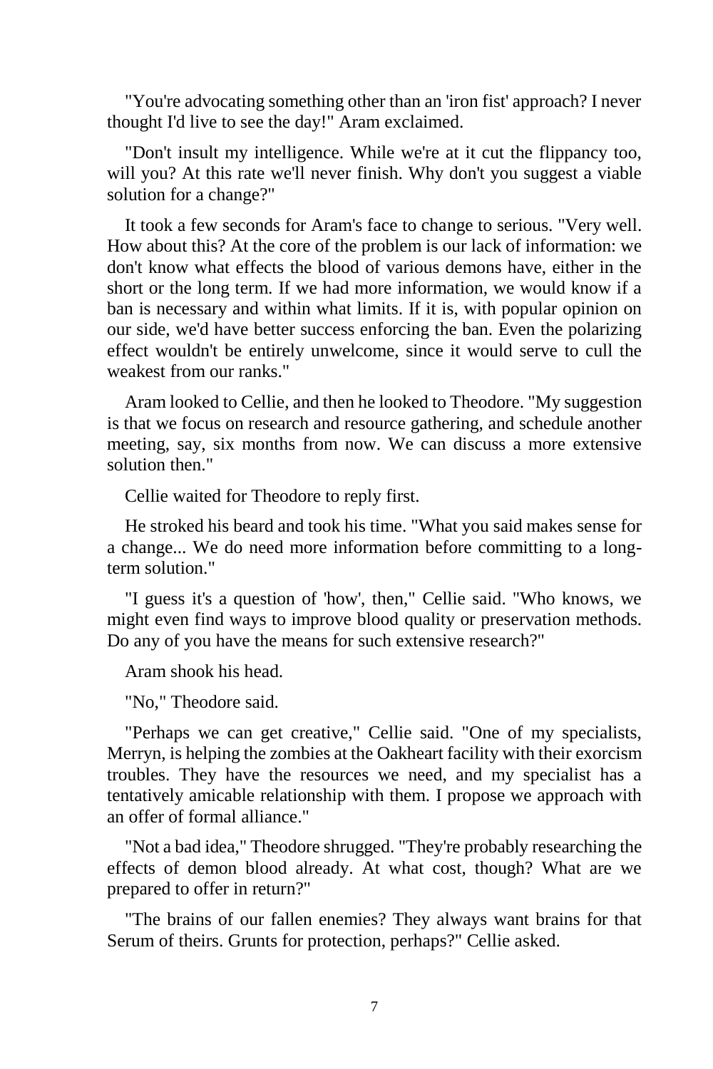"You're advocating something other than an 'iron fist' approach? I never thought I'd live to see the day!" Aram exclaimed.

"Don't insult my intelligence. While we're at it cut the flippancy too, will you? At this rate we'll never finish. Why don't you suggest a viable solution for a change?"

It took a few seconds for Aram's face to change to serious. "Very well. How about this? At the core of the problem is our lack of information: we don't know what effects the blood of various demons have, either in the short or the long term. If we had more information, we would know if a ban is necessary and within what limits. If it is, with popular opinion on our side, we'd have better success enforcing the ban. Even the polarizing effect wouldn't be entirely unwelcome, since it would serve to cull the weakest from our ranks."

Aram looked to Cellie, and then he looked to Theodore. "My suggestion is that we focus on research and resource gathering, and schedule another meeting, say, six months from now. We can discuss a more extensive solution then."

Cellie waited for Theodore to reply first.

He stroked his beard and took his time. "What you said makes sense for a change... We do need more information before committing to a long-term solution."

"I guess it's a question of 'how', then," Cellie said. "Who knows, we might even find ways to improve blood quality or preservation methods. Do any of you have the means for such extensive research?"

Aram shook his head.

"No," Theodore said.

"Perhaps we can get creative," Cellie said. "One of my specialists, Merryn, is helping the zombies at the Oakheart facility with their exorcism troubles. They have the resources we need, and my specialist has a tentatively amicable relationship with them. I propose we approach with an offer of formal alliance."

"Not a bad idea," Theodore shrugged. "They're probably researching the effects of demon blood already. At what cost, though? What are we prepared to offer in return?"

"The brains of our fallen enemies? They always want brains for that Serum of theirs. Grunts for protection, perhaps?" Cellie asked.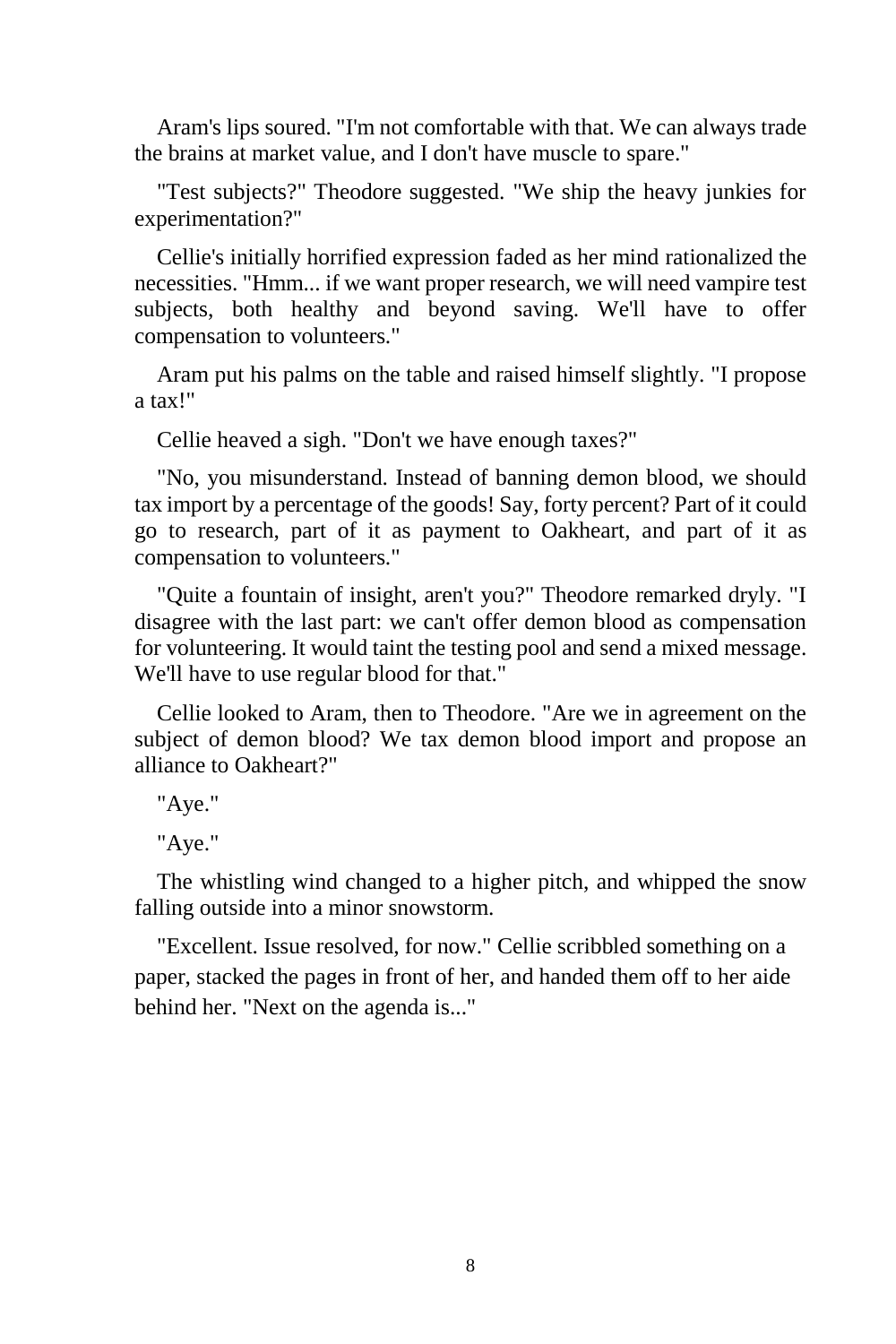Aram's lips soured. "I'm not comfortable with that. We can always trade the brains at market value, and I don't have muscle to spare."

"Test subjects?" Theodore suggested. "We ship the heavy junkies for experimentation?"

Cellie's initially horrified expression faded as her mind rationalized the necessities. "Hmm... if we want proper research, we will need vampire test subjects, both healthy and beyond saving. We'll have to offer compensation to volunteers."

Aram put his palms on the table and raised himself slightly. "I propose a tax!"

Cellie heaved a sigh. "Don't we have enough taxes?"

"No, you misunderstand. Instead of banning demon blood, we should tax import by a percentage of the goods! Say, forty percent? Part of it could go to research, part of it as payment to Oakheart, and part of it as compensation to volunteers."

"Quite a fountain of insight, aren't you?" Theodore remarked dryly. "I disagree with the last part: we can't offer demon blood as compensation for volunteering. It would taint the testing pool and send a mixed message. We'll have to use regular blood for that."

Cellie looked to Aram, then to Theodore. "Are we in agreement on the subject of demon blood? We tax demon blood import and propose an alliance to Oakheart?"

"Aye."

"Aye."

The whistling wind changed to a higher pitch, and whipped the snow falling outside into a minor snowstorm.

"Excellent. Issue resolved, for now." Cellie scribbled something on a paper, stacked the pages in front of her, and handed them off to her aide behind her. "Next on the agenda is..."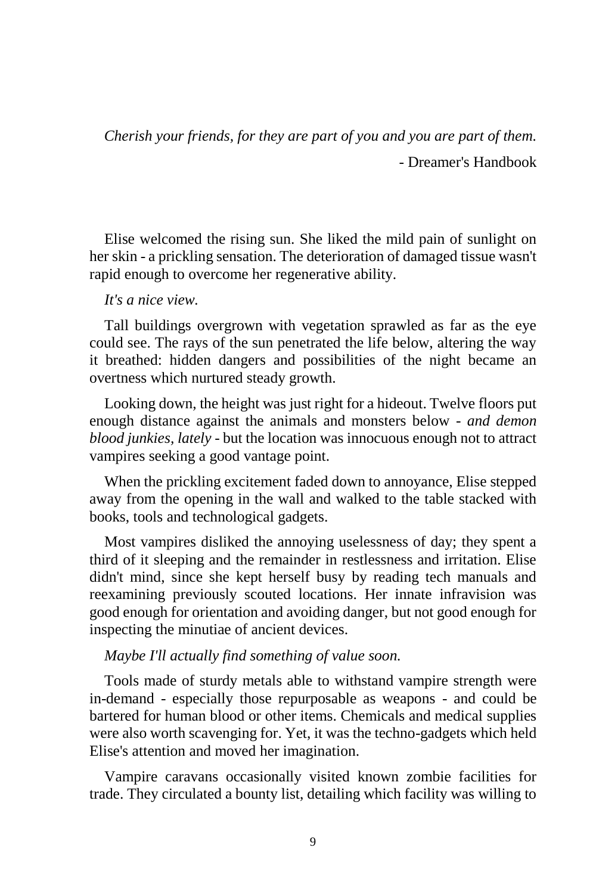*Cherish your friends, for they are part of you and you are part of them.*

- Dreamer's Handbook

Elise welcomed the rising sun. She liked the mild pain of sunlight on her skin - a prickling sensation. The deterioration of damaged tissue wasn't rapid enough to overcome her regenerative ability.

*It's a nice view.*

Tall buildings overgrown with vegetation sprawled as far as the eye could see. The rays of the sun penetrated the life below, altering the way it breathed: hidden dangers and possibilities of the night became an overtness which nurtured steady growth.

Looking down, the height was just right for a hideout. Twelve floors put enough distance against the animals and monsters below - *and demon blood junkies, lately* - but the location was innocuous enough not to attract vampires seeking a good vantage point.

When the prickling excitement faded down to annoyance, Elise stepped away from the opening in the wall and walked to the table stacked with books, tools and technological gadgets.

Most vampires disliked the annoying uselessness of day; they spent a third of it sleeping and the remainder in restlessness and irritation. Elise didn't mind, since she kept herself busy by reading tech manuals and reexamining previously scouted locations. Her innate infravision was good enough for orientation and avoiding danger, but not good enough for inspecting the minutiae of ancient devices.

*Maybe I'll actually find something of value soon.*

Tools made of sturdy metals able to withstand vampire strength were in-demand - especially those repurposable as weapons - and could be bartered for human blood or other items. Chemicals and medical supplies were also worth scavenging for. Yet, it was the techno-gadgets which held Elise's attention and moved her imagination.

Vampire caravans occasionally visited known zombie facilities for trade. They circulated a bounty list, detailing which facility was willing to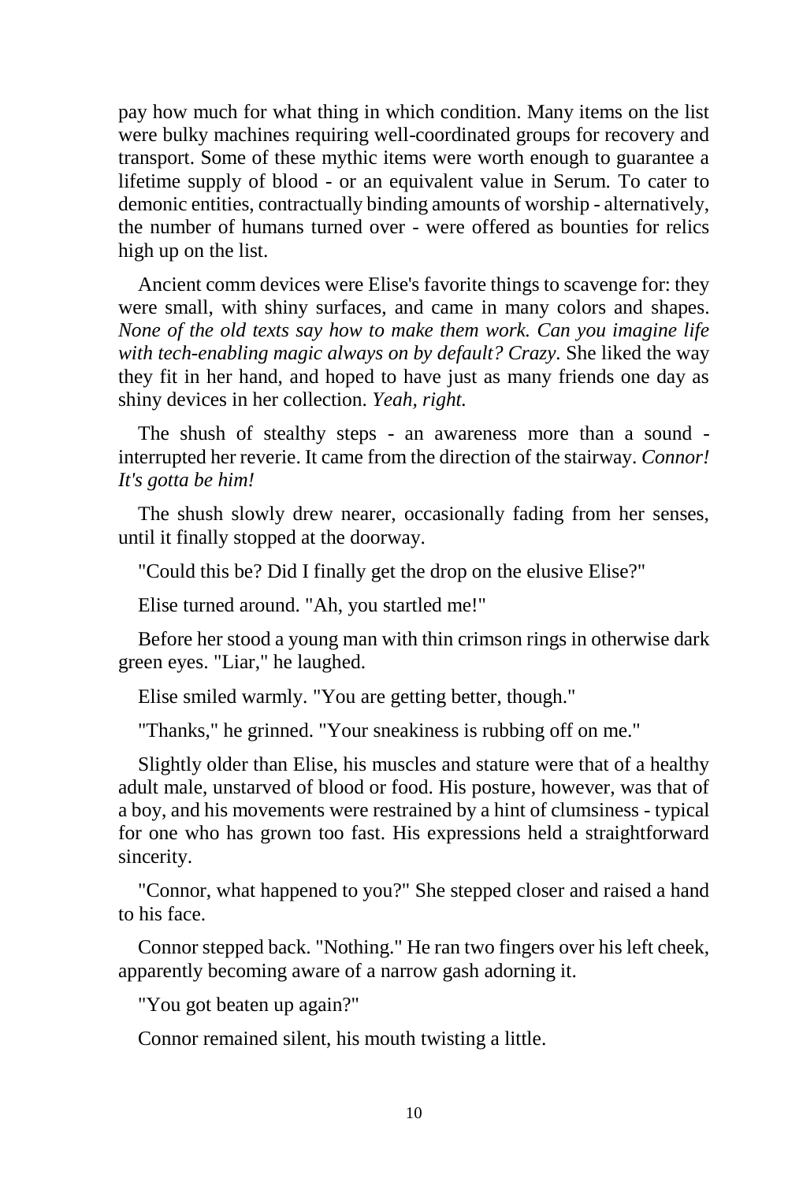pay how much for what thing in which condition. Many items on the list were bulky machines requiring well-coordinated groups for recovery and transport. Some of these mythic items were worth enough to guarantee a lifetime supply of blood - or an equivalent value in Serum. To cater to demonic entities, contractually binding amounts of worship - alternatively, the number of humans turned over - were offered as bounties for relics high up on the list.

Ancient comm devices were Elise's favorite things to scavenge for: they were small, with shiny surfaces, and came in many colors and shapes. *None of the old texts say how to make them work. Can you imagine life with tech-enabling magic always on by default? Crazy.* She liked the way they fit in her hand, and hoped to have just as many friends one day as shiny devices in her collection. *Yeah, right.*

The shush of stealthy steps - an awareness more than a sound - interrupted her reverie. It came from the direction of the stairway. *Connor! It's gotta be him!*

The shush slowly drew nearer, occasionally fading from her senses, until it finally stopped at the doorway.

"Could this be? Did I finally get the drop on the elusive Elise?"

Elise turned around. "Ah, you startled me!"

Before her stood a young man with thin crimson rings in otherwise dark green eyes. "Liar," he laughed.

Elise smiled warmly. "You are getting better, though."

"Thanks," he grinned. "Your sneakiness is rubbing off on me."

Slightly older than Elise, his muscles and stature were that of a healthy adult male, unstarved of blood or food. His posture, however, was that of a boy, and his movements were restrained by a hint of clumsiness - typical for one who has grown too fast. His expressions held a straightforward sincerity.

"Connor, what happened to you?" She stepped closer and raised a hand to his face.

Connor stepped back. "Nothing." He ran two fingers over his left cheek, apparently becoming aware of a narrow gash adorning it.

"You got beaten up again?"

Connor remained silent, his mouth twisting a little.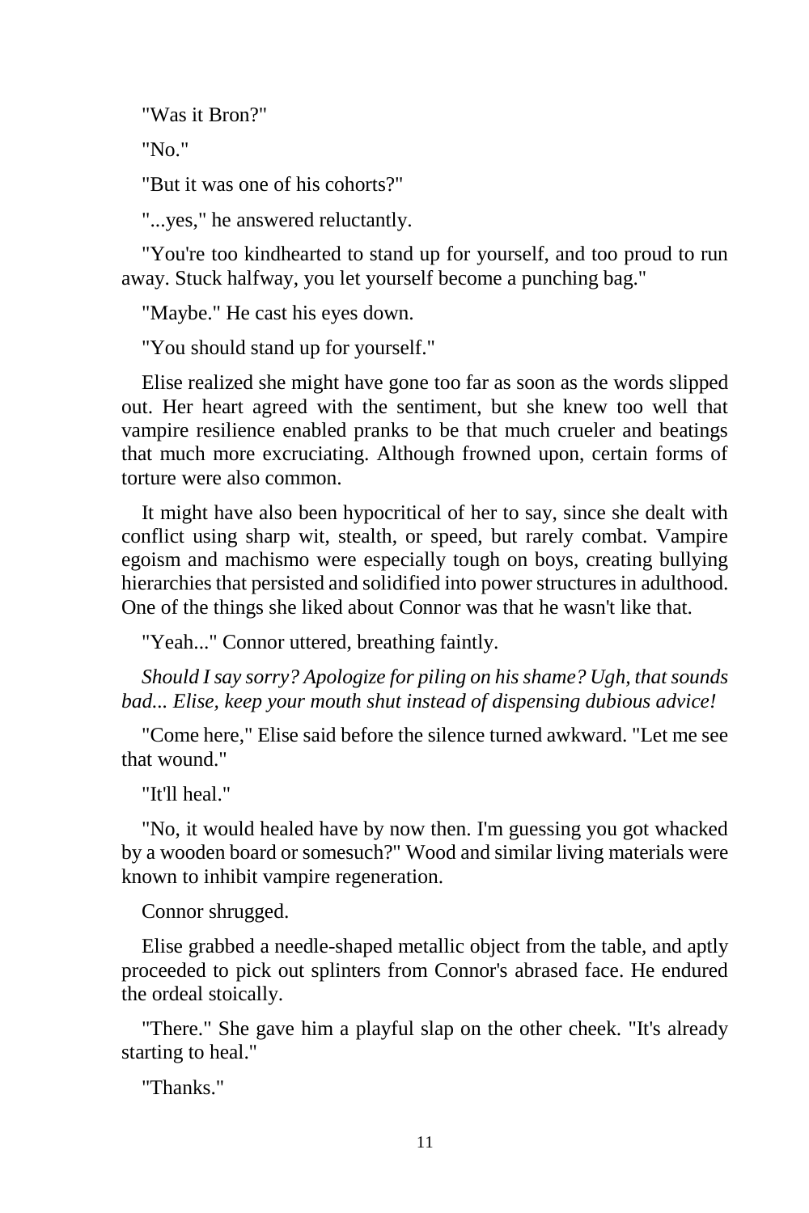"Was it Bron?"

"No."

"But it was one of his cohorts?"

"...yes," he answered reluctantly.

"You're too kindhearted to stand up for yourself, and too proud to run away. Stuck halfway, you let yourself become a punching bag."

"Maybe." He cast his eyes down.

"You should stand up for yourself."

Elise realized she might have gone too far as soon as the words slipped out. Her heart agreed with the sentiment, but she knew too well that vampire resilience enabled pranks to be that much crueler and beatings that much more excruciating. Although frowned upon, certain forms of torture were also common.

It might have also been hypocritical of her to say, since she dealt with conflict using sharp wit, stealth, or speed, but rarely combat. Vampire egoism and machismo were especially tough on boys, creating bullying hierarchies that persisted and solidified into power structures in adulthood. One of the things she liked about Connor was that he wasn't like that.

"Yeah..." Connor uttered, breathing faintly.

*Should I say sorry? Apologize for piling on his shame? Ugh, that sounds bad... Elise, keep your mouth shut instead of dispensing dubious advice!*

"Come here," Elise said before the silence turned awkward. "Let me see that wound."

"It'll heal."

"No, it would healed have by now then. I'm guessing you got whacked by a wooden board or somesuch?" Wood and similar living materials were known to inhibit vampire regeneration.

Connor shrugged.

Elise grabbed a needle-shaped metallic object from the table, and aptly proceeded to pick out splinters from Connor's abrased face. He endured the ordeal stoically.

"There." She gave him a playful slap on the other cheek. "It's already starting to heal."

"Thanks."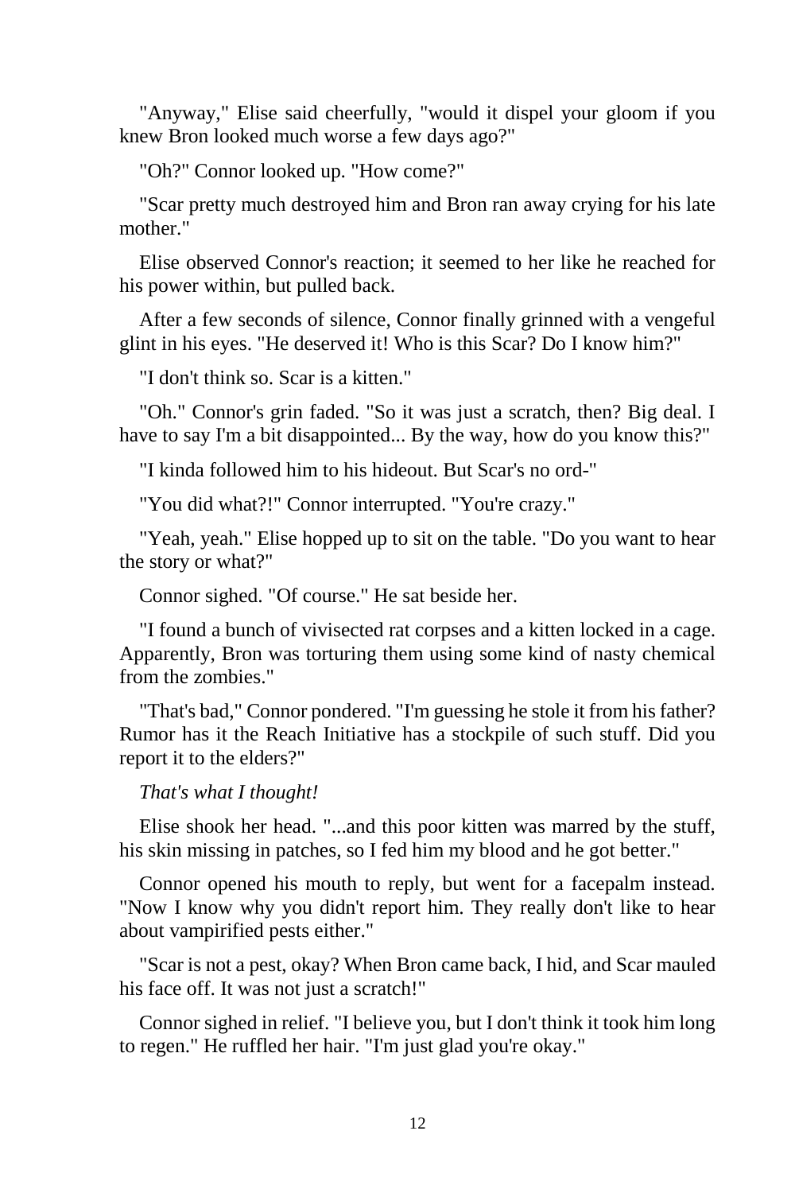"Anyway," Elise said cheerfully, "would it dispel your gloom if you knew Bron looked much worse a few days ago?"

"Oh?" Connor looked up. "How come?"

"Scar pretty much destroyed him and Bron ran away crying for his late mother."

Elise observed Connor's reaction; it seemed to her like he reached for his power within, but pulled back.

After a few seconds of silence, Connor finally grinned with a vengeful glint in his eyes. "He deserved it! Who is this Scar? Do I know him?"

"I don't think so. Scar is a kitten."

"Oh." Connor's grin faded. "So it was just a scratch, then? Big deal. I have to say I'm a bit disappointed... By the way, how do you know this?"

"I kinda followed him to his hideout. But Scar's no ord-"

"You did what?!" Connor interrupted. "You're crazy."

"Yeah, yeah." Elise hopped up to sit on the table. "Do you want to hear the story or what?"

Connor sighed. "Of course." He sat beside her.

"I found a bunch of vivisected rat corpses and a kitten locked in a cage. Apparently, Bron was torturing them using some kind of nasty chemical from the zombies."

"That's bad," Connor pondered. "I'm guessing he stole it from his father? Rumor has it the Reach Initiative has a stockpile of such stuff. Did you report it to the elders?"

*That's what I thought!*

Elise shook her head. "...and this poor kitten was marred by the stuff, his skin missing in patches, so I fed him my blood and he got better."

Connor opened his mouth to reply, but went for a facepalm instead. "Now I know why you didn't report him. They really don't like to hear about vampirified pests either."

"Scar is not a pest, okay? When Bron came back, I hid, and Scar mauled his face off. It was not just a scratch!"

Connor sighed in relief. "I believe you, but I don't think it took him long to regen." He ruffled her hair. "I'm just glad you're okay."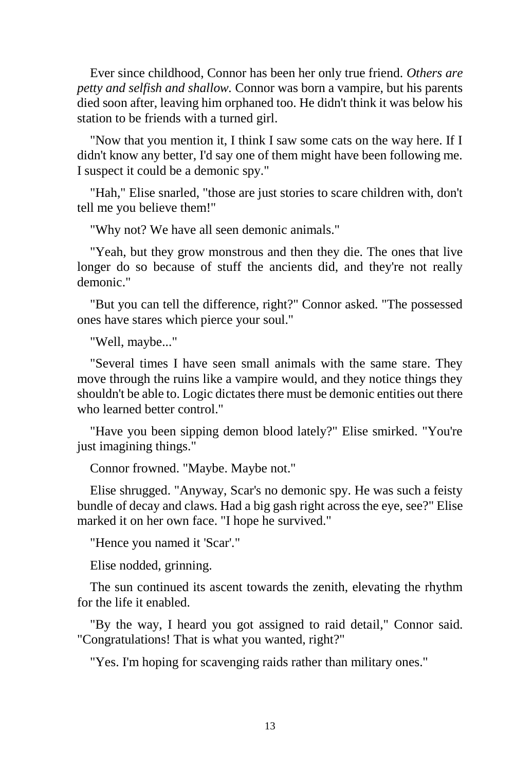Ever since childhood, Connor has been her only true friend. *Others are petty and selfish and shallow.* Connor was born a vampire, but his parents died soon after, leaving him orphaned too. He didn't think it was below his station to be friends with a turned girl.

"Now that you mention it, I think I saw some cats on the way here. If I didn't know any better, I'd say one of them might have been following me. I suspect it could be a demonic spy."

"Hah," Elise snarled, "those are just stories to scare children with, don't tell me you believe them!"

"Why not? We have all seen demonic animals."

"Yeah, but they grow monstrous and then they die. The ones that live longer do so because of stuff the ancients did, and they're not really demonic."

"But you can tell the difference, right?" Connor asked. "The possessed ones have stares which pierce your soul."

"Well, maybe..."

"Several times I have seen small animals with the same stare. They move through the ruins like a vampire would, and they notice things they shouldn't be able to. Logic dictates there must be demonic entities out there who learned better control."

"Have you been sipping demon blood lately?" Elise smirked. "You're just imagining things."

Connor frowned. "Maybe. Maybe not."

Elise shrugged. "Anyway, Scar's no demonic spy. He was such a feisty bundle of decay and claws. Had a big gash right across the eye, see?" Elise marked it on her own face. "I hope he survived."

"Hence you named it 'Scar'."

Elise nodded, grinning.

The sun continued its ascent towards the zenith, elevating the rhythm for the life it enabled.

"By the way, I heard you got assigned to raid detail," Connor said. "Congratulations! That is what you wanted, right?"

"Yes. I'm hoping for scavenging raids rather than military ones."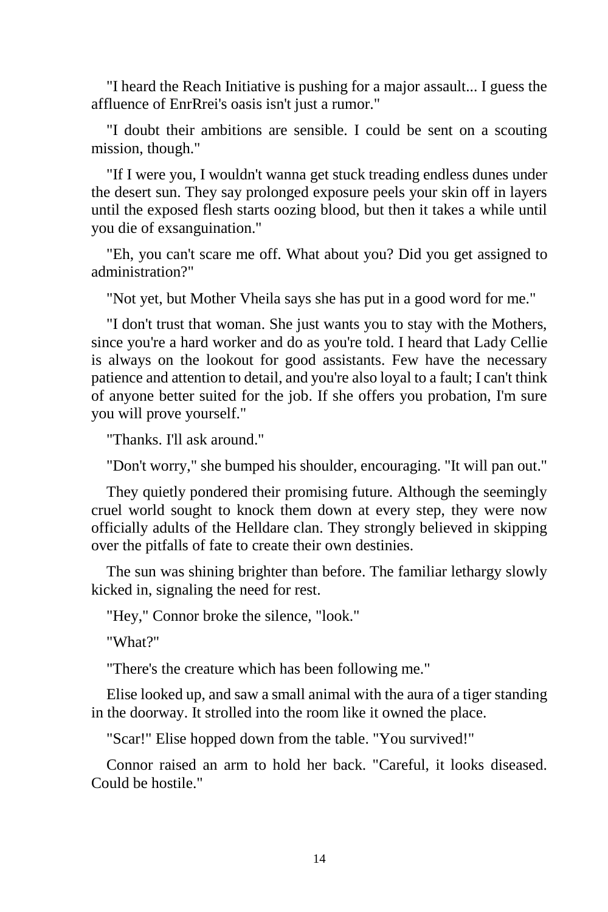"I heard the Reach Initiative is pushing for a major assault... I guess the affluence of EnrRrei's oasis isn't just a rumor."

"I doubt their ambitions are sensible. I could be sent on a scouting mission, though."

"If I were you, I wouldn't wanna get stuck treading endless dunes under the desert sun. They say prolonged exposure peels your skin off in layers until the exposed flesh starts oozing blood, but then it takes a while until you die of exsanguination."

"Eh, you can't scare me off. What about you? Did you get assigned to administration?"

"Not yet, but Mother Vheila says she has put in a good word for me."

"I don't trust that woman. She just wants you to stay with the Mothers, since you're a hard worker and do as you're told. I heard that Lady Cellie is always on the lookout for good assistants. Few have the necessary patience and attention to detail, and you're also loyal to a fault; I can't think of anyone better suited for the job. If she offers you probation, I'm sure you will prove yourself."

"Thanks. I'll ask around."

"Don't worry," she bumped his shoulder, encouraging. "It will pan out."

They quietly pondered their promising future. Although the seemingly cruel world sought to knock them down at every step, they were now officially adults of the Helldare clan. They strongly believed in skipping over the pitfalls of fate to create their own destinies.

The sun was shining brighter than before. The familiar lethargy slowly kicked in, signaling the need for rest.

"Hey," Connor broke the silence, "look."

"What?"

"There's the creature which has been following me."

Elise looked up, and saw a small animal with the aura of a tiger standing in the doorway. It strolled into the room like it owned the place.

"Scar!" Elise hopped down from the table. "You survived!"

Connor raised an arm to hold her back. "Careful, it looks diseased. Could be hostile."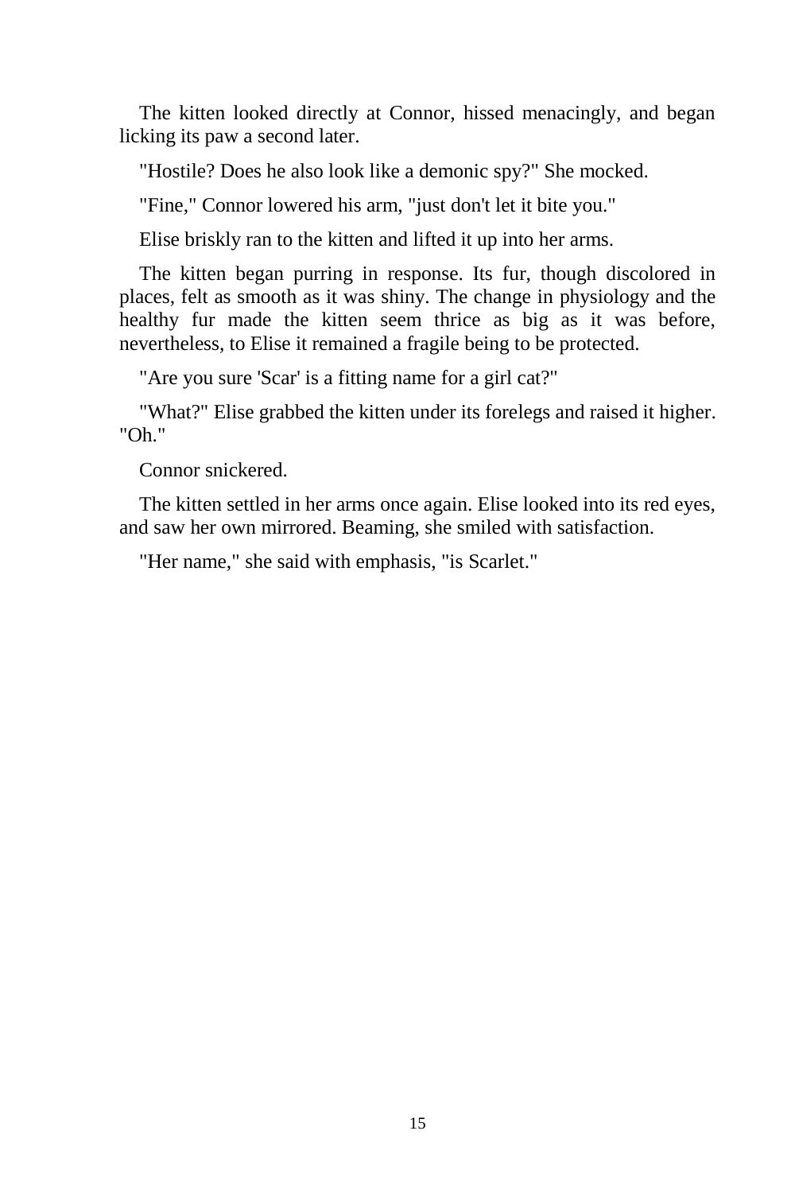The kitten looked directly at Connor, hissed menacingly, and began licking its paw a second later.

"Hostile? Does he also look like a demonic spy?" She mocked.

"Fine," Connor lowered his arm, "just don't let it bite you."

Elise briskly ran to the kitten and lifted it up into her arms.

The kitten began purring in response. Its fur, though discolored in places, felt as smooth as it was shiny. The change in physiology and the healthy fur made the kitten seem thrice as big as it was before, nevertheless, to Elise it remained a fragile being to be protected.

"Are you sure 'Scar' is a fitting name for a girl cat?"

"What?" Elise grabbed the kitten under its forelegs and raised it higher. "Oh."

Connor snickered.

The kitten settled in her arms once again. Elise looked into its red eyes, and saw her own mirrored. Beaming, she smiled with satisfaction.

"Her name," she said with emphasis, "is Scarlet."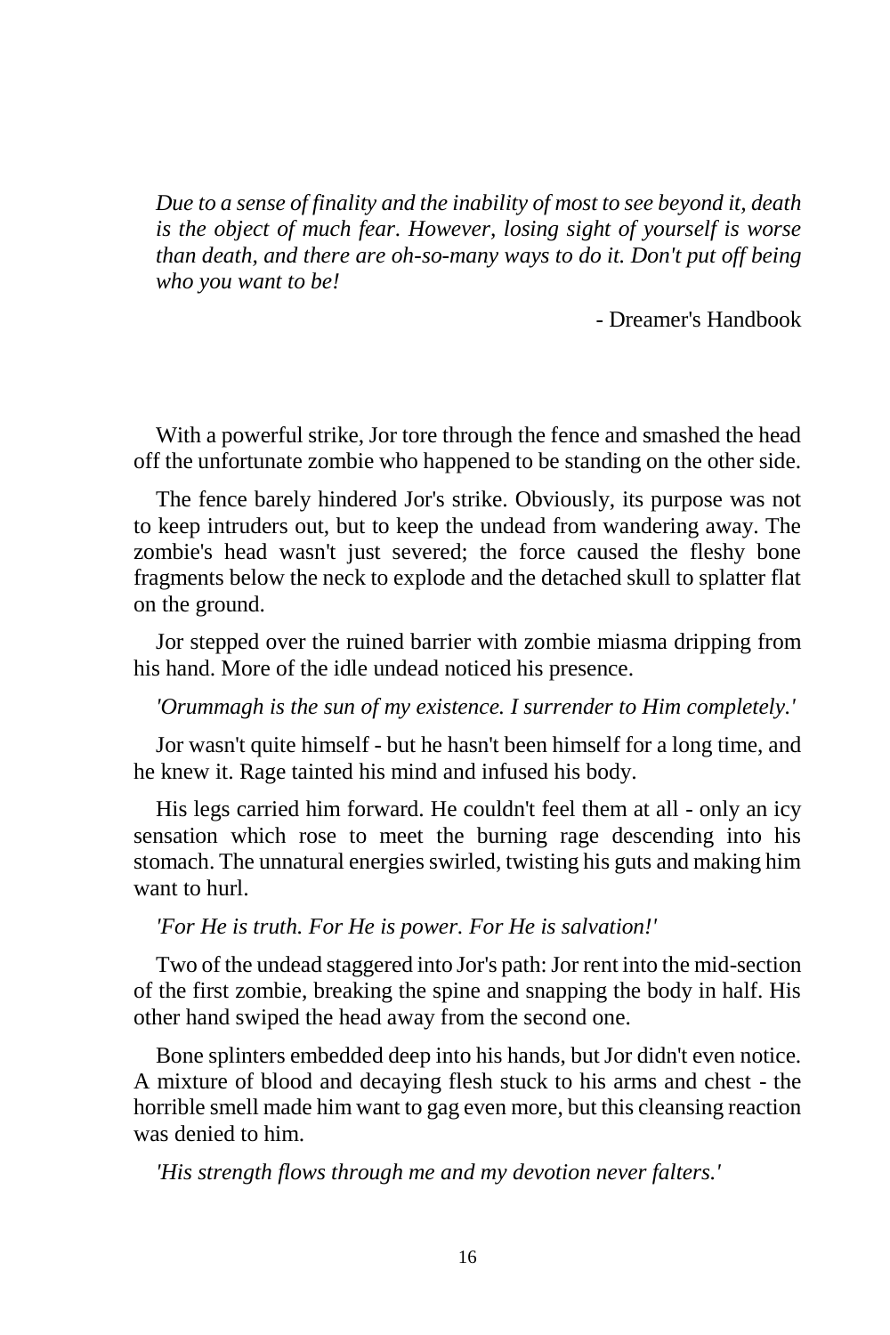*Due to a sense of finality and the inability of most to see beyond it, death is the object of much fear. However, losing sight of yourself is worse than death, and there are oh-so-many ways to do it. Don't put off being who you want to be!*

- Dreamer's Handbook

With a powerful strike, Jor tore through the fence and smashed the head off the unfortunate zombie who happened to be standing on the other side.

The fence barely hindered Jor's strike. Obviously, its purpose was not to keep intruders out, but to keep the undead from wandering away. The zombie's head wasn't just severed; the force caused the fleshy bone fragments below the neck to explode and the detached skull to splatter flat on the ground.

Jor stepped over the ruined barrier with zombie miasma dripping from his hand. More of the idle undead noticed his presence.

*'Orummagh is the sun of my existence. I surrender to Him completely.'*

Jor wasn't quite himself - but he hasn't been himself for a long time, and he knew it. Rage tainted his mind and infused his body.

His legs carried him forward. He couldn't feel them at all - only an icy sensation which rose to meet the burning rage descending into his stomach. The unnatural energies swirled, twisting his guts and making him want to hurl.

*'For He is truth. For He is power. For He is salvation!'*

Two of the undead staggered into Jor's path: Jor rent into the mid-section of the first zombie, breaking the spine and snapping the body in half. His other hand swiped the head away from the second one.

Bone splinters embedded deep into his hands, but Jor didn't even notice. A mixture of blood and decaying flesh stuck to his arms and chest - the horrible smell made him want to gag even more, but this cleansing reaction was denied to him.

*'His strength flows through me and my devotion never falters.'*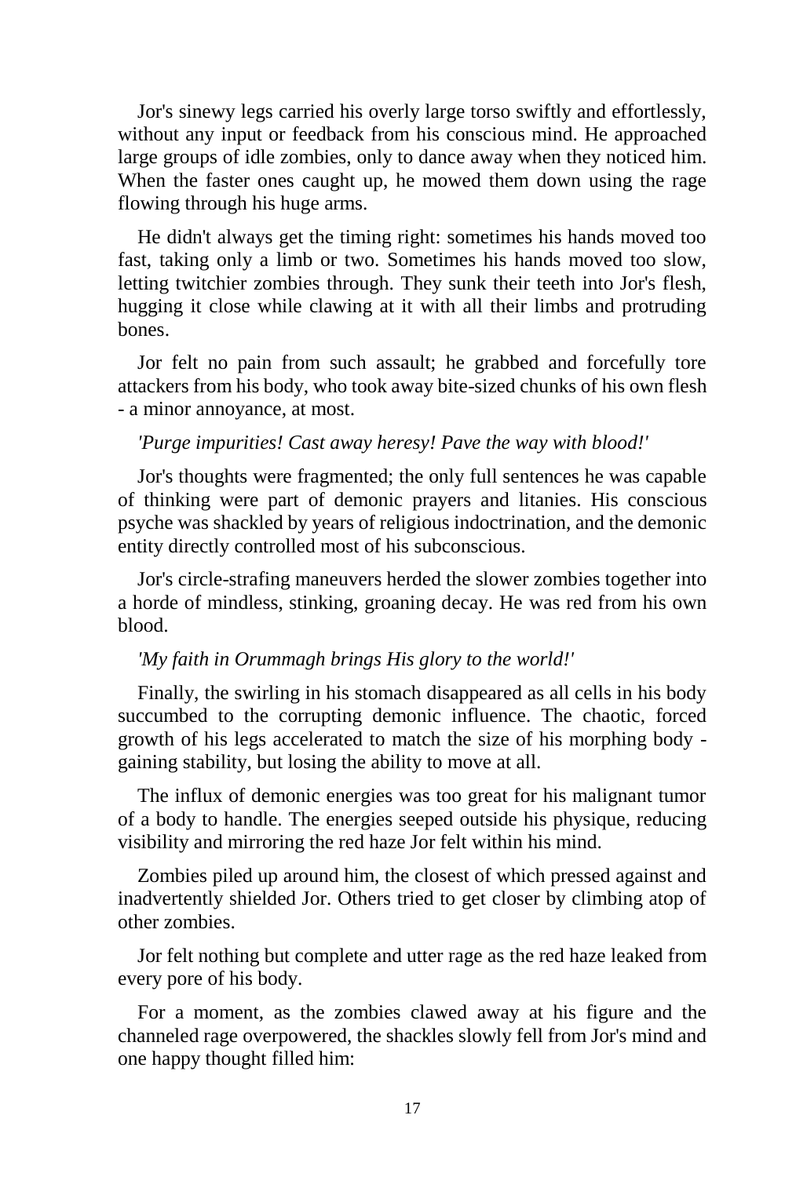Jor's sinewy legs carried his overly large torso swiftly and effortlessly, without any input or feedback from his conscious mind. He approached large groups of idle zombies, only to dance away when they noticed him. When the faster ones caught up, he mowed them down using the rage flowing through his huge arms.

He didn't always get the timing right: sometimes his hands moved too fast, taking only a limb or two. Sometimes his hands moved too slow, letting twitchier zombies through. They sunk their teeth into Jor's flesh, hugging it close while clawing at it with all their limbs and protruding bones.

Jor felt no pain from such assault; he grabbed and forcefully tore attackers from his body, who took away bite-sized chunks of his own flesh - a minor annoyance, at most.

*'Purge impurities! Cast away heresy! Pave the way with blood!'*

Jor's thoughts were fragmented; the only full sentences he was capable of thinking were part of demonic prayers and litanies. His conscious psyche was shackled by years of religious indoctrination, and the demonic entity directly controlled most of his subconscious.

Jor's circle-strafing maneuvers herded the slower zombies together into a horde of mindless, stinking, groaning decay. He was red from his own blood.

*'My faith in Orummagh brings His glory to the world!'*

Finally, the swirling in his stomach disappeared as all cells in his body succumbed to the corrupting demonic influence. The chaotic, forced growth of his legs accelerated to match the size of his morphing body - gaining stability, but losing the ability to move at all.

The influx of demonic energies was too great for his malignant tumor of a body to handle. The energies seeped outside his physique, reducing visibility and mirroring the red haze Jor felt within his mind.

Zombies piled up around him, the closest of which pressed against and inadvertently shielded Jor. Others tried to get closer by climbing atop of other zombies.

Jor felt nothing but complete and utter rage as the red haze leaked from every pore of his body.

For a moment, as the zombies clawed away at his figure and the channeled rage overpowered, the shackles slowly fell from Jor's mind and one happy thought filled him: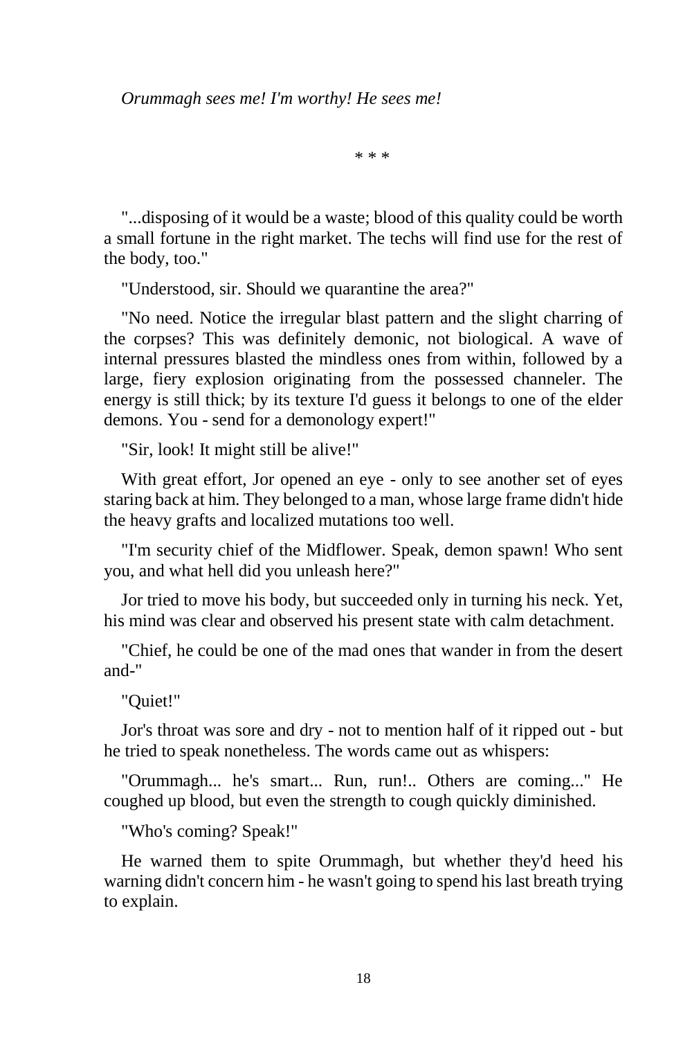*Orummagh sees me! I'm worthy! He sees me!*

* * *

"...disposing of it would be a waste; blood of this quality could be worth a small fortune in the right market. The techs will find use for the rest of the body, too."

"Understood, sir. Should we quarantine the area?"

"No need. Notice the irregular blast pattern and the slight charring of the corpses? This was definitely demonic, not biological. A wave of internal pressures blasted the mindless ones from within, followed by a large, fiery explosion originating from the possessed channeler. The energy is still thick; by its texture I'd guess it belongs to one of the elder demons. You - send for a demonology expert!"

"Sir, look! It might still be alive!"

With great effort, Jor opened an eye - only to see another set of eyes staring back at him. They belonged to a man, whose large frame didn't hide the heavy grafts and localized mutations too well.

"I'm security chief of the Midflower. Speak, demon spawn! Who sent you, and what hell did you unleash here?"

Jor tried to move his body, but succeeded only in turning his neck. Yet, his mind was clear and observed his present state with calm detachment.

"Chief, he could be one of the mad ones that wander in from the desert and-"

"Quiet!"

Jor's throat was sore and dry - not to mention half of it ripped out - but he tried to speak nonetheless. The words came out as whispers:

"Orummagh... he's smart... Run, run!.. Others are coming..." He coughed up blood, but even the strength to cough quickly diminished.

"Who's coming? Speak!"

He warned them to spite Orummagh, but whether they'd heed his warning didn't concern him - he wasn't going to spend his last breath trying to explain.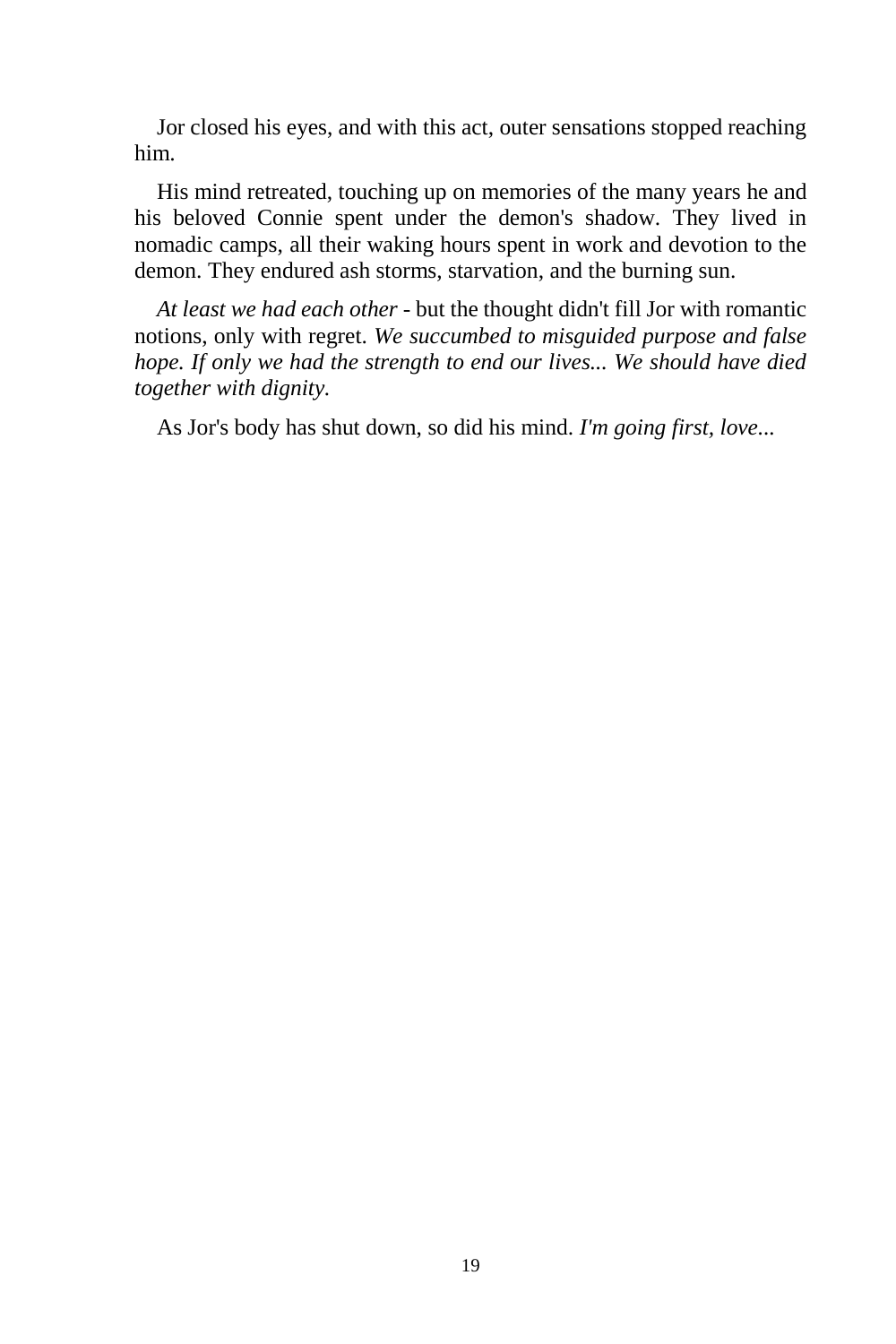Jor closed his eyes, and with this act, outer sensations stopped reaching him.

His mind retreated, touching up on memories of the many years he and his beloved Connie spent under the demon's shadow. They lived in nomadic camps, all their waking hours spent in work and devotion to the demon. They endured ash storms, starvation, and the burning sun.

*At least we had each other* - but the thought didn't fill Jor with romantic notions, only with regret. *We succumbed to misguided purpose and false hope. If only we had the strength to end our lives... We should have died together with dignity.*

As Jor's body has shut down, so did his mind. *I'm going first, love...*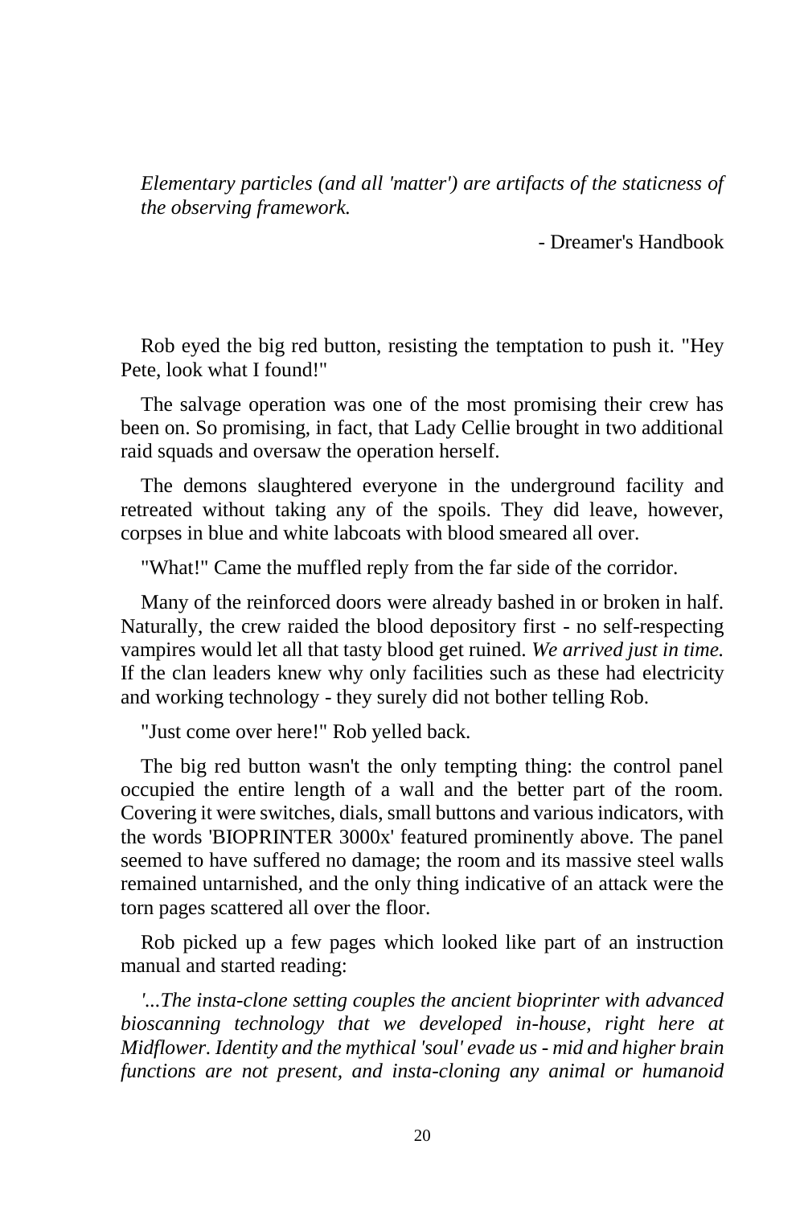*Elementary particles (and all 'matter') are artifacts of the staticness of the observing framework.*

- Dreamer's Handbook

Rob eyed the big red button, resisting the temptation to push it. "Hey Pete, look what I found!"

The salvage operation was one of the most promising their crew has been on. So promising, in fact, that Lady Cellie brought in two additional raid squads and oversaw the operation herself.

The demons slaughtered everyone in the underground facility and retreated without taking any of the spoils. They did leave, however, corpses in blue and white labcoats with blood smeared all over.

"What!" Came the muffled reply from the far side of the corridor.

Many of the reinforced doors were already bashed in or broken in half. Naturally, the crew raided the blood depository first - no self-respecting vampires would let all that tasty blood get ruined. *We arrived just in time.* If the clan leaders knew why only facilities such as these had electricity and working technology - they surely did not bother telling Rob.

"Just come over here!" Rob yelled back.

The big red button wasn't the only tempting thing: the control panel occupied the entire length of a wall and the better part of the room. Covering it were switches, dials, small buttons and various indicators, with the words 'BIOPRINTER 3000x' featured prominently above. The panel seemed to have suffered no damage; the room and its massive steel walls remained untarnished, and the only thing indicative of an attack were the torn pages scattered all over the floor.

Rob picked up a few pages which looked like part of an instruction manual and started reading:

*'...The insta-clone setting couples the ancient bioprinter with advanced bioscanning technology that we developed in-house, right here at Midflower. Identity and the mythical 'soul' evade us - mid and higher brain functions are not present, and insta-cloning any animal or humanoid*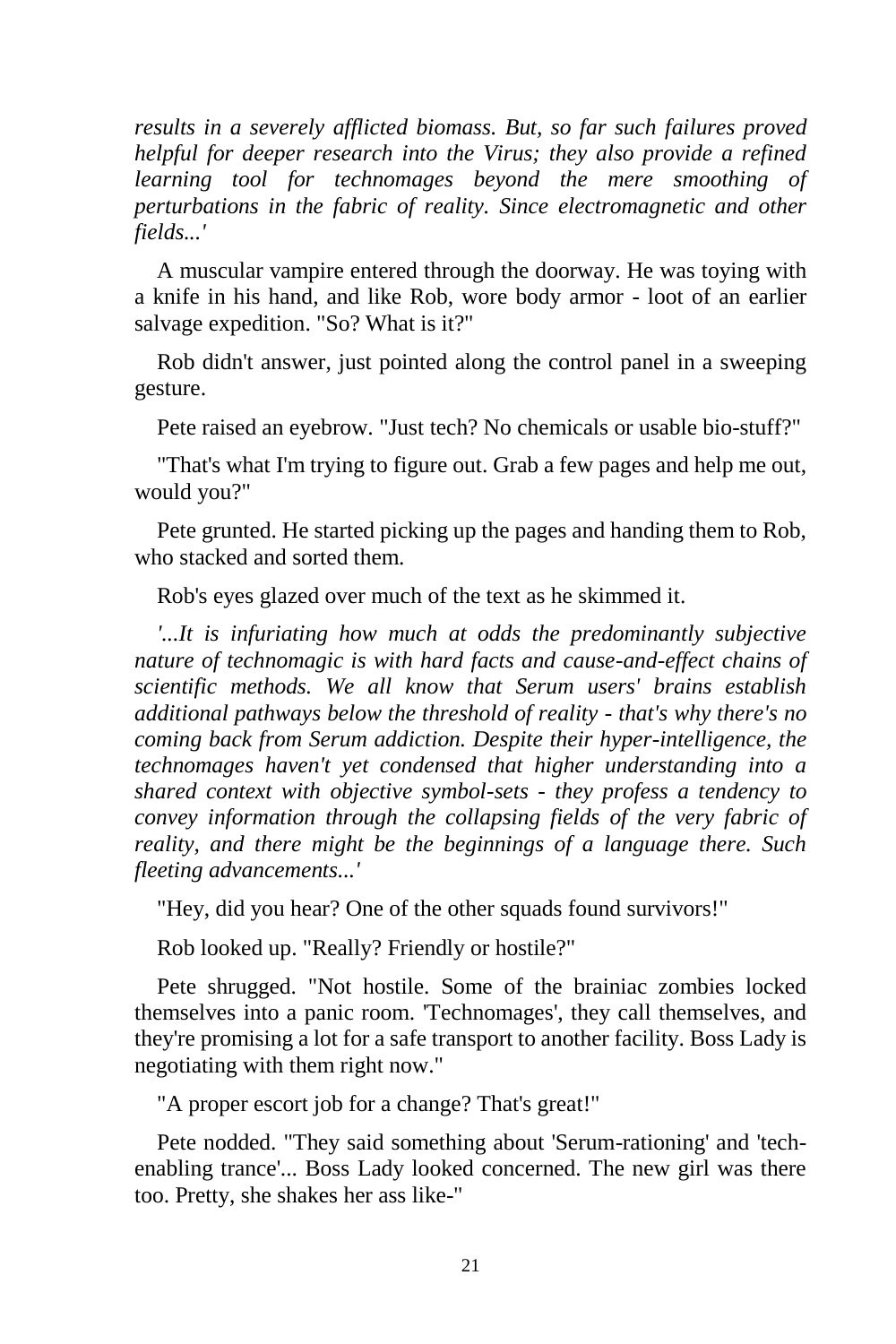*results in a severely afflicted biomass. But, so far such failures proved helpful for deeper research into the Virus; they also provide a refined learning tool for technomages beyond the mere smoothing of perturbations in the fabric of reality. Since electromagnetic and other fields...'*

A muscular vampire entered through the doorway. He was toying with a knife in his hand, and like Rob, wore body armor - loot of an earlier salvage expedition. "So? What is it?"

Rob didn't answer, just pointed along the control panel in a sweeping gesture.

Pete raised an eyebrow. "Just tech? No chemicals or usable bio-stuff?"

"That's what I'm trying to figure out. Grab a few pages and help me out, would you?"

Pete grunted. He started picking up the pages and handing them to Rob, who stacked and sorted them.

Rob's eyes glazed over much of the text as he skimmed it.

*'...It is infuriating how much at odds the predominantly subjective nature of technomagic is with hard facts and cause-and-effect chains of scientific methods. We all know that Serum users' brains establish additional pathways below the threshold of reality - that's why there's no coming back from Serum addiction. Despite their hyper-intelligence, the technomages haven't yet condensed that higher understanding into a shared context with objective symbol-sets - they profess a tendency to convey information through the collapsing fields of the very fabric of reality, and there might be the beginnings of a language there. Such fleeting advancements...'*

"Hey, did you hear? One of the other squads found survivors!"

Rob looked up. "Really? Friendly or hostile?"

Pete shrugged. "Not hostile. Some of the brainiac zombies locked themselves into a panic room. 'Technomages', they call themselves, and they're promising a lot for a safe transport to another facility. Boss Lady is negotiating with them right now."

"A proper escort job for a change? That's great!"

Pete nodded. "They said something about 'Serum-rationing' and 'tech-enabling trance'... Boss Lady looked concerned. The new girl was there too. Pretty, she shakes her ass like-"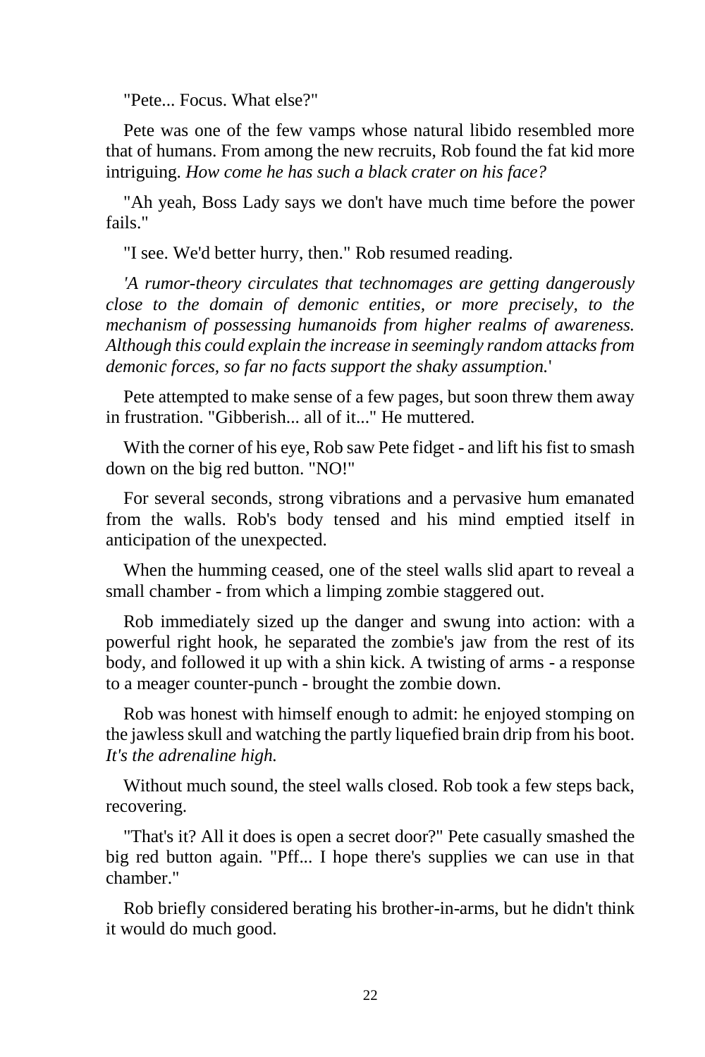"Pete... Focus. What else?"

Pete was one of the few vamps whose natural libido resembled more that of humans. From among the new recruits, Rob found the fat kid more intriguing. *How come he has such a black crater on his face?*

"Ah yeah, Boss Lady says we don't have much time before the power fails."

"I see. We'd better hurry, then." Rob resumed reading.

*'A rumor-theory circulates that technomages are getting dangerously close to the domain of demonic entities, or more precisely, to the mechanism of possessing humanoids from higher realms of awareness. Although this could explain the increase in seemingly random attacks from demonic forces, so far no facts support the shaky assumption.*'

Pete attempted to make sense of a few pages, but soon threw them away in frustration. "Gibberish... all of it..." He muttered.

With the corner of his eye, Rob saw Pete fidget - and lift his fist to smash down on the big red button. "NO!"

For several seconds, strong vibrations and a pervasive hum emanated from the walls. Rob's body tensed and his mind emptied itself in anticipation of the unexpected.

When the humming ceased, one of the steel walls slid apart to reveal a small chamber - from which a limping zombie staggered out.

Rob immediately sized up the danger and swung into action: with a powerful right hook, he separated the zombie's jaw from the rest of its body, and followed it up with a shin kick. A twisting of arms - a response to a meager counter-punch - brought the zombie down.

Rob was honest with himself enough to admit: he enjoyed stomping on the jawless skull and watching the partly liquefied brain drip from his boot. *It's the adrenaline high.*

Without much sound, the steel walls closed. Rob took a few steps back, recovering.

"That's it? All it does is open a secret door?" Pete casually smashed the big red button again. "Pff... I hope there's supplies we can use in that chamber."

Rob briefly considered berating his brother-in-arms, but he didn't think it would do much good.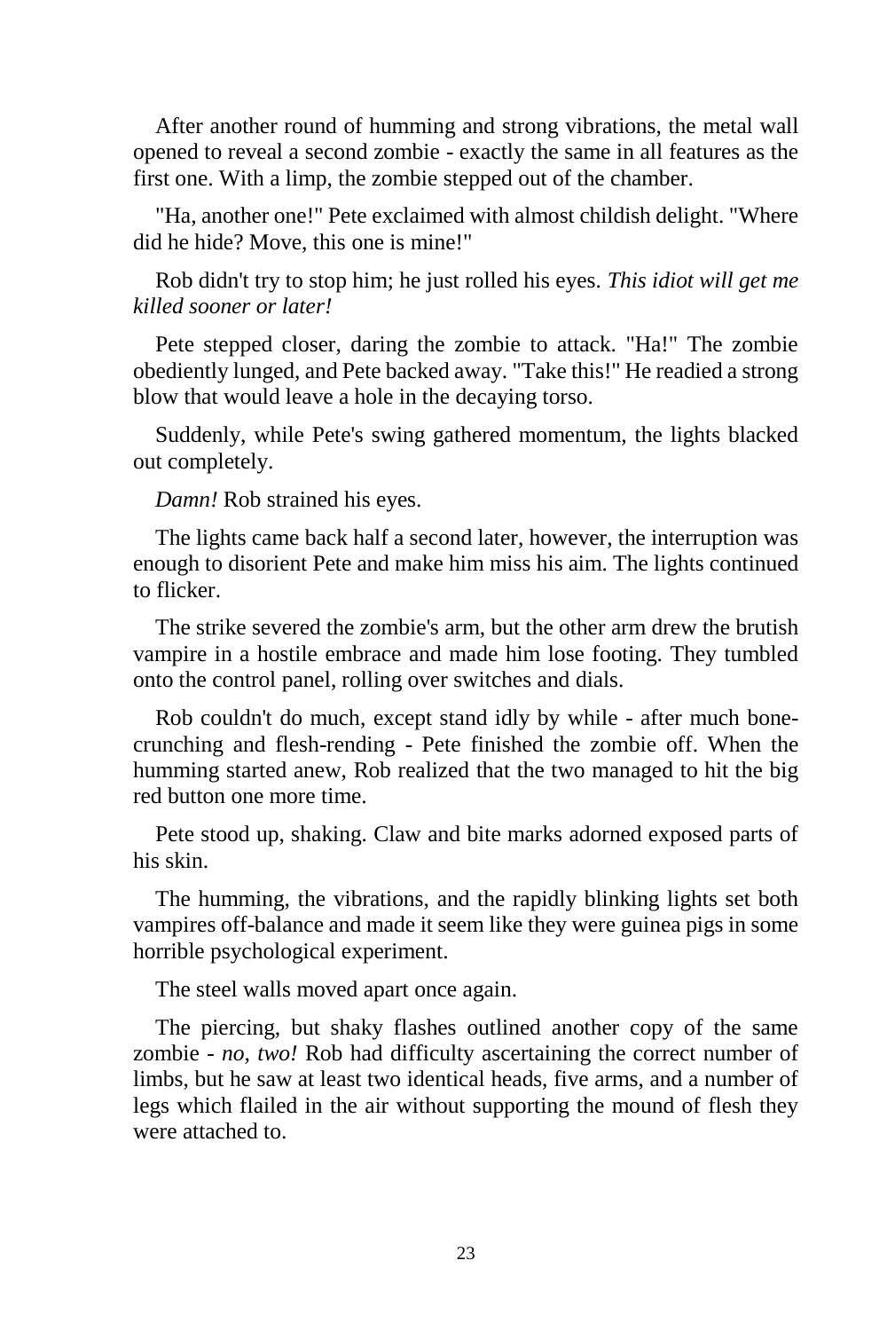After another round of humming and strong vibrations, the metal wall opened to reveal a second zombie - exactly the same in all features as the first one. With a limp, the zombie stepped out of the chamber.

"Ha, another one!" Pete exclaimed with almost childish delight. "Where did he hide? Move, this one is mine!"

Rob didn't try to stop him; he just rolled his eyes. *This idiot will get me killed sooner or later!*

Pete stepped closer, daring the zombie to attack. "Ha!" The zombie obediently lunged, and Pete backed away. "Take this!" He readied a strong blow that would leave a hole in the decaying torso.

Suddenly, while Pete's swing gathered momentum, the lights blacked out completely.

*Damn!* Rob strained his eyes.

The lights came back half a second later, however, the interruption was enough to disorient Pete and make him miss his aim. The lights continued to flicker.

The strike severed the zombie's arm, but the other arm drew the brutish vampire in a hostile embrace and made him lose footing. They tumbled onto the control panel, rolling over switches and dials.

Rob couldn't do much, except stand idly by while - after much bone-crunching and flesh-rending - Pete finished the zombie off. When the humming started anew, Rob realized that the two managed to hit the big red button one more time.

Pete stood up, shaking. Claw and bite marks adorned exposed parts of his skin.

The humming, the vibrations, and the rapidly blinking lights set both vampires off-balance and made it seem like they were guinea pigs in some horrible psychological experiment.

The steel walls moved apart once again.

The piercing, but shaky flashes outlined another copy of the same zombie - *no, two!* Rob had difficulty ascertaining the correct number of limbs, but he saw at least two identical heads, five arms, and a number of legs which flailed in the air without supporting the mound of flesh they were attached to.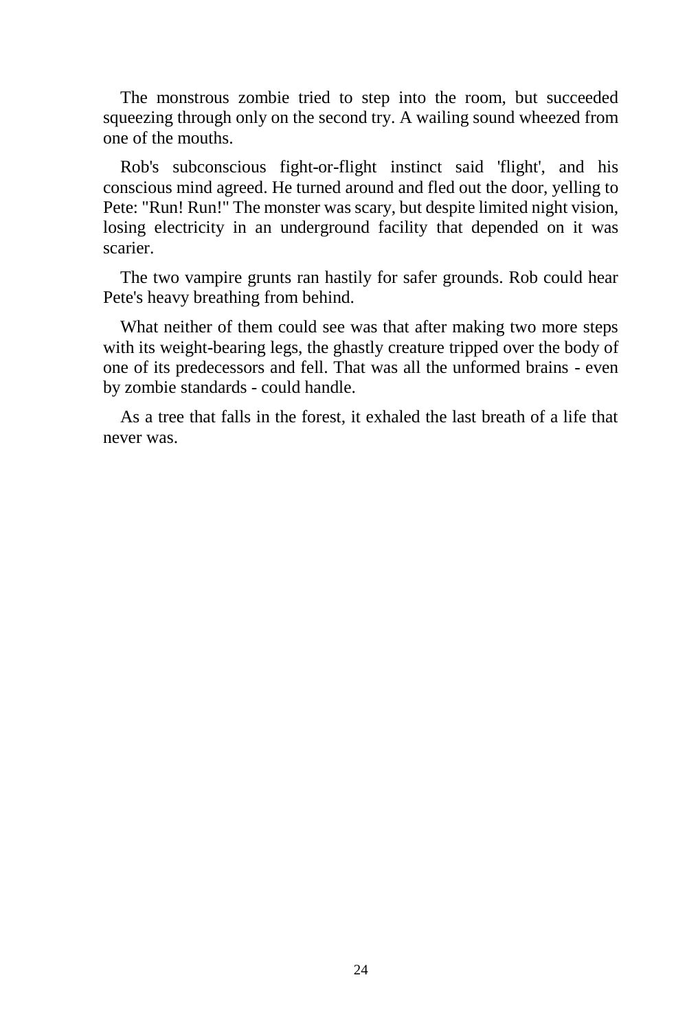The monstrous zombie tried to step into the room, but succeeded squeezing through only on the second try. A wailing sound wheezed from one of the mouths.

Rob's subconscious fight-or-flight instinct said 'flight', and his conscious mind agreed. He turned around and fled out the door, yelling to Pete: "Run! Run!" The monster was scary, but despite limited night vision, losing electricity in an underground facility that depended on it was scarier.

The two vampire grunts ran hastily for safer grounds. Rob could hear Pete's heavy breathing from behind.

What neither of them could see was that after making two more steps with its weight-bearing legs, the ghastly creature tripped over the body of one of its predecessors and fell. That was all the unformed brains - even by zombie standards - could handle.

As a tree that falls in the forest, it exhaled the last breath of a life that never was.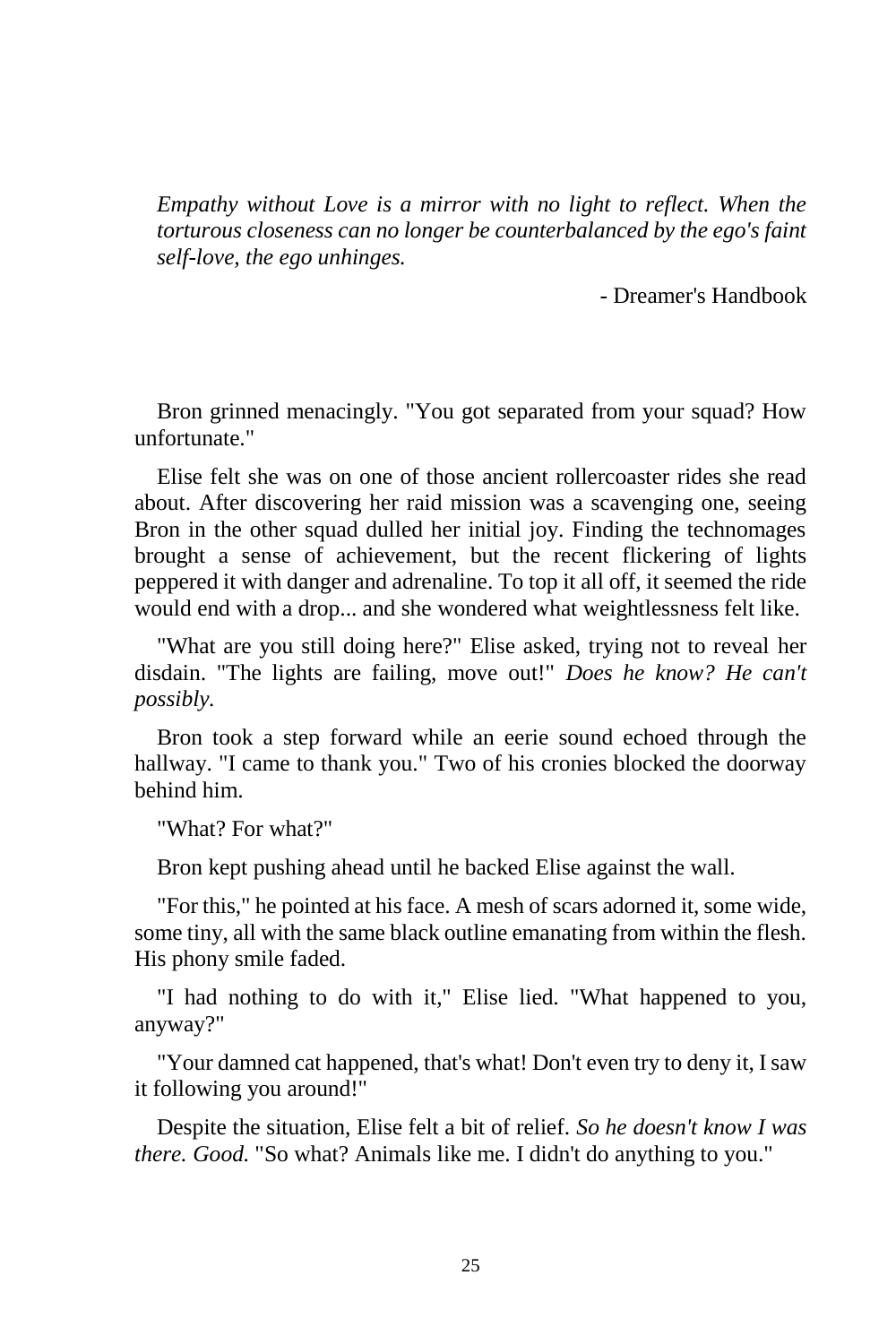*Empathy without Love is a mirror with no light to reflect. When the torturous closeness can no longer be counterbalanced by the ego's faint self-love, the ego unhinges.*

- Dreamer's Handbook

Bron grinned menacingly. "You got separated from your squad? How unfortunate."

Elise felt she was on one of those ancient rollercoaster rides she read about. After discovering her raid mission was a scavenging one, seeing Bron in the other squad dulled her initial joy. Finding the technomages brought a sense of achievement, but the recent flickering of lights peppered it with danger and adrenaline. To top it all off, it seemed the ride would end with a drop... and she wondered what weightlessness felt like.

"What are you still doing here?" Elise asked, trying not to reveal her disdain. "The lights are failing, move out!" *Does he know? He can't possibly.*

Bron took a step forward while an eerie sound echoed through the hallway. "I came to thank you." Two of his cronies blocked the doorway behind him.

"What? For what?"

Bron kept pushing ahead until he backed Elise against the wall.

"For this," he pointed at his face. A mesh of scars adorned it, some wide, some tiny, all with the same black outline emanating from within the flesh. His phony smile faded.

"I had nothing to do with it," Elise lied. "What happened to you, anyway?"

"Your damned cat happened, that's what! Don't even try to deny it, I saw it following you around!"

Despite the situation, Elise felt a bit of relief. *So he doesn't know I was there. Good.* "So what? Animals like me. I didn't do anything to you."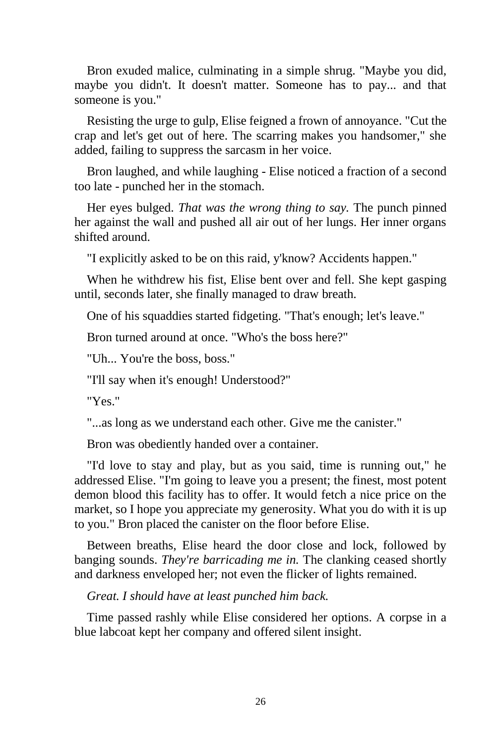Bron exuded malice, culminating in a simple shrug. "Maybe you did, maybe you didn't. It doesn't matter. Someone has to pay... and that someone is you."

Resisting the urge to gulp, Elise feigned a frown of annoyance. "Cut the crap and let's get out of here. The scarring makes you handsomer," she added, failing to suppress the sarcasm in her voice.

Bron laughed, and while laughing - Elise noticed a fraction of a second too late - punched her in the stomach.

Her eyes bulged. *That was the wrong thing to say.* The punch pinned her against the wall and pushed all air out of her lungs. Her inner organs shifted around.

"I explicitly asked to be on this raid, y'know? Accidents happen."

When he withdrew his fist, Elise bent over and fell. She kept gasping until, seconds later, she finally managed to draw breath.

One of his squaddies started fidgeting. "That's enough; let's leave."

Bron turned around at once. "Who's the boss here?"

"Uh... You're the boss, boss."

"I'll say when it's enough! Understood?"

"Yes."

"...as long as we understand each other. Give me the canister."

Bron was obediently handed over a container.

"I'd love to stay and play, but as you said, time is running out," he addressed Elise. "I'm going to leave you a present; the finest, most potent demon blood this facility has to offer. It would fetch a nice price on the market, so I hope you appreciate my generosity. What you do with it is up to you." Bron placed the canister on the floor before Elise.

Between breaths, Elise heard the door close and lock, followed by banging sounds. *They're barricading me in.* The clanking ceased shortly and darkness enveloped her; not even the flicker of lights remained.

*Great. I should have at least punched him back.*

Time passed rashly while Elise considered her options. A corpse in a blue labcoat kept her company and offered silent insight.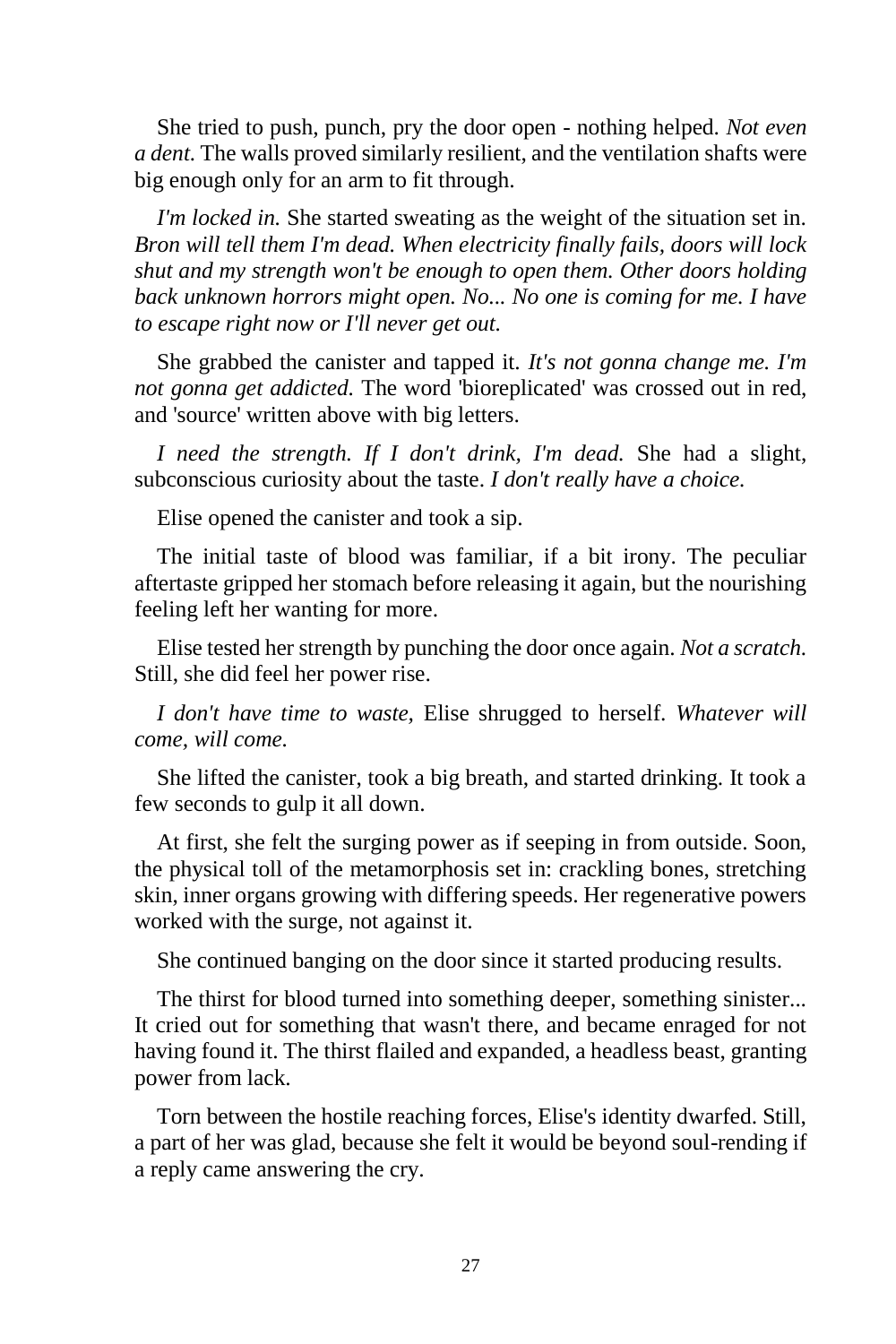She tried to push, punch, pry the door open - nothing helped. *Not even a dent.* The walls proved similarly resilient, and the ventilation shafts were big enough only for an arm to fit through.

*I'm locked in.* She started sweating as the weight of the situation set in. *Bron will tell them I'm dead. When electricity finally fails, doors will lock shut and my strength won't be enough to open them. Other doors holding back unknown horrors might open. No... No one is coming for me. I have to escape right now or I'll never get out.*

She grabbed the canister and tapped it. *It's not gonna change me. I'm not gonna get addicted.* The word 'bioreplicated' was crossed out in red, and 'source' written above with big letters.

*I need the strength. If I don't drink, I'm dead.* She had a slight, subconscious curiosity about the taste. *I don't really have a choice.*

Elise opened the canister and took a sip.

The initial taste of blood was familiar, if a bit irony. The peculiar aftertaste gripped her stomach before releasing it again, but the nourishing feeling left her wanting for more.

Elise tested her strength by punching the door once again. *Not a scratch.* Still, she did feel her power rise.

*I don't have time to waste,* Elise shrugged to herself. *Whatever will come, will come.*

She lifted the canister, took a big breath, and started drinking. It took a few seconds to gulp it all down.

At first, she felt the surging power as if seeping in from outside. Soon, the physical toll of the metamorphosis set in: crackling bones, stretching skin, inner organs growing with differing speeds. Her regenerative powers worked with the surge, not against it.

She continued banging on the door since it started producing results.

The thirst for blood turned into something deeper, something sinister... It cried out for something that wasn't there, and became enraged for not having found it. The thirst flailed and expanded, a headless beast, granting power from lack.

Torn between the hostile reaching forces, Elise's identity dwarfed. Still, a part of her was glad, because she felt it would be beyond soul-rending if a reply came answering the cry.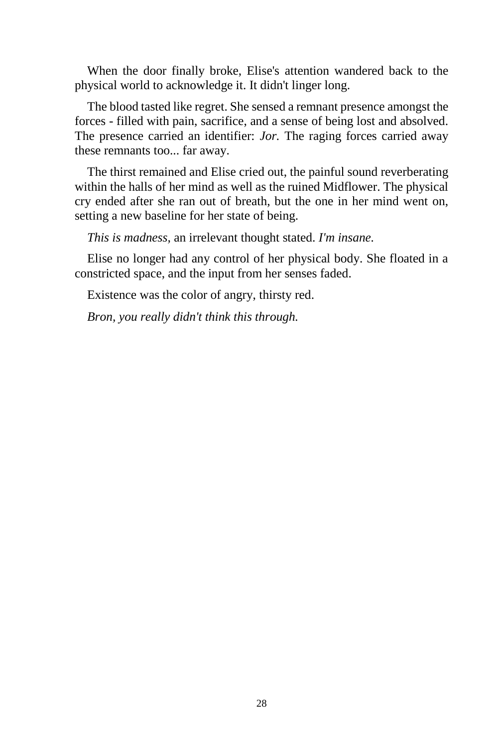When the door finally broke, Elise's attention wandered back to the physical world to acknowledge it. It didn't linger long.

The blood tasted like regret. She sensed a remnant presence amongst the forces - filled with pain, sacrifice, and a sense of being lost and absolved. The presence carried an identifier: *Jor.* The raging forces carried away these remnants too... far away.

The thirst remained and Elise cried out, the painful sound reverberating within the halls of her mind as well as the ruined Midflower. The physical cry ended after she ran out of breath, but the one in her mind went on, setting a new baseline for her state of being.

*This is madness,* an irrelevant thought stated. *I'm insane.*

Elise no longer had any control of her physical body. She floated in a constricted space, and the input from her senses faded.

Existence was the color of angry, thirsty red.

*Bron, you really didn't think this through.*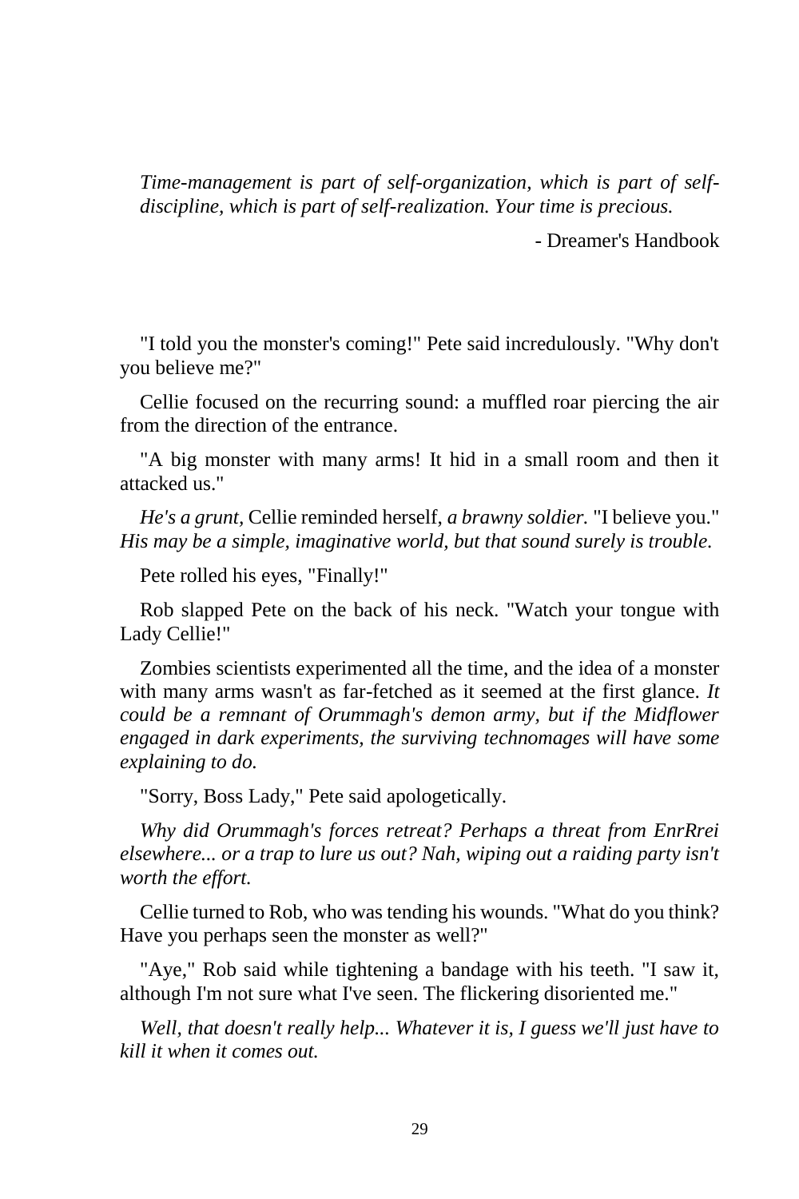*Time-management is part of self-organization, which is part of self-discipline, which is part of self-realization. Your time is precious.*

- Dreamer's Handbook

"I told you the monster's coming!" Pete said incredulously. "Why don't you believe me?"

Cellie focused on the recurring sound: a muffled roar piercing the air from the direction of the entrance.

"A big monster with many arms! It hid in a small room and then it attacked us."

*He's a grunt,* Cellie reminded herself, *a brawny soldier.* "I believe you." *His may be a simple, imaginative world, but that sound surely is trouble.*

Pete rolled his eyes, "Finally!"

Rob slapped Pete on the back of his neck. "Watch your tongue with Lady Cellie!"

Zombies scientists experimented all the time, and the idea of a monster with many arms wasn't as far-fetched as it seemed at the first glance. *It could be a remnant of Orummagh's demon army, but if the Midflower engaged in dark experiments, the surviving technomages will have some explaining to do.*

"Sorry, Boss Lady," Pete said apologetically.

*Why did Orummagh's forces retreat? Perhaps a threat from EnrRrei elsewhere... or a trap to lure us out? Nah, wiping out a raiding party isn't worth the effort.*

Cellie turned to Rob, who was tending his wounds. "What do you think? Have you perhaps seen the monster as well?"

"Aye," Rob said while tightening a bandage with his teeth. "I saw it, although I'm not sure what I've seen. The flickering disoriented me."

*Well, that doesn't really help... Whatever it is, I guess we'll just have to kill it when it comes out.*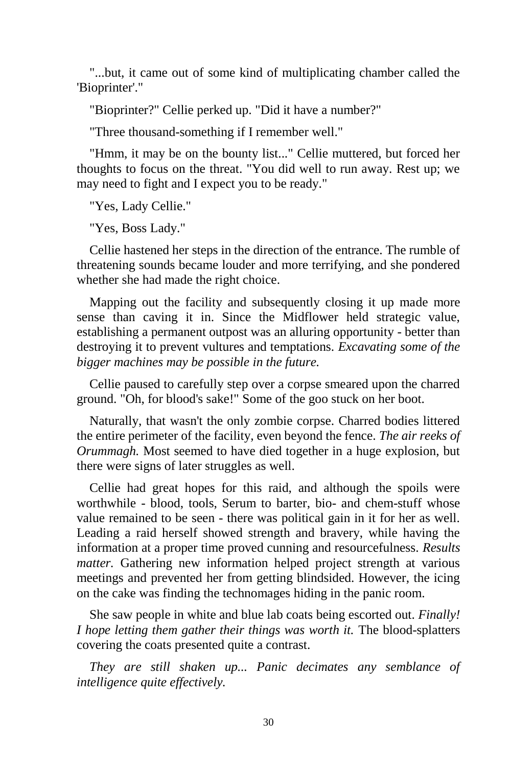"...but, it came out of some kind of multiplicating chamber called the 'Bioprinter'."

"Bioprinter?" Cellie perked up. "Did it have a number?"

"Three thousand-something if I remember well."

"Hmm, it may be on the bounty list..." Cellie muttered, but forced her thoughts to focus on the threat. "You did well to run away. Rest up; we may need to fight and I expect you to be ready."

"Yes, Lady Cellie."

"Yes, Boss Lady."

Cellie hastened her steps in the direction of the entrance. The rumble of threatening sounds became louder and more terrifying, and she pondered whether she had made the right choice.

Mapping out the facility and subsequently closing it up made more sense than caving it in. Since the Midflower held strategic value, establishing a permanent outpost was an alluring opportunity - better than destroying it to prevent vultures and temptations. *Excavating some of the bigger machines may be possible in the future.*

Cellie paused to carefully step over a corpse smeared upon the charred ground. "Oh, for blood's sake!" Some of the goo stuck on her boot.

Naturally, that wasn't the only zombie corpse. Charred bodies littered the entire perimeter of the facility, even beyond the fence. *The air reeks of Orummagh.* Most seemed to have died together in a huge explosion, but there were signs of later struggles as well.

Cellie had great hopes for this raid, and although the spoils were worthwhile - blood, tools, Serum to barter, bio- and chem-stuff whose value remained to be seen - there was political gain in it for her as well. Leading a raid herself showed strength and bravery, while having the information at a proper time proved cunning and resourcefulness. *Results matter.* Gathering new information helped project strength at various meetings and prevented her from getting blindsided. However, the icing on the cake was finding the technomages hiding in the panic room.

She saw people in white and blue lab coats being escorted out. *Finally! I hope letting them gather their things was worth it.* The blood-splatters covering the coats presented quite a contrast.

*They are still shaken up... Panic decimates any semblance of intelligence quite effectively.*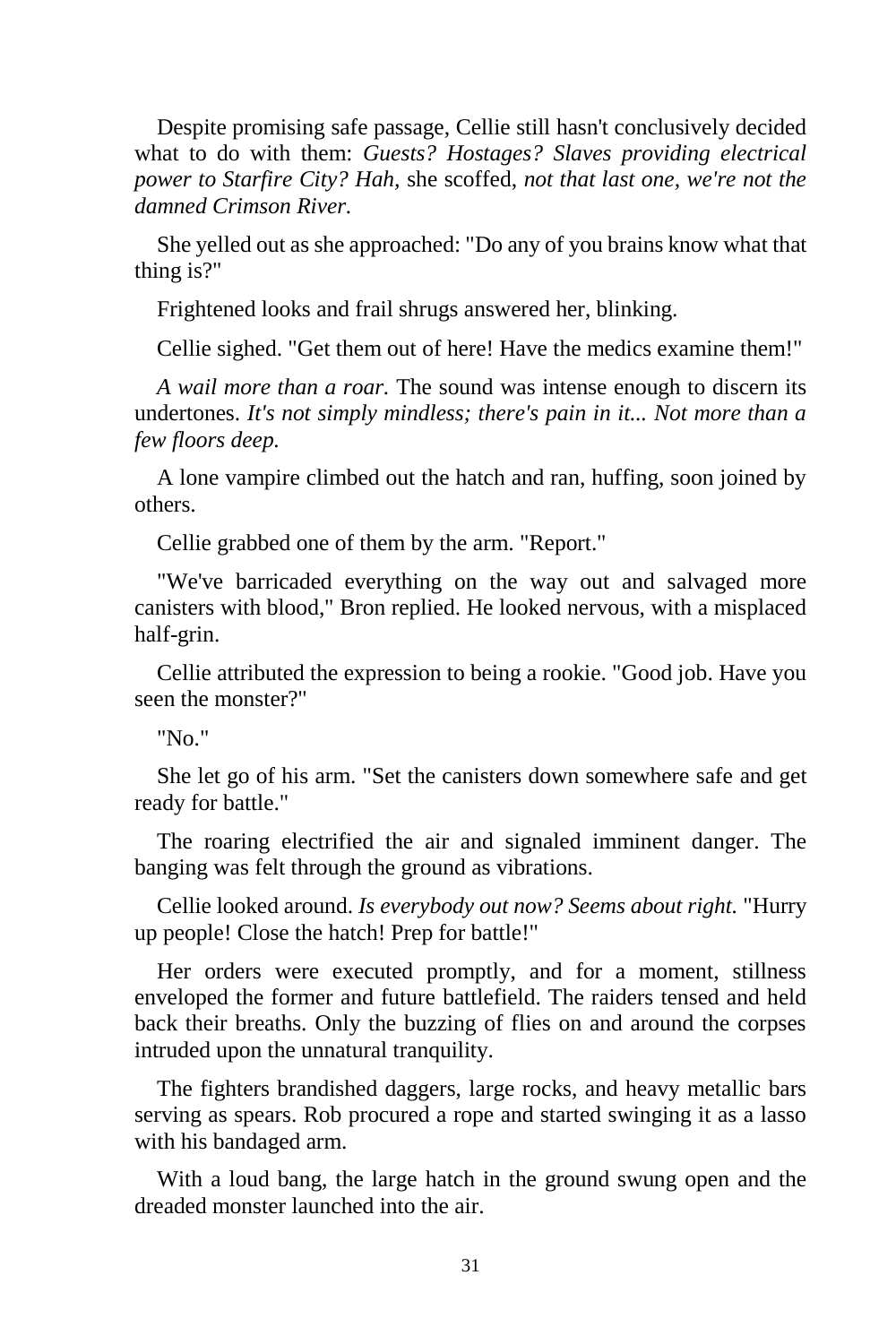Despite promising safe passage, Cellie still hasn't conclusively decided what to do with them: *Guests? Hostages? Slaves providing electrical power to Starfire City? Hah,* she scoffed, *not that last one, we're not the damned Crimson River.*

She yelled out as she approached: "Do any of you brains know what that thing is?"

Frightened looks and frail shrugs answered her, blinking.

Cellie sighed. "Get them out of here! Have the medics examine them!"

*A wail more than a roar.* The sound was intense enough to discern its undertones. *It's not simply mindless; there's pain in it... Not more than a few floors deep.*

A lone vampire climbed out the hatch and ran, huffing, soon joined by others.

Cellie grabbed one of them by the arm. "Report."

"We've barricaded everything on the way out and salvaged more canisters with blood," Bron replied. He looked nervous, with a misplaced half-grin.

Cellie attributed the expression to being a rookie. "Good job. Have you seen the monster?"

"No."

She let go of his arm. "Set the canisters down somewhere safe and get ready for battle."

The roaring electrified the air and signaled imminent danger. The banging was felt through the ground as vibrations.

Cellie looked around. *Is everybody out now? Seems about right.* "Hurry up people! Close the hatch! Prep for battle!"

Her orders were executed promptly, and for a moment, stillness enveloped the former and future battlefield. The raiders tensed and held back their breaths. Only the buzzing of flies on and around the corpses intruded upon the unnatural tranquility.

The fighters brandished daggers, large rocks, and heavy metallic bars serving as spears. Rob procured a rope and started swinging it as a lasso with his bandaged arm.

With a loud bang, the large hatch in the ground swung open and the dreaded monster launched into the air.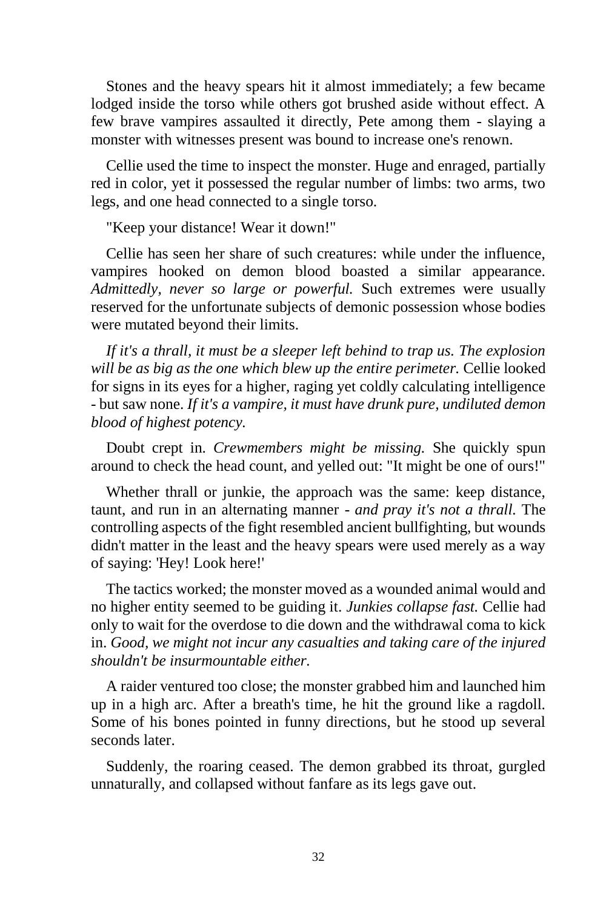Stones and the heavy spears hit it almost immediately; a few became lodged inside the torso while others got brushed aside without effect. A few brave vampires assaulted it directly, Pete among them - slaying a monster with witnesses present was bound to increase one's renown.

Cellie used the time to inspect the monster. Huge and enraged, partially red in color, yet it possessed the regular number of limbs: two arms, two legs, and one head connected to a single torso.

"Keep your distance! Wear it down!"

Cellie has seen her share of such creatures: while under the influence, vampires hooked on demon blood boasted a similar appearance. *Admittedly, never so large or powerful.* Such extremes were usually reserved for the unfortunate subjects of demonic possession whose bodies were mutated beyond their limits.

*If it's a thrall, it must be a sleeper left behind to trap us. The explosion will be as big as the one which blew up the entire perimeter.* Cellie looked for signs in its eyes for a higher, raging yet coldly calculating intelligence - but saw none. *If it's a vampire, it must have drunk pure, undiluted demon blood of highest potency.*

Doubt crept in. *Crewmembers might be missing.* She quickly spun around to check the head count, and yelled out: "It might be one of ours!"

Whether thrall or junkie, the approach was the same: keep distance, taunt, and run in an alternating manner - *and pray it's not a thrall.* The controlling aspects of the fight resembled ancient bullfighting, but wounds didn't matter in the least and the heavy spears were used merely as a way of saying: 'Hey! Look here!'

The tactics worked; the monster moved as a wounded animal would and no higher entity seemed to be guiding it. *Junkies collapse fast.* Cellie had only to wait for the overdose to die down and the withdrawal coma to kick in. *Good, we might not incur any casualties and taking care of the injured shouldn't be insurmountable either.*

A raider ventured too close; the monster grabbed him and launched him up in a high arc. After a breath's time, he hit the ground like a ragdoll. Some of his bones pointed in funny directions, but he stood up several seconds later.

Suddenly, the roaring ceased. The demon grabbed its throat, gurgled unnaturally, and collapsed without fanfare as its legs gave out.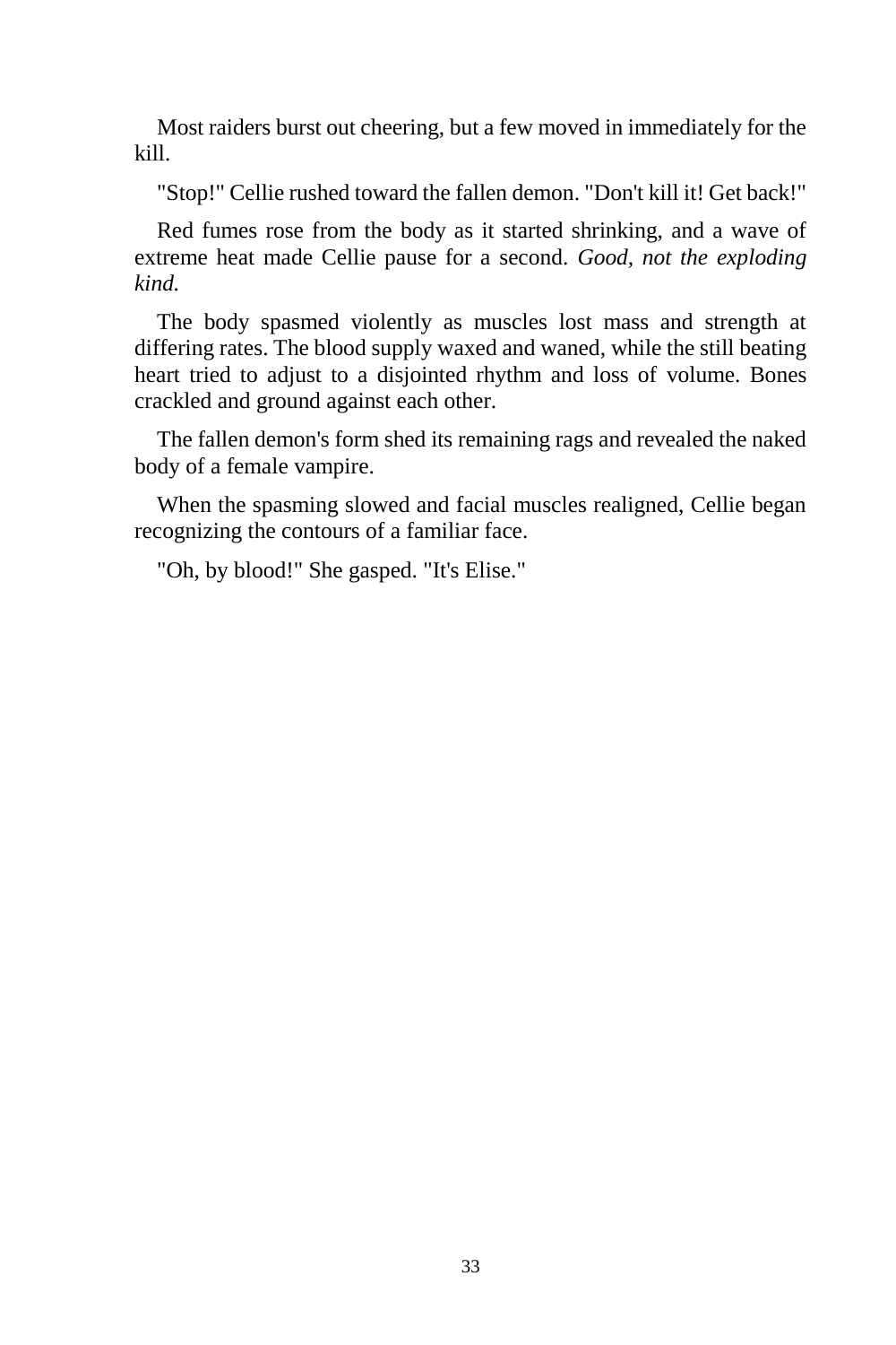Most raiders burst out cheering, but a few moved in immediately for the kill.

"Stop!" Cellie rushed toward the fallen demon. "Don't kill it! Get back!"

Red fumes rose from the body as it started shrinking, and a wave of extreme heat made Cellie pause for a second. *Good, not the exploding kind.*

The body spasmed violently as muscles lost mass and strength at differing rates. The blood supply waxed and waned, while the still beating heart tried to adjust to a disjointed rhythm and loss of volume. Bones crackled and ground against each other.

The fallen demon's form shed its remaining rags and revealed the naked body of a female vampire.

When the spasming slowed and facial muscles realigned, Cellie began recognizing the contours of a familiar face.

"Oh, by blood!" She gasped. "It's Elise."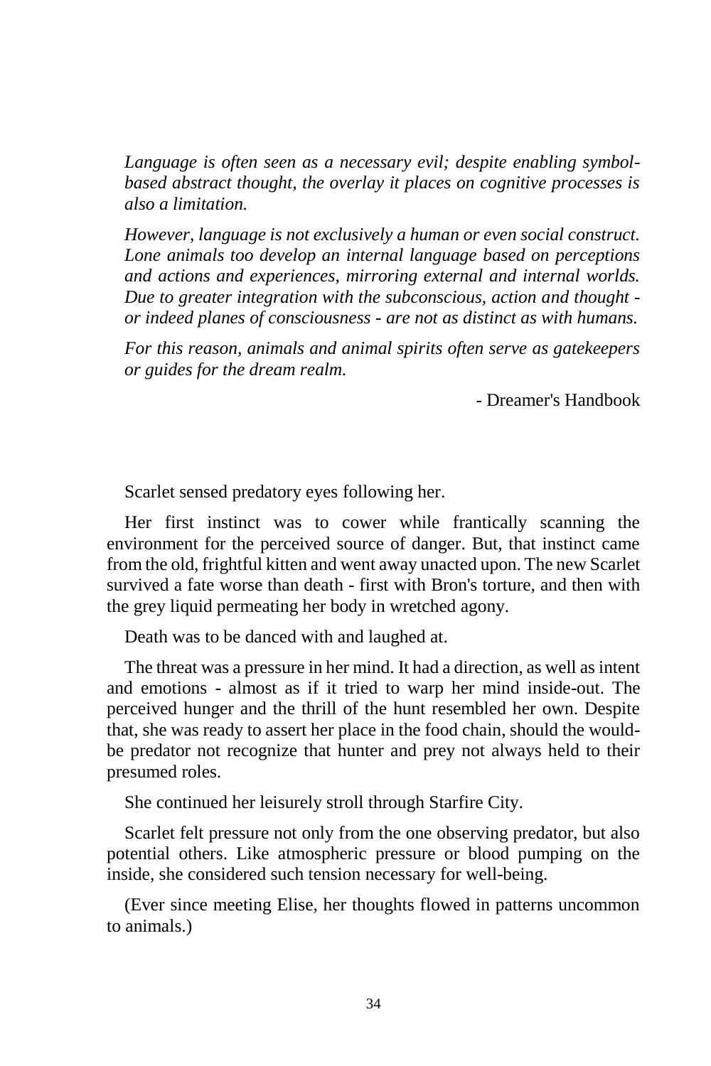*Language is often seen as a necessary evil; despite enabling symbol-based abstract thought, the overlay it places on cognitive processes is also a limitation.*

*However, language is not exclusively a human or even social construct. Lone animals too develop an internal language based on perceptions and actions and experiences, mirroring external and internal worlds. Due to greater integration with the subconscious, action and thought - or indeed planes of consciousness - are not as distinct as with humans.*

*For this reason, animals and animal spirits often serve as gatekeepers or guides for the dream realm.*

- Dreamer's Handbook

Scarlet sensed predatory eyes following her.

Her first instinct was to cower while frantically scanning the environment for the perceived source of danger. But, that instinct came from the old, frightful kitten and went away unacted upon. The new Scarlet survived a fate worse than death - first with Bron's torture, and then with the grey liquid permeating her body in wretched agony.

Death was to be danced with and laughed at.

The threat was a pressure in her mind. It had a direction, as well as intent and emotions - almost as if it tried to warp her mind inside-out. The perceived hunger and the thrill of the hunt resembled her own. Despite that, she was ready to assert her place in the food chain, should the would-be predator not recognize that hunter and prey not always held to their presumed roles.

She continued her leisurely stroll through Starfire City.

Scarlet felt pressure not only from the one observing predator, but also potential others. Like atmospheric pressure or blood pumping on the inside, she considered such tension necessary for well-being.

(Ever since meeting Elise, her thoughts flowed in patterns uncommon to animals.)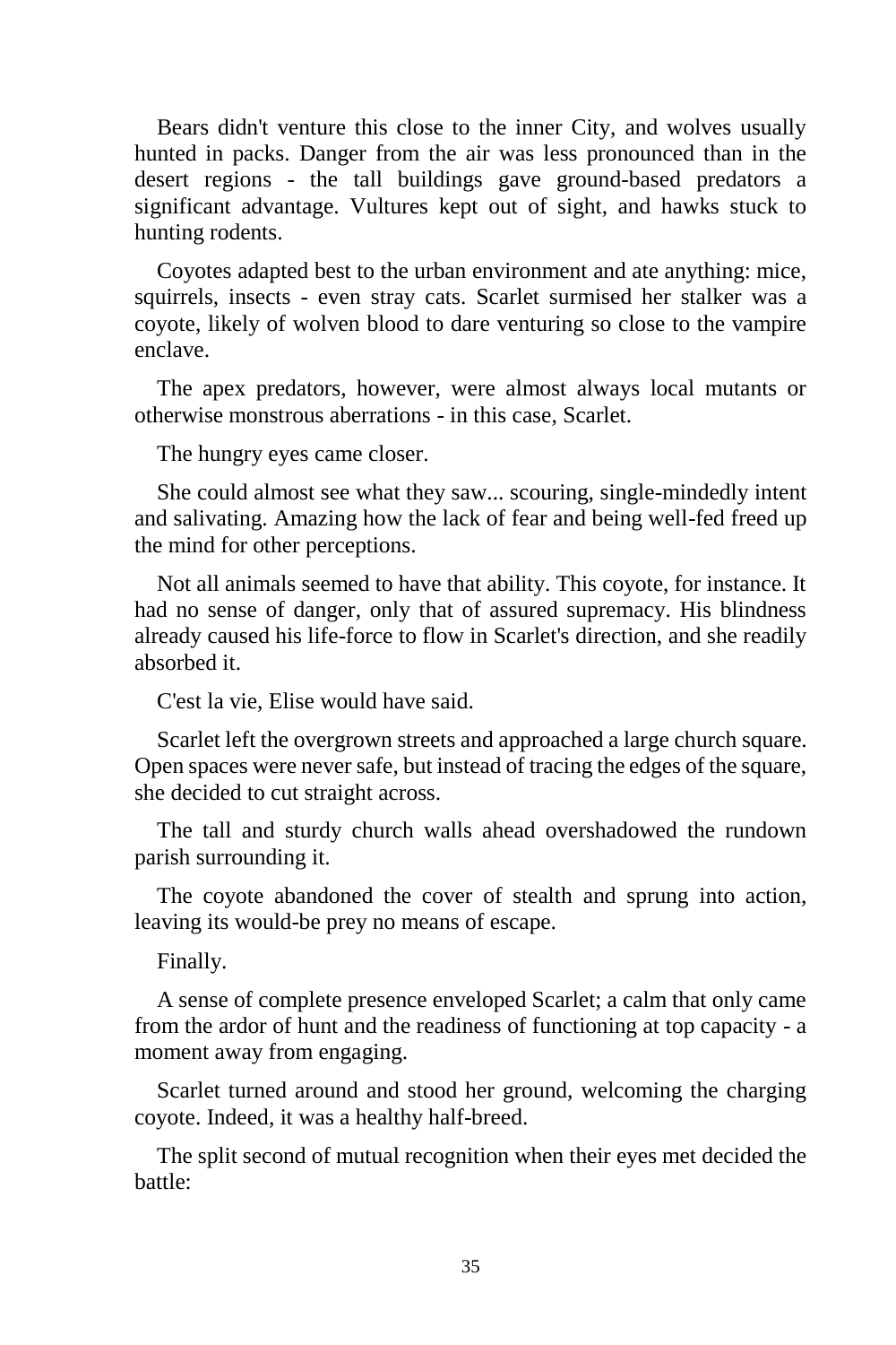Bears didn't venture this close to the inner City, and wolves usually hunted in packs. Danger from the air was less pronounced than in the desert regions - the tall buildings gave ground-based predators a significant advantage. Vultures kept out of sight, and hawks stuck to hunting rodents.

Coyotes adapted best to the urban environment and ate anything: mice, squirrels, insects - even stray cats. Scarlet surmised her stalker was a coyote, likely of wolven blood to dare venturing so close to the vampire enclave.

The apex predators, however, were almost always local mutants or otherwise monstrous aberrations - in this case, Scarlet.

The hungry eyes came closer.

She could almost see what they saw... scouring, single-mindedly intent and salivating. Amazing how the lack of fear and being well-fed freed up the mind for other perceptions.

Not all animals seemed to have that ability. This coyote, for instance. It had no sense of danger, only that of assured supremacy. His blindness already caused his life-force to flow in Scarlet's direction, and she readily absorbed it.

C'est la vie, Elise would have said.

Scarlet left the overgrown streets and approached a large church square. Open spaces were never safe, but instead of tracing the edges of the square, she decided to cut straight across.

The tall and sturdy church walls ahead overshadowed the rundown parish surrounding it.

The coyote abandoned the cover of stealth and sprung into action, leaving its would-be prey no means of escape.

Finally.

A sense of complete presence enveloped Scarlet; a calm that only came from the ardor of hunt and the readiness of functioning at top capacity - a moment away from engaging.

Scarlet turned around and stood her ground, welcoming the charging coyote. Indeed, it was a healthy half-breed.

The split second of mutual recognition when their eyes met decided the battle: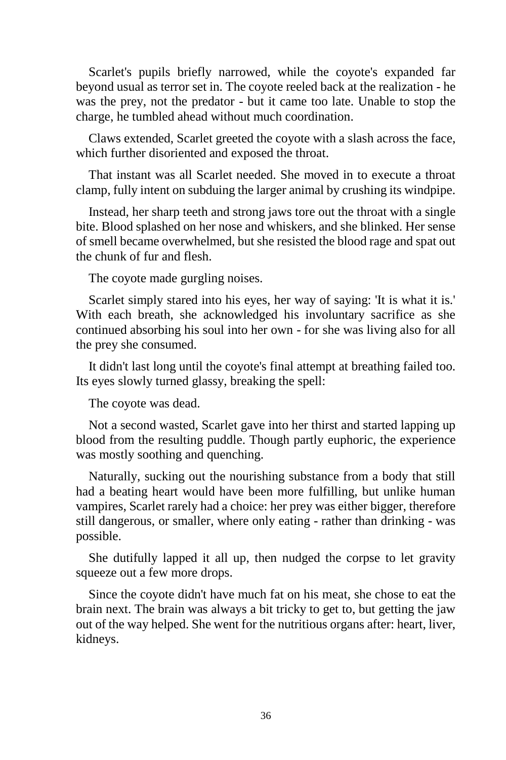Scarlet's pupils briefly narrowed, while the coyote's expanded far beyond usual as terror set in. The coyote reeled back at the realization - he was the prey, not the predator - but it came too late. Unable to stop the charge, he tumbled ahead without much coordination.

Claws extended, Scarlet greeted the coyote with a slash across the face, which further disoriented and exposed the throat.

That instant was all Scarlet needed. She moved in to execute a throat clamp, fully intent on subduing the larger animal by crushing its windpipe.

Instead, her sharp teeth and strong jaws tore out the throat with a single bite. Blood splashed on her nose and whiskers, and she blinked. Her sense of smell became overwhelmed, but she resisted the blood rage and spat out the chunk of fur and flesh.

The coyote made gurgling noises.

Scarlet simply stared into his eyes, her way of saying: 'It is what it is.' With each breath, she acknowledged his involuntary sacrifice as she continued absorbing his soul into her own - for she was living also for all the prey she consumed.

It didn't last long until the coyote's final attempt at breathing failed too. Its eyes slowly turned glassy, breaking the spell:

The coyote was dead.

Not a second wasted, Scarlet gave into her thirst and started lapping up blood from the resulting puddle. Though partly euphoric, the experience was mostly soothing and quenching.

Naturally, sucking out the nourishing substance from a body that still had a beating heart would have been more fulfilling, but unlike human vampires, Scarlet rarely had a choice: her prey was either bigger, therefore still dangerous, or smaller, where only eating - rather than drinking - was possible.

She dutifully lapped it all up, then nudged the corpse to let gravity squeeze out a few more drops.

Since the coyote didn't have much fat on his meat, she chose to eat the brain next. The brain was always a bit tricky to get to, but getting the jaw out of the way helped. She went for the nutritious organs after: heart, liver, kidneys.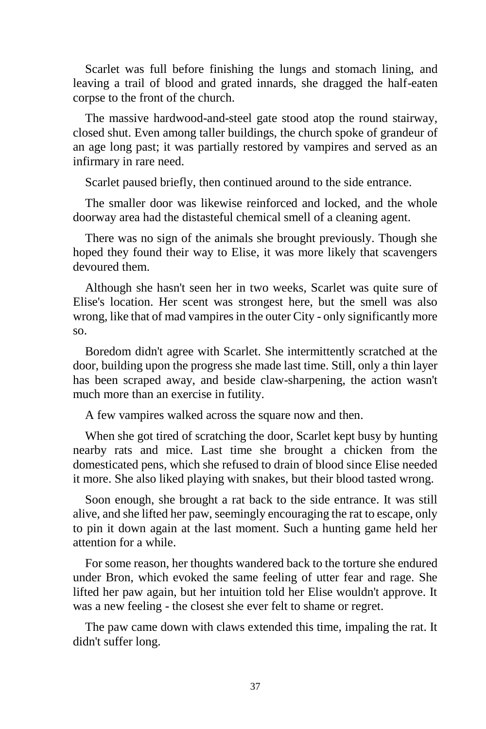Scarlet was full before finishing the lungs and stomach lining, and leaving a trail of blood and grated innards, she dragged the half-eaten corpse to the front of the church.

The massive hardwood-and-steel gate stood atop the round stairway, closed shut. Even among taller buildings, the church spoke of grandeur of an age long past; it was partially restored by vampires and served as an infirmary in rare need.

Scarlet paused briefly, then continued around to the side entrance.

The smaller door was likewise reinforced and locked, and the whole doorway area had the distasteful chemical smell of a cleaning agent.

There was no sign of the animals she brought previously. Though she hoped they found their way to Elise, it was more likely that scavengers devoured them.

Although she hasn't seen her in two weeks, Scarlet was quite sure of Elise's location. Her scent was strongest here, but the smell was also wrong, like that of mad vampires in the outer City - only significantly more so.

Boredom didn't agree with Scarlet. She intermittently scratched at the door, building upon the progress she made last time. Still, only a thin layer has been scraped away, and beside claw-sharpening, the action wasn't much more than an exercise in futility.

A few vampires walked across the square now and then.

When she got tired of scratching the door, Scarlet kept busy by hunting nearby rats and mice. Last time she brought a chicken from the domesticated pens, which she refused to drain of blood since Elise needed it more. She also liked playing with snakes, but their blood tasted wrong.

Soon enough, she brought a rat back to the side entrance. It was still alive, and she lifted her paw, seemingly encouraging the rat to escape, only to pin it down again at the last moment. Such a hunting game held her attention for a while.

For some reason, her thoughts wandered back to the torture she endured under Bron, which evoked the same feeling of utter fear and rage. She lifted her paw again, but her intuition told her Elise wouldn't approve. It was a new feeling - the closest she ever felt to shame or regret.

The paw came down with claws extended this time, impaling the rat. It didn't suffer long.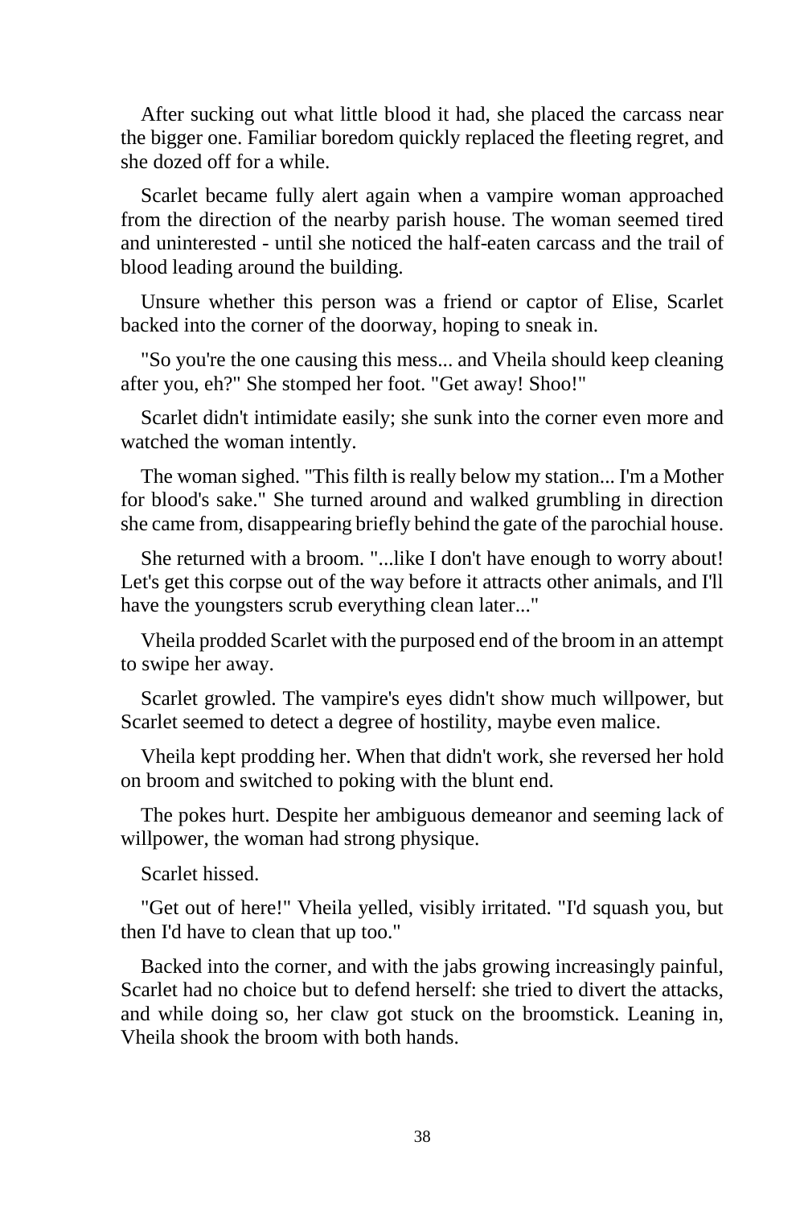After sucking out what little blood it had, she placed the carcass near the bigger one. Familiar boredom quickly replaced the fleeting regret, and she dozed off for a while.

Scarlet became fully alert again when a vampire woman approached from the direction of the nearby parish house. The woman seemed tired and uninterested - until she noticed the half-eaten carcass and the trail of blood leading around the building.

Unsure whether this person was a friend or captor of Elise, Scarlet backed into the corner of the doorway, hoping to sneak in.

"So you're the one causing this mess... and Vheila should keep cleaning after you, eh?" She stomped her foot. "Get away! Shoo!"

Scarlet didn't intimidate easily; she sunk into the corner even more and watched the woman intently.

The woman sighed. "This filth is really below my station... I'm a Mother for blood's sake." She turned around and walked grumbling in direction she came from, disappearing briefly behind the gate of the parochial house.

She returned with a broom. "...like I don't have enough to worry about! Let's get this corpse out of the way before it attracts other animals, and I'll have the youngsters scrub everything clean later..."

Vheila prodded Scarlet with the purposed end of the broom in an attempt to swipe her away.

Scarlet growled. The vampire's eyes didn't show much willpower, but Scarlet seemed to detect a degree of hostility, maybe even malice.

Vheila kept prodding her. When that didn't work, she reversed her hold on broom and switched to poking with the blunt end.

The pokes hurt. Despite her ambiguous demeanor and seeming lack of willpower, the woman had strong physique.

Scarlet hissed.

"Get out of here!" Vheila yelled, visibly irritated. "I'd squash you, but then I'd have to clean that up too."

Backed into the corner, and with the jabs growing increasingly painful, Scarlet had no choice but to defend herself: she tried to divert the attacks, and while doing so, her claw got stuck on the broomstick. Leaning in, Vheila shook the broom with both hands.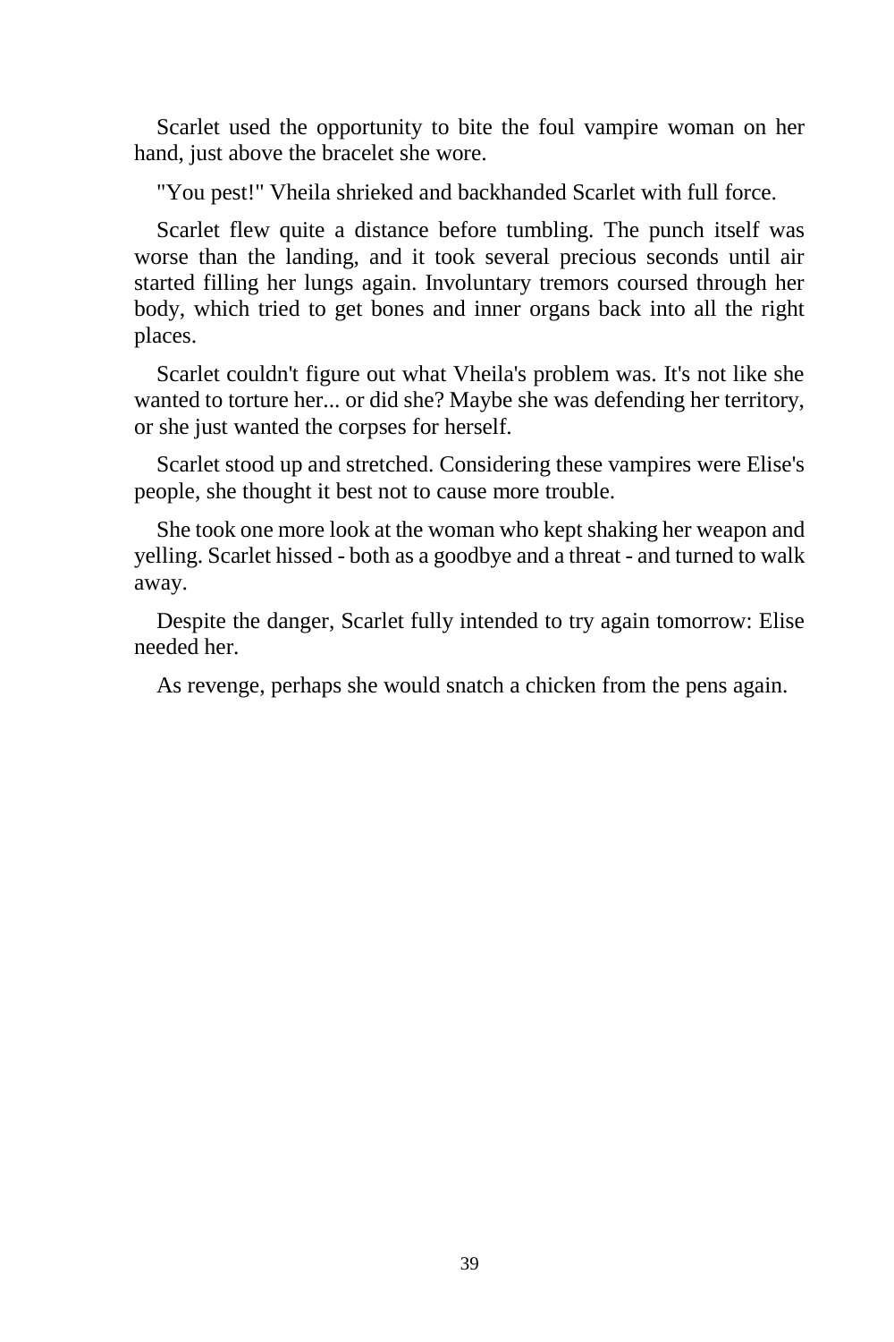Scarlet used the opportunity to bite the foul vampire woman on her hand, just above the bracelet she wore.

"You pest!" Vheila shrieked and backhanded Scarlet with full force.

Scarlet flew quite a distance before tumbling. The punch itself was worse than the landing, and it took several precious seconds until air started filling her lungs again. Involuntary tremors coursed through her body, which tried to get bones and inner organs back into all the right places.

Scarlet couldn't figure out what Vheila's problem was. It's not like she wanted to torture her... or did she? Maybe she was defending her territory, or she just wanted the corpses for herself.

Scarlet stood up and stretched. Considering these vampires were Elise's people, she thought it best not to cause more trouble.

She took one more look at the woman who kept shaking her weapon and yelling. Scarlet hissed - both as a goodbye and a threat - and turned to walk away.

Despite the danger, Scarlet fully intended to try again tomorrow: Elise needed her.

As revenge, perhaps she would snatch a chicken from the pens again.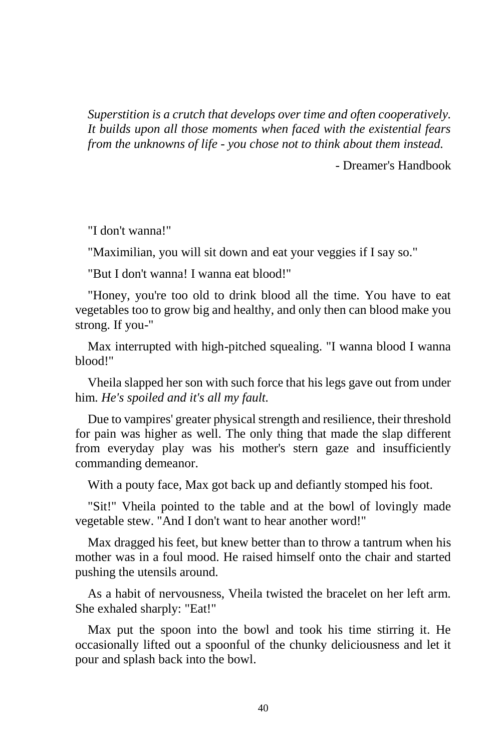*Superstition is a crutch that develops over time and often cooperatively. It builds upon all those moments when faced with the existential fears from the unknowns of life - you chose not to think about them instead.*

- Dreamer's Handbook

"I don't wanna!"

"Maximilian, you will sit down and eat your veggies if I say so."

"But I don't wanna! I wanna eat blood!"

"Honey, you're too old to drink blood all the time. You have to eat vegetables too to grow big and healthy, and only then can blood make you strong. If you-"

Max interrupted with high-pitched squealing. "I wanna blood I wanna blood!"

Vheila slapped her son with such force that his legs gave out from under him. *He's spoiled and it's all my fault.*

Due to vampires' greater physical strength and resilience, their threshold for pain was higher as well. The only thing that made the slap different from everyday play was his mother's stern gaze and insufficiently commanding demeanor.

With a pouty face, Max got back up and defiantly stomped his foot.

"Sit!" Vheila pointed to the table and at the bowl of lovingly made vegetable stew. "And I don't want to hear another word!"

Max dragged his feet, but knew better than to throw a tantrum when his mother was in a foul mood. He raised himself onto the chair and started pushing the utensils around.

As a habit of nervousness, Vheila twisted the bracelet on her left arm. She exhaled sharply: "Eat!"

Max put the spoon into the bowl and took his time stirring it. He occasionally lifted out a spoonful of the chunky deliciousness and let it pour and splash back into the bowl.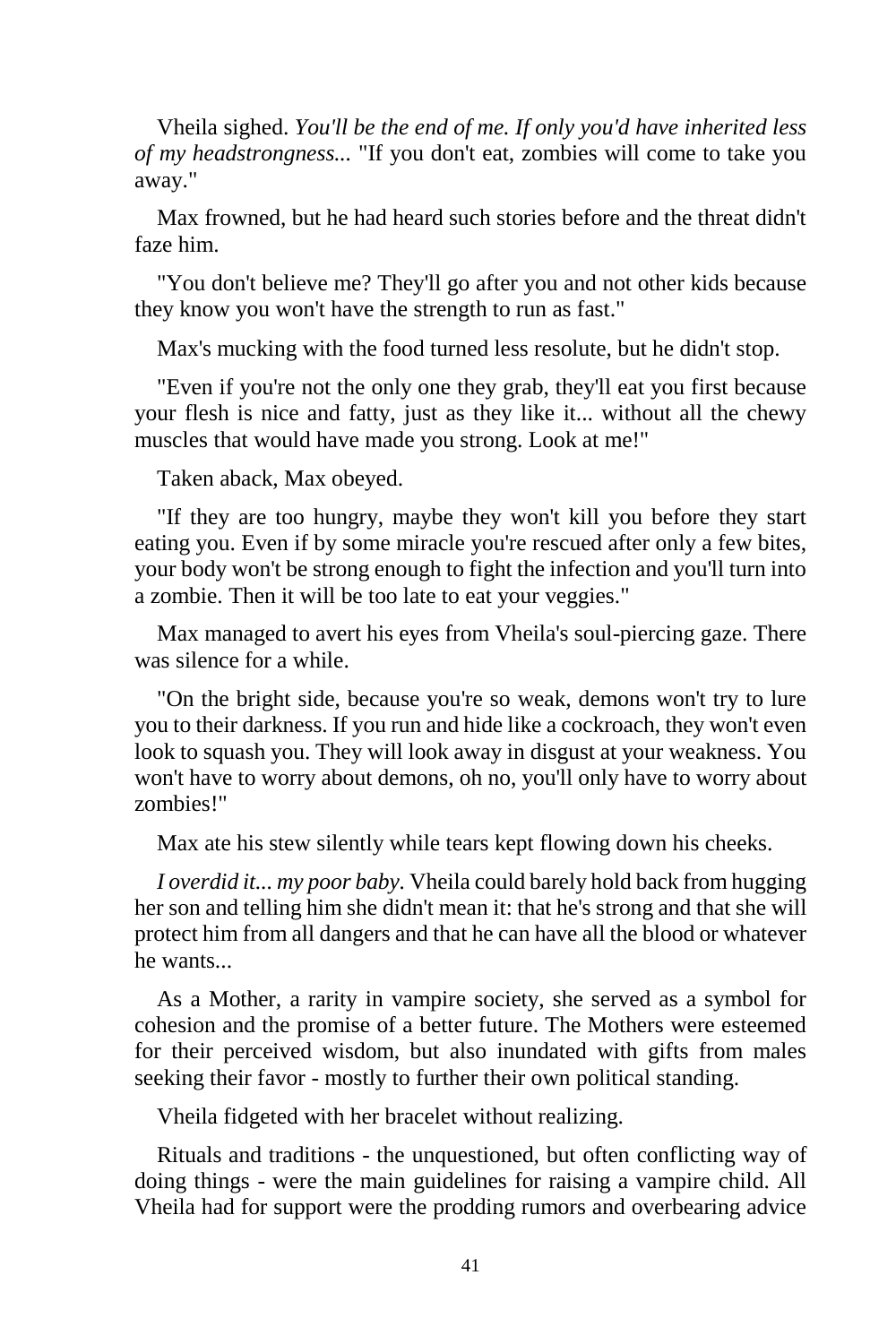Vheila sighed. *You'll be the end of me. If only you'd have inherited less of my headstrongness...* "If you don't eat, zombies will come to take you away."

Max frowned, but he had heard such stories before and the threat didn't faze him.

"You don't believe me? They'll go after you and not other kids because they know you won't have the strength to run as fast."

Max's mucking with the food turned less resolute, but he didn't stop.

"Even if you're not the only one they grab, they'll eat you first because your flesh is nice and fatty, just as they like it... without all the chewy muscles that would have made you strong. Look at me!"

Taken aback, Max obeyed.

"If they are too hungry, maybe they won't kill you before they start eating you. Even if by some miracle you're rescued after only a few bites, your body won't be strong enough to fight the infection and you'll turn into a zombie. Then it will be too late to eat your veggies."

Max managed to avert his eyes from Vheila's soul-piercing gaze. There was silence for a while.

"On the bright side, because you're so weak, demons won't try to lure you to their darkness. If you run and hide like a cockroach, they won't even look to squash you. They will look away in disgust at your weakness. You won't have to worry about demons, oh no, you'll only have to worry about zombies!"

Max ate his stew silently while tears kept flowing down his cheeks.

*I overdid it... my poor baby.* Vheila could barely hold back from hugging her son and telling him she didn't mean it: that he's strong and that she will protect him from all dangers and that he can have all the blood or whatever he wants...

As a Mother, a rarity in vampire society, she served as a symbol for cohesion and the promise of a better future. The Mothers were esteemed for their perceived wisdom, but also inundated with gifts from males seeking their favor - mostly to further their own political standing.

Vheila fidgeted with her bracelet without realizing.

Rituals and traditions - the unquestioned, but often conflicting way of doing things - were the main guidelines for raising a vampire child. All Vheila had for support were the prodding rumors and overbearing advice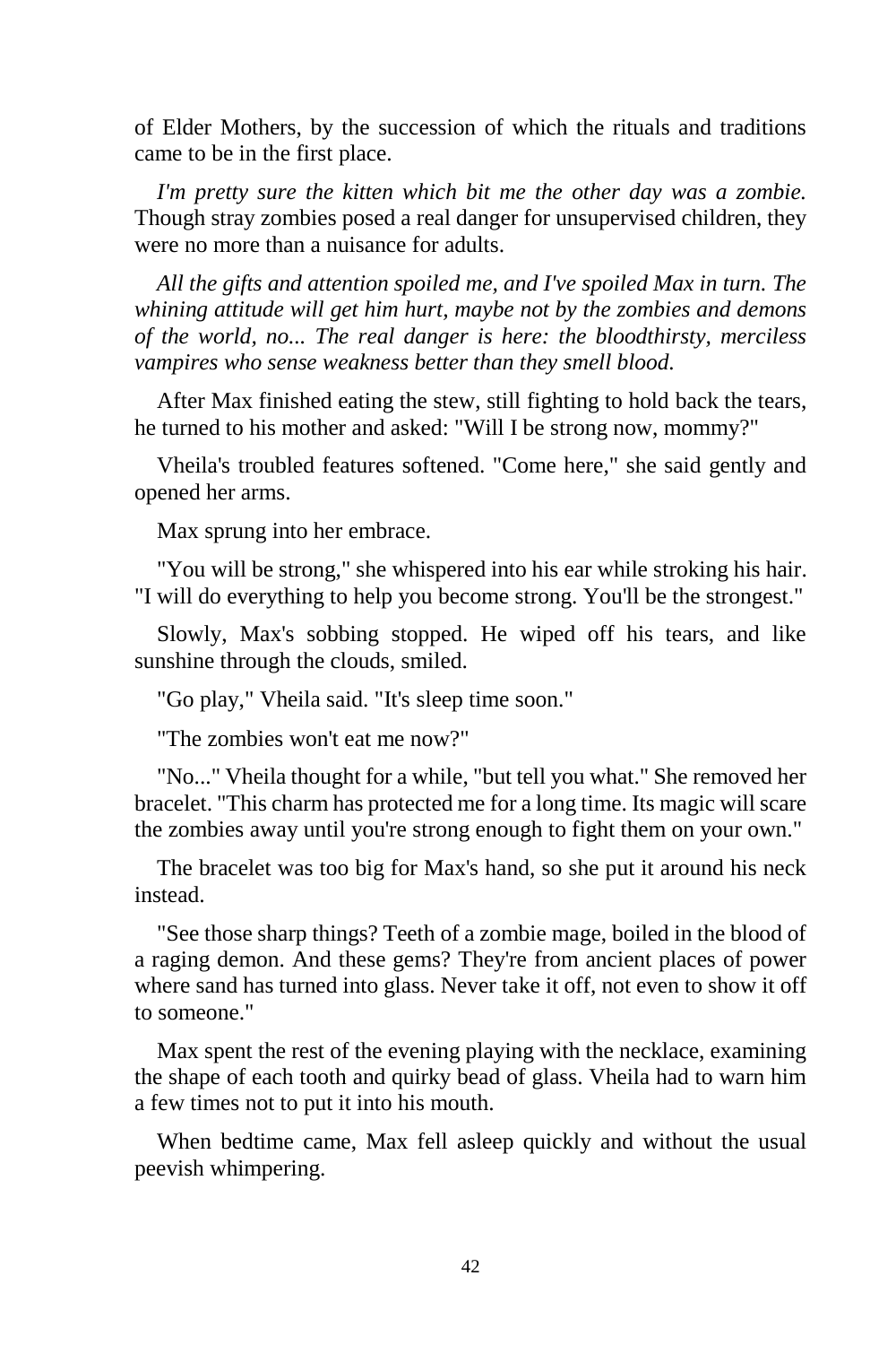of Elder Mothers, by the succession of which the rituals and traditions came to be in the first place.

*I'm pretty sure the kitten which bit me the other day was a zombie.* Though stray zombies posed a real danger for unsupervised children, they were no more than a nuisance for adults.

*All the gifts and attention spoiled me, and I've spoiled Max in turn. The whining attitude will get him hurt, maybe not by the zombies and demons of the world, no... The real danger is here: the bloodthirsty, merciless vampires who sense weakness better than they smell blood.*

After Max finished eating the stew, still fighting to hold back the tears, he turned to his mother and asked: "Will I be strong now, mommy?"

Vheila's troubled features softened. "Come here," she said gently and opened her arms.

Max sprung into her embrace.

"You will be strong," she whispered into his ear while stroking his hair. "I will do everything to help you become strong. You'll be the strongest."

Slowly, Max's sobbing stopped. He wiped off his tears, and like sunshine through the clouds, smiled.

"Go play," Vheila said. "It's sleep time soon."

"The zombies won't eat me now?"

"No..." Vheila thought for a while, "but tell you what." She removed her bracelet. "This charm has protected me for a long time. Its magic will scare the zombies away until you're strong enough to fight them on your own."

The bracelet was too big for Max's hand, so she put it around his neck instead.

"See those sharp things? Teeth of a zombie mage, boiled in the blood of a raging demon. And these gems? They're from ancient places of power where sand has turned into glass. Never take it off, not even to show it off to someone."

Max spent the rest of the evening playing with the necklace, examining the shape of each tooth and quirky bead of glass. Vheila had to warn him a few times not to put it into his mouth.

When bedtime came, Max fell asleep quickly and without the usual peevish whimpering.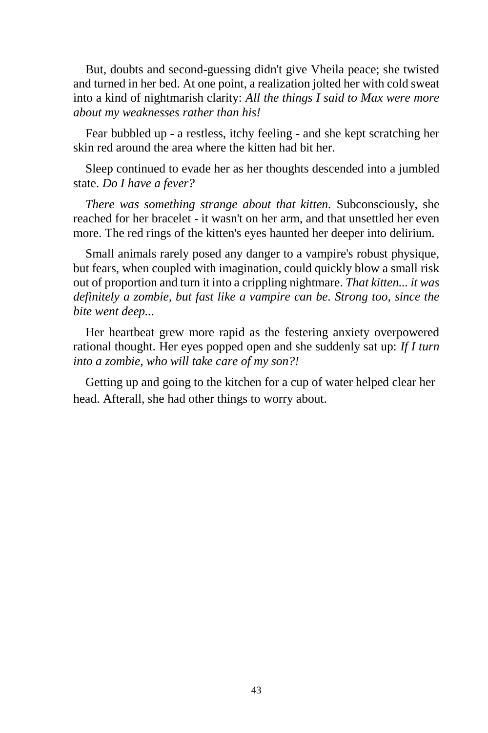But, doubts and second-guessing didn't give Vheila peace; she twisted and turned in her bed. At one point, a realization jolted her with cold sweat into a kind of nightmarish clarity: *All the things I said to Max were more about my weaknesses rather than his!*

Fear bubbled up - a restless, itchy feeling - and she kept scratching her skin red around the area where the kitten had bit her.

Sleep continued to evade her as her thoughts descended into a jumbled state. *Do I have a fever?*

*There was something strange about that kitten.* Subconsciously, she reached for her bracelet - it wasn't on her arm, and that unsettled her even more. The red rings of the kitten's eyes haunted her deeper into delirium.

Small animals rarely posed any danger to a vampire's robust physique, but fears, when coupled with imagination, could quickly blow a small risk out of proportion and turn it into a crippling nightmare. *That kitten... it was definitely a zombie, but fast like a vampire can be. Strong too, since the bite went deep...*

Her heartbeat grew more rapid as the festering anxiety overpowered rational thought. Her eyes popped open and she suddenly sat up: *If I turn into a zombie, who will take care of my son?!*

Getting up and going to the kitchen for a cup of water helped clear her head. Afterall, she had other things to worry about.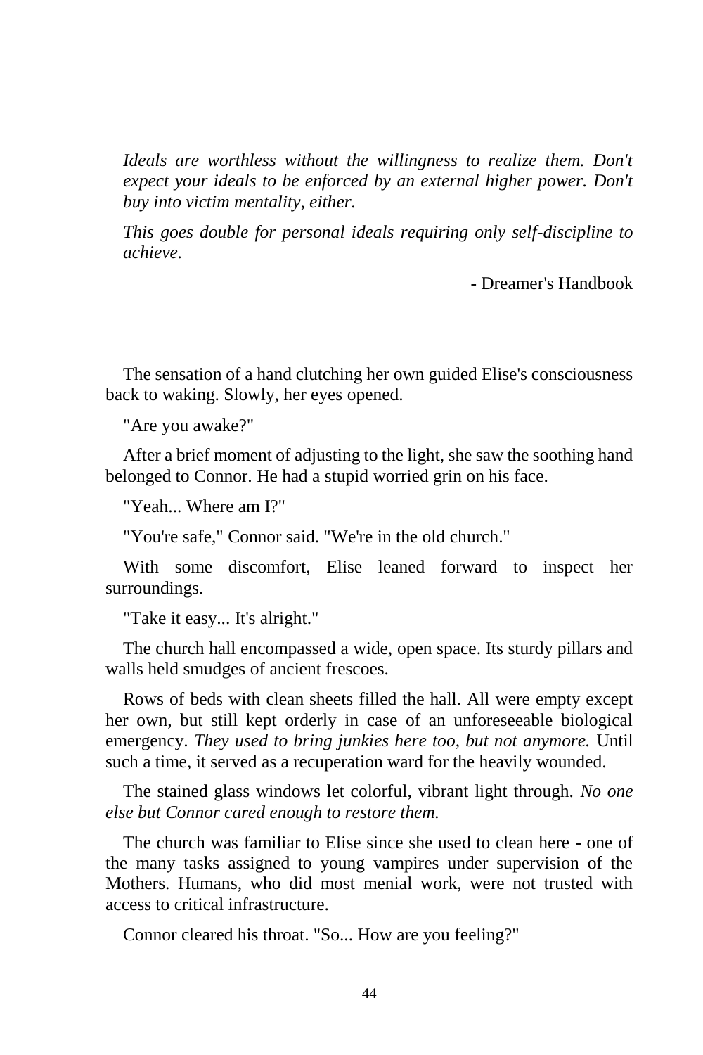*Ideals are worthless without the willingness to realize them. Don't expect your ideals to be enforced by an external higher power. Don't buy into victim mentality, either.*

*This goes double for personal ideals requiring only self-discipline to achieve.*

- Dreamer's Handbook

The sensation of a hand clutching her own guided Elise's consciousness back to waking. Slowly, her eyes opened.

"Are you awake?"

After a brief moment of adjusting to the light, she saw the soothing hand belonged to Connor. He had a stupid worried grin on his face.

"Yeah... Where am I?"

"You're safe," Connor said. "We're in the old church."

With some discomfort, Elise leaned forward to inspect her surroundings.

"Take it easy... It's alright."

The church hall encompassed a wide, open space. Its sturdy pillars and walls held smudges of ancient frescoes.

Rows of beds with clean sheets filled the hall. All were empty except her own, but still kept orderly in case of an unforeseeable biological emergency. *They used to bring junkies here too, but not anymore.* Until such a time, it served as a recuperation ward for the heavily wounded.

The stained glass windows let colorful, vibrant light through. *No one else but Connor cared enough to restore them.*

The church was familiar to Elise since she used to clean here - one of the many tasks assigned to young vampires under supervision of the Mothers. Humans, who did most menial work, were not trusted with access to critical infrastructure.

Connor cleared his throat. "So... How are you feeling?"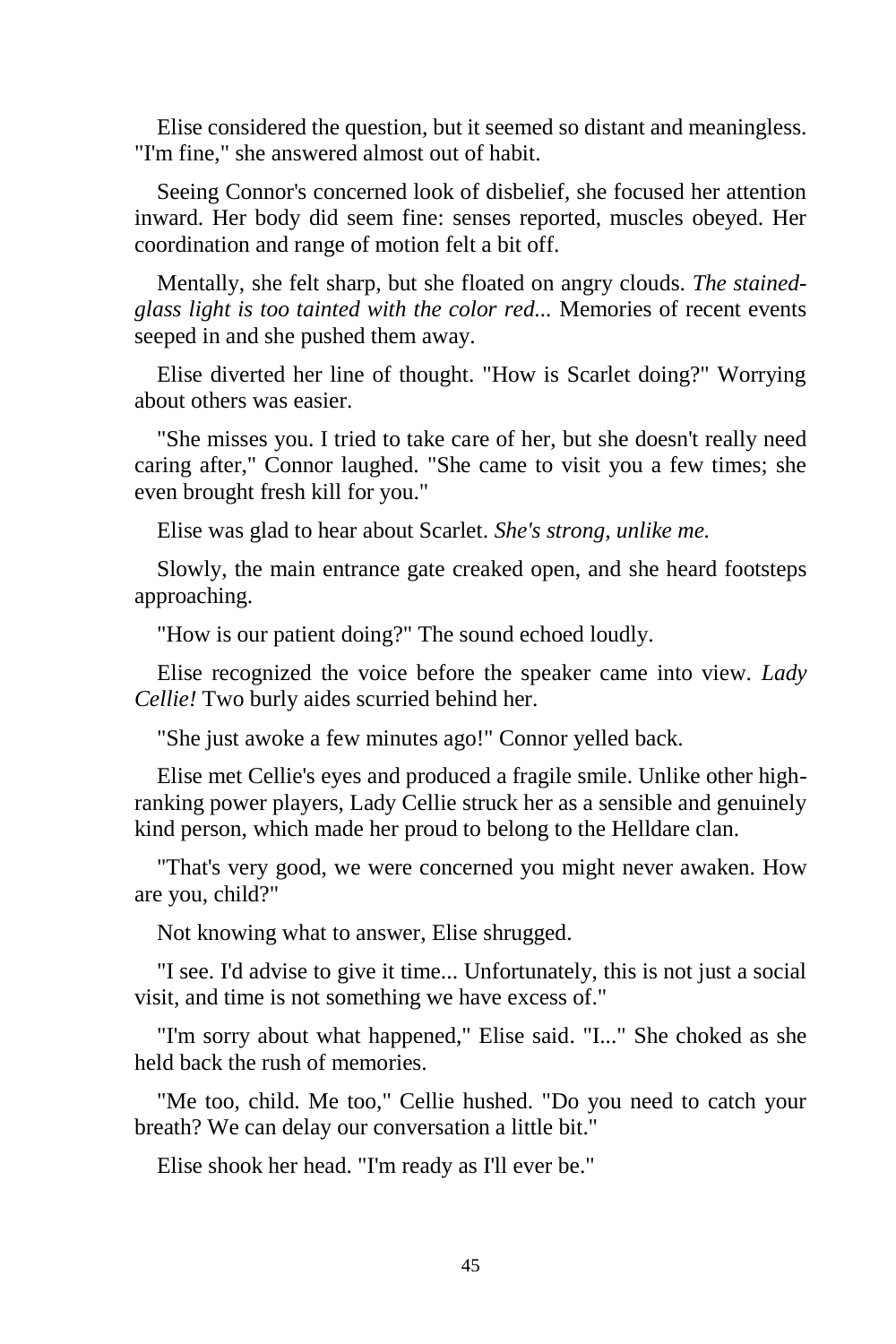Elise considered the question, but it seemed so distant and meaningless. "I'm fine," she answered almost out of habit.

Seeing Connor's concerned look of disbelief, she focused her attention inward. Her body did seem fine: senses reported, muscles obeyed. Her coordination and range of motion felt a bit off.

Mentally, she felt sharp, but she floated on angry clouds. *The stained-glass light is too tainted with the color red...* Memories of recent events seeped in and she pushed them away.

Elise diverted her line of thought. "How is Scarlet doing?" Worrying about others was easier.

"She misses you. I tried to take care of her, but she doesn't really need caring after," Connor laughed. "She came to visit you a few times; she even brought fresh kill for you."

Elise was glad to hear about Scarlet. *She's strong, unlike me.*

Slowly, the main entrance gate creaked open, and she heard footsteps approaching.

"How is our patient doing?" The sound echoed loudly.

Elise recognized the voice before the speaker came into view. *Lady Cellie!* Two burly aides scurried behind her.

"She just awoke a few minutes ago!" Connor yelled back.

Elise met Cellie's eyes and produced a fragile smile. Unlike other high-ranking power players, Lady Cellie struck her as a sensible and genuinely kind person, which made her proud to belong to the Helldare clan.

"That's very good, we were concerned you might never awaken. How are you, child?"

Not knowing what to answer, Elise shrugged.

"I see. I'd advise to give it time... Unfortunately, this is not just a social visit, and time is not something we have excess of."

"I'm sorry about what happened," Elise said. "I..." She choked as she held back the rush of memories.

"Me too, child. Me too," Cellie hushed. "Do you need to catch your breath? We can delay our conversation a little bit."

Elise shook her head. "I'm ready as I'll ever be."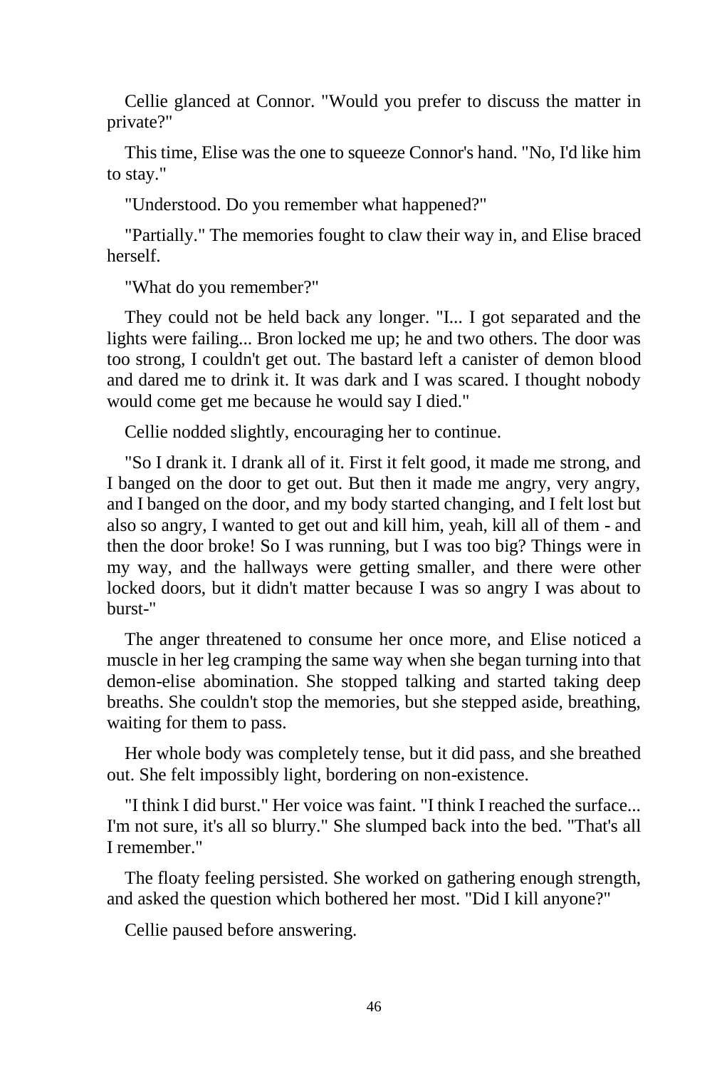Cellie glanced at Connor. "Would you prefer to discuss the matter in private?"

This time, Elise was the one to squeeze Connor's hand. "No, I'd like him to stay."

"Understood. Do you remember what happened?"

"Partially." The memories fought to claw their way in, and Elise braced herself.

"What do you remember?"

They could not be held back any longer. "I... I got separated and the lights were failing... Bron locked me up; he and two others. The door was too strong, I couldn't get out. The bastard left a canister of demon blood and dared me to drink it. It was dark and I was scared. I thought nobody would come get me because he would say I died."

Cellie nodded slightly, encouraging her to continue.

"So I drank it. I drank all of it. First it felt good, it made me strong, and I banged on the door to get out. But then it made me angry, very angry, and I banged on the door, and my body started changing, and I felt lost but also so angry, I wanted to get out and kill him, yeah, kill all of them - and then the door broke! So I was running, but I was too big? Things were in my way, and the hallways were getting smaller, and there were other locked doors, but it didn't matter because I was so angry I was about to burst-"

The anger threatened to consume her once more, and Elise noticed a muscle in her leg cramping the same way when she began turning into that demon-elise abomination. She stopped talking and started taking deep breaths. She couldn't stop the memories, but she stepped aside, breathing, waiting for them to pass.

Her whole body was completely tense, but it did pass, and she breathed out. She felt impossibly light, bordering on non-existence.

"I think I did burst." Her voice was faint. "I think I reached the surface... I'm not sure, it's all so blurry." She slumped back into the bed. "That's all I remember."

The floaty feeling persisted. She worked on gathering enough strength, and asked the question which bothered her most. "Did I kill anyone?"

Cellie paused before answering.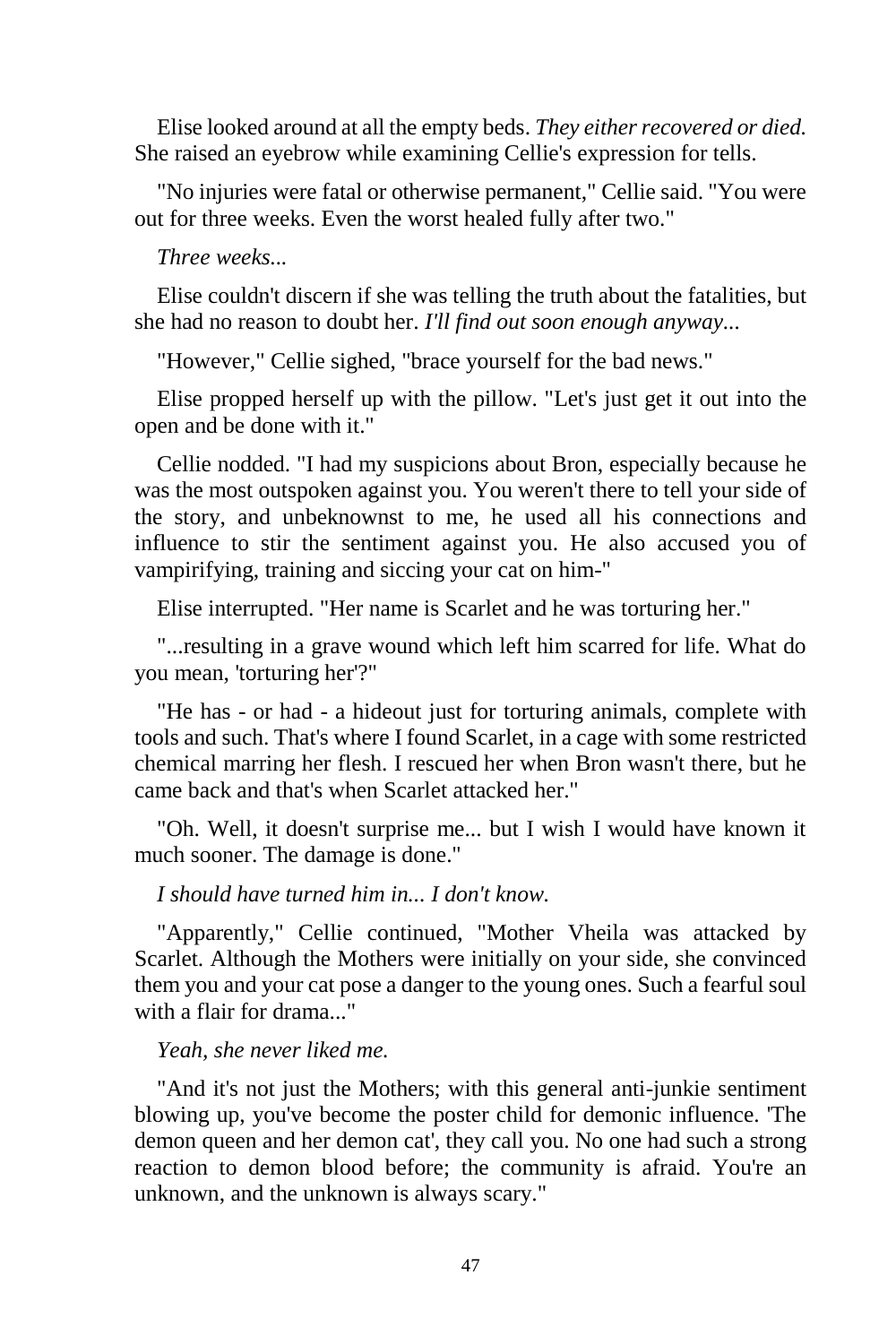Elise looked around at all the empty beds. *They either recovered or died.* She raised an eyebrow while examining Cellie's expression for tells.

"No injuries were fatal or otherwise permanent," Cellie said. "You were out for three weeks. Even the worst healed fully after two."

*Three weeks...*

Elise couldn't discern if she was telling the truth about the fatalities, but she had no reason to doubt her. *I'll find out soon enough anyway...*

"However," Cellie sighed, "brace yourself for the bad news."

Elise propped herself up with the pillow. "Let's just get it out into the open and be done with it."

Cellie nodded. "I had my suspicions about Bron, especially because he was the most outspoken against you. You weren't there to tell your side of the story, and unbeknownst to me, he used all his connections and influence to stir the sentiment against you. He also accused you of vampirifying, training and siccing your cat on him-"

Elise interrupted. "Her name is Scarlet and he was torturing her."

"...resulting in a grave wound which left him scarred for life. What do you mean, 'torturing her'?"

"He has - or had - a hideout just for torturing animals, complete with tools and such. That's where I found Scarlet, in a cage with some restricted chemical marring her flesh. I rescued her when Bron wasn't there, but he came back and that's when Scarlet attacked her."

"Oh. Well, it doesn't surprise me... but I wish I would have known it much sooner. The damage is done."

*I should have turned him in... I don't know.*

"Apparently," Cellie continued, "Mother Vheila was attacked by Scarlet. Although the Mothers were initially on your side, she convinced them you and your cat pose a danger to the young ones. Such a fearful soul with a flair for drama..."

*Yeah, she never liked me.*

"And it's not just the Mothers; with this general anti-junkie sentiment blowing up, you've become the poster child for demonic influence. 'The demon queen and her demon cat', they call you. No one had such a strong reaction to demon blood before; the community is afraid. You're an unknown, and the unknown is always scary."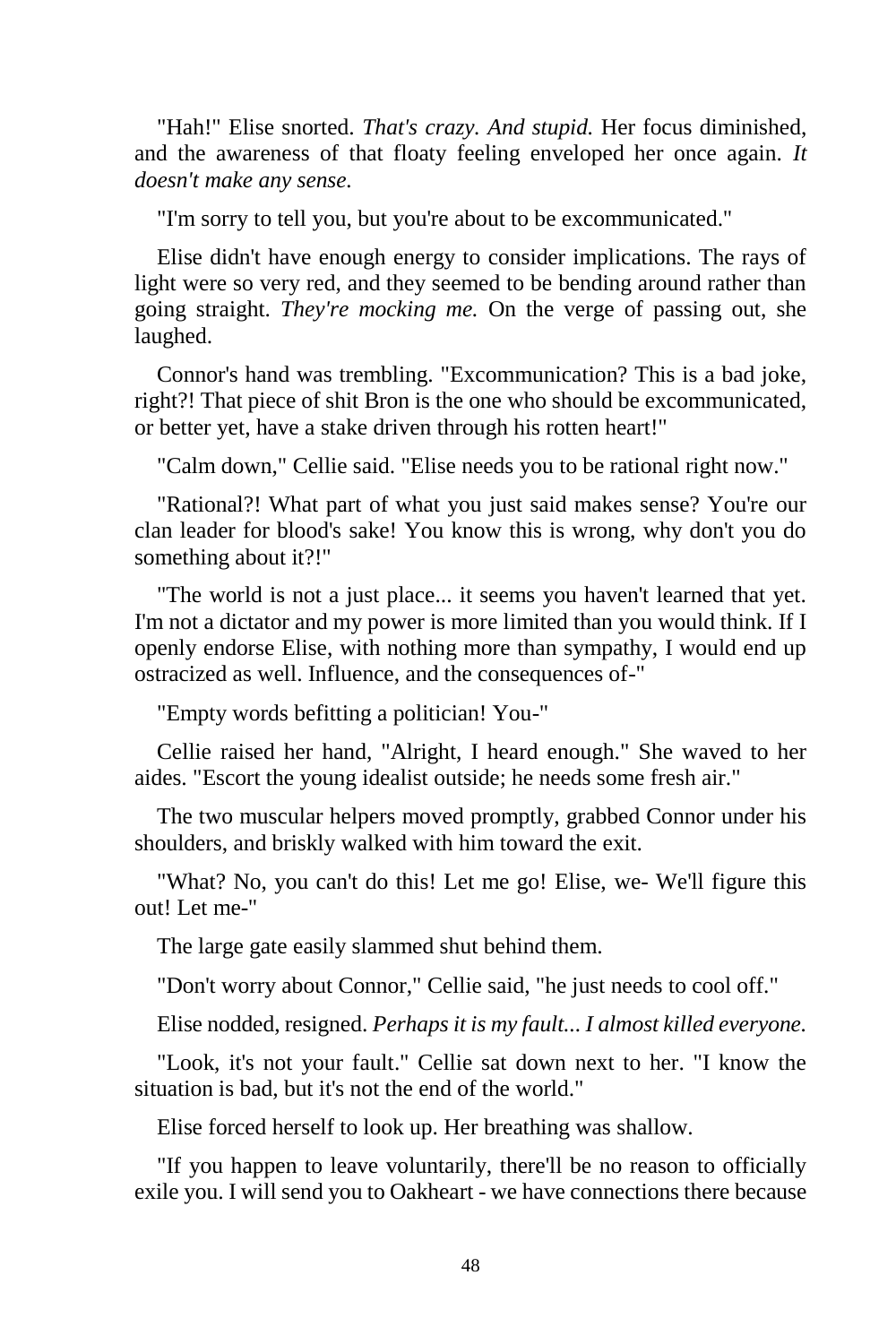"Hah!" Elise snorted. *That's crazy. And stupid.* Her focus diminished, and the awareness of that floaty feeling enveloped her once again. *It doesn't make any sense.*

"I'm sorry to tell you, but you're about to be excommunicated."

Elise didn't have enough energy to consider implications. The rays of light were so very red, and they seemed to be bending around rather than going straight. *They're mocking me.* On the verge of passing out, she laughed.

Connor's hand was trembling. "Excommunication? This is a bad joke, right?! That piece of shit Bron is the one who should be excommunicated, or better yet, have a stake driven through his rotten heart!"

"Calm down," Cellie said. "Elise needs you to be rational right now."

"Rational?! What part of what you just said makes sense? You're our clan leader for blood's sake! You know this is wrong, why don't you do something about it?!"

"The world is not a just place... it seems you haven't learned that yet. I'm not a dictator and my power is more limited than you would think. If I openly endorse Elise, with nothing more than sympathy, I would end up ostracized as well. Influence, and the consequences of-"

"Empty words befitting a politician! You-"

Cellie raised her hand, "Alright, I heard enough." She waved to her aides. "Escort the young idealist outside; he needs some fresh air."

The two muscular helpers moved promptly, grabbed Connor under his shoulders, and briskly walked with him toward the exit.

"What? No, you can't do this! Let me go! Elise, we- We'll figure this out! Let me-"

The large gate easily slammed shut behind them.

"Don't worry about Connor," Cellie said, "he just needs to cool off."

Elise nodded, resigned. *Perhaps it is my fault... I almost killed everyone.*

"Look, it's not your fault." Cellie sat down next to her. "I know the situation is bad, but it's not the end of the world."

Elise forced herself to look up. Her breathing was shallow.

"If you happen to leave voluntarily, there'll be no reason to officially exile you. I will send you to Oakheart - we have connections there because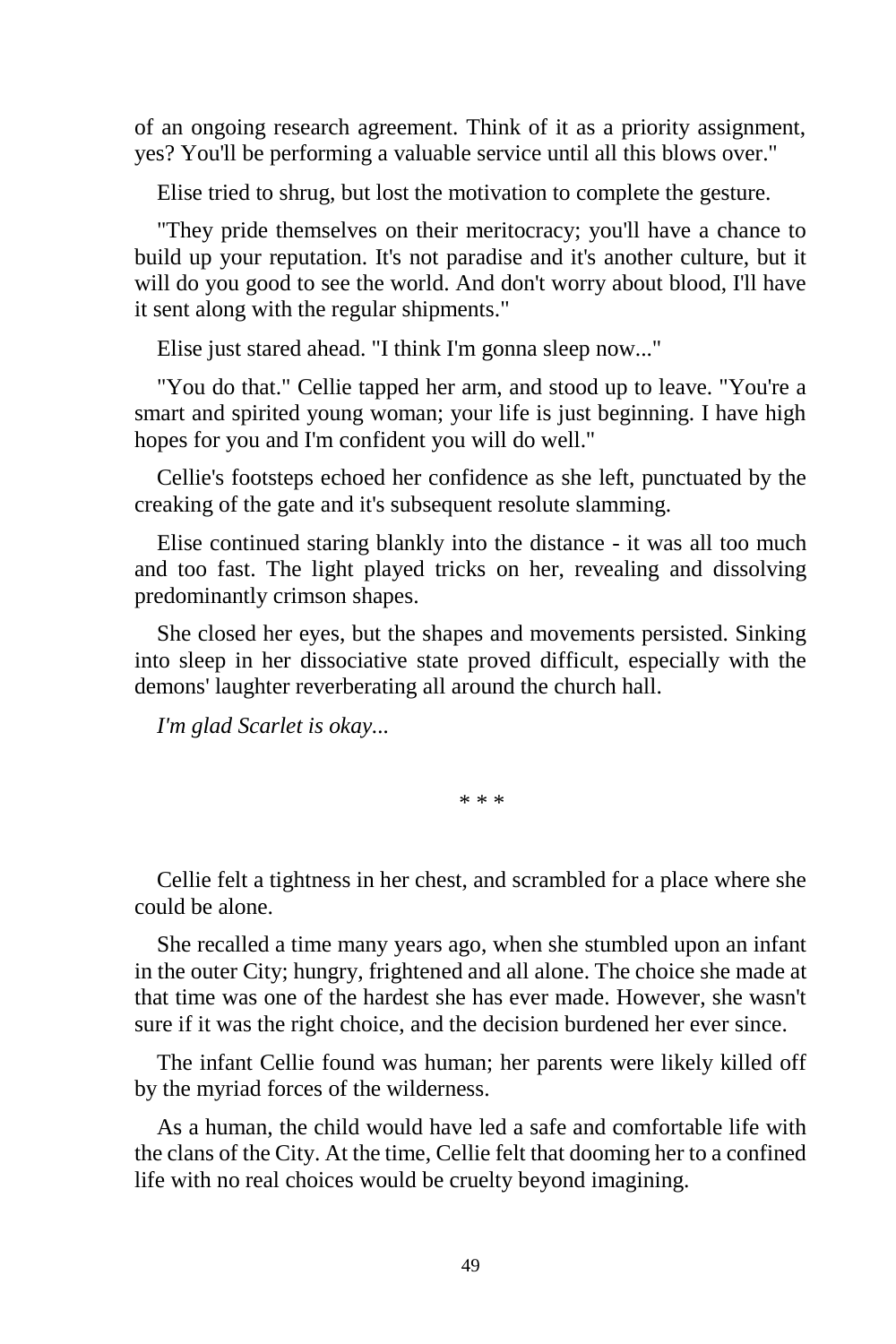of an ongoing research agreement. Think of it as a priority assignment, yes? You'll be performing a valuable service until all this blows over."

Elise tried to shrug, but lost the motivation to complete the gesture.

"They pride themselves on their meritocracy; you'll have a chance to build up your reputation. It's not paradise and it's another culture, but it will do you good to see the world. And don't worry about blood, I'll have it sent along with the regular shipments."

Elise just stared ahead. "I think I'm gonna sleep now..."

"You do that." Cellie tapped her arm, and stood up to leave. "You're a smart and spirited young woman; your life is just beginning. I have high hopes for you and I'm confident you will do well."

Cellie's footsteps echoed her confidence as she left, punctuated by the creaking of the gate and it's subsequent resolute slamming.

Elise continued staring blankly into the distance - it was all too much and too fast. The light played tricks on her, revealing and dissolving predominantly crimson shapes.

She closed her eyes, but the shapes and movements persisted. Sinking into sleep in her dissociative state proved difficult, especially with the demons' laughter reverberating all around the church hall.

*I'm glad Scarlet is okay...*

\* \* \*

Cellie felt a tightness in her chest, and scrambled for a place where she could be alone.

She recalled a time many years ago, when she stumbled upon an infant in the outer City; hungry, frightened and all alone. The choice she made at that time was one of the hardest she has ever made. However, she wasn't sure if it was the right choice, and the decision burdened her ever since.

The infant Cellie found was human; her parents were likely killed off by the myriad forces of the wilderness.

As a human, the child would have led a safe and comfortable life with the clans of the City. At the time, Cellie felt that dooming her to a confined life with no real choices would be cruelty beyond imagining.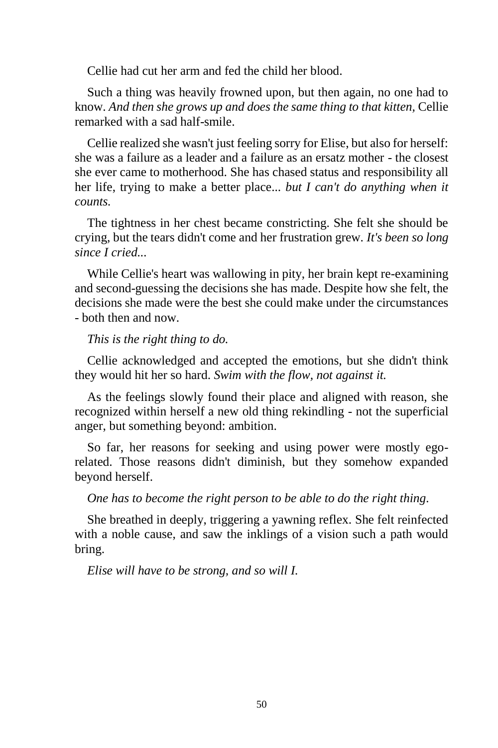Cellie had cut her arm and fed the child her blood.

Such a thing was heavily frowned upon, but then again, no one had to know. *And then she grows up and does the same thing to that kitten*, Cellie remarked with a sad half-smile.

Cellie realized she wasn't just feeling sorry for Elise, but also for herself: she was a failure as a leader and a failure as an ersatz mother - the closest she ever came to motherhood. She has chased status and responsibility all her life, trying to make a better place... *but I can't do anything when it counts.*

The tightness in her chest became constricting. She felt she should be crying, but the tears didn't come and her frustration grew. *It's been so long since I cried...*

While Cellie's heart was wallowing in pity, her brain kept re-examining and second-guessing the decisions she has made. Despite how she felt, the decisions she made were the best she could make under the circumstances - both then and now.

*This is the right thing to do.*

Cellie acknowledged and accepted the emotions, but she didn't think they would hit her so hard. *Swim with the flow, not against it.*

As the feelings slowly found their place and aligned with reason, she recognized within herself a new old thing rekindling - not the superficial anger, but something beyond: ambition.

So far, her reasons for seeking and using power were mostly ego-related. Those reasons didn't diminish, but they somehow expanded beyond herself.

*One has to become the right person to be able to do the right thing.*

She breathed in deeply, triggering a yawning reflex. She felt reinfected with a noble cause, and saw the inklings of a vision such a path would bring.

*Elise will have to be strong, and so will I.*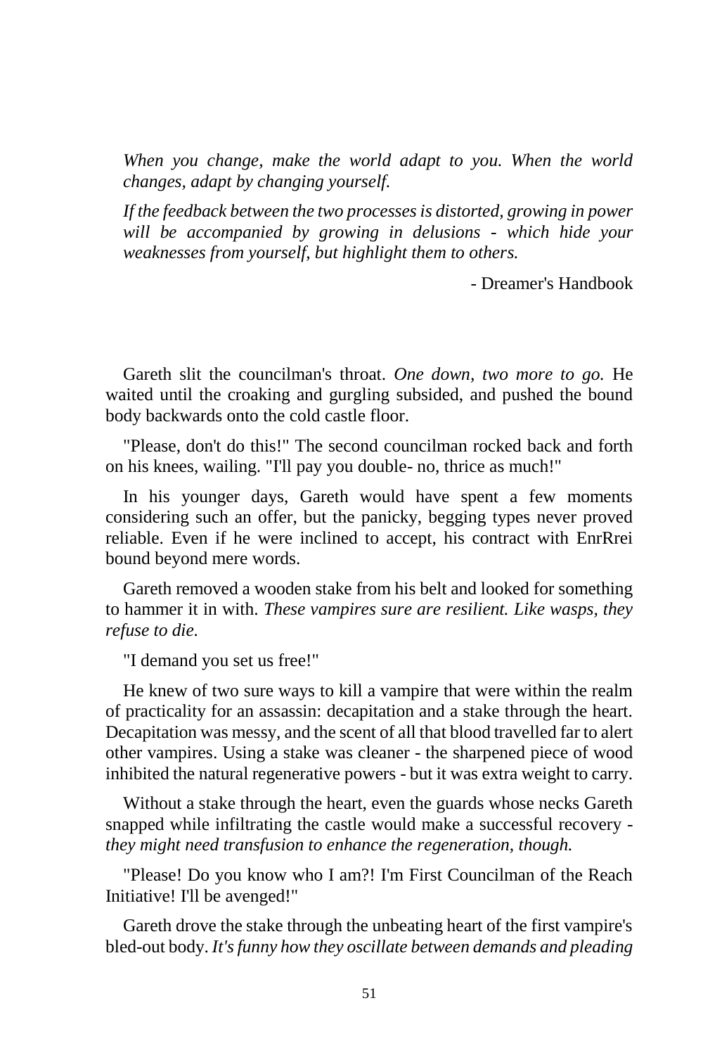*When you change, make the world adapt to you. When the world changes, adapt by changing yourself.*

*If the feedback between the two processes is distorted, growing in power will be accompanied by growing in delusions - which hide your weaknesses from yourself, but highlight them to others.*

- Dreamer's Handbook

Gareth slit the councilman's throat. *One down, two more to go.* He waited until the croaking and gurgling subsided, and pushed the bound body backwards onto the cold castle floor.

"Please, don't do this!" The second councilman rocked back and forth on his knees, wailing. "I'll pay you double- no, thrice as much!"

In his younger days, Gareth would have spent a few moments considering such an offer, but the panicky, begging types never proved reliable. Even if he were inclined to accept, his contract with EnrRrei bound beyond mere words.

Gareth removed a wooden stake from his belt and looked for something to hammer it in with. *These vampires sure are resilient. Like wasps, they refuse to die.*

"I demand you set us free!"

He knew of two sure ways to kill a vampire that were within the realm of practicality for an assassin: decapitation and a stake through the heart. Decapitation was messy, and the scent of all that blood travelled far to alert other vampires. Using a stake was cleaner - the sharpened piece of wood inhibited the natural regenerative powers - but it was extra weight to carry.

Without a stake through the heart, even the guards whose necks Gareth snapped while infiltrating the castle would make a successful recovery - *they might need transfusion to enhance the regeneration, though.*

"Please! Do you know who I am?! I'm First Councilman of the Reach Initiative! I'll be avenged!"

Gareth drove the stake through the unbeating heart of the first vampire's bled-out body. *It's funny how they oscillate between demands and pleading*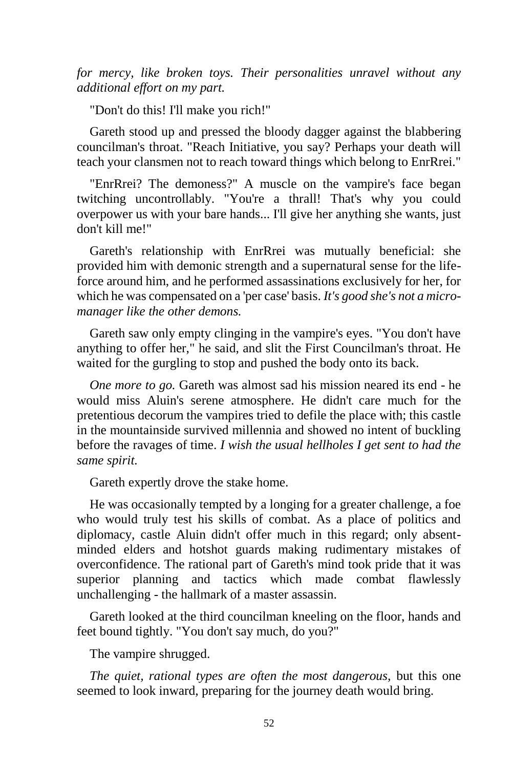*for mercy, like broken toys. Their personalities unravel without any additional effort on my part.*

"Don't do this! I'll make you rich!"

Gareth stood up and pressed the bloody dagger against the blabbering councilman's throat. "Reach Initiative, you say? Perhaps your death will teach your clansmen not to reach toward things which belong to EnrRrei."

"EnrRrei? The demoness?" A muscle on the vampire's face began twitching uncontrollably. "You're a thrall! That's why you could overpower us with your bare hands... I'll give her anything she wants, just don't kill me!"

Gareth's relationship with EnrRrei was mutually beneficial: she provided him with demonic strength and a supernatural sense for the life-force around him, and he performed assassinations exclusively for her, for which he was compensated on a 'per case' basis. *It's good she's not a micro-manager like the other demons.*

Gareth saw only empty clinging in the vampire's eyes. "You don't have anything to offer her," he said, and slit the First Councilman's throat. He waited for the gurgling to stop and pushed the body onto its back.

*One more to go.* Gareth was almost sad his mission neared its end - he would miss Aluin's serene atmosphere. He didn't care much for the pretentious decorum the vampires tried to defile the place with; this castle in the mountainside survived millennia and showed no intent of buckling before the ravages of time. *I wish the usual hellholes I get sent to had the same spirit.*

Gareth expertly drove the stake home.

He was occasionally tempted by a longing for a greater challenge, a foe who would truly test his skills of combat. As a place of politics and diplomacy, castle Aluin didn't offer much in this regard; only absent-minded elders and hotshot guards making rudimentary mistakes of overconfidence. The rational part of Gareth's mind took pride that it was superior planning and tactics which made combat flawlessly unchallenging - the hallmark of a master assassin.

Gareth looked at the third councilman kneeling on the floor, hands and feet bound tightly. "You don't say much, do you?"

The vampire shrugged.

*The quiet, rational types are often the most dangerous*, but this one seemed to look inward, preparing for the journey death would bring.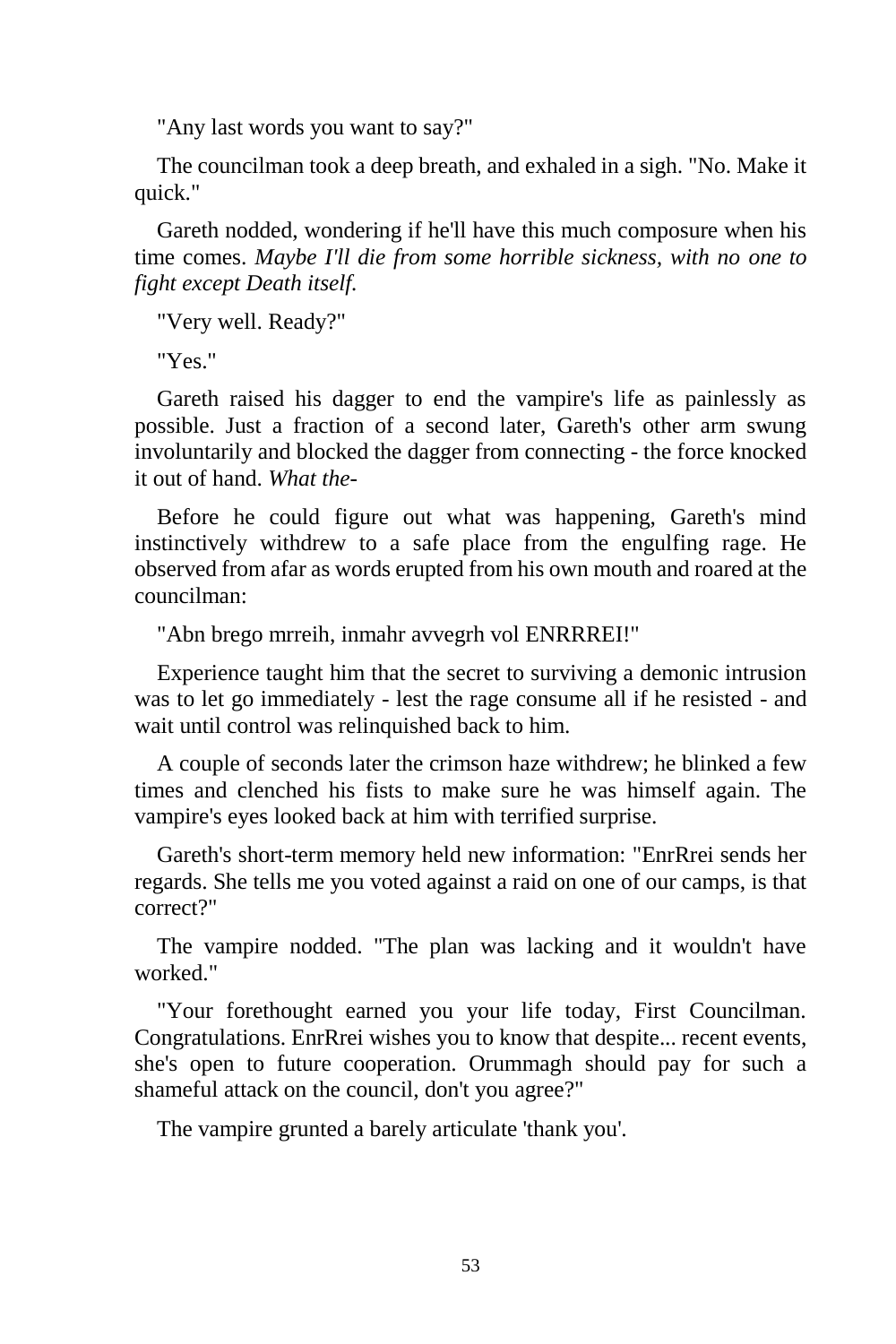"Any last words you want to say?"

The councilman took a deep breath, and exhaled in a sigh. "No. Make it quick."

Gareth nodded, wondering if he'll have this much composure when his time comes. *Maybe I'll die from some horrible sickness, with no one to fight except Death itself.*

"Very well. Ready?"

"Yes."

Gareth raised his dagger to end the vampire's life as painlessly as possible. Just a fraction of a second later, Gareth's other arm swung involuntarily and blocked the dagger from connecting - the force knocked it out of hand. *What the-*

Before he could figure out what was happening, Gareth's mind instinctively withdrew to a safe place from the engulfing rage. He observed from afar as words erupted from his own mouth and roared at the councilman:

"Abn brego mrreih, inmahr avvegrh vol ENRRREI!"

Experience taught him that the secret to surviving a demonic intrusion was to let go immediately - lest the rage consume all if he resisted - and wait until control was relinquished back to him.

A couple of seconds later the crimson haze withdrew; he blinked a few times and clenched his fists to make sure he was himself again. The vampire's eyes looked back at him with terrified surprise.

Gareth's short-term memory held new information: "EnrRrei sends her regards. She tells me you voted against a raid on one of our camps, is that correct?"

The vampire nodded. "The plan was lacking and it wouldn't have worked."

"Your forethought earned you your life today, First Councilman. Congratulations. EnrRrei wishes you to know that despite... recent events, she's open to future cooperation. Orummagh should pay for such a shameful attack on the council, don't you agree?"

The vampire grunted a barely articulate 'thank you'.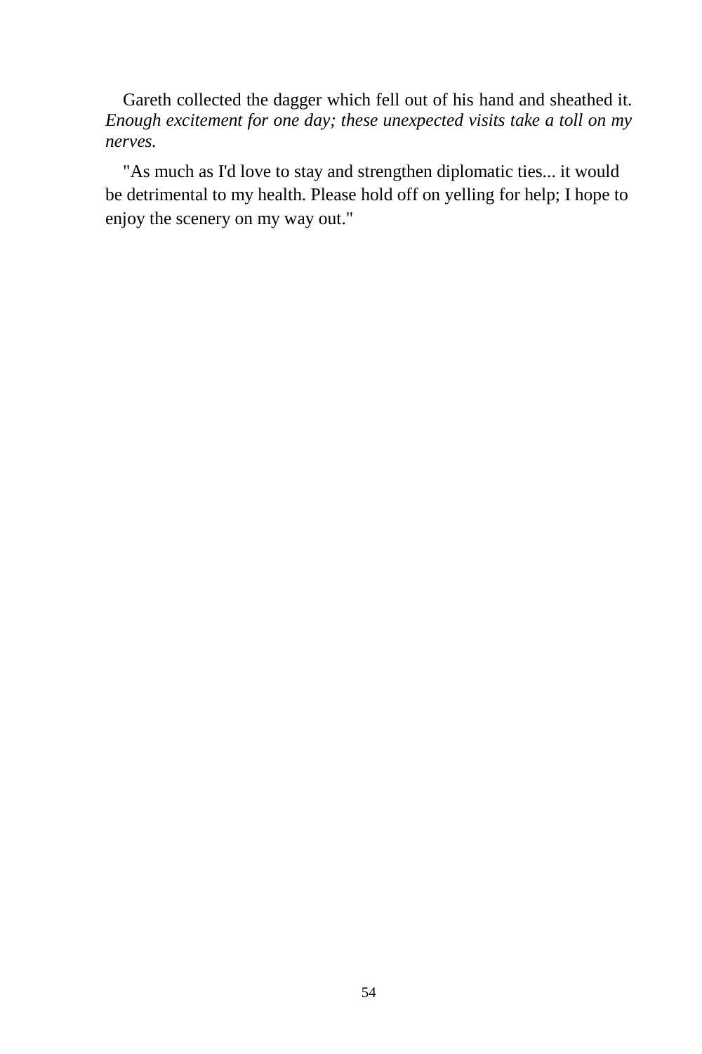Gareth collected the dagger which fell out of his hand and sheathed it. *Enough excitement for one day; these unexpected visits take a toll on my nerves.*

"As much as I'd love to stay and strengthen diplomatic ties... it would be detrimental to my health. Please hold off on yelling for help; I hope to enjoy the scenery on my way out."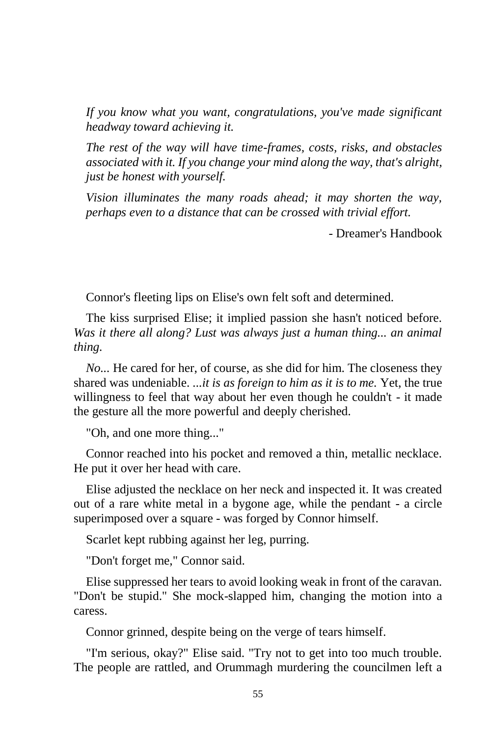*If you know what you want, congratulations, you've made significant headway toward achieving it.*

*The rest of the way will have time-frames, costs, risks, and obstacles associated with it. If you change your mind along the way, that's alright, just be honest with yourself.*

*Vision illuminates the many roads ahead; it may shorten the way, perhaps even to a distance that can be crossed with trivial effort.*

- Dreamer's Handbook

Connor's fleeting lips on Elise's own felt soft and determined.

The kiss surprised Elise; it implied passion she hasn't noticed before. *Was it there all along? Lust was always just a human thing... an animal thing.*

*No*... He cared for her, of course, as she did for him. The closeness they shared was undeniable. *...it is as foreign to him as it is to me.* Yet, the true willingness to feel that way about her even though he couldn't - it made the gesture all the more powerful and deeply cherished.

"Oh, and one more thing..."

Connor reached into his pocket and removed a thin, metallic necklace. He put it over her head with care.

Elise adjusted the necklace on her neck and inspected it. It was created out of a rare white metal in a bygone age, while the pendant - a circle superimposed over a square - was forged by Connor himself.

Scarlet kept rubbing against her leg, purring.

"Don't forget me," Connor said.

Elise suppressed her tears to avoid looking weak in front of the caravan. "Don't be stupid." She mock-slapped him, changing the motion into a caress.

Connor grinned, despite being on the verge of tears himself.

"I'm serious, okay?" Elise said. "Try not to get into too much trouble. The people are rattled, and Orummagh murdering the councilmen left a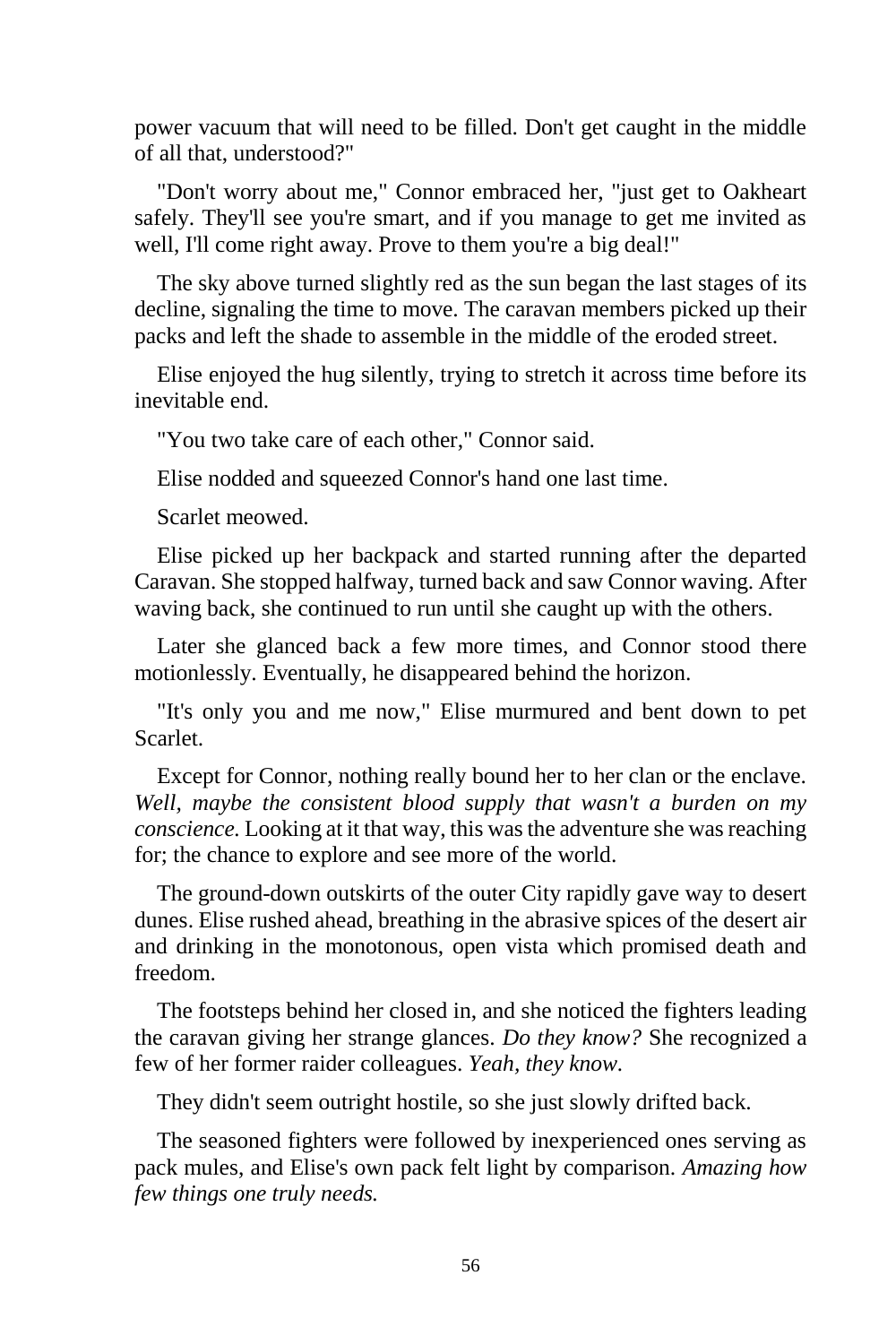power vacuum that will need to be filled. Don't get caught in the middle of all that, understood?"

"Don't worry about me," Connor embraced her, "just get to Oakheart safely. They'll see you're smart, and if you manage to get me invited as well, I'll come right away. Prove to them you're a big deal!"

The sky above turned slightly red as the sun began the last stages of its decline, signaling the time to move. The caravan members picked up their packs and left the shade to assemble in the middle of the eroded street.

Elise enjoyed the hug silently, trying to stretch it across time before its inevitable end.

"You two take care of each other," Connor said.

Elise nodded and squeezed Connor's hand one last time.

Scarlet meowed.

Elise picked up her backpack and started running after the departed Caravan. She stopped halfway, turned back and saw Connor waving. After waving back, she continued to run until she caught up with the others.

Later she glanced back a few more times, and Connor stood there motionlessly. Eventually, he disappeared behind the horizon.

"It's only you and me now," Elise murmured and bent down to pet Scarlet.

Except for Connor, nothing really bound her to her clan or the enclave. *Well, maybe the consistent blood supply that wasn't a burden on my conscience.* Looking at it that way, this was the adventure she was reaching for; the chance to explore and see more of the world.

The ground-down outskirts of the outer City rapidly gave way to desert dunes. Elise rushed ahead, breathing in the abrasive spices of the desert air and drinking in the monotonous, open vista which promised death and freedom.

The footsteps behind her closed in, and she noticed the fighters leading the caravan giving her strange glances. *Do they know?* She recognized a few of her former raider colleagues. *Yeah, they know.*

They didn't seem outright hostile, so she just slowly drifted back.

The seasoned fighters were followed by inexperienced ones serving as pack mules, and Elise's own pack felt light by comparison. *Amazing how few things one truly needs.*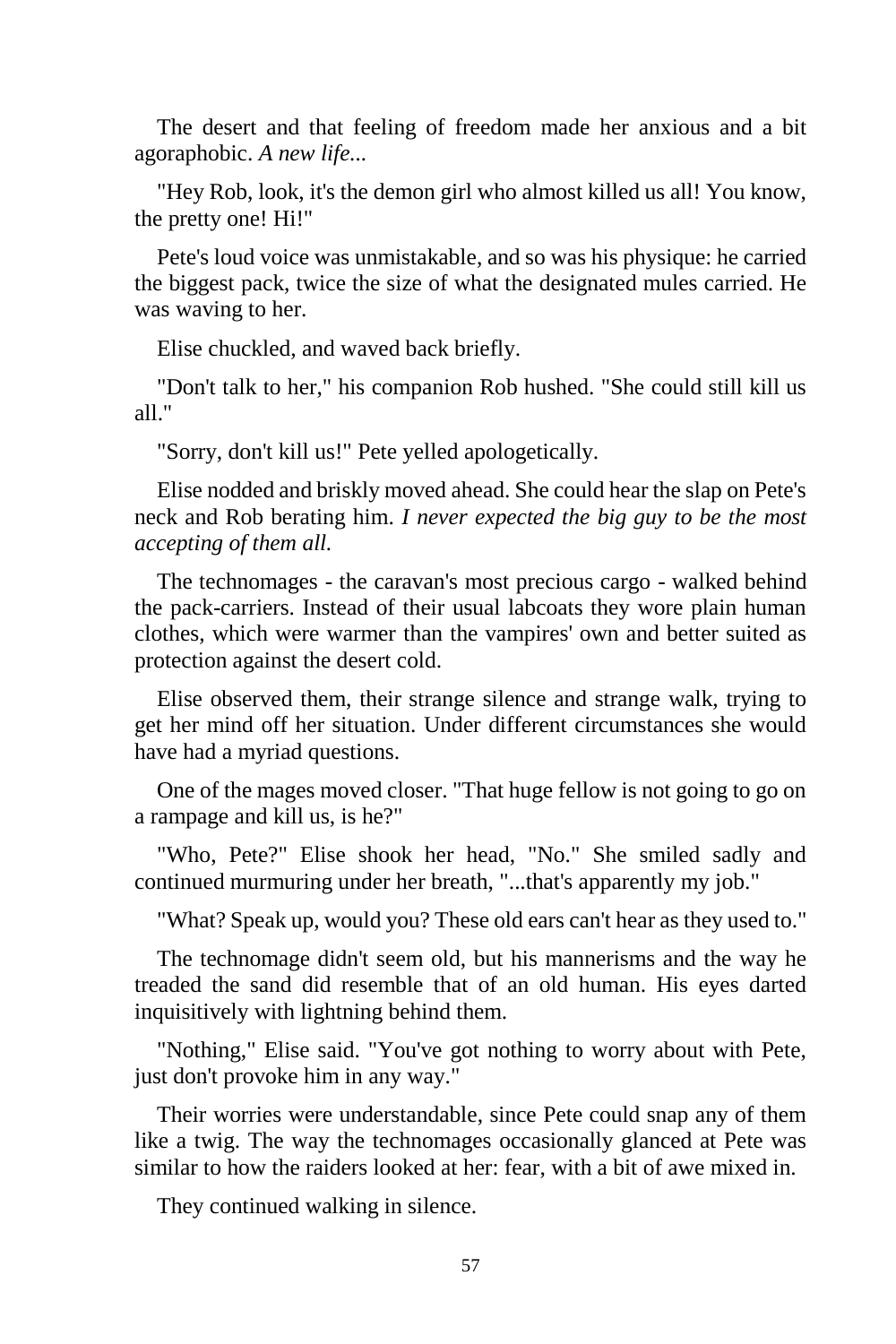The desert and that feeling of freedom made her anxious and a bit agoraphobic. *A new life...*

"Hey Rob, look, it's the demon girl who almost killed us all! You know, the pretty one! Hi!"

Pete's loud voice was unmistakable, and so was his physique: he carried the biggest pack, twice the size of what the designated mules carried. He was waving to her.

Elise chuckled, and waved back briefly.

"Don't talk to her," his companion Rob hushed. "She could still kill us all."

"Sorry, don't kill us!" Pete yelled apologetically.

Elise nodded and briskly moved ahead. She could hear the slap on Pete's neck and Rob berating him. *I never expected the big guy to be the most accepting of them all.*

The technomages - the caravan's most precious cargo - walked behind the pack-carriers. Instead of their usual labcoats they wore plain human clothes, which were warmer than the vampires' own and better suited as protection against the desert cold.

Elise observed them, their strange silence and strange walk, trying to get her mind off her situation. Under different circumstances she would have had a myriad questions.

One of the mages moved closer. "That huge fellow is not going to go on a rampage and kill us, is he?"

"Who, Pete?" Elise shook her head, "No." She smiled sadly and continued murmuring under her breath, "...that's apparently my job."

"What? Speak up, would you? These old ears can't hear as they used to."

The technomage didn't seem old, but his mannerisms and the way he treaded the sand did resemble that of an old human. His eyes darted inquisitively with lightning behind them.

"Nothing," Elise said. "You've got nothing to worry about with Pete, just don't provoke him in any way."

Their worries were understandable, since Pete could snap any of them like a twig. The way the technomages occasionally glanced at Pete was similar to how the raiders looked at her: fear, with a bit of awe mixed in.

They continued walking in silence.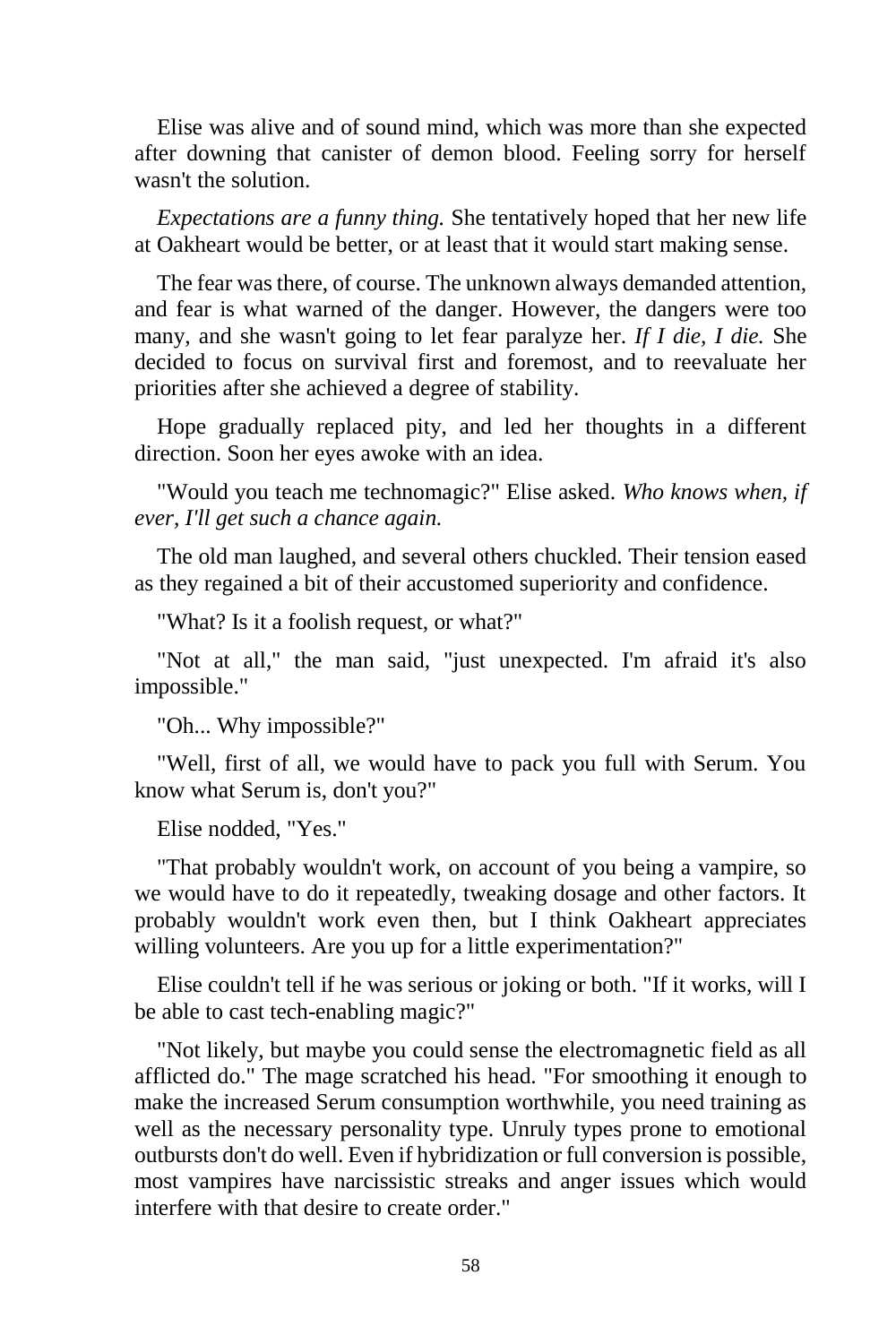Elise was alive and of sound mind, which was more than she expected after downing that canister of demon blood. Feeling sorry for herself wasn't the solution.

*Expectations are a funny thing.* She tentatively hoped that her new life at Oakheart would be better, or at least that it would start making sense.

The fear was there, of course. The unknown always demanded attention, and fear is what warned of the danger. However, the dangers were too many, and she wasn't going to let fear paralyze her. *If I die, I die.* She decided to focus on survival first and foremost, and to reevaluate her priorities after she achieved a degree of stability.

Hope gradually replaced pity, and led her thoughts in a different direction. Soon her eyes awoke with an idea.

"Would you teach me technomagic?" Elise asked. *Who knows when, if ever, I'll get such a chance again.*

The old man laughed, and several others chuckled. Their tension eased as they regained a bit of their accustomed superiority and confidence.

"What? Is it a foolish request, or what?"

"Not at all," the man said, "just unexpected. I'm afraid it's also impossible."

"Oh... Why impossible?"

"Well, first of all, we would have to pack you full with Serum. You know what Serum is, don't you?"

Elise nodded, "Yes."

"That probably wouldn't work, on account of you being a vampire, so we would have to do it repeatedly, tweaking dosage and other factors. It probably wouldn't work even then, but I think Oakheart appreciates willing volunteers. Are you up for a little experimentation?"

Elise couldn't tell if he was serious or joking or both. "If it works, will I be able to cast tech-enabling magic?"

"Not likely, but maybe you could sense the electromagnetic field as all afflicted do." The mage scratched his head. "For smoothing it enough to make the increased Serum consumption worthwhile, you need training as well as the necessary personality type. Unruly types prone to emotional outbursts don't do well. Even if hybridization or full conversion is possible, most vampires have narcissistic streaks and anger issues which would interfere with that desire to create order."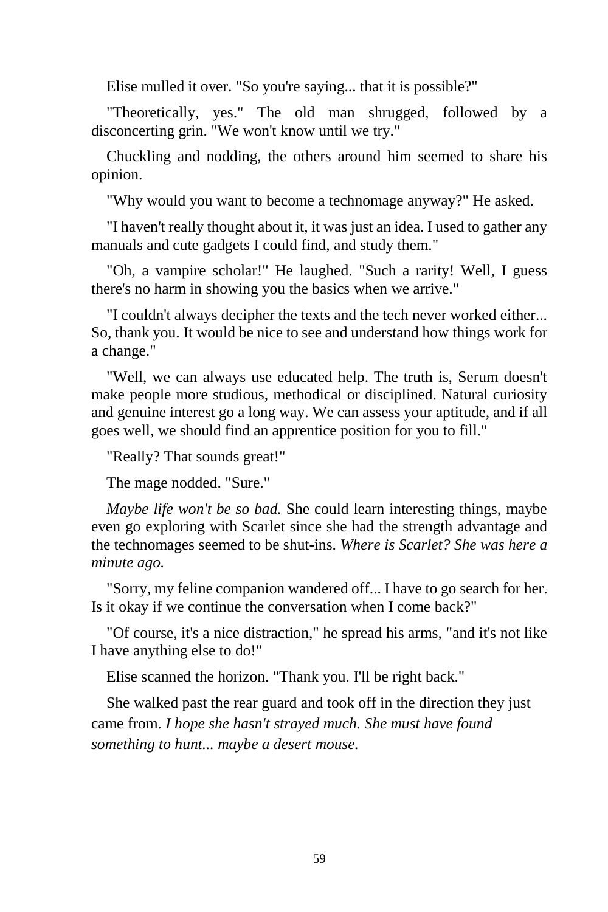Elise mulled it over. "So you're saying... that it is possible?"

"Theoretically, yes." The old man shrugged, followed by a disconcerting grin. "We won't know until we try."

Chuckling and nodding, the others around him seemed to share his opinion.

"Why would you want to become a technomage anyway?" He asked.

"I haven't really thought about it, it was just an idea. I used to gather any manuals and cute gadgets I could find, and study them."

"Oh, a vampire scholar!" He laughed. "Such a rarity! Well, I guess there's no harm in showing you the basics when we arrive."

"I couldn't always decipher the texts and the tech never worked either... So, thank you. It would be nice to see and understand how things work for a change."

"Well, we can always use educated help. The truth is, Serum doesn't make people more studious, methodical or disciplined. Natural curiosity and genuine interest go a long way. We can assess your aptitude, and if all goes well, we should find an apprentice position for you to fill."

"Really? That sounds great!"

The mage nodded. "Sure."

*Maybe life won't be so bad.* She could learn interesting things, maybe even go exploring with Scarlet since she had the strength advantage and the technomages seemed to be shut-ins. *Where is Scarlet? She was here a minute ago.*

"Sorry, my feline companion wandered off... I have to go search for her. Is it okay if we continue the conversation when I come back?"

"Of course, it's a nice distraction," he spread his arms, "and it's not like I have anything else to do!"

Elise scanned the horizon. "Thank you. I'll be right back."

She walked past the rear guard and took off in the direction they just came from. *I hope she hasn't strayed much. She must have found something to hunt... maybe a desert mouse.*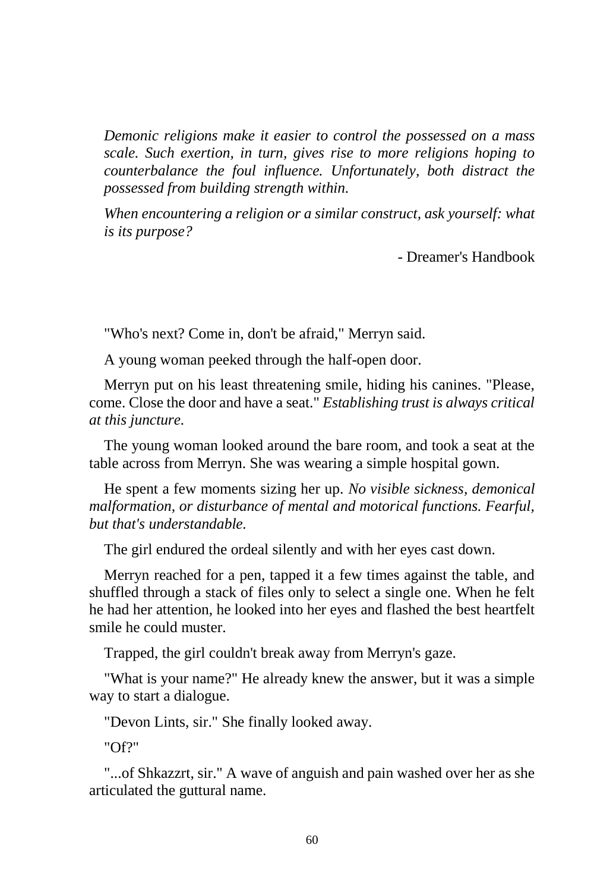*Demonic religions make it easier to control the possessed on a mass scale. Such exertion, in turn, gives rise to more religions hoping to counterbalance the foul influence. Unfortunately, both distract the possessed from building strength within.*

*When encountering a religion or a similar construct, ask yourself: what is its purpose?*

- Dreamer's Handbook

"Who's next? Come in, don't be afraid," Merryn said.

A young woman peeked through the half-open door.

Merryn put on his least threatening smile, hiding his canines. "Please, come. Close the door and have a seat." *Establishing trust is always critical at this juncture.*

The young woman looked around the bare room, and took a seat at the table across from Merryn. She was wearing a simple hospital gown.

He spent a few moments sizing her up. *No visible sickness, demonical malformation, or disturbance of mental and motorical functions. Fearful, but that's understandable.*

The girl endured the ordeal silently and with her eyes cast down.

Merryn reached for a pen, tapped it a few times against the table, and shuffled through a stack of files only to select a single one. When he felt he had her attention, he looked into her eyes and flashed the best heartfelt smile he could muster.

Trapped, the girl couldn't break away from Merryn's gaze.

"What is your name?" He already knew the answer, but it was a simple way to start a dialogue.

"Devon Lints, sir." She finally looked away.

"Of?"

"...of Shkazzrt, sir." A wave of anguish and pain washed over her as she articulated the guttural name.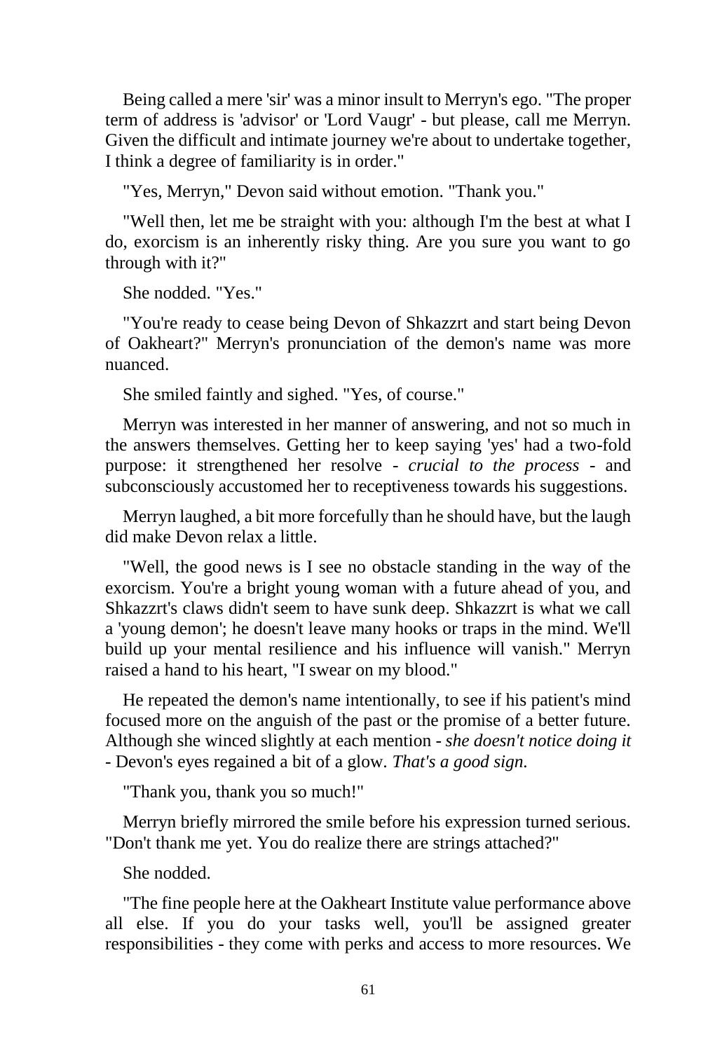Being called a mere 'sir' was a minor insult to Merryn's ego. "The proper term of address is 'advisor' or 'Lord Vaugr' - but please, call me Merryn. Given the difficult and intimate journey we're about to undertake together, I think a degree of familiarity is in order."

"Yes, Merryn," Devon said without emotion. "Thank you."

"Well then, let me be straight with you: although I'm the best at what I do, exorcism is an inherently risky thing. Are you sure you want to go through with it?"

She nodded. "Yes."

"You're ready to cease being Devon of Shkazzrt and start being Devon of Oakheart?" Merryn's pronunciation of the demon's name was more nuanced.

She smiled faintly and sighed. "Yes, of course."

Merryn was interested in her manner of answering, and not so much in the answers themselves. Getting her to keep saying 'yes' had a two-fold purpose: it strengthened her resolve - *crucial to the process* - and subconsciously accustomed her to receptiveness towards his suggestions.

Merryn laughed, a bit more forcefully than he should have, but the laugh did make Devon relax a little.

"Well, the good news is I see no obstacle standing in the way of the exorcism. You're a bright young woman with a future ahead of you, and Shkazzrt's claws didn't seem to have sunk deep. Shkazzrt is what we call a 'young demon'; he doesn't leave many hooks or traps in the mind. We'll build up your mental resilience and his influence will vanish." Merryn raised a hand to his heart, "I swear on my blood."

He repeated the demon's name intentionally, to see if his patient's mind focused more on the anguish of the past or the promise of a better future. Although she winced slightly at each mention - *she doesn't notice doing it* - Devon's eyes regained a bit of a glow. *That's a good sign.*

"Thank you, thank you so much!"

Merryn briefly mirrored the smile before his expression turned serious. "Don't thank me yet. You do realize there are strings attached?"

She nodded.

"The fine people here at the Oakheart Institute value performance above all else. If you do your tasks well, you'll be assigned greater responsibilities - they come with perks and access to more resources. We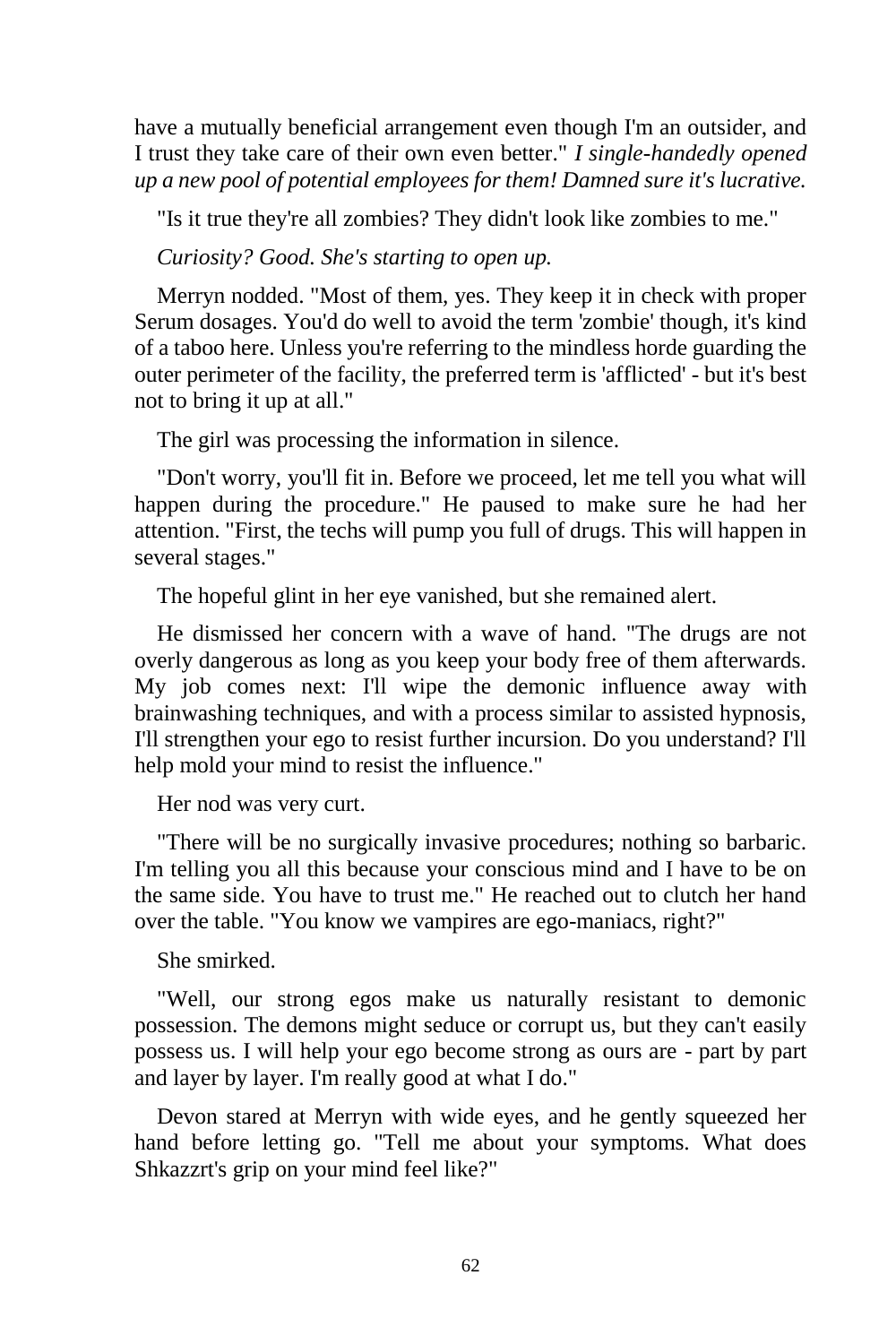have a mutually beneficial arrangement even though I'm an outsider, and I trust they take care of their own even better." *I single-handedly opened up a new pool of potential employees for them! Damned sure it's lucrative.*

"Is it true they're all zombies? They didn't look like zombies to me."

*Curiosity? Good. She's starting to open up.*

Merryn nodded. "Most of them, yes. They keep it in check with proper Serum dosages. You'd do well to avoid the term 'zombie' though, it's kind of a taboo here. Unless you're referring to the mindless horde guarding the outer perimeter of the facility, the preferred term is 'afflicted' - but it's best not to bring it up at all."

The girl was processing the information in silence.

"Don't worry, you'll fit in. Before we proceed, let me tell you what will happen during the procedure." He paused to make sure he had her attention. "First, the techs will pump you full of drugs. This will happen in several stages."

The hopeful glint in her eye vanished, but she remained alert.

He dismissed her concern with a wave of hand. "The drugs are not overly dangerous as long as you keep your body free of them afterwards. My job comes next: I'll wipe the demonic influence away with brainwashing techniques, and with a process similar to assisted hypnosis, I'll strengthen your ego to resist further incursion. Do you understand? I'll help mold your mind to resist the influence."

Her nod was very curt.

"There will be no surgically invasive procedures; nothing so barbaric. I'm telling you all this because your conscious mind and I have to be on the same side. You have to trust me." He reached out to clutch her hand over the table. "You know we vampires are ego-maniacs, right?"

She smirked.

"Well, our strong egos make us naturally resistant to demonic possession. The demons might seduce or corrupt us, but they can't easily possess us. I will help your ego become strong as ours are - part by part and layer by layer. I'm really good at what I do."

Devon stared at Merryn with wide eyes, and he gently squeezed her hand before letting go. "Tell me about your symptoms. What does Shkazzrt's grip on your mind feel like?"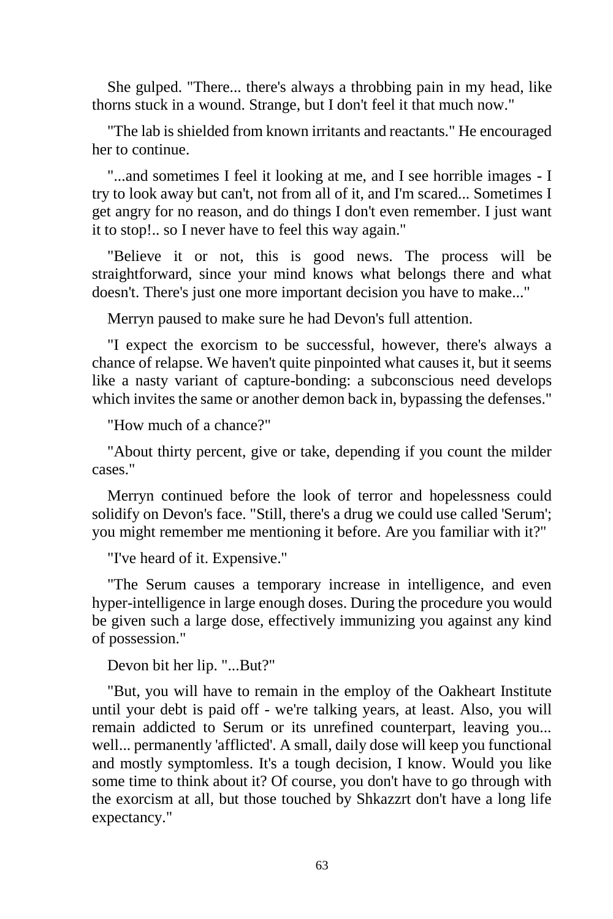She gulped. "There... there's always a throbbing pain in my head, like thorns stuck in a wound. Strange, but I don't feel it that much now."

"The lab is shielded from known irritants and reactants." He encouraged her to continue.

"...and sometimes I feel it looking at me, and I see horrible images - I try to look away but can't, not from all of it, and I'm scared... Sometimes I get angry for no reason, and do things I don't even remember. I just want it to stop!.. so I never have to feel this way again."

"Believe it or not, this is good news. The process will be straightforward, since your mind knows what belongs there and what doesn't. There's just one more important decision you have to make..."

Merryn paused to make sure he had Devon's full attention.

"I expect the exorcism to be successful, however, there's always a chance of relapse. We haven't quite pinpointed what causes it, but it seems like a nasty variant of capture-bonding: a subconscious need develops which invites the same or another demon back in, bypassing the defenses."

"How much of a chance?"

"About thirty percent, give or take, depending if you count the milder cases."

Merryn continued before the look of terror and hopelessness could solidify on Devon's face. "Still, there's a drug we could use called 'Serum'; you might remember me mentioning it before. Are you familiar with it?"

"I've heard of it. Expensive."

"The Serum causes a temporary increase in intelligence, and even hyper-intelligence in large enough doses. During the procedure you would be given such a large dose, effectively immunizing you against any kind of possession."

Devon bit her lip. "...But?"

"But, you will have to remain in the employ of the Oakheart Institute until your debt is paid off - we're talking years, at least. Also, you will remain addicted to Serum or its unrefined counterpart, leaving you... well... permanently 'afflicted'. A small, daily dose will keep you functional and mostly symptomless. It's a tough decision, I know. Would you like some time to think about it? Of course, you don't have to go through with the exorcism at all, but those touched by Shkazzrt don't have a long life expectancy."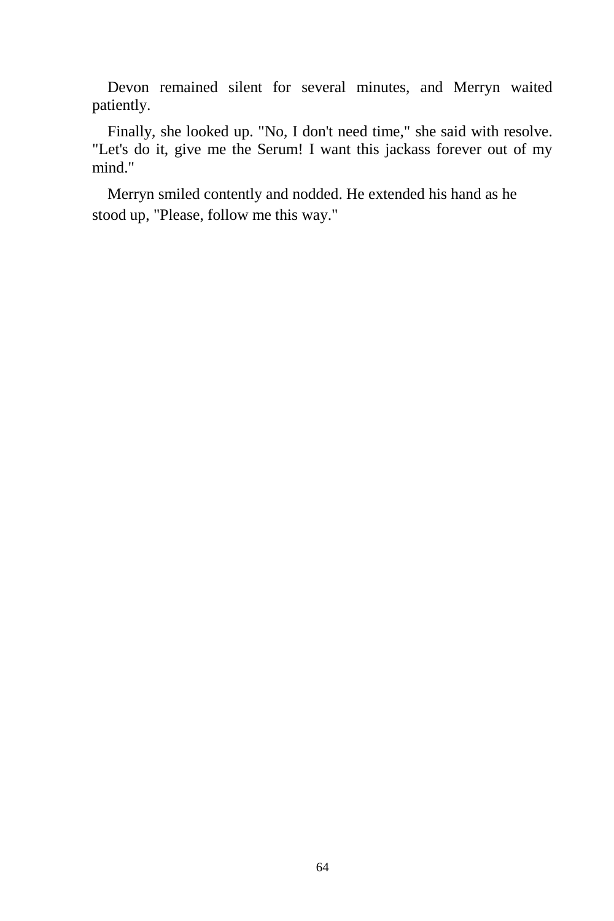Devon remained silent for several minutes, and Merryn waited patiently.

Finally, she looked up. "No, I don't need time," she said with resolve. "Let's do it, give me the Serum! I want this jackass forever out of my mind."

Merryn smiled contently and nodded. He extended his hand as he stood up, "Please, follow me this way."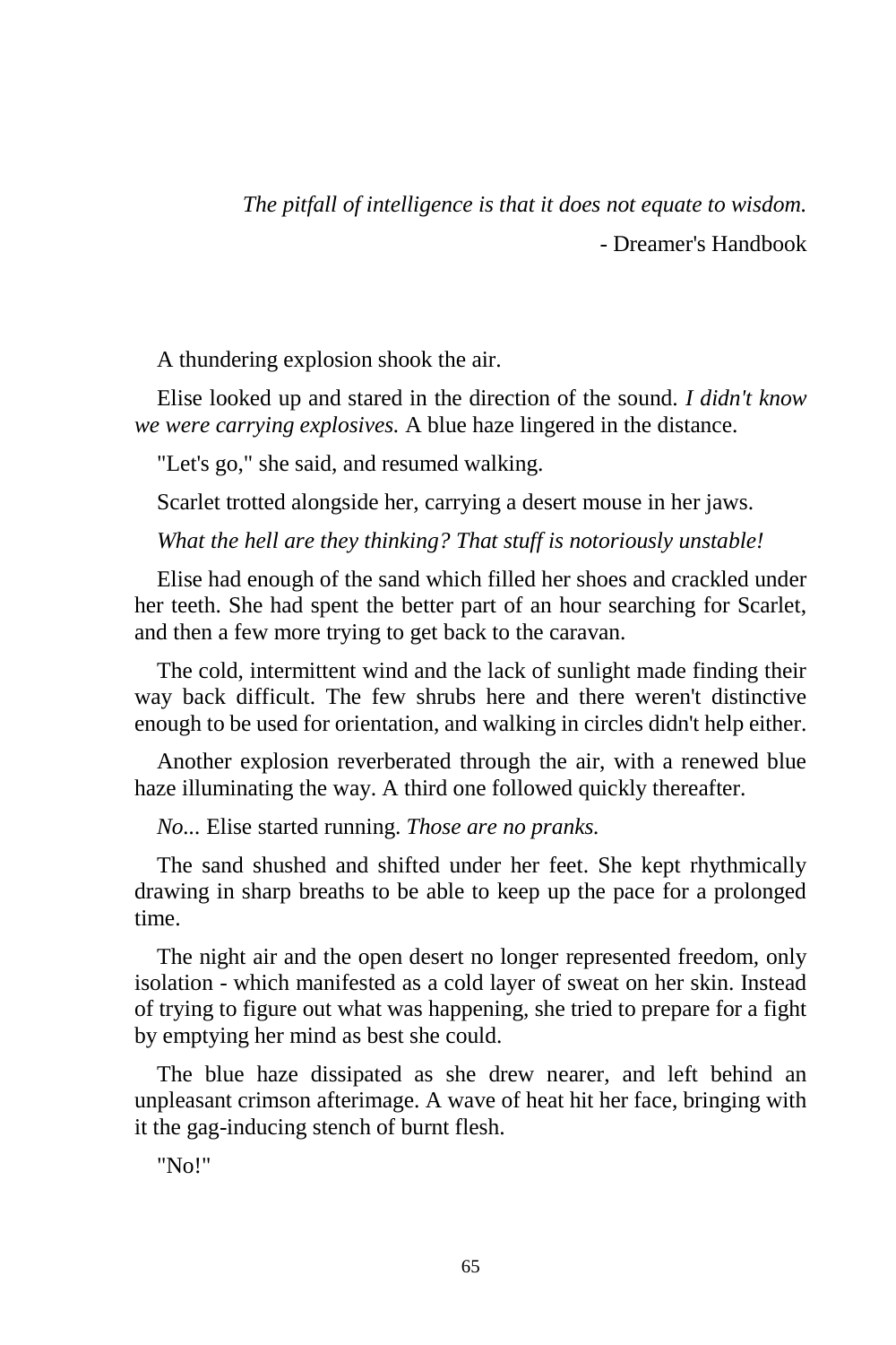*The pitfall of intelligence is that it does not equate to wisdom.*

- Dreamer's Handbook

A thundering explosion shook the air.

Elise looked up and stared in the direction of the sound. *I didn't know we were carrying explosives.* A blue haze lingered in the distance.

"Let's go," she said, and resumed walking.

Scarlet trotted alongside her, carrying a desert mouse in her jaws.

*What the hell are they thinking? That stuff is notoriously unstable!*

Elise had enough of the sand which filled her shoes and crackled under her teeth. She had spent the better part of an hour searching for Scarlet, and then a few more trying to get back to the caravan.

The cold, intermittent wind and the lack of sunlight made finding their way back difficult. The few shrubs here and there weren't distinctive enough to be used for orientation, and walking in circles didn't help either.

Another explosion reverberated through the air, with a renewed blue haze illuminating the way. A third one followed quickly thereafter.

*No...* Elise started running. *Those are no pranks.*

The sand shushed and shifted under her feet. She kept rhythmically drawing in sharp breaths to be able to keep up the pace for a prolonged time.

The night air and the open desert no longer represented freedom, only isolation - which manifested as a cold layer of sweat on her skin. Instead of trying to figure out what was happening, she tried to prepare for a fight by emptying her mind as best she could.

The blue haze dissipated as she drew nearer, and left behind an unpleasant crimson afterimage. A wave of heat hit her face, bringing with it the gag-inducing stench of burnt flesh.

"No!"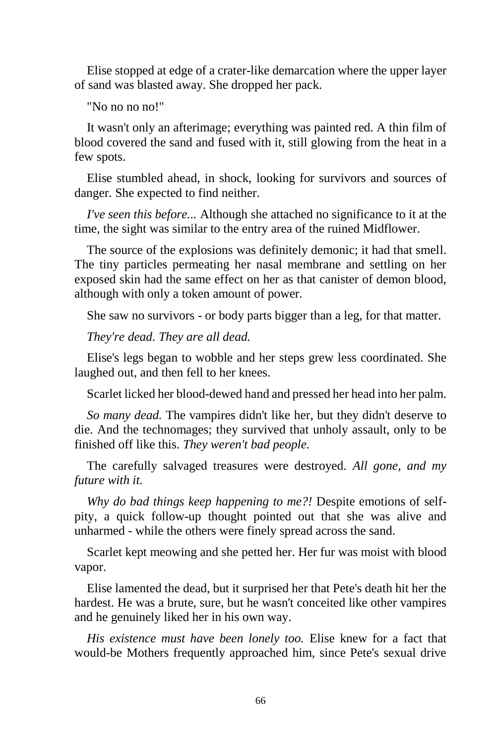Elise stopped at edge of a crater-like demarcation where the upper layer of sand was blasted away. She dropped her pack.

"No no no no!"

It wasn't only an afterimage; everything was painted red. A thin film of blood covered the sand and fused with it, still glowing from the heat in a few spots.

Elise stumbled ahead, in shock, looking for survivors and sources of danger. She expected to find neither.

*I've seen this before...* Although she attached no significance to it at the time, the sight was similar to the entry area of the ruined Midflower.

The source of the explosions was definitely demonic; it had that smell. The tiny particles permeating her nasal membrane and settling on her exposed skin had the same effect on her as that canister of demon blood, although with only a token amount of power.

She saw no survivors - or body parts bigger than a leg, for that matter.

*They're dead. They are all dead.*

Elise's legs began to wobble and her steps grew less coordinated. She laughed out, and then fell to her knees.

Scarlet licked her blood-dewed hand and pressed her head into her palm.

*So many dead.* The vampires didn't like her, but they didn't deserve to die. And the technomages; they survived that unholy assault, only to be finished off like this. *They weren't bad people.*

The carefully salvaged treasures were destroyed. *All gone, and my future with it.*

*Why do bad things keep happening to me?!* Despite emotions of self-pity, a quick follow-up thought pointed out that she was alive and unharmed - while the others were finely spread across the sand.

Scarlet kept meowing and she petted her. Her fur was moist with blood vapor.

Elise lamented the dead, but it surprised her that Pete's death hit her the hardest. He was a brute, sure, but he wasn't conceited like other vampires and he genuinely liked her in his own way.

*His existence must have been lonely too.* Elise knew for a fact that would-be Mothers frequently approached him, since Pete's sexual drive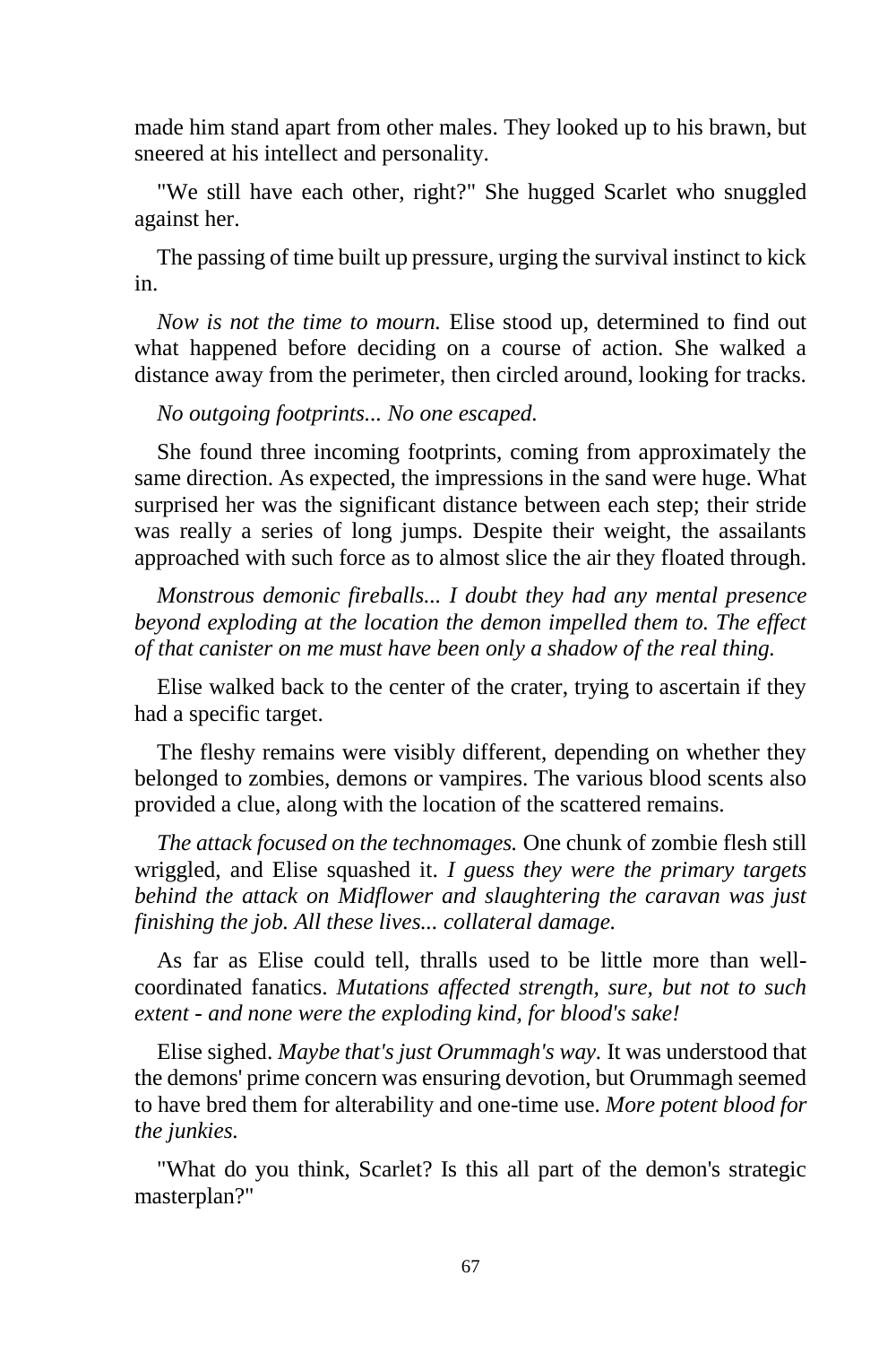made him stand apart from other males. They looked up to his brawn, but sneered at his intellect and personality.

"We still have each other, right?" She hugged Scarlet who snuggled against her.

The passing of time built up pressure, urging the survival instinct to kick in.

*Now is not the time to mourn.* Elise stood up, determined to find out what happened before deciding on a course of action. She walked a distance away from the perimeter, then circled around, looking for tracks.

*No outgoing footprints... No one escaped.*

She found three incoming footprints, coming from approximately the same direction. As expected, the impressions in the sand were huge. What surprised her was the significant distance between each step; their stride was really a series of long jumps. Despite their weight, the assailants approached with such force as to almost slice the air they floated through.

*Monstrous demonic fireballs... I doubt they had any mental presence beyond exploding at the location the demon impelled them to. The effect of that canister on me must have been only a shadow of the real thing.*

Elise walked back to the center of the crater, trying to ascertain if they had a specific target.

The fleshy remains were visibly different, depending on whether they belonged to zombies, demons or vampires. The various blood scents also provided a clue, along with the location of the scattered remains.

*The attack focused on the technomages.* One chunk of zombie flesh still wriggled, and Elise squashed it. *I guess they were the primary targets behind the attack on Midflower and slaughtering the caravan was just finishing the job. All these lives... collateral damage.*

As far as Elise could tell, thralls used to be little more than well-coordinated fanatics. *Mutations affected strength, sure, but not to such extent - and none were the exploding kind, for blood's sake!*

Elise sighed. *Maybe that's just Orummagh's way.* It was understood that the demons' prime concern was ensuring devotion, but Orummagh seemed to have bred them for alterability and one-time use. *More potent blood for the junkies.*

"What do you think, Scarlet? Is this all part of the demon's strategic masterplan?"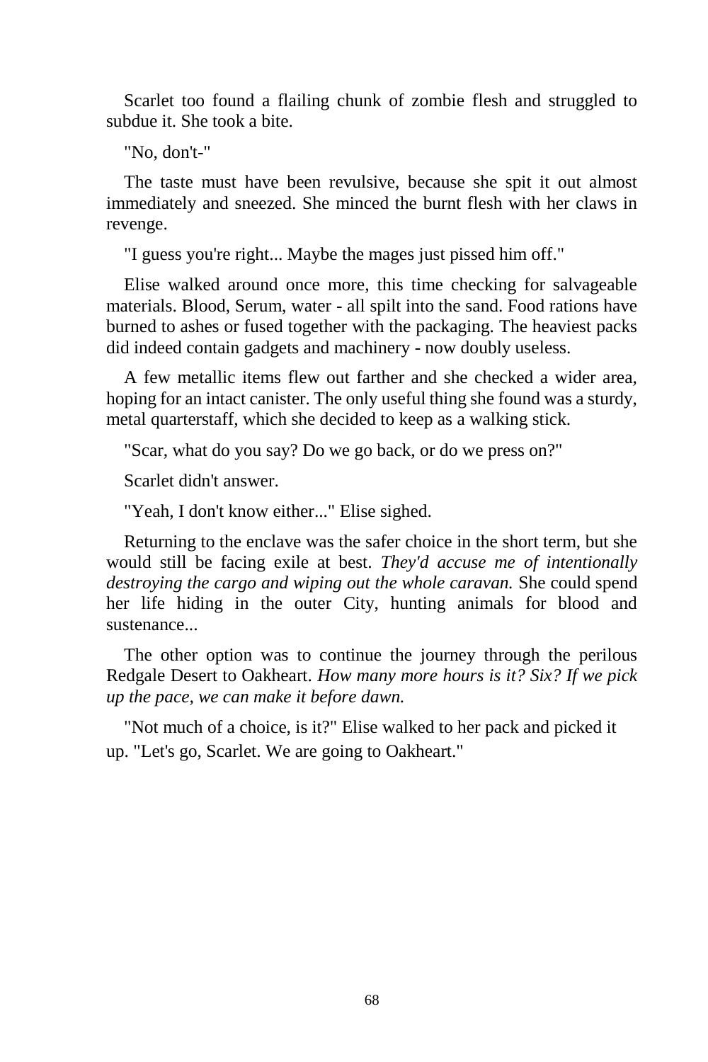Scarlet too found a flailing chunk of zombie flesh and struggled to subdue it. She took a bite.

"No, don't-"

The taste must have been revulsive, because she spit it out almost immediately and sneezed. She minced the burnt flesh with her claws in revenge.

"I guess you're right... Maybe the mages just pissed him off."

Elise walked around once more, this time checking for salvageable materials. Blood, Serum, water - all spilt into the sand. Food rations have burned to ashes or fused together with the packaging. The heaviest packs did indeed contain gadgets and machinery - now doubly useless.

A few metallic items flew out farther and she checked a wider area, hoping for an intact canister. The only useful thing she found was a sturdy, metal quarterstaff, which she decided to keep as a walking stick.

"Scar, what do you say? Do we go back, or do we press on?"

Scarlet didn't answer.

"Yeah, I don't know either..." Elise sighed.

Returning to the enclave was the safer choice in the short term, but she would still be facing exile at best. *They'd accuse me of intentionally destroying the cargo and wiping out the whole caravan.* She could spend her life hiding in the outer City, hunting animals for blood and sustenance...

The other option was to continue the journey through the perilous Redgale Desert to Oakheart. *How many more hours is it? Six? If we pick up the pace, we can make it before dawn.*

"Not much of a choice, is it?" Elise walked to her pack and picked it up. "Let's go, Scarlet. We are going to Oakheart."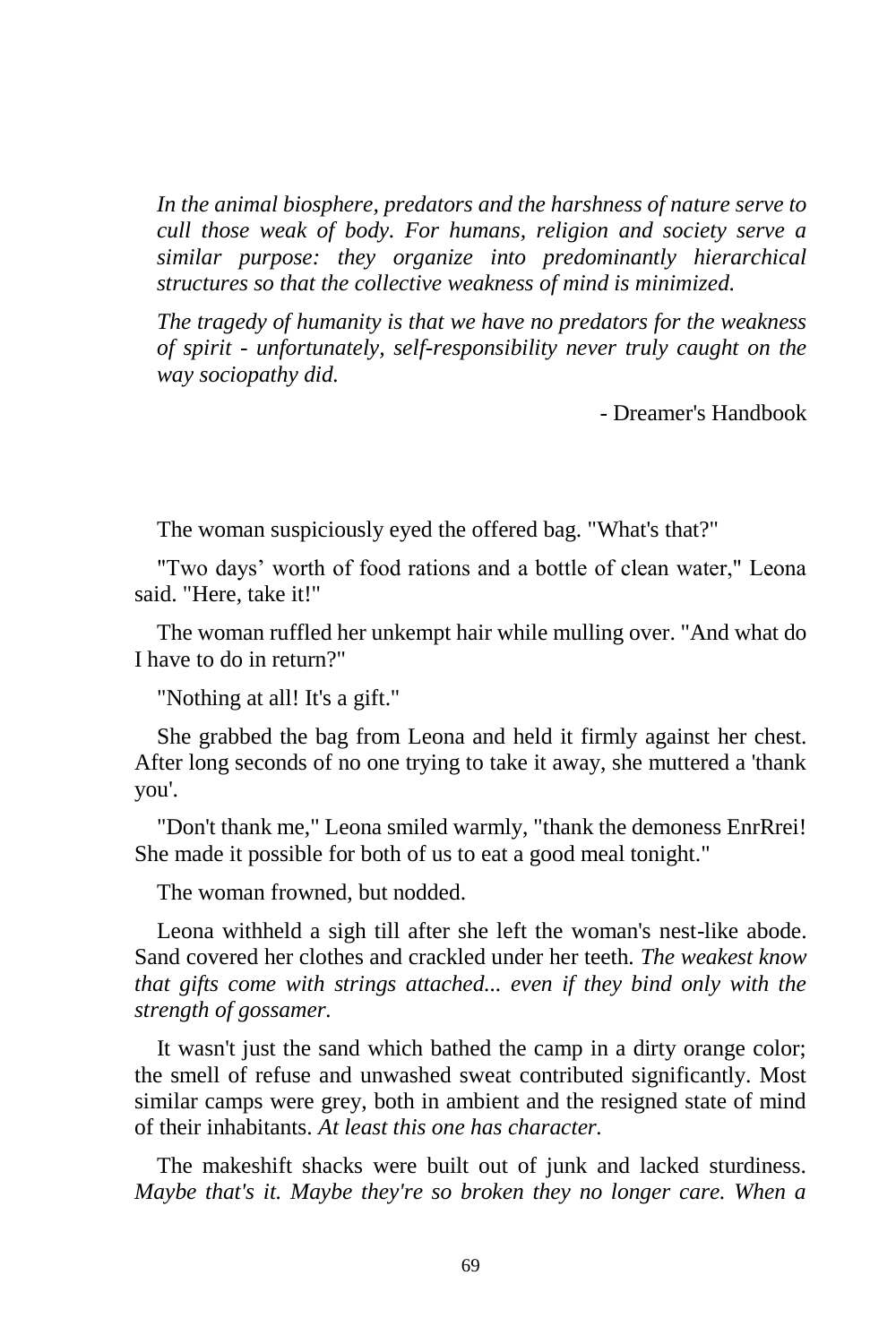*In the animal biosphere, predators and the harshness of nature serve to cull those weak of body. For humans, religion and society serve a similar purpose: they organize into predominantly hierarchical structures so that the collective weakness of mind is minimized.*

*The tragedy of humanity is that we have no predators for the weakness of spirit - unfortunately, self-responsibility never truly caught on the way sociopathy did.*

- Dreamer's Handbook

The woman suspiciously eyed the offered bag. "What's that?"

"Two days' worth of food rations and a bottle of clean water," Leona said. "Here, take it!"

The woman ruffled her unkempt hair while mulling over. "And what do I have to do in return?"

"Nothing at all! It's a gift."

She grabbed the bag from Leona and held it firmly against her chest. After long seconds of no one trying to take it away, she muttered a 'thank you'.

"Don't thank me," Leona smiled warmly, "thank the demoness EnrRrei! She made it possible for both of us to eat a good meal tonight."

The woman frowned, but nodded.

Leona withheld a sigh till after she left the woman's nest-like abode. Sand covered her clothes and crackled under her teeth. *The weakest know that gifts come with strings attached... even if they bind only with the strength of gossamer.*

It wasn't just the sand which bathed the camp in a dirty orange color; the smell of refuse and unwashed sweat contributed significantly. Most similar camps were grey, both in ambient and the resigned state of mind of their inhabitants. *At least this one has character.*

The makeshift shacks were built out of junk and lacked sturdiness. *Maybe that's it. Maybe they're so broken they no longer care. When a*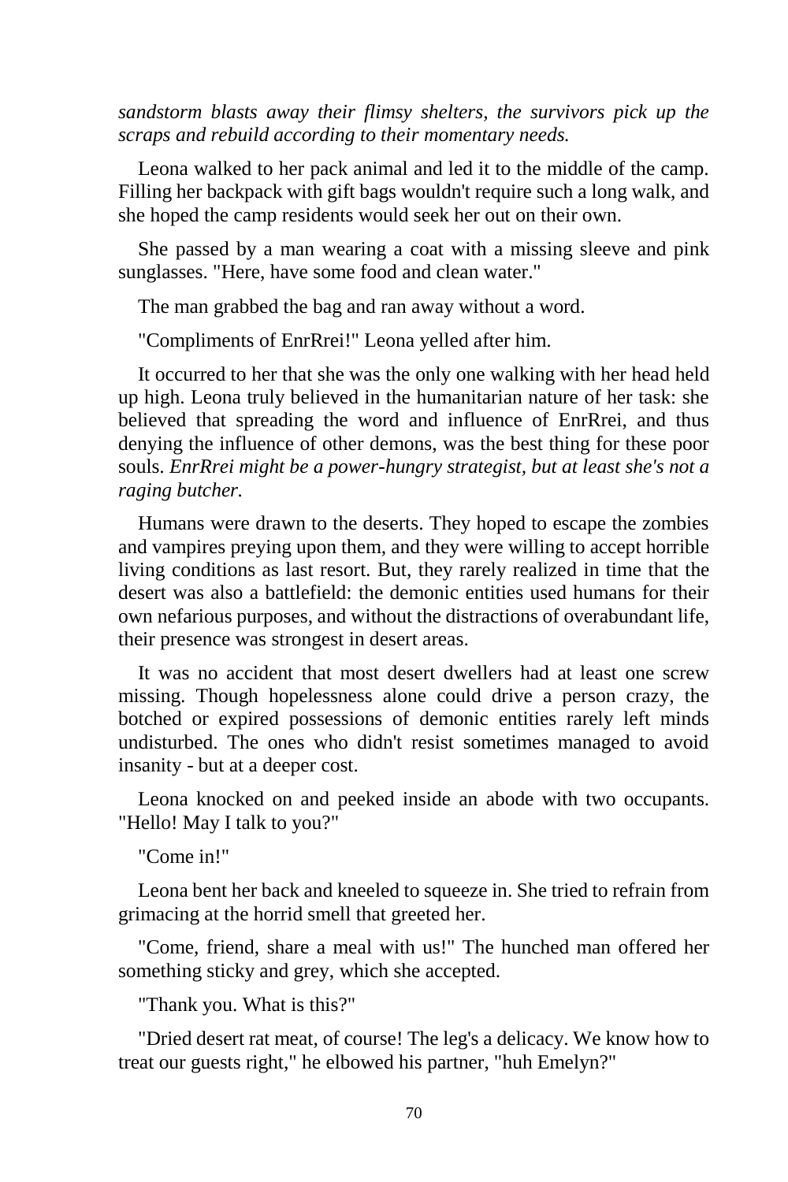*sandstorm blasts away their flimsy shelters, the survivors pick up the scraps and rebuild according to their momentary needs.*

Leona walked to her pack animal and led it to the middle of the camp. Filling her backpack with gift bags wouldn't require such a long walk, and she hoped the camp residents would seek her out on their own.

She passed by a man wearing a coat with a missing sleeve and pink sunglasses. "Here, have some food and clean water."

The man grabbed the bag and ran away without a word.

"Compliments of EnrRrei!" Leona yelled after him.

It occurred to her that she was the only one walking with her head held up high. Leona truly believed in the humanitarian nature of her task: she believed that spreading the word and influence of EnrRrei, and thus denying the influence of other demons, was the best thing for these poor souls. *EnrRrei might be a power-hungry strategist, but at least she's not a raging butcher.*

Humans were drawn to the deserts. They hoped to escape the zombies and vampires preying upon them, and they were willing to accept horrible living conditions as last resort. But, they rarely realized in time that the desert was also a battlefield: the demonic entities used humans for their own nefarious purposes, and without the distractions of overabundant life, their presence was strongest in desert areas.

It was no accident that most desert dwellers had at least one screw missing. Though hopelessness alone could drive a person crazy, the botched or expired possessions of demonic entities rarely left minds undisturbed. The ones who didn't resist sometimes managed to avoid insanity - but at a deeper cost.

Leona knocked on and peeked inside an abode with two occupants. "Hello! May I talk to you?"

"Come in!"

Leona bent her back and kneeled to squeeze in. She tried to refrain from grimacing at the horrid smell that greeted her.

"Come, friend, share a meal with us!" The hunched man offered her something sticky and grey, which she accepted.

"Thank you. What is this?"

"Dried desert rat meat, of course! The leg's a delicacy. We know how to treat our guests right," he elbowed his partner, "huh Emelyn?"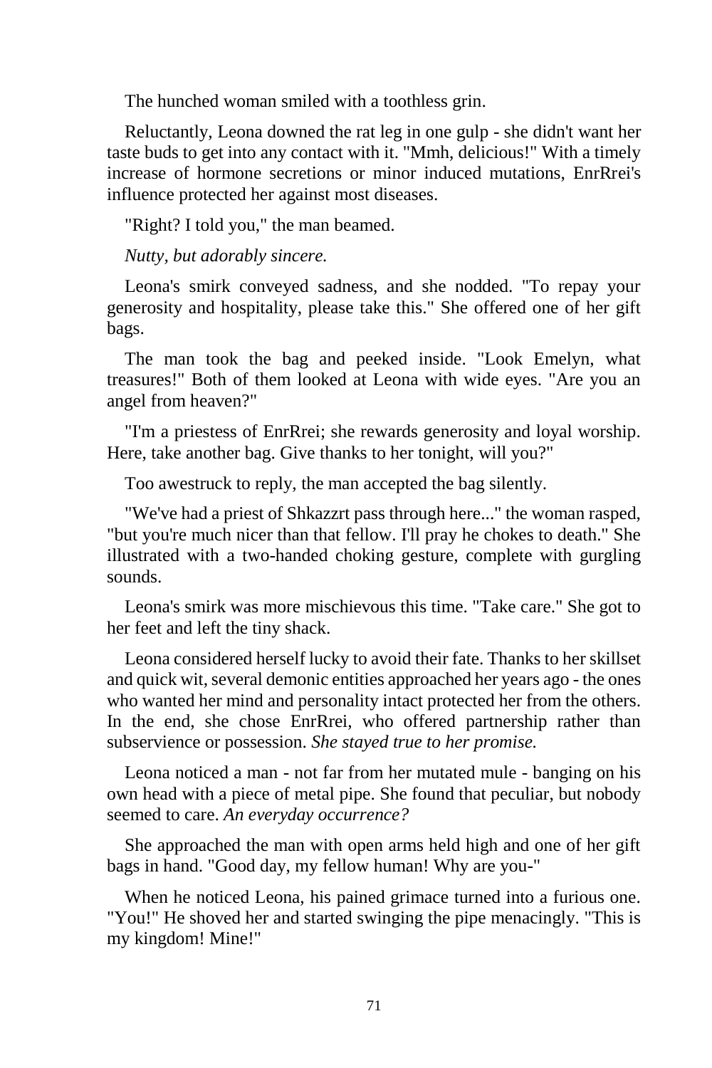The hunched woman smiled with a toothless grin.

Reluctantly, Leona downed the rat leg in one gulp - she didn't want her taste buds to get into any contact with it. "Mmh, delicious!" With a timely increase of hormone secretions or minor induced mutations, EnrRrei's influence protected her against most diseases.

"Right? I told you," the man beamed.

*Nutty, but adorably sincere.*

Leona's smirk conveyed sadness, and she nodded. "To repay your generosity and hospitality, please take this." She offered one of her gift bags.

The man took the bag and peeked inside. "Look Emelyn, what treasures!" Both of them looked at Leona with wide eyes. "Are you an angel from heaven?"

"I'm a priestess of EnrRrei; she rewards generosity and loyal worship. Here, take another bag. Give thanks to her tonight, will you?"

Too awestruck to reply, the man accepted the bag silently.

"We've had a priest of Shkazzrt pass through here..." the woman rasped, "but you're much nicer than that fellow. I'll pray he chokes to death." She illustrated with a two-handed choking gesture, complete with gurgling sounds.

Leona's smirk was more mischievous this time. "Take care." She got to her feet and left the tiny shack.

Leona considered herself lucky to avoid their fate. Thanks to her skillset and quick wit, several demonic entities approached her years ago - the ones who wanted her mind and personality intact protected her from the others. In the end, she chose EnrRrei, who offered partnership rather than subservience or possession. *She stayed true to her promise.*

Leona noticed a man - not far from her mutated mule - banging on his own head with a piece of metal pipe. She found that peculiar, but nobody seemed to care. *An everyday occurrence?*

She approached the man with open arms held high and one of her gift bags in hand. "Good day, my fellow human! Why are you-"

When he noticed Leona, his pained grimace turned into a furious one. "You!" He shoved her and started swinging the pipe menacingly. "This is my kingdom! Mine!"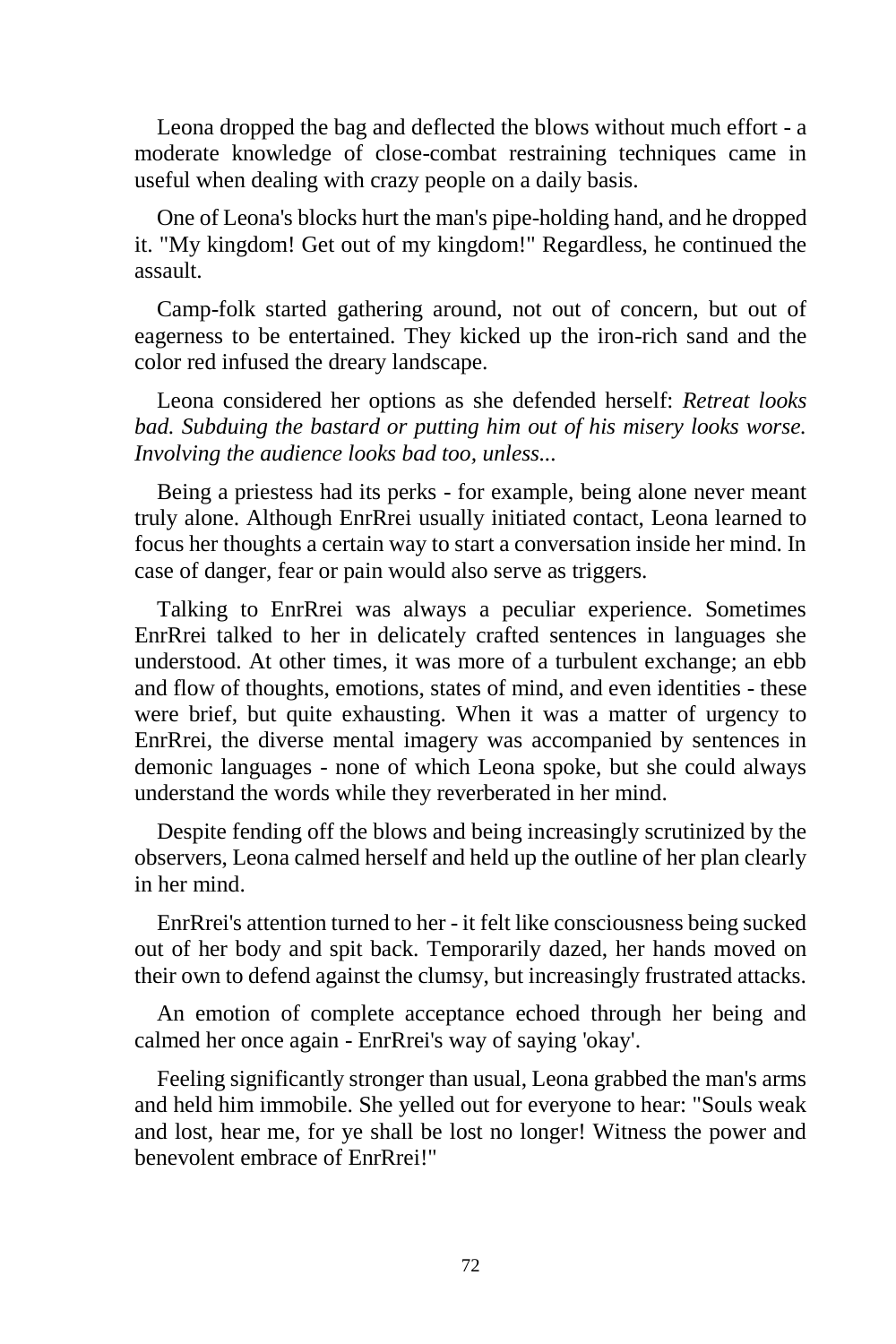Leona dropped the bag and deflected the blows without much effort - a moderate knowledge of close-combat restraining techniques came in useful when dealing with crazy people on a daily basis.

One of Leona's blocks hurt the man's pipe-holding hand, and he dropped it. "My kingdom! Get out of my kingdom!" Regardless, he continued the assault.

Camp-folk started gathering around, not out of concern, but out of eagerness to be entertained. They kicked up the iron-rich sand and the color red infused the dreary landscape.

Leona considered her options as she defended herself: *Retreat looks bad. Subduing the bastard or putting him out of his misery looks worse. Involving the audience looks bad too, unless...*

Being a priestess had its perks - for example, being alone never meant truly alone. Although EnrRrei usually initiated contact, Leona learned to focus her thoughts a certain way to start a conversation inside her mind. In case of danger, fear or pain would also serve as triggers.

Talking to EnrRrei was always a peculiar experience. Sometimes EnrRrei talked to her in delicately crafted sentences in languages she understood. At other times, it was more of a turbulent exchange; an ebb and flow of thoughts, emotions, states of mind, and even identities - these were brief, but quite exhausting. When it was a matter of urgency to EnrRrei, the diverse mental imagery was accompanied by sentences in demonic languages - none of which Leona spoke, but she could always understand the words while they reverberated in her mind.

Despite fending off the blows and being increasingly scrutinized by the observers, Leona calmed herself and held up the outline of her plan clearly in her mind.

EnrRrei's attention turned to her - it felt like consciousness being sucked out of her body and spit back. Temporarily dazed, her hands moved on their own to defend against the clumsy, but increasingly frustrated attacks.

An emotion of complete acceptance echoed through her being and calmed her once again - EnrRrei's way of saying 'okay'.

Feeling significantly stronger than usual, Leona grabbed the man's arms and held him immobile. She yelled out for everyone to hear: "Souls weak and lost, hear me, for ye shall be lost no longer! Witness the power and benevolent embrace of EnrRrei!"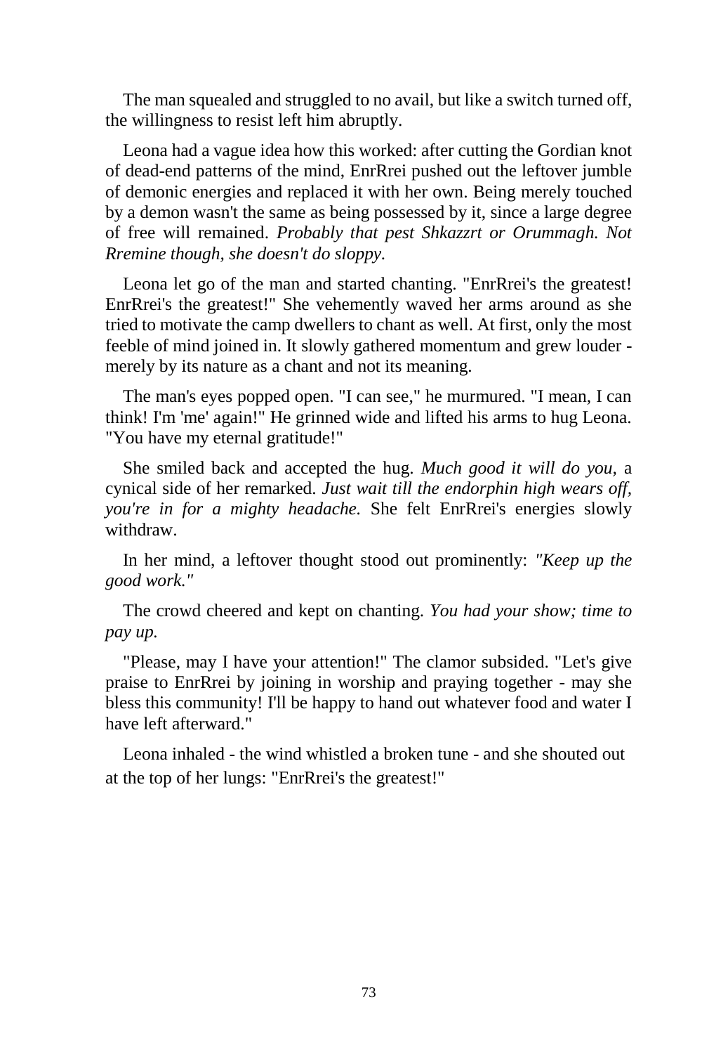The man squealed and struggled to no avail, but like a switch turned off, the willingness to resist left him abruptly.

Leona had a vague idea how this worked: after cutting the Gordian knot of dead-end patterns of the mind, EnrRrei pushed out the leftover jumble of demonic energies and replaced it with her own. Being merely touched by a demon wasn't the same as being possessed by it, since a large degree of free will remained. *Probably that pest Shkazzrt or Orummagh. Not Rremine though, she doesn't do sloppy.*

Leona let go of the man and started chanting. "EnrRrei's the greatest! EnrRrei's the greatest!" She vehemently waved her arms around as she tried to motivate the camp dwellers to chant as well. At first, only the most feeble of mind joined in. It slowly gathered momentum and grew louder - merely by its nature as a chant and not its meaning.

The man's eyes popped open. "I can see," he murmured. "I mean, I can think! I'm 'me' again!" He grinned wide and lifted his arms to hug Leona. "You have my eternal gratitude!"

She smiled back and accepted the hug. *Much good it will do you,* a cynical side of her remarked. *Just wait till the endorphin high wears off, you're in for a mighty headache.* She felt EnrRrei's energies slowly withdraw.

In her mind, a leftover thought stood out prominently: *"Keep up the good work."*

The crowd cheered and kept on chanting. *You had your show; time to pay up.*

"Please, may I have your attention!" The clamor subsided. "Let's give praise to EnrRrei by joining in worship and praying together - may she bless this community! I'll be happy to hand out whatever food and water I have left afterward."

Leona inhaled - the wind whistled a broken tune - and she shouted out at the top of her lungs: "EnrRrei's the greatest!"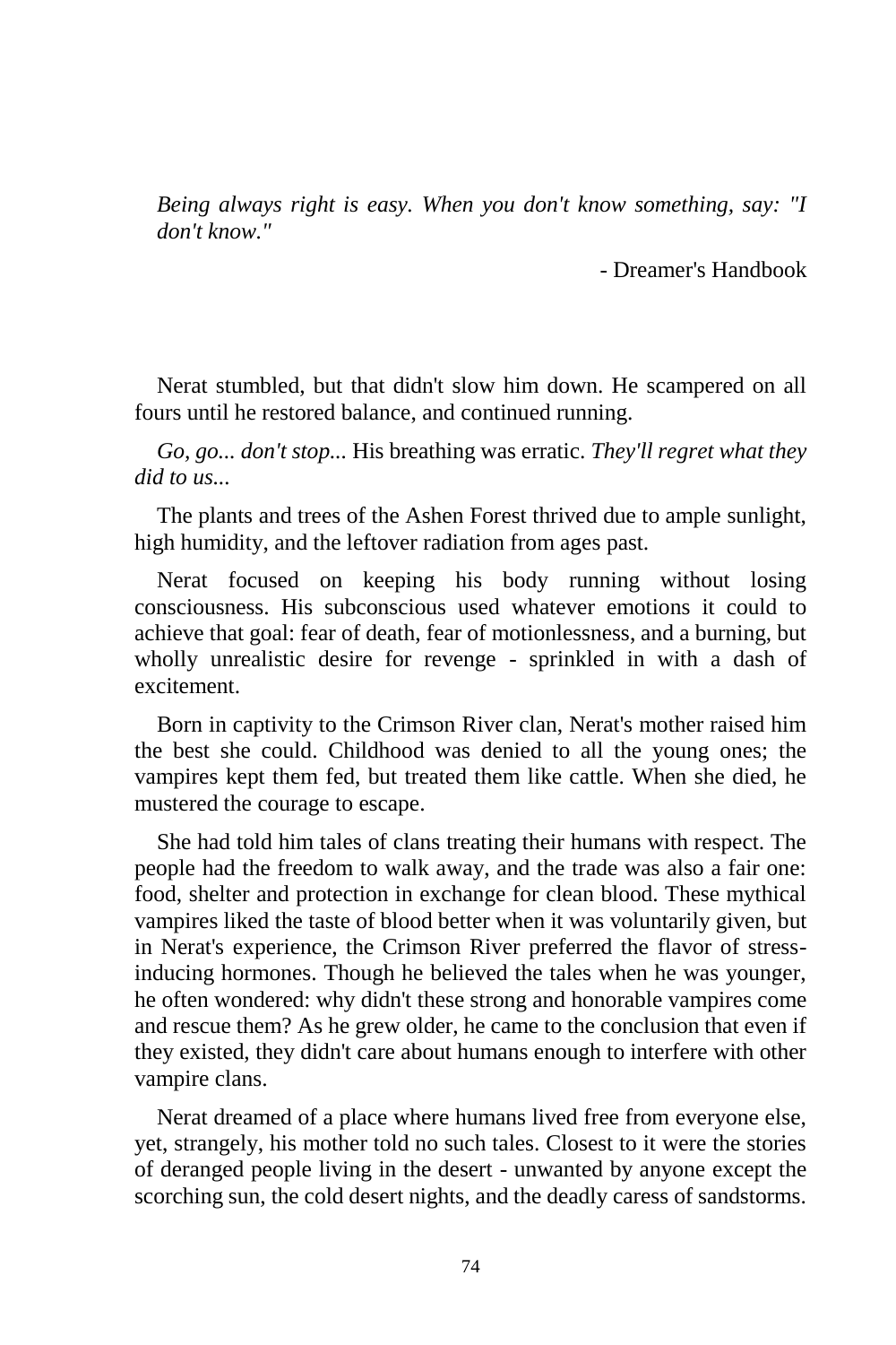*Being always right is easy. When you don't know something, say: "I don't know."*

- Dreamer's Handbook

Nerat stumbled, but that didn't slow him down. He scampered on all fours until he restored balance, and continued running.

*Go, go... don't stop...* His breathing was erratic. *They'll regret what they did to us...*

The plants and trees of the Ashen Forest thrived due to ample sunlight, high humidity, and the leftover radiation from ages past.

Nerat focused on keeping his body running without losing consciousness. His subconscious used whatever emotions it could to achieve that goal: fear of death, fear of motionlessness, and a burning, but wholly unrealistic desire for revenge - sprinkled in with a dash of excitement.

Born in captivity to the Crimson River clan, Nerat's mother raised him the best she could. Childhood was denied to all the young ones; the vampires kept them fed, but treated them like cattle. When she died, he mustered the courage to escape.

She had told him tales of clans treating their humans with respect. The people had the freedom to walk away, and the trade was also a fair one: food, shelter and protection in exchange for clean blood. These mythical vampires liked the taste of blood better when it was voluntarily given, but in Nerat's experience, the Crimson River preferred the flavor of stress-inducing hormones. Though he believed the tales when he was younger, he often wondered: why didn't these strong and honorable vampires come and rescue them? As he grew older, he came to the conclusion that even if they existed, they didn't care about humans enough to interfere with other vampire clans.

Nerat dreamed of a place where humans lived free from everyone else, yet, strangely, his mother told no such tales. Closest to it were the stories of deranged people living in the desert - unwanted by anyone except the scorching sun, the cold desert nights, and the deadly caress of sandstorms.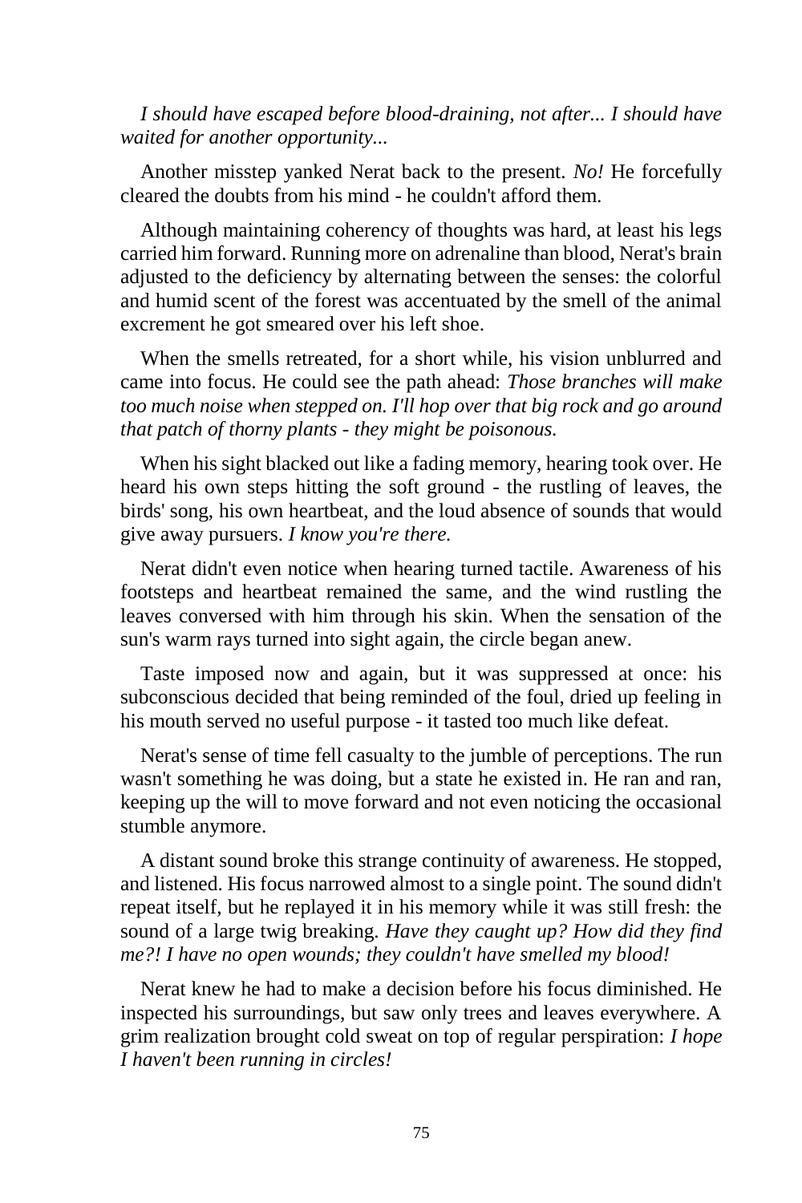*I should have escaped before blood-draining, not after... I should have waited for another opportunity...*

Another misstep yanked Nerat back to the present. *No!* He forcefully cleared the doubts from his mind - he couldn't afford them.

Although maintaining coherency of thoughts was hard, at least his legs carried him forward. Running more on adrenaline than blood, Nerat's brain adjusted to the deficiency by alternating between the senses: the colorful and humid scent of the forest was accentuated by the smell of the animal excrement he got smeared over his left shoe.

When the smells retreated, for a short while, his vision unblurred and came into focus. He could see the path ahead: *Those branches will make too much noise when stepped on. I'll hop over that big rock and go around that patch of thorny plants - they might be poisonous.*

When his sight blacked out like a fading memory, hearing took over. He heard his own steps hitting the soft ground - the rustling of leaves, the birds' song, his own heartbeat, and the loud absence of sounds that would give away pursuers. *I know you're there.*

Nerat didn't even notice when hearing turned tactile. Awareness of his footsteps and heartbeat remained the same, and the wind rustling the leaves conversed with him through his skin. When the sensation of the sun's warm rays turned into sight again, the circle began anew.

Taste imposed now and again, but it was suppressed at once: his subconscious decided that being reminded of the foul, dried up feeling in his mouth served no useful purpose - it tasted too much like defeat.

Nerat's sense of time fell casualty to the jumble of perceptions. The run wasn't something he was doing, but a state he existed in. He ran and ran, keeping up the will to move forward and not even noticing the occasional stumble anymore.

A distant sound broke this strange continuity of awareness. He stopped, and listened. His focus narrowed almost to a single point. The sound didn't repeat itself, but he replayed it in his memory while it was still fresh: the sound of a large twig breaking. *Have they caught up? How did they find me?! I have no open wounds; they couldn't have smelled my blood!*

Nerat knew he had to make a decision before his focus diminished. He inspected his surroundings, but saw only trees and leaves everywhere. A grim realization brought cold sweat on top of regular perspiration: *I hope I haven't been running in circles!*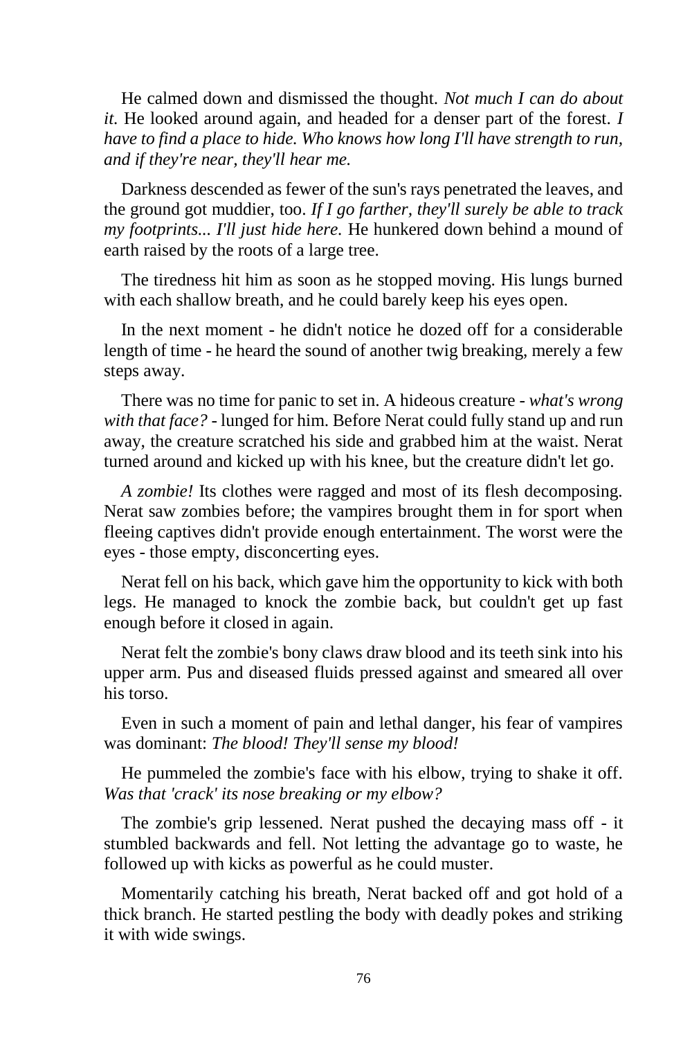He calmed down and dismissed the thought. *Not much I can do about it.* He looked around again, and headed for a denser part of the forest. *I have to find a place to hide. Who knows how long I'll have strength to run, and if they're near, they'll hear me.*

Darkness descended as fewer of the sun's rays penetrated the leaves, and the ground got muddier, too. *If I go farther, they'll surely be able to track my footprints... I'll just hide here.* He hunkered down behind a mound of earth raised by the roots of a large tree.

The tiredness hit him as soon as he stopped moving. His lungs burned with each shallow breath, and he could barely keep his eyes open.

In the next moment - he didn't notice he dozed off for a considerable length of time - he heard the sound of another twig breaking, merely a few steps away.

There was no time for panic to set in. A hideous creature - *what's wrong with that face?* - lunged for him. Before Nerat could fully stand up and run away, the creature scratched his side and grabbed him at the waist. Nerat turned around and kicked up with his knee, but the creature didn't let go.

*A zombie!* Its clothes were ragged and most of its flesh decomposing. Nerat saw zombies before; the vampires brought them in for sport when fleeing captives didn't provide enough entertainment. The worst were the eyes - those empty, disconcerting eyes.

Nerat fell on his back, which gave him the opportunity to kick with both legs. He managed to knock the zombie back, but couldn't get up fast enough before it closed in again.

Nerat felt the zombie's bony claws draw blood and its teeth sink into his upper arm. Pus and diseased fluids pressed against and smeared all over his torso.

Even in such a moment of pain and lethal danger, his fear of vampires was dominant: *The blood! They'll sense my blood!*

He pummeled the zombie's face with his elbow, trying to shake it off. *Was that 'crack' its nose breaking or my elbow?*

The zombie's grip lessened. Nerat pushed the decaying mass off - it stumbled backwards and fell. Not letting the advantage go to waste, he followed up with kicks as powerful as he could muster.

Momentarily catching his breath, Nerat backed off and got hold of a thick branch. He started pestling the body with deadly pokes and striking it with wide swings.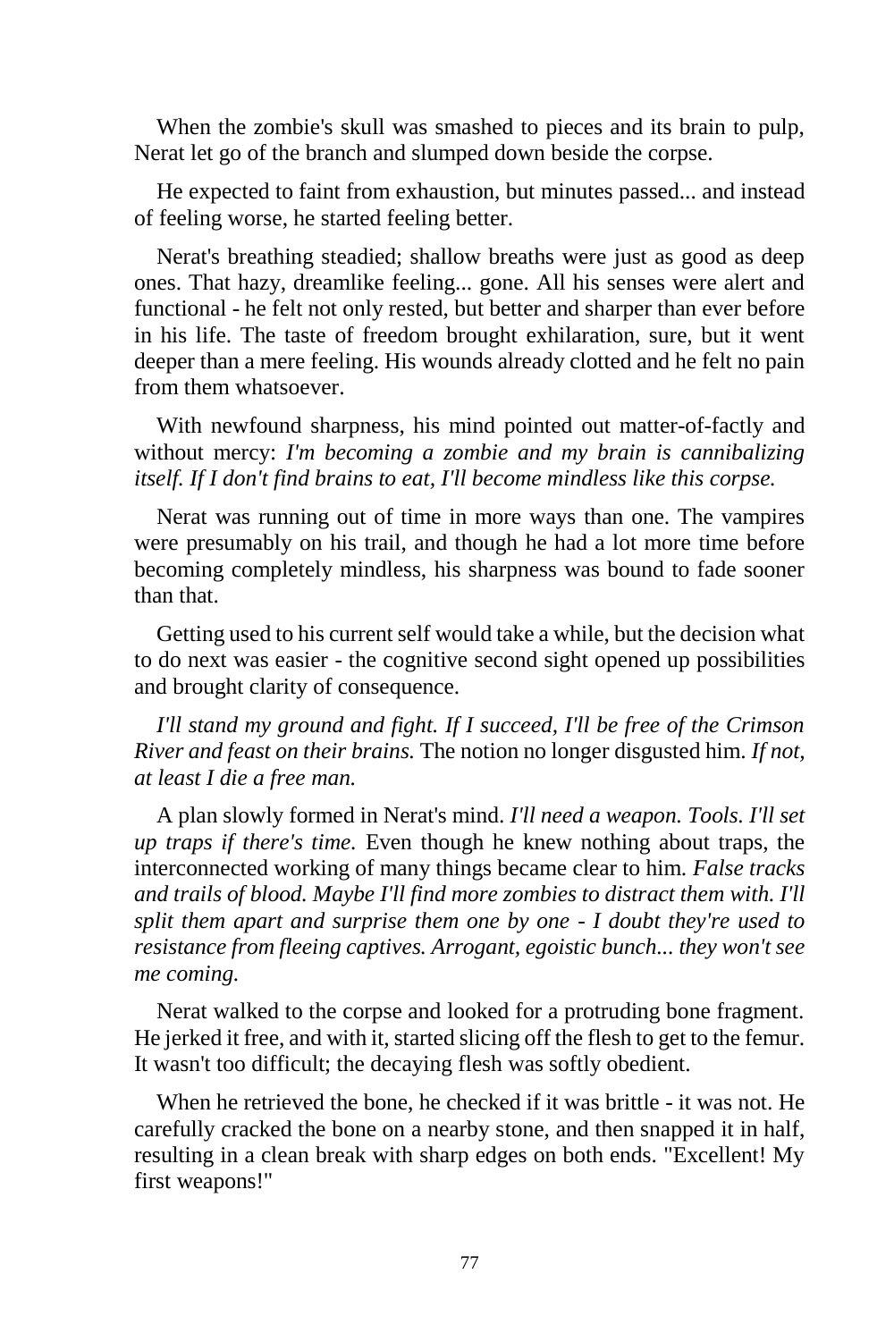When the zombie's skull was smashed to pieces and its brain to pulp, Nerat let go of the branch and slumped down beside the corpse.

He expected to faint from exhaustion, but minutes passed... and instead of feeling worse, he started feeling better.

Nerat's breathing steadied; shallow breaths were just as good as deep ones. That hazy, dreamlike feeling... gone. All his senses were alert and functional - he felt not only rested, but better and sharper than ever before in his life. The taste of freedom brought exhilaration, sure, but it went deeper than a mere feeling. His wounds already clotted and he felt no pain from them whatsoever.

With newfound sharpness, his mind pointed out matter-of-factly and without mercy: *I'm becoming a zombie and my brain is cannibalizing itself. If I don't find brains to eat, I'll become mindless like this corpse.*

Nerat was running out of time in more ways than one. The vampires were presumably on his trail, and though he had a lot more time before becoming completely mindless, his sharpness was bound to fade sooner than that.

Getting used to his current self would take a while, but the decision what to do next was easier - the cognitive second sight opened up possibilities and brought clarity of consequence.

*I'll stand my ground and fight. If I succeed, I'll be free of the Crimson River and feast on their brains.* The notion no longer disgusted him. *If not, at least I die a free man.*

A plan slowly formed in Nerat's mind. *I'll need a weapon. Tools. I'll set up traps if there's time.* Even though he knew nothing about traps, the interconnected working of many things became clear to him. *False tracks and trails of blood. Maybe I'll find more zombies to distract them with. I'll split them apart and surprise them one by one - I doubt they're used to resistance from fleeing captives. Arrogant, egoistic bunch... they won't see me coming.*

Nerat walked to the corpse and looked for a protruding bone fragment. He jerked it free, and with it, started slicing off the flesh to get to the femur. It wasn't too difficult; the decaying flesh was softly obedient.

When he retrieved the bone, he checked if it was brittle - it was not. He carefully cracked the bone on a nearby stone, and then snapped it in half, resulting in a clean break with sharp edges on both ends. "Excellent! My first weapons!"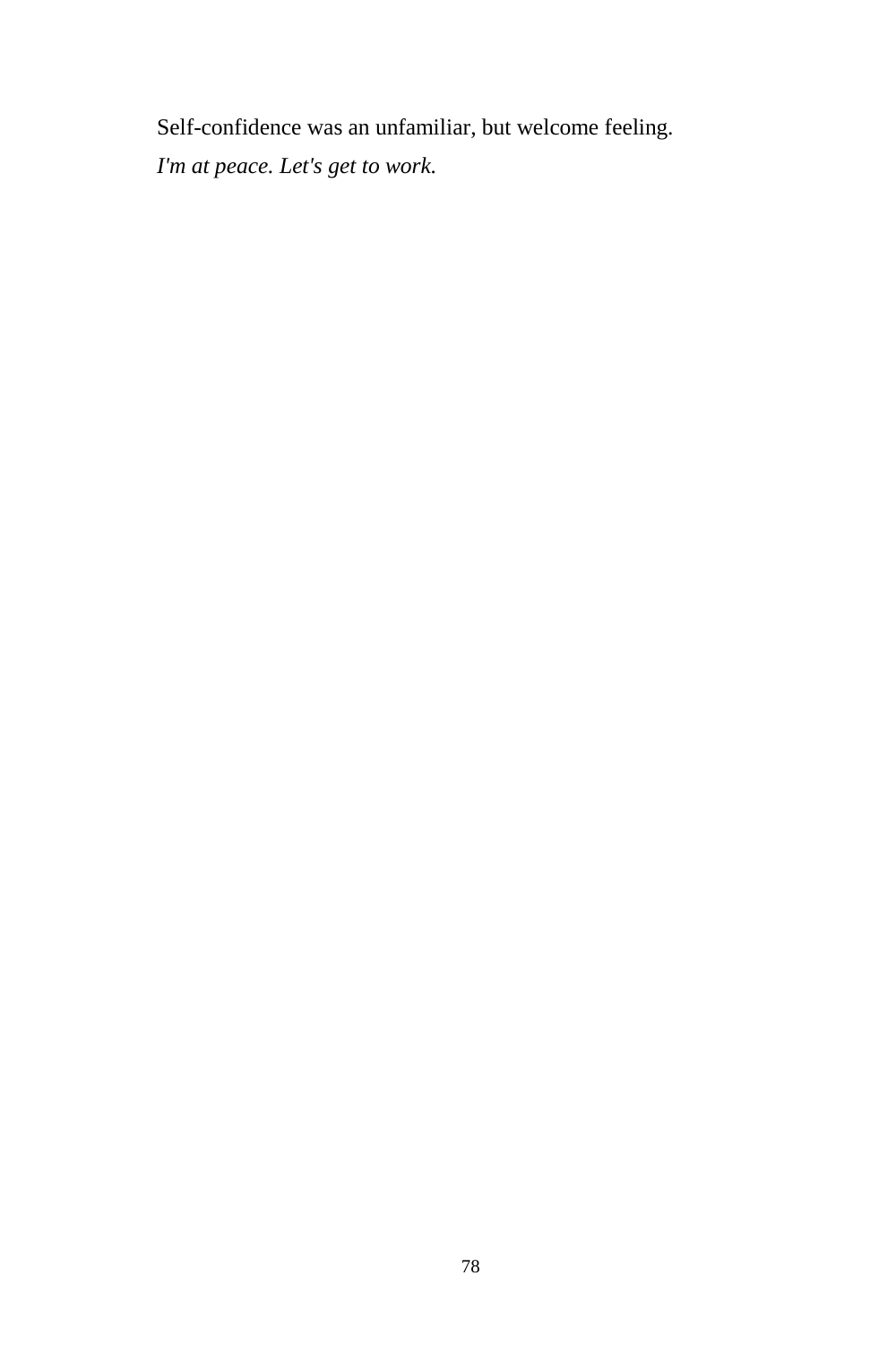Self-confidence was an unfamiliar, but welcome feeling.

*I'm at peace. Let's get to work.*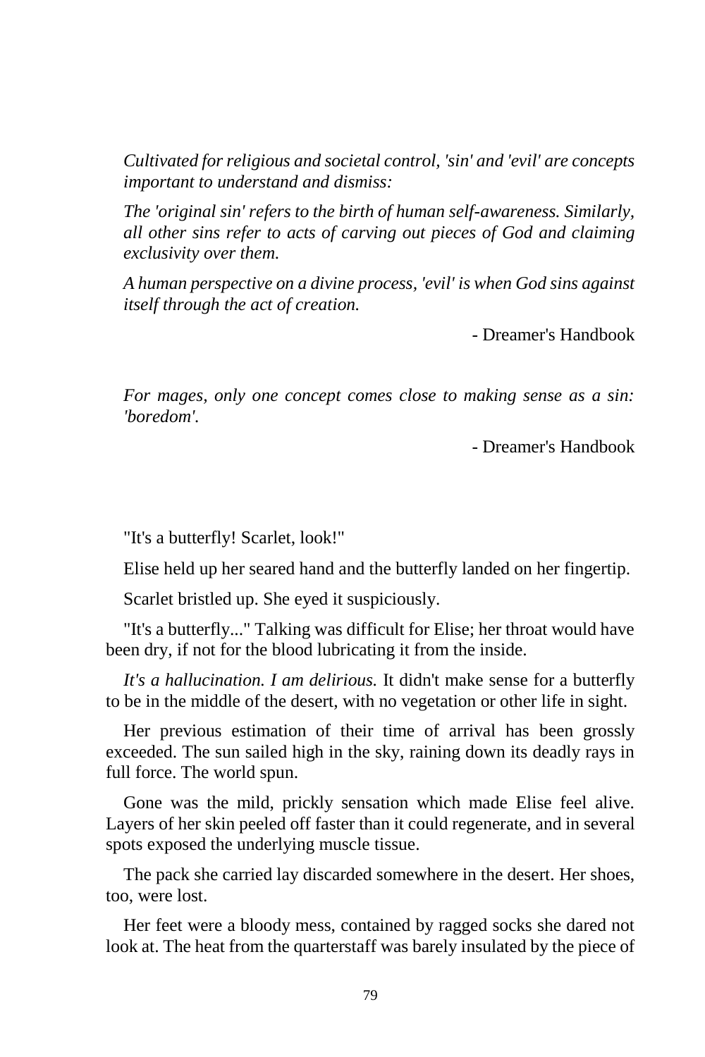*Cultivated for religious and societal control, 'sin' and 'evil' are concepts important to understand and dismiss:*

*The 'original sin' refers to the birth of human self-awareness. Similarly, all other sins refer to acts of carving out pieces of God and claiming exclusivity over them.*

*A human perspective on a divine process, 'evil' is when God sins against itself through the act of creation.*

- Dreamer's Handbook

*For mages, only one concept comes close to making sense as a sin: 'boredom'.*

- Dreamer's Handbook

"It's a butterfly! Scarlet, look!"

Elise held up her seared hand and the butterfly landed on her fingertip.

Scarlet bristled up. She eyed it suspiciously.

"It's a butterfly..." Talking was difficult for Elise; her throat would have been dry, if not for the blood lubricating it from the inside.

*It's a hallucination. I am delirious.* It didn't make sense for a butterfly to be in the middle of the desert, with no vegetation or other life in sight.

Her previous estimation of their time of arrival has been grossly exceeded. The sun sailed high in the sky, raining down its deadly rays in full force. The world spun.

Gone was the mild, prickly sensation which made Elise feel alive. Layers of her skin peeled off faster than it could regenerate, and in several spots exposed the underlying muscle tissue.

The pack she carried lay discarded somewhere in the desert. Her shoes, too, were lost.

Her feet were a bloody mess, contained by ragged socks she dared not look at. The heat from the quarterstaff was barely insulated by the piece of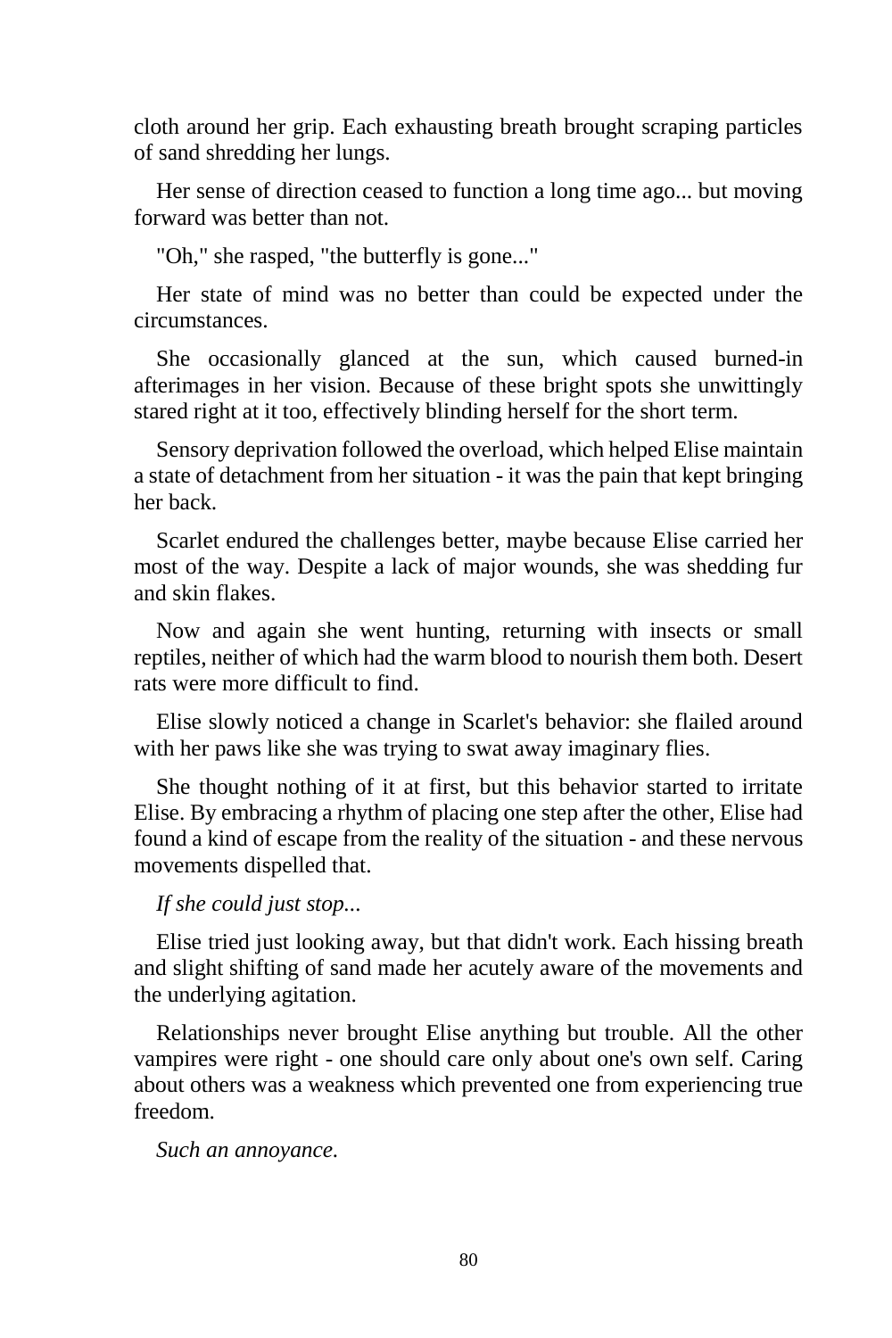cloth around her grip. Each exhausting breath brought scraping particles of sand shredding her lungs.

Her sense of direction ceased to function a long time ago... but moving forward was better than not.

"Oh," she rasped, "the butterfly is gone..."

Her state of mind was no better than could be expected under the circumstances.

She occasionally glanced at the sun, which caused burned-in afterimages in her vision. Because of these bright spots she unwittingly stared right at it too, effectively blinding herself for the short term.

Sensory deprivation followed the overload, which helped Elise maintain a state of detachment from her situation - it was the pain that kept bringing her back.

Scarlet endured the challenges better, maybe because Elise carried her most of the way. Despite a lack of major wounds, she was shedding fur and skin flakes.

Now and again she went hunting, returning with insects or small reptiles, neither of which had the warm blood to nourish them both. Desert rats were more difficult to find.

Elise slowly noticed a change in Scarlet's behavior: she flailed around with her paws like she was trying to swat away imaginary flies.

She thought nothing of it at first, but this behavior started to irritate Elise. By embracing a rhythm of placing one step after the other, Elise had found a kind of escape from the reality of the situation - and these nervous movements dispelled that.

*If she could just stop...*

Elise tried just looking away, but that didn't work. Each hissing breath and slight shifting of sand made her acutely aware of the movements and the underlying agitation.

Relationships never brought Elise anything but trouble. All the other vampires were right - one should care only about one's own self. Caring about others was a weakness which prevented one from experiencing true freedom.

*Such an annoyance.*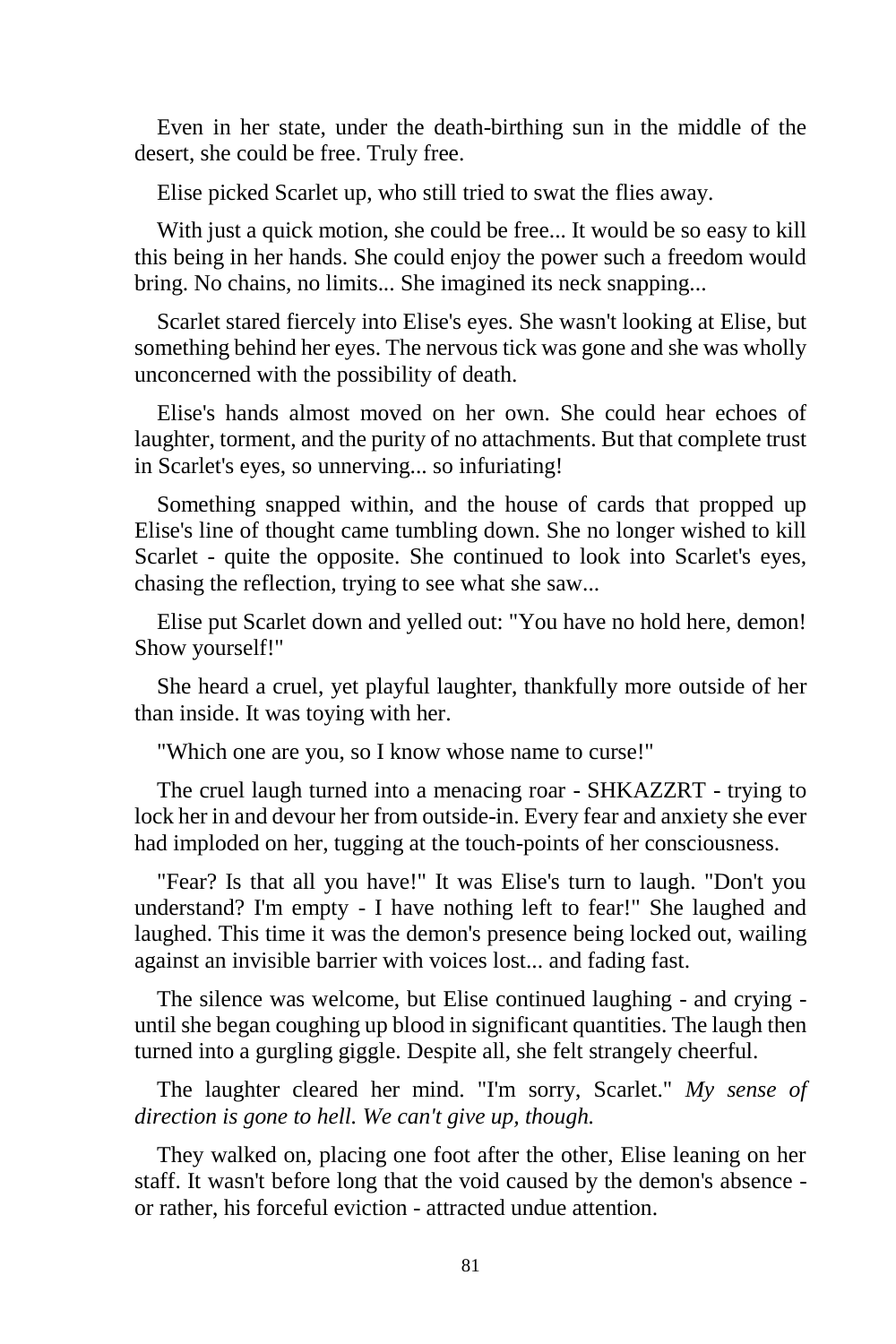Even in her state, under the death-birthing sun in the middle of the desert, she could be free. Truly free.

Elise picked Scarlet up, who still tried to swat the flies away.

With just a quick motion, she could be free... It would be so easy to kill this being in her hands. She could enjoy the power such a freedom would bring. No chains, no limits... She imagined its neck snapping...

Scarlet stared fiercely into Elise's eyes. She wasn't looking at Elise, but something behind her eyes. The nervous tick was gone and she was wholly unconcerned with the possibility of death.

Elise's hands almost moved on her own. She could hear echoes of laughter, torment, and the purity of no attachments. But that complete trust in Scarlet's eyes, so unnerving... so infuriating!

Something snapped within, and the house of cards that propped up Elise's line of thought came tumbling down. She no longer wished to kill Scarlet - quite the opposite. She continued to look into Scarlet's eyes, chasing the reflection, trying to see what she saw...

Elise put Scarlet down and yelled out: "You have no hold here, demon! Show yourself!"

She heard a cruel, yet playful laughter, thankfully more outside of her than inside. It was toying with her.

"Which one are you, so I know whose name to curse!"

The cruel laugh turned into a menacing roar - SHKAZZRT - trying to lock her in and devour her from outside-in. Every fear and anxiety she ever had imploded on her, tugging at the touch-points of her consciousness.

"Fear? Is that all you have!" It was Elise's turn to laugh. "Don't you understand? I'm empty - I have nothing left to fear!" She laughed and laughed. This time it was the demon's presence being locked out, wailing against an invisible barrier with voices lost... and fading fast.

The silence was welcome, but Elise continued laughing - and crying - until she began coughing up blood in significant quantities. The laugh then turned into a gurgling giggle. Despite all, she felt strangely cheerful.

The laughter cleared her mind. "I'm sorry, Scarlet." *My sense of direction is gone to hell. We can't give up, though.*

They walked on, placing one foot after the other, Elise leaning on her staff. It wasn't before long that the void caused by the demon's absence - or rather, his forceful eviction - attracted undue attention.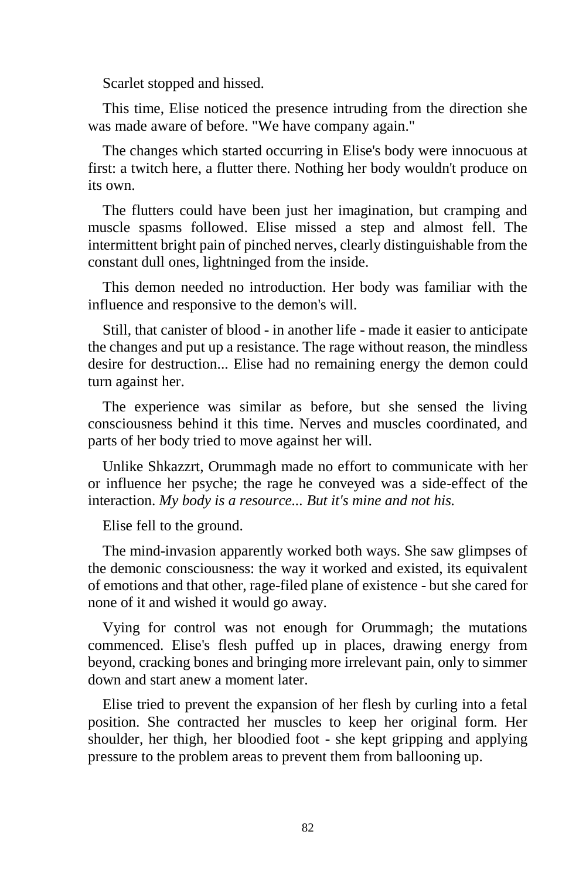Scarlet stopped and hissed.

This time, Elise noticed the presence intruding from the direction she was made aware of before. "We have company again."

The changes which started occurring in Elise's body were innocuous at first: a twitch here, a flutter there. Nothing her body wouldn't produce on its own.

The flutters could have been just her imagination, but cramping and muscle spasms followed. Elise missed a step and almost fell. The intermittent bright pain of pinched nerves, clearly distinguishable from the constant dull ones, lightninged from the inside.

This demon needed no introduction. Her body was familiar with the influence and responsive to the demon's will.

Still, that canister of blood - in another life - made it easier to anticipate the changes and put up a resistance. The rage without reason, the mindless desire for destruction... Elise had no remaining energy the demon could turn against her.

The experience was similar as before, but she sensed the living consciousness behind it this time. Nerves and muscles coordinated, and parts of her body tried to move against her will.

Unlike Shkazzrt, Orummagh made no effort to communicate with her or influence her psyche; the rage he conveyed was a side-effect of the interaction. *My body is a resource... But it's mine and not his.*

Elise fell to the ground.

The mind-invasion apparently worked both ways. She saw glimpses of the demonic consciousness: the way it worked and existed, its equivalent of emotions and that other, rage-filed plane of existence - but she cared for none of it and wished it would go away.

Vying for control was not enough for Orummagh; the mutations commenced. Elise's flesh puffed up in places, drawing energy from beyond, cracking bones and bringing more irrelevant pain, only to simmer down and start anew a moment later.

Elise tried to prevent the expansion of her flesh by curling into a fetal position. She contracted her muscles to keep her original form. Her shoulder, her thigh, her bloodied foot - she kept gripping and applying pressure to the problem areas to prevent them from ballooning up.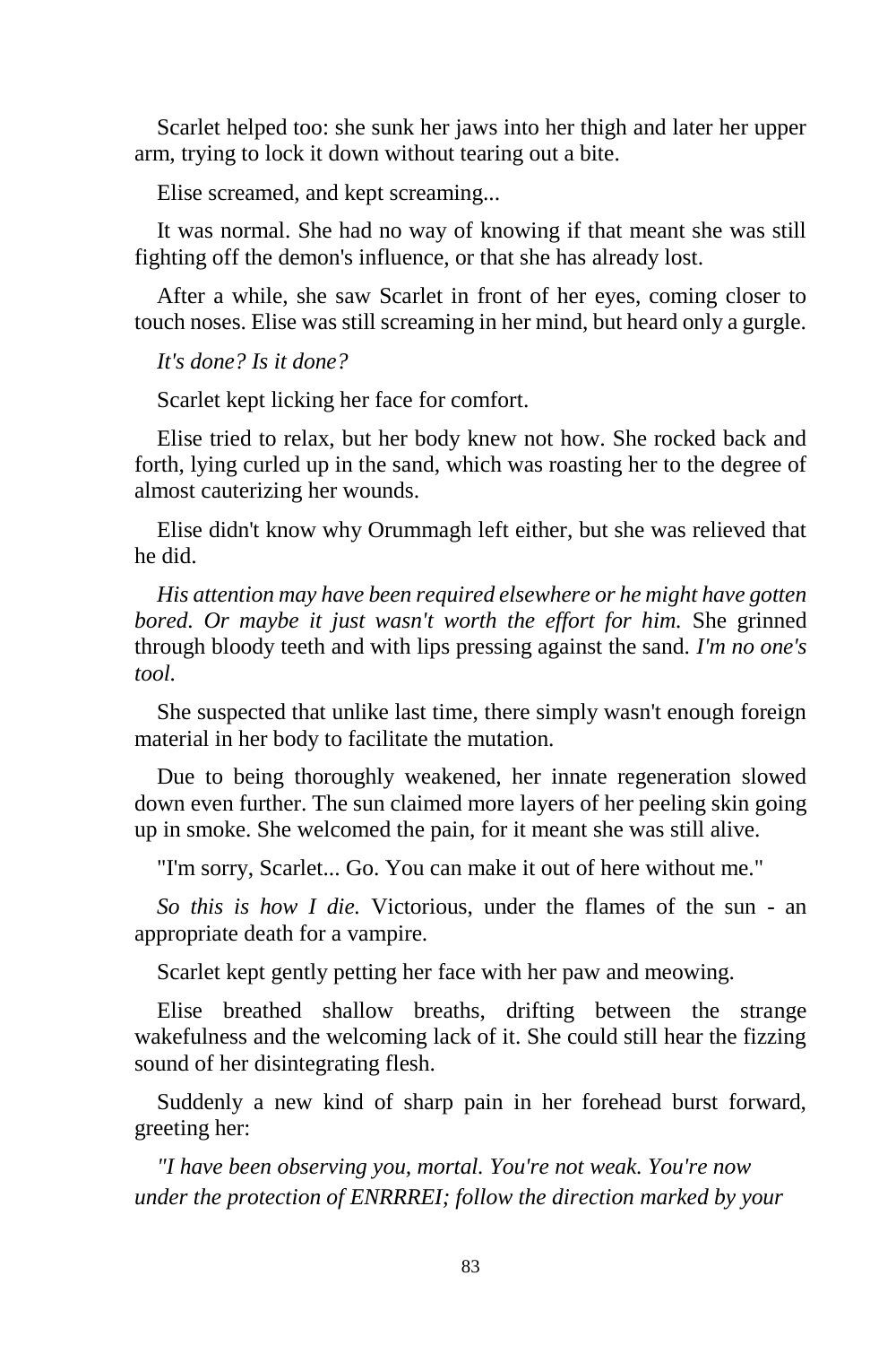Scarlet helped too: she sunk her jaws into her thigh and later her upper arm, trying to lock it down without tearing out a bite.

Elise screamed, and kept screaming...

It was normal. She had no way of knowing if that meant she was still fighting off the demon's influence, or that she has already lost.

After a while, she saw Scarlet in front of her eyes, coming closer to touch noses. Elise was still screaming in her mind, but heard only a gurgle.

*It's done? Is it done?*

Scarlet kept licking her face for comfort.

Elise tried to relax, but her body knew not how. She rocked back and forth, lying curled up in the sand, which was roasting her to the degree of almost cauterizing her wounds.

Elise didn't know why Orummagh left either, but she was relieved that he did.

*His attention may have been required elsewhere or he might have gotten bored. Or maybe it just wasn't worth the effort for him.* She grinned through bloody teeth and with lips pressing against the sand. *I'm no one's tool.*

She suspected that unlike last time, there simply wasn't enough foreign material in her body to facilitate the mutation.

Due to being thoroughly weakened, her innate regeneration slowed down even further. The sun claimed more layers of her peeling skin going up in smoke. She welcomed the pain, for it meant she was still alive.

"I'm sorry, Scarlet... Go. You can make it out of here without me."

*So this is how I die.* Victorious, under the flames of the sun - an appropriate death for a vampire.

Scarlet kept gently petting her face with her paw and meowing.

Elise breathed shallow breaths, drifting between the strange wakefulness and the welcoming lack of it. She could still hear the fizzing sound of her disintegrating flesh.

Suddenly a new kind of sharp pain in her forehead burst forward, greeting her:

*"I have been observing you, mortal. You're not weak. You're now under the protection of ENRRREI; follow the direction marked by your*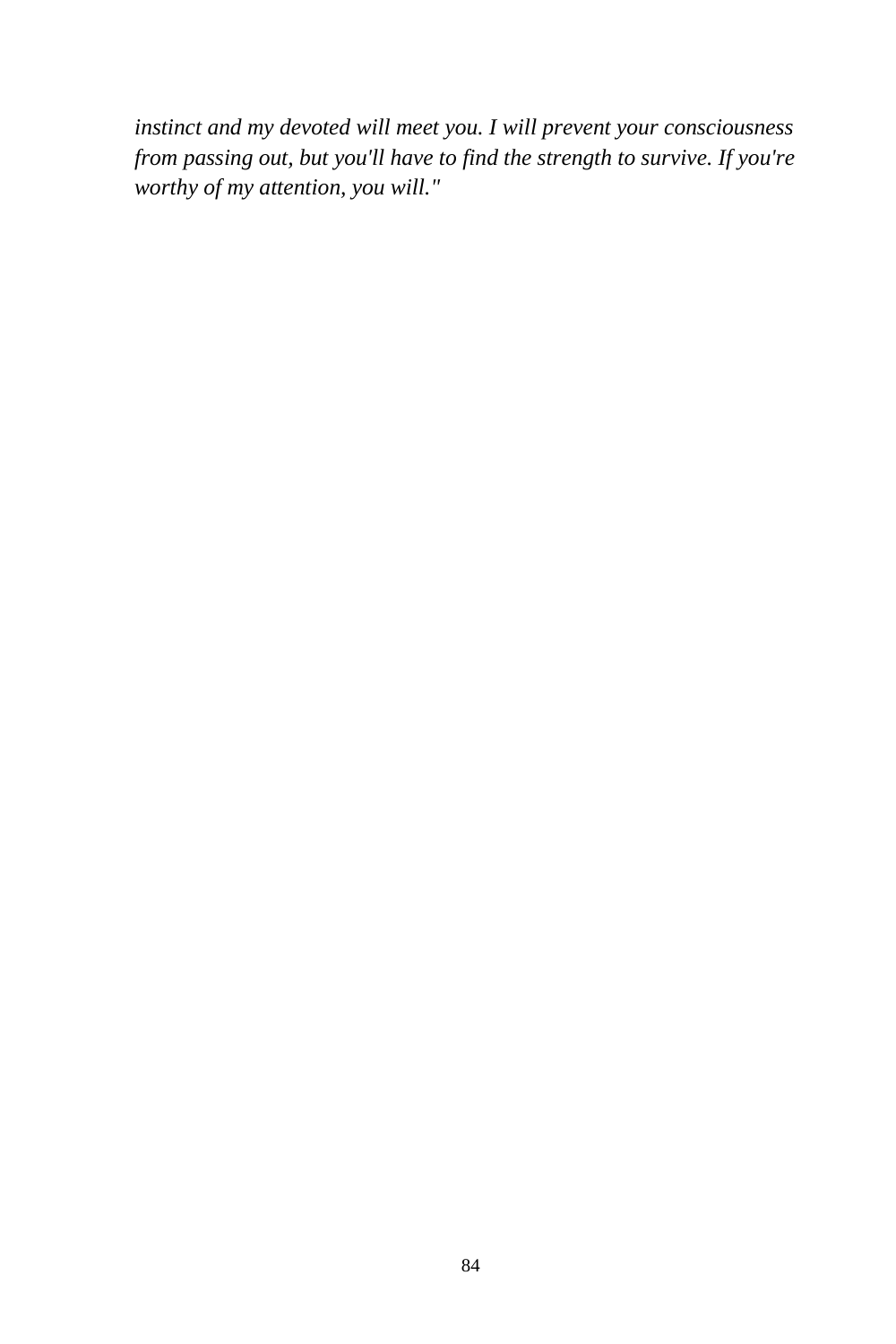*instinct and my devoted will meet you. I will prevent your consciousness from passing out, but you'll have to find the strength to survive. If you're worthy of my attention, you will."*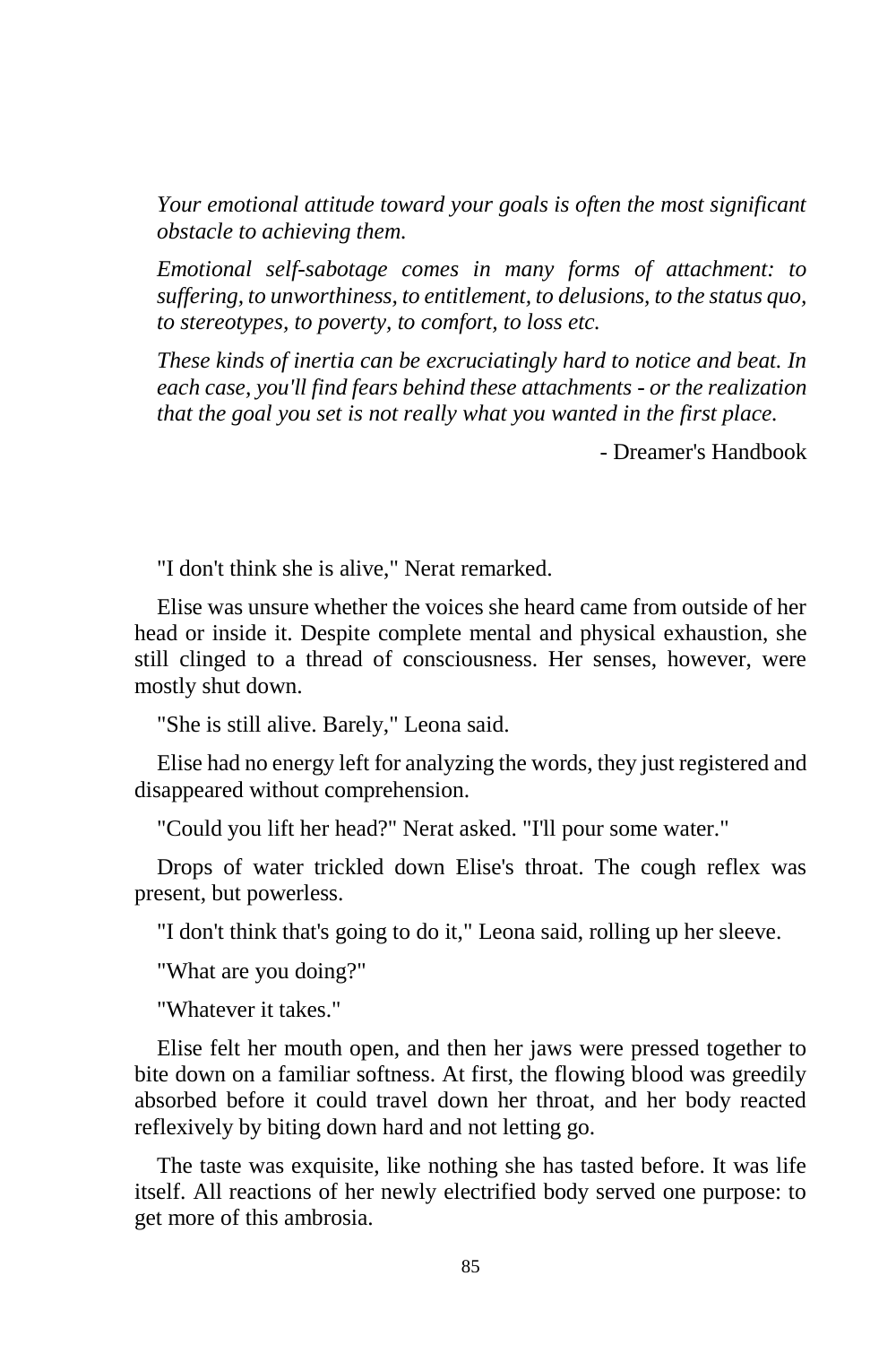*Your emotional attitude toward your goals is often the most significant obstacle to achieving them.*

*Emotional self-sabotage comes in many forms of attachment: to suffering, to unworthiness, to entitlement, to delusions, to the status quo, to stereotypes, to poverty, to comfort, to loss etc.*

*These kinds of inertia can be excruciatingly hard to notice and beat. In each case, you'll find fears behind these attachments - or the realization that the goal you set is not really what you wanted in the first place.*

- Dreamer's Handbook

"I don't think she is alive," Nerat remarked.

Elise was unsure whether the voices she heard came from outside of her head or inside it. Despite complete mental and physical exhaustion, she still clinged to a thread of consciousness. Her senses, however, were mostly shut down.

"She is still alive. Barely," Leona said.

Elise had no energy left for analyzing the words, they just registered and disappeared without comprehension.

"Could you lift her head?" Nerat asked. "I'll pour some water."

Drops of water trickled down Elise's throat. The cough reflex was present, but powerless.

"I don't think that's going to do it," Leona said, rolling up her sleeve.

"What are you doing?"

"Whatever it takes."

Elise felt her mouth open, and then her jaws were pressed together to bite down on a familiar softness. At first, the flowing blood was greedily absorbed before it could travel down her throat, and her body reacted reflexively by biting down hard and not letting go.

The taste was exquisite, like nothing she has tasted before. It was life itself. All reactions of her newly electrified body served one purpose: to get more of this ambrosia.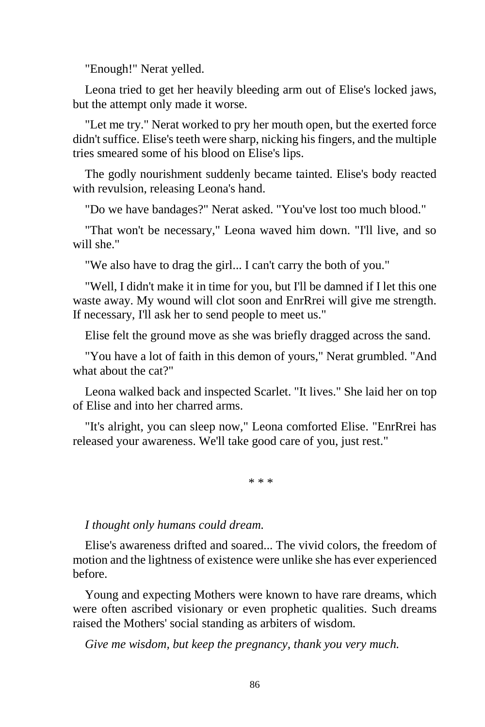"Enough!" Nerat yelled.

Leona tried to get her heavily bleeding arm out of Elise's locked jaws, but the attempt only made it worse.

"Let me try." Nerat worked to pry her mouth open, but the exerted force didn't suffice. Elise's teeth were sharp, nicking his fingers, and the multiple tries smeared some of his blood on Elise's lips.

The godly nourishment suddenly became tainted. Elise's body reacted with revulsion, releasing Leona's hand.

"Do we have bandages?" Nerat asked. "You've lost too much blood."

"That won't be necessary," Leona waved him down. "I'll live, and so will she."

"We also have to drag the girl... I can't carry the both of you."

"Well, I didn't make it in time for you, but I'll be damned if I let this one waste away. My wound will clot soon and EnrRrei will give me strength. If necessary, I'll ask her to send people to meet us."

Elise felt the ground move as she was briefly dragged across the sand.

"You have a lot of faith in this demon of yours," Nerat grumbled. "And what about the cat?"

Leona walked back and inspected Scarlet. "It lives." She laid her on top of Elise and into her charred arms.

"It's alright, you can sleep now," Leona comforted Elise. "EnrRrei has released your awareness. We'll take good care of you, just rest."

\* \* \*

*I thought only humans could dream.*

Elise's awareness drifted and soared... The vivid colors, the freedom of motion and the lightness of existence were unlike she has ever experienced before.

Young and expecting Mothers were known to have rare dreams, which were often ascribed visionary or even prophetic qualities. Such dreams raised the Mothers' social standing as arbiters of wisdom.

*Give me wisdom, but keep the pregnancy, thank you very much.*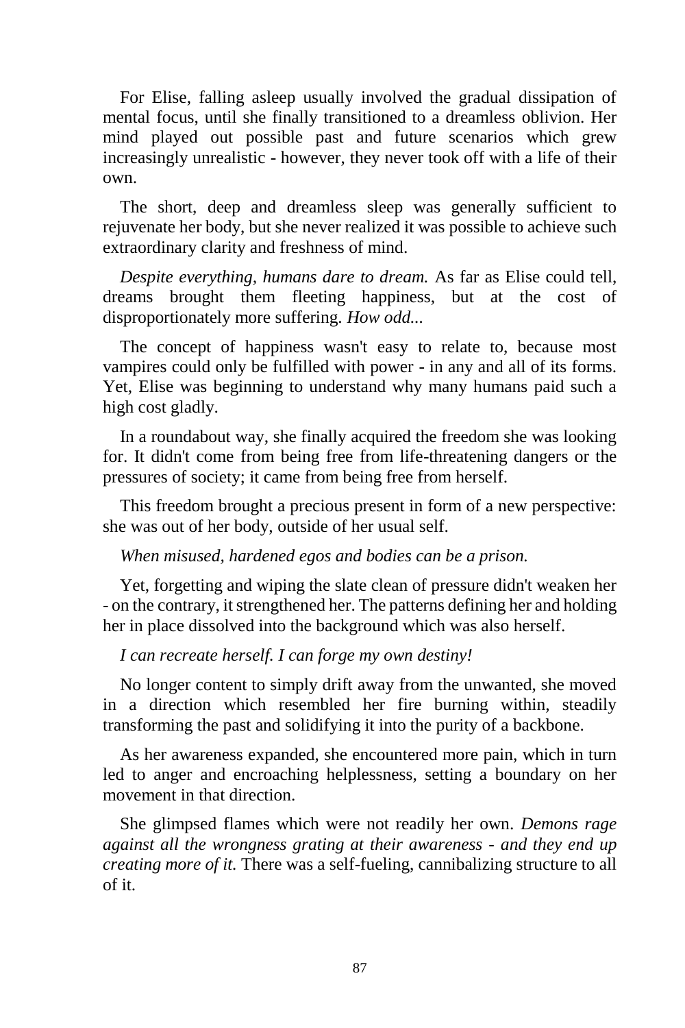For Elise, falling asleep usually involved the gradual dissipation of mental focus, until she finally transitioned to a dreamless oblivion. Her mind played out possible past and future scenarios which grew increasingly unrealistic - however, they never took off with a life of their own.

The short, deep and dreamless sleep was generally sufficient to rejuvenate her body, but she never realized it was possible to achieve such extraordinary clarity and freshness of mind.

*Despite everything, humans dare to dream.* As far as Elise could tell, dreams brought them fleeting happiness, but at the cost of disproportionately more suffering. *How odd...*

The concept of happiness wasn't easy to relate to, because most vampires could only be fulfilled with power - in any and all of its forms. Yet, Elise was beginning to understand why many humans paid such a high cost gladly.

In a roundabout way, she finally acquired the freedom she was looking for. It didn't come from being free from life-threatening dangers or the pressures of society; it came from being free from herself.

This freedom brought a precious present in form of a new perspective: she was out of her body, outside of her usual self.

*When misused, hardened egos and bodies can be a prison.*

Yet, forgetting and wiping the slate clean of pressure didn't weaken her - on the contrary, it strengthened her. The patterns defining her and holding her in place dissolved into the background which was also herself.

*I can recreate herself. I can forge my own destiny!*

No longer content to simply drift away from the unwanted, she moved in a direction which resembled her fire burning within, steadily transforming the past and solidifying it into the purity of a backbone.

As her awareness expanded, she encountered more pain, which in turn led to anger and encroaching helplessness, setting a boundary on her movement in that direction.

She glimpsed flames which were not readily her own. *Demons rage against all the wrongness grating at their awareness - and they end up creating more of it.* There was a self-fueling, cannibalizing structure to all of it.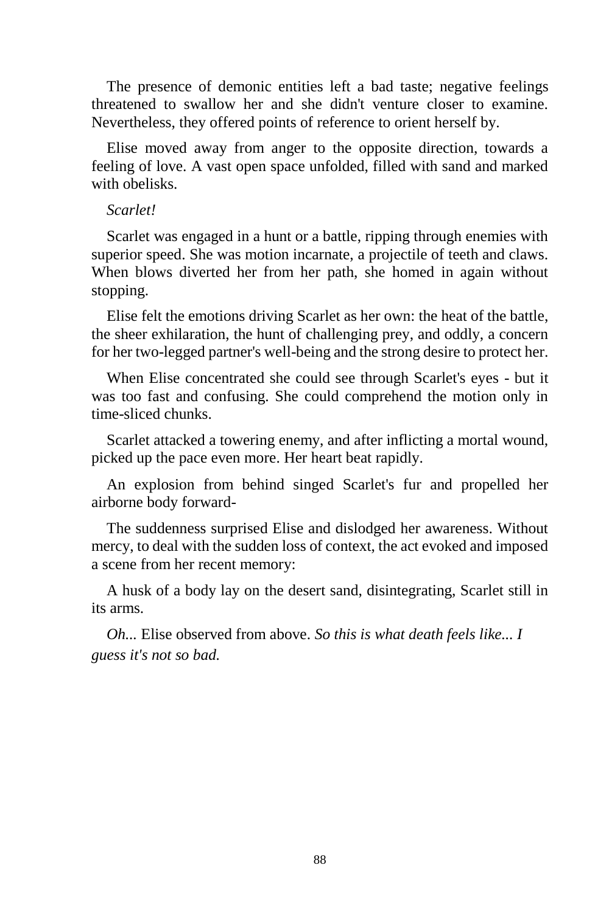The presence of demonic entities left a bad taste; negative feelings threatened to swallow her and she didn't venture closer to examine. Nevertheless, they offered points of reference to orient herself by.

Elise moved away from anger to the opposite direction, towards a feeling of love. A vast open space unfolded, filled with sand and marked with obelisks.

*Scarlet!*

Scarlet was engaged in a hunt or a battle, ripping through enemies with superior speed. She was motion incarnate, a projectile of teeth and claws. When blows diverted her from her path, she homed in again without stopping.

Elise felt the emotions driving Scarlet as her own: the heat of the battle, the sheer exhilaration, the hunt of challenging prey, and oddly, a concern for her two-legged partner's well-being and the strong desire to protect her.

When Elise concentrated she could see through Scarlet's eyes - but it was too fast and confusing. She could comprehend the motion only in time-sliced chunks.

Scarlet attacked a towering enemy, and after inflicting a mortal wound, picked up the pace even more. Her heart beat rapidly.

An explosion from behind singed Scarlet's fur and propelled her airborne body forward-

The suddenness surprised Elise and dislodged her awareness. Without mercy, to deal with the sudden loss of context, the act evoked and imposed a scene from her recent memory:

A husk of a body lay on the desert sand, disintegrating, Scarlet still in its arms.

*Oh...* Elise observed from above. *So this is what death feels like... I guess it's not so bad.*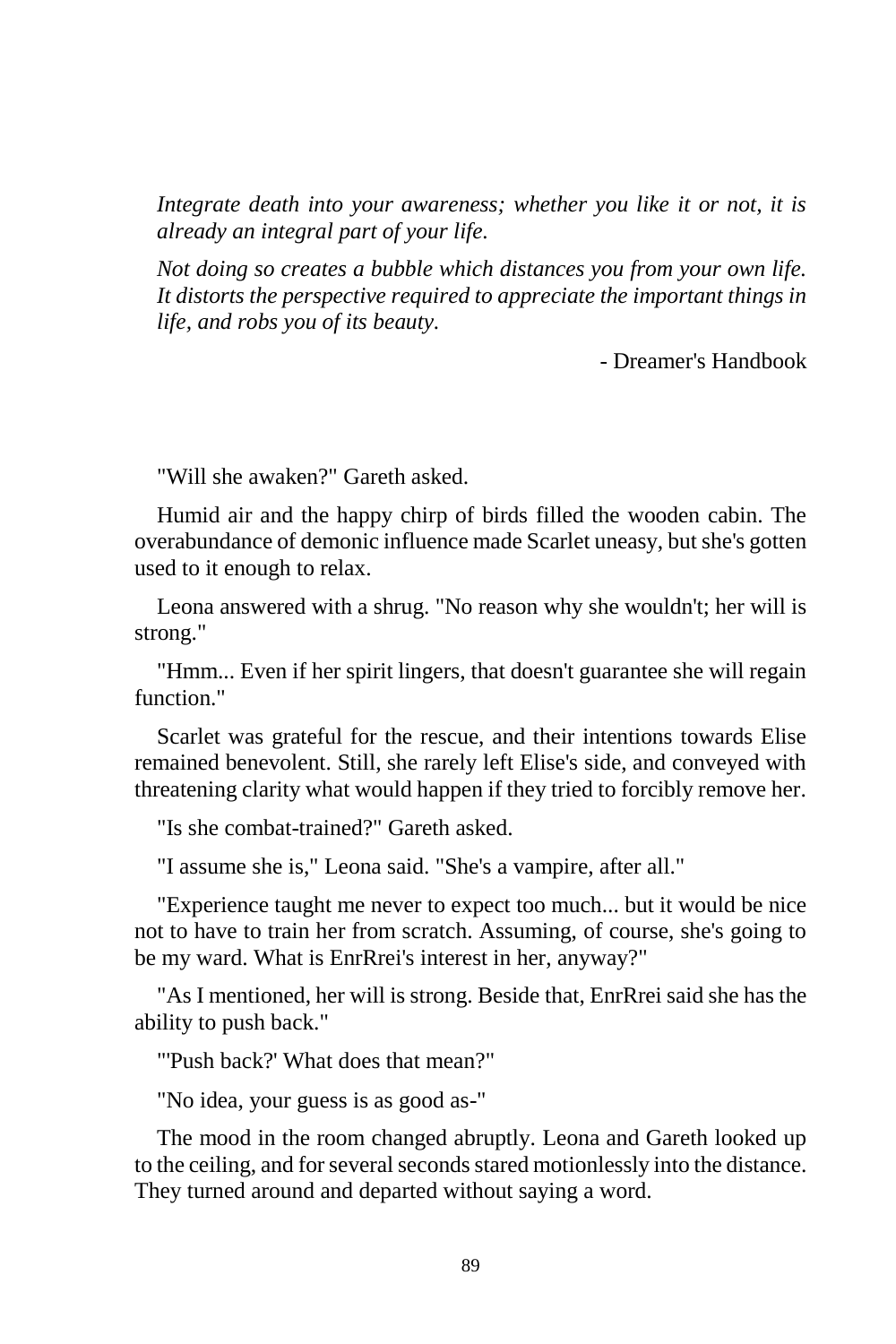*Integrate death into your awareness; whether you like it or not, it is already an integral part of your life.*

*Not doing so creates a bubble which distances you from your own life. It distorts the perspective required to appreciate the important things in life, and robs you of its beauty.*

- Dreamer's Handbook

"Will she awaken?" Gareth asked.

Humid air and the happy chirp of birds filled the wooden cabin. The overabundance of demonic influence made Scarlet uneasy, but she's gotten used to it enough to relax.

Leona answered with a shrug. "No reason why she wouldn't; her will is strong."

"Hmm... Even if her spirit lingers, that doesn't guarantee she will regain function."

Scarlet was grateful for the rescue, and their intentions towards Elise remained benevolent. Still, she rarely left Elise's side, and conveyed with threatening clarity what would happen if they tried to forcibly remove her.

"Is she combat-trained?" Gareth asked.

"I assume she is," Leona said. "She's a vampire, after all."

"Experience taught me never to expect too much... but it would be nice not to have to train her from scratch. Assuming, of course, she's going to be my ward. What is EnrRrei's interest in her, anyway?"

"As I mentioned, her will is strong. Beside that, EnrRrei said she has the ability to push back."

"'Push back?' What does that mean?"

"No idea, your guess is as good as-"

The mood in the room changed abruptly. Leona and Gareth looked up to the ceiling, and for several seconds stared motionlessly into the distance. They turned around and departed without saying a word.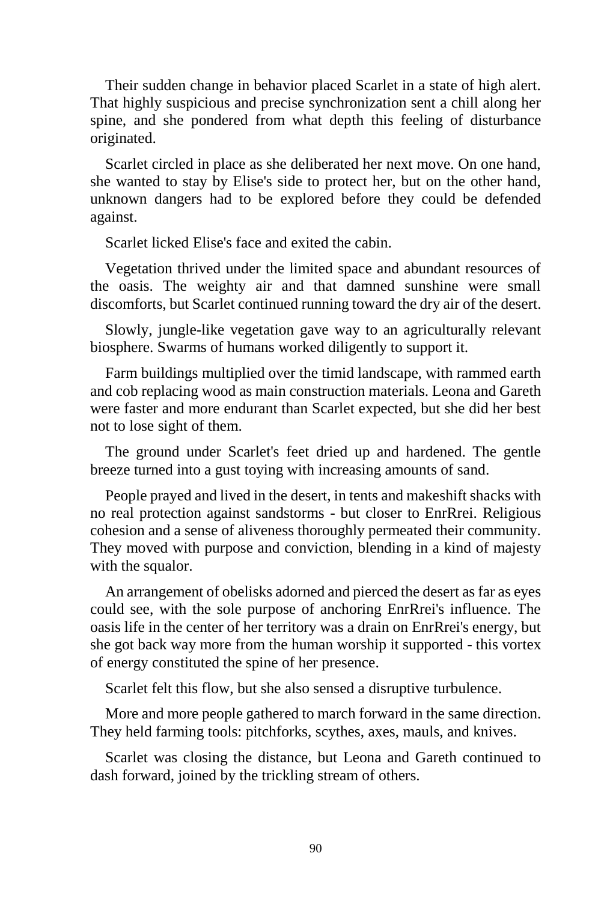Their sudden change in behavior placed Scarlet in a state of high alert. That highly suspicious and precise synchronization sent a chill along her spine, and she pondered from what depth this feeling of disturbance originated.

Scarlet circled in place as she deliberated her next move. On one hand, she wanted to stay by Elise's side to protect her, but on the other hand, unknown dangers had to be explored before they could be defended against.

Scarlet licked Elise's face and exited the cabin.

Vegetation thrived under the limited space and abundant resources of the oasis. The weighty air and that damned sunshine were small discomforts, but Scarlet continued running toward the dry air of the desert.

Slowly, jungle-like vegetation gave way to an agriculturally relevant biosphere. Swarms of humans worked diligently to support it.

Farm buildings multiplied over the timid landscape, with rammed earth and cob replacing wood as main construction materials. Leona and Gareth were faster and more endurant than Scarlet expected, but she did her best not to lose sight of them.

The ground under Scarlet's feet dried up and hardened. The gentle breeze turned into a gust toying with increasing amounts of sand.

People prayed and lived in the desert, in tents and makeshift shacks with no real protection against sandstorms - but closer to EnrRrei. Religious cohesion and a sense of aliveness thoroughly permeated their community. They moved with purpose and conviction, blending in a kind of majesty with the squalor.

An arrangement of obelisks adorned and pierced the desert as far as eyes could see, with the sole purpose of anchoring EnrRrei's influence. The oasis life in the center of her territory was a drain on EnrRrei's energy, but she got back way more from the human worship it supported - this vortex of energy constituted the spine of her presence.

Scarlet felt this flow, but she also sensed a disruptive turbulence.

More and more people gathered to march forward in the same direction. They held farming tools: pitchforks, scythes, axes, mauls, and knives.

Scarlet was closing the distance, but Leona and Gareth continued to dash forward, joined by the trickling stream of others.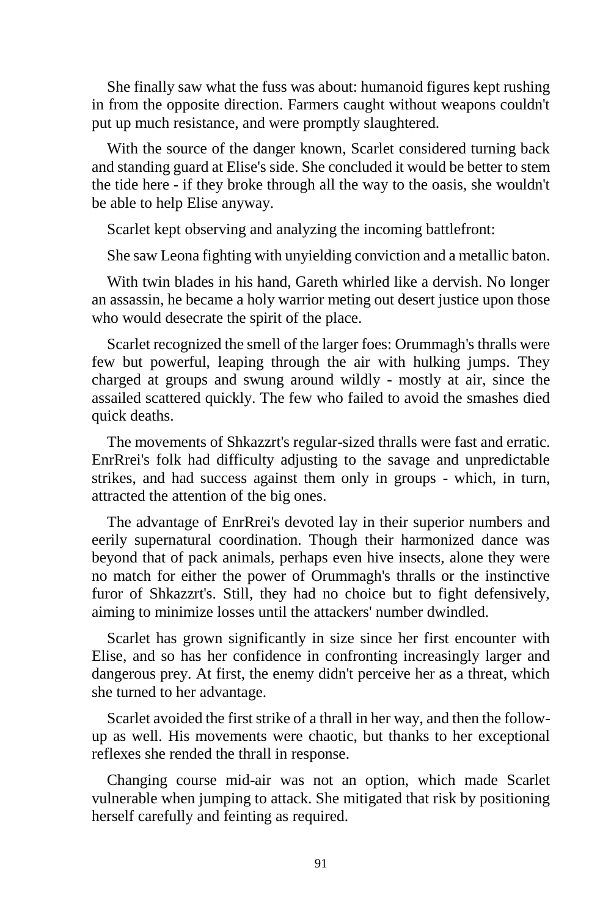She finally saw what the fuss was about: humanoid figures kept rushing in from the opposite direction. Farmers caught without weapons couldn't put up much resistance, and were promptly slaughtered.

With the source of the danger known, Scarlet considered turning back and standing guard at Elise's side. She concluded it would be better to stem the tide here - if they broke through all the way to the oasis, she wouldn't be able to help Elise anyway.

Scarlet kept observing and analyzing the incoming battlefront:

She saw Leona fighting with unyielding conviction and a metallic baton.

With twin blades in his hand, Gareth whirled like a dervish. No longer an assassin, he became a holy warrior meting out desert justice upon those who would desecrate the spirit of the place.

Scarlet recognized the smell of the larger foes: Orummagh's thralls were few but powerful, leaping through the air with hulking jumps. They charged at groups and swung around wildly - mostly at air, since the assailed scattered quickly. The few who failed to avoid the smashes died quick deaths.

The movements of Shkazzrt's regular-sized thralls were fast and erratic. EnrRrei's folk had difficulty adjusting to the savage and unpredictable strikes, and had success against them only in groups - which, in turn, attracted the attention of the big ones.

The advantage of EnrRrei's devoted lay in their superior numbers and eerily supernatural coordination. Though their harmonized dance was beyond that of pack animals, perhaps even hive insects, alone they were no match for either the power of Orummagh's thralls or the instinctive furor of Shkazzrt's. Still, they had no choice but to fight defensively, aiming to minimize losses until the attackers' number dwindled.

Scarlet has grown significantly in size since her first encounter with Elise, and so has her confidence in confronting increasingly larger and dangerous prey. At first, the enemy didn't perceive her as a threat, which she turned to her advantage.

Scarlet avoided the first strike of a thrall in her way, and then the follow-up as well. His movements were chaotic, but thanks to her exceptional reflexes she rended the thrall in response.

Changing course mid-air was not an option, which made Scarlet vulnerable when jumping to attack. She mitigated that risk by positioning herself carefully and feinting as required.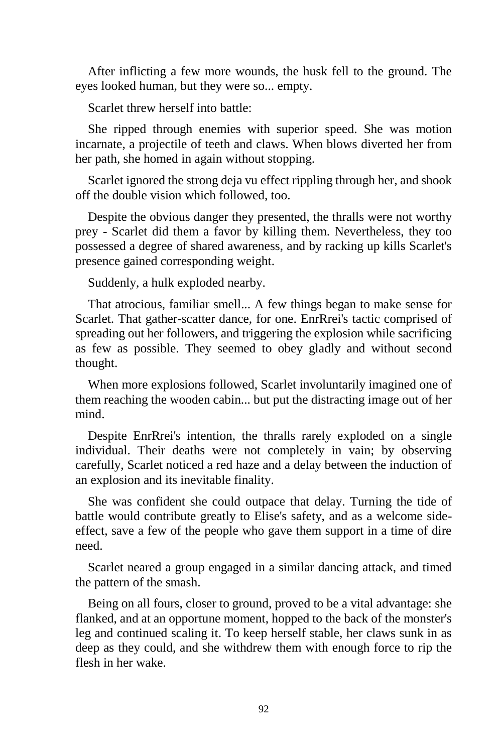After inflicting a few more wounds, the husk fell to the ground. The eyes looked human, but they were so... empty.

Scarlet threw herself into battle:

She ripped through enemies with superior speed. She was motion incarnate, a projectile of teeth and claws. When blows diverted her from her path, she homed in again without stopping.

Scarlet ignored the strong deja vu effect rippling through her, and shook off the double vision which followed, too.

Despite the obvious danger they presented, the thralls were not worthy prey - Scarlet did them a favor by killing them. Nevertheless, they too possessed a degree of shared awareness, and by racking up kills Scarlet's presence gained corresponding weight.

Suddenly, a hulk exploded nearby.

That atrocious, familiar smell... A few things began to make sense for Scarlet. That gather-scatter dance, for one. EnrRrei's tactic comprised of spreading out her followers, and triggering the explosion while sacrificing as few as possible. They seemed to obey gladly and without second thought.

When more explosions followed, Scarlet involuntarily imagined one of them reaching the wooden cabin... but put the distracting image out of her mind.

Despite EnrRrei's intention, the thralls rarely exploded on a single individual. Their deaths were not completely in vain; by observing carefully, Scarlet noticed a red haze and a delay between the induction of an explosion and its inevitable finality.

She was confident she could outpace that delay. Turning the tide of battle would contribute greatly to Elise's safety, and as a welcome side-effect, save a few of the people who gave them support in a time of dire need.

Scarlet neared a group engaged in a similar dancing attack, and timed the pattern of the smash.

Being on all fours, closer to ground, proved to be a vital advantage: she flanked, and at an opportune moment, hopped to the back of the monster's leg and continued scaling it. To keep herself stable, her claws sunk in as deep as they could, and she withdrew them with enough force to rip the flesh in her wake.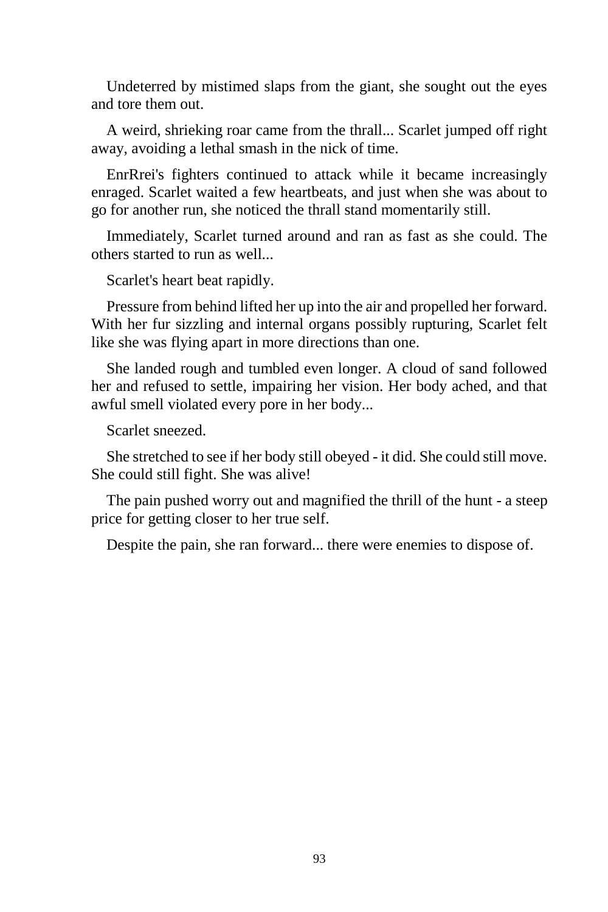Undeterred by mistimed slaps from the giant, she sought out the eyes and tore them out.

A weird, shrieking roar came from the thrall... Scarlet jumped off right away, avoiding a lethal smash in the nick of time.

EnrRrei's fighters continued to attack while it became increasingly enraged. Scarlet waited a few heartbeats, and just when she was about to go for another run, she noticed the thrall stand momentarily still.

Immediately, Scarlet turned around and ran as fast as she could. The others started to run as well...

Scarlet's heart beat rapidly.

Pressure from behind lifted her up into the air and propelled her forward. With her fur sizzling and internal organs possibly rupturing, Scarlet felt like she was flying apart in more directions than one.

She landed rough and tumbled even longer. A cloud of sand followed her and refused to settle, impairing her vision. Her body ached, and that awful smell violated every pore in her body...

Scarlet sneezed.

She stretched to see if her body still obeyed - it did. She could still move. She could still fight. She was alive!

The pain pushed worry out and magnified the thrill of the hunt - a steep price for getting closer to her true self.

Despite the pain, she ran forward... there were enemies to dispose of.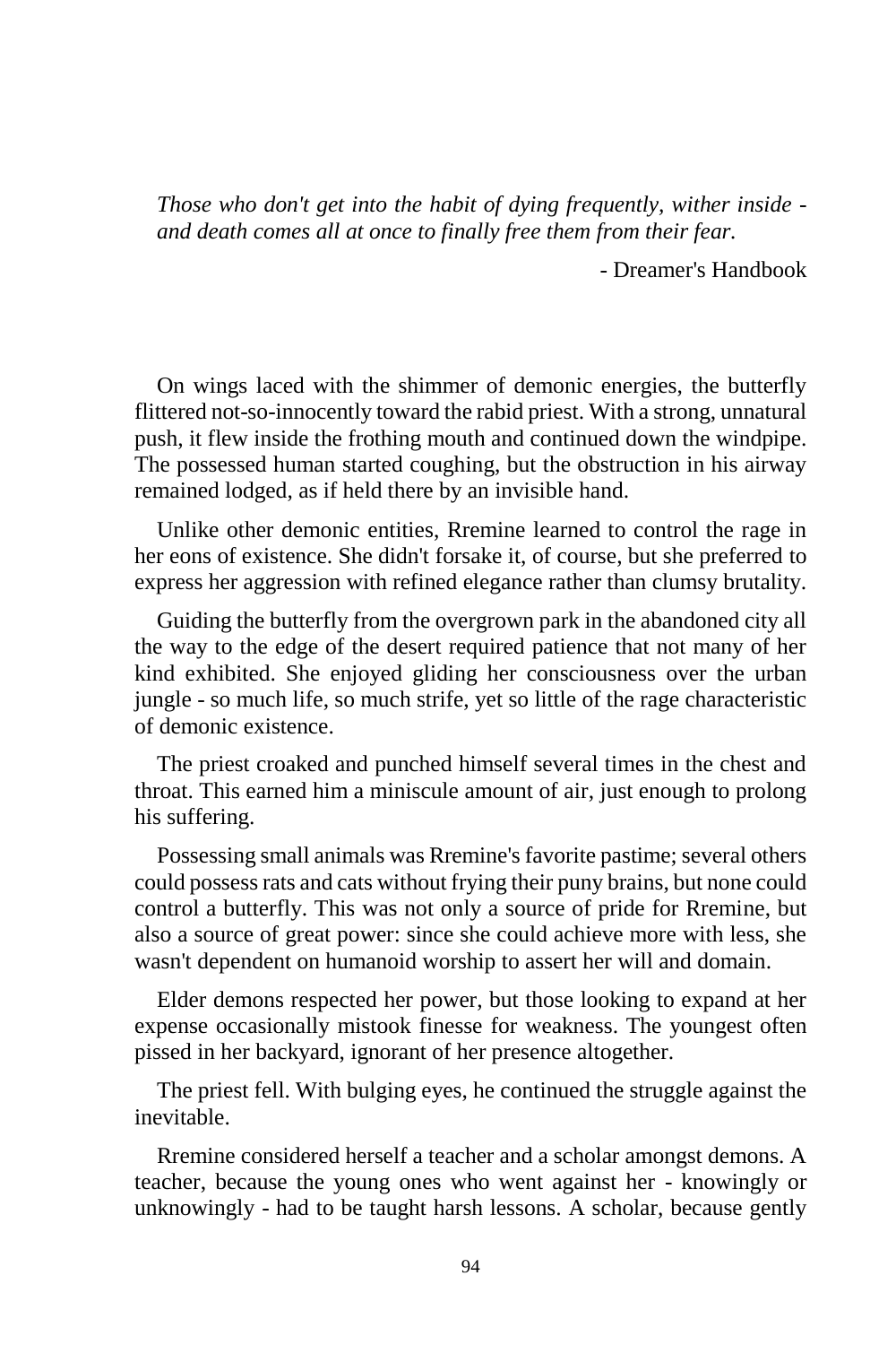*Those who don't get into the habit of dying frequently, wither inside - and death comes all at once to finally free them from their fear.*

- Dreamer's Handbook

On wings laced with the shimmer of demonic energies, the butterfly flittered not-so-innocently toward the rabid priest. With a strong, unnatural push, it flew inside the frothing mouth and continued down the windpipe. The possessed human started coughing, but the obstruction in his airway remained lodged, as if held there by an invisible hand.

Unlike other demonic entities, Rremine learned to control the rage in her eons of existence. She didn't forsake it, of course, but she preferred to express her aggression with refined elegance rather than clumsy brutality.

Guiding the butterfly from the overgrown park in the abandoned city all the way to the edge of the desert required patience that not many of her kind exhibited. She enjoyed gliding her consciousness over the urban jungle - so much life, so much strife, yet so little of the rage characteristic of demonic existence.

The priest croaked and punched himself several times in the chest and throat. This earned him a miniscule amount of air, just enough to prolong his suffering.

Possessing small animals was Rremine's favorite pastime; several others could possess rats and cats without frying their puny brains, but none could control a butterfly. This was not only a source of pride for Rremine, but also a source of great power: since she could achieve more with less, she wasn't dependent on humanoid worship to assert her will and domain.

Elder demons respected her power, but those looking to expand at her expense occasionally mistook finesse for weakness. The youngest often pissed in her backyard, ignorant of her presence altogether.

The priest fell. With bulging eyes, he continued the struggle against the inevitable.

Rremine considered herself a teacher and a scholar amongst demons. A teacher, because the young ones who went against her - knowingly or unknowingly - had to be taught harsh lessons. A scholar, because gently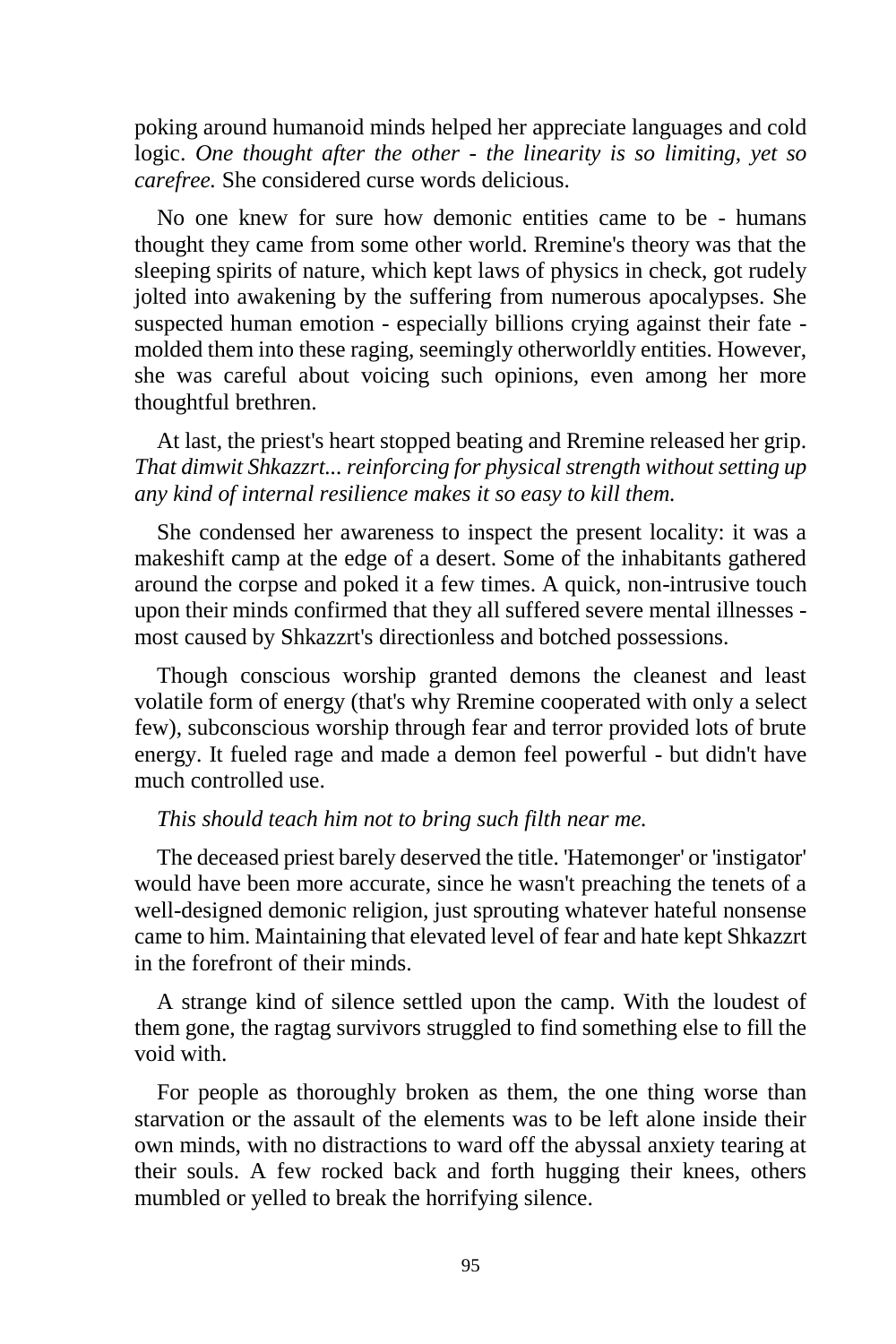poking around humanoid minds helped her appreciate languages and cold logic. *One thought after the other - the linearity is so limiting, yet so carefree.* She considered curse words delicious.

No one knew for sure how demonic entities came to be - humans thought they came from some other world. Rremine's theory was that the sleeping spirits of nature, which kept laws of physics in check, got rudely jolted into awakening by the suffering from numerous apocalypses. She suspected human emotion - especially billions crying against their fate - molded them into these raging, seemingly otherworldly entities. However, she was careful about voicing such opinions, even among her more thoughtful brethren.

At last, the priest's heart stopped beating and Rremine released her grip. *That dimwit Shkazzrt... reinforcing for physical strength without setting up any kind of internal resilience makes it so easy to kill them.*

She condensed her awareness to inspect the present locality: it was a makeshift camp at the edge of a desert. Some of the inhabitants gathered around the corpse and poked it a few times. A quick, non-intrusive touch upon their minds confirmed that they all suffered severe mental illnesses - most caused by Shkazzrt's directionless and botched possessions.

Though conscious worship granted demons the cleanest and least volatile form of energy (that's why Rremine cooperated with only a select few), subconscious worship through fear and terror provided lots of brute energy. It fueled rage and made a demon feel powerful - but didn't have much controlled use.

*This should teach him not to bring such filth near me.*

The deceased priest barely deserved the title. 'Hatemonger' or 'instigator' would have been more accurate, since he wasn't preaching the tenets of a well-designed demonic religion, just sprouting whatever hateful nonsense came to him. Maintaining that elevated level of fear and hate kept Shkazzrt in the forefront of their minds.

A strange kind of silence settled upon the camp. With the loudest of them gone, the ragtag survivors struggled to find something else to fill the void with.

For people as thoroughly broken as them, the one thing worse than starvation or the assault of the elements was to be left alone inside their own minds, with no distractions to ward off the abyssal anxiety tearing at their souls. A few rocked back and forth hugging their knees, others mumbled or yelled to break the horrifying silence.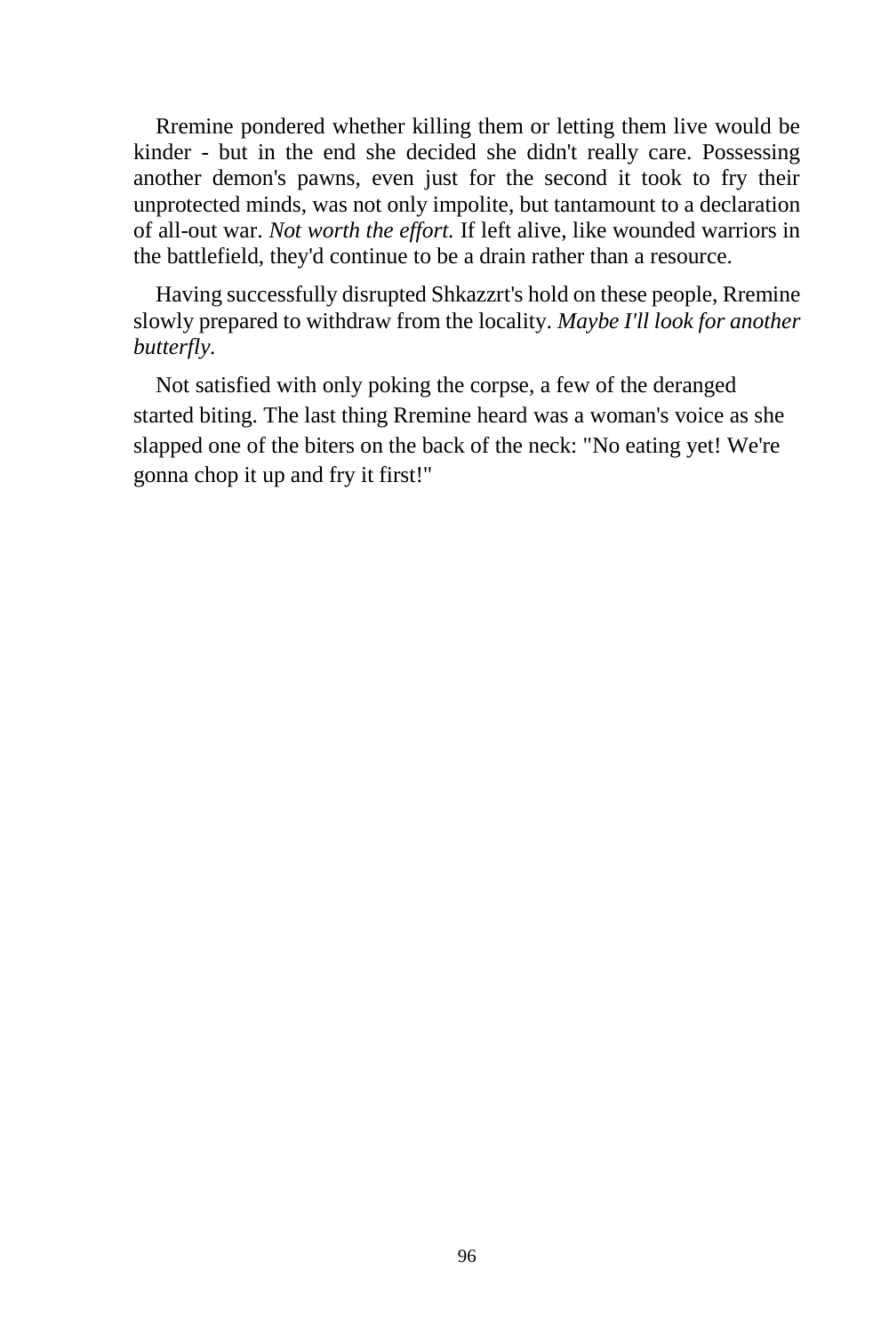Rremine pondered whether killing them or letting them live would be kinder - but in the end she decided she didn't really care. Possessing another demon's pawns, even just for the second it took to fry their unprotected minds, was not only impolite, but tantamount to a declaration of all-out war. *Not worth the effort.* If left alive, like wounded warriors in the battlefield, they'd continue to be a drain rather than a resource.

Having successfully disrupted Shkazzrt's hold on these people, Rremine slowly prepared to withdraw from the locality. *Maybe I'll look for another butterfly.*

Not satisfied with only poking the corpse, a few of the deranged started biting. The last thing Rremine heard was a woman's voice as she slapped one of the biters on the back of the neck: "No eating yet! We're gonna chop it up and fry it first!"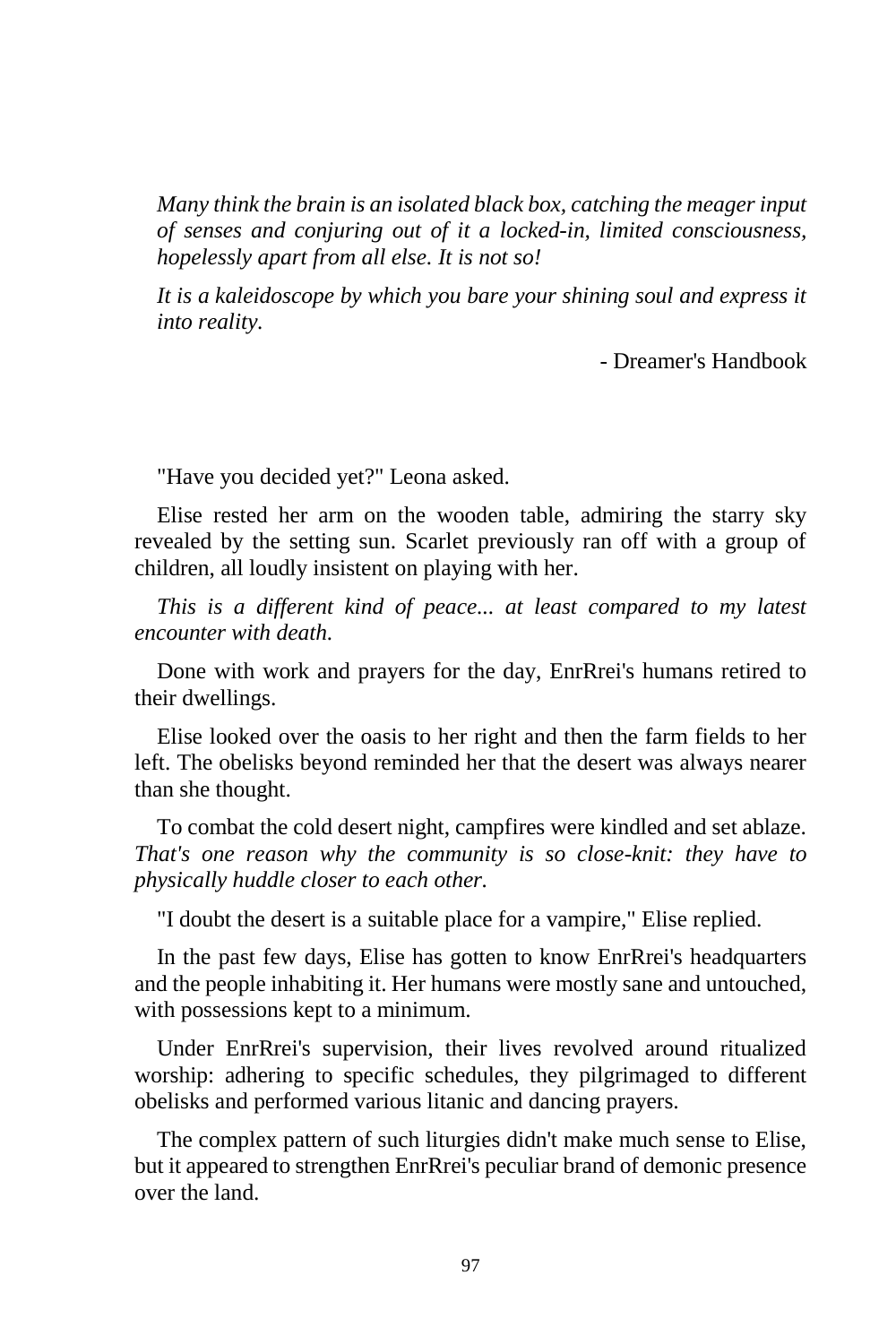*Many think the brain is an isolated black box, catching the meager input of senses and conjuring out of it a locked-in, limited consciousness, hopelessly apart from all else. It is not so!*

*It is a kaleidoscope by which you bare your shining soul and express it into reality.*

- Dreamer's Handbook

"Have you decided yet?" Leona asked.

Elise rested her arm on the wooden table, admiring the starry sky revealed by the setting sun. Scarlet previously ran off with a group of children, all loudly insistent on playing with her.

*This is a different kind of peace... at least compared to my latest encounter with death.*

Done with work and prayers for the day, EnrRrei's humans retired to their dwellings.

Elise looked over the oasis to her right and then the farm fields to her left. The obelisks beyond reminded her that the desert was always nearer than she thought.

To combat the cold desert night, campfires were kindled and set ablaze. *That's one reason why the community is so close-knit: they have to physically huddle closer to each other.*

"I doubt the desert is a suitable place for a vampire," Elise replied.

In the past few days, Elise has gotten to know EnrRrei's headquarters and the people inhabiting it. Her humans were mostly sane and untouched, with possessions kept to a minimum.

Under EnrRrei's supervision, their lives revolved around ritualized worship: adhering to specific schedules, they pilgrimaged to different obelisks and performed various litanic and dancing prayers.

The complex pattern of such liturgies didn't make much sense to Elise, but it appeared to strengthen EnrRrei's peculiar brand of demonic presence over the land.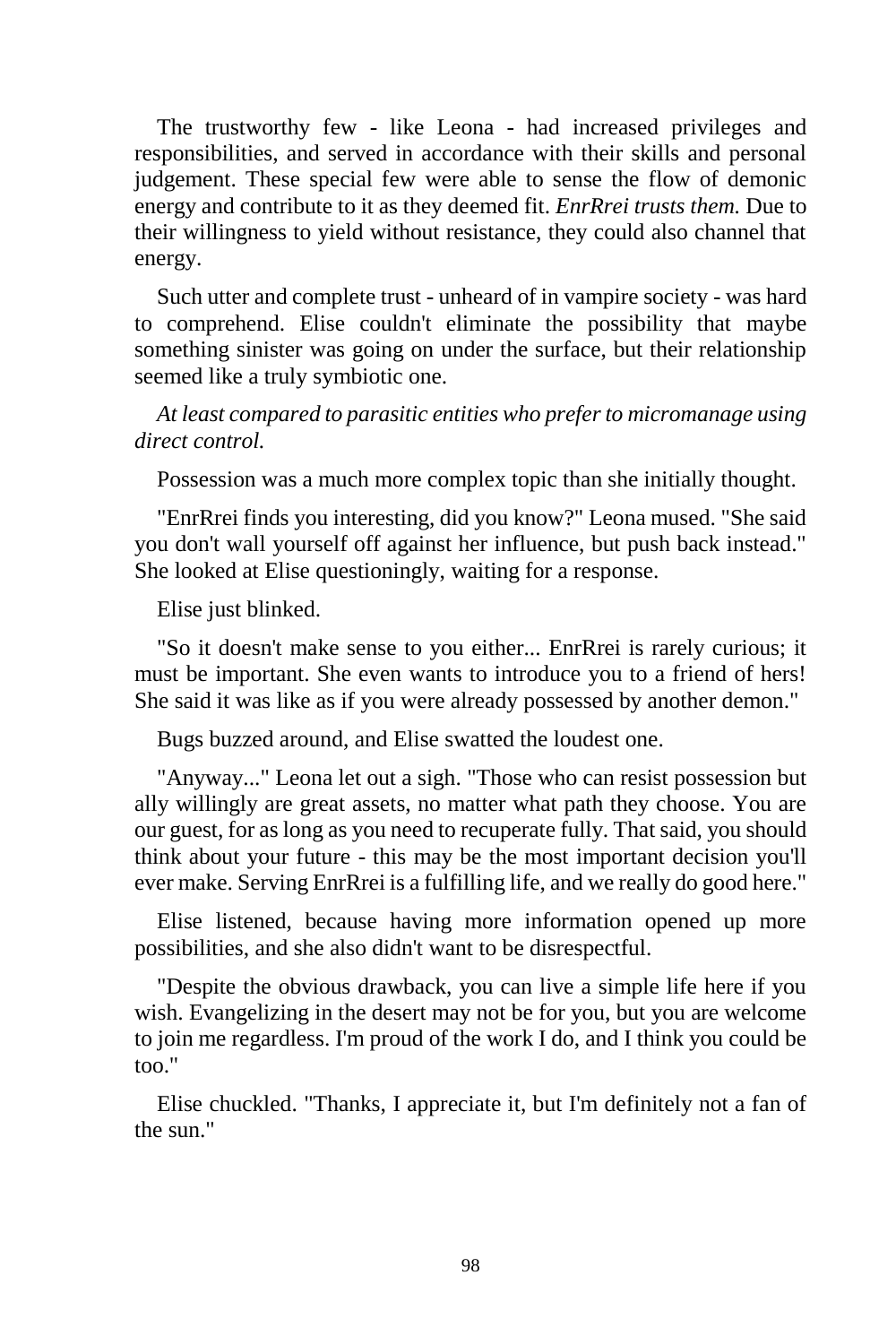The trustworthy few - like Leona - had increased privileges and responsibilities, and served in accordance with their skills and personal judgement. These special few were able to sense the flow of demonic energy and contribute to it as they deemed fit. *EnrRrei trusts them.* Due to their willingness to yield without resistance, they could also channel that energy.

Such utter and complete trust - unheard of in vampire society - was hard to comprehend. Elise couldn't eliminate the possibility that maybe something sinister was going on under the surface, but their relationship seemed like a truly symbiotic one.

*At least compared to parasitic entities who prefer to micromanage using direct control.*

Possession was a much more complex topic than she initially thought.

"EnrRrei finds you interesting, did you know?" Leona mused. "She said you don't wall yourself off against her influence, but push back instead." She looked at Elise questioningly, waiting for a response.

Elise just blinked.

"So it doesn't make sense to you either... EnrRrei is rarely curious; it must be important. She even wants to introduce you to a friend of hers! She said it was like as if you were already possessed by another demon."

Bugs buzzed around, and Elise swatted the loudest one.

"Anyway..." Leona let out a sigh. "Those who can resist possession but ally willingly are great assets, no matter what path they choose. You are our guest, for as long as you need to recuperate fully. That said, you should think about your future - this may be the most important decision you'll ever make. Serving EnrRrei is a fulfilling life, and we really do good here."

Elise listened, because having more information opened up more possibilities, and she also didn't want to be disrespectful.

"Despite the obvious drawback, you can live a simple life here if you wish. Evangelizing in the desert may not be for you, but you are welcome to join me regardless. I'm proud of the work I do, and I think you could be too."

Elise chuckled. "Thanks, I appreciate it, but I'm definitely not a fan of the sun."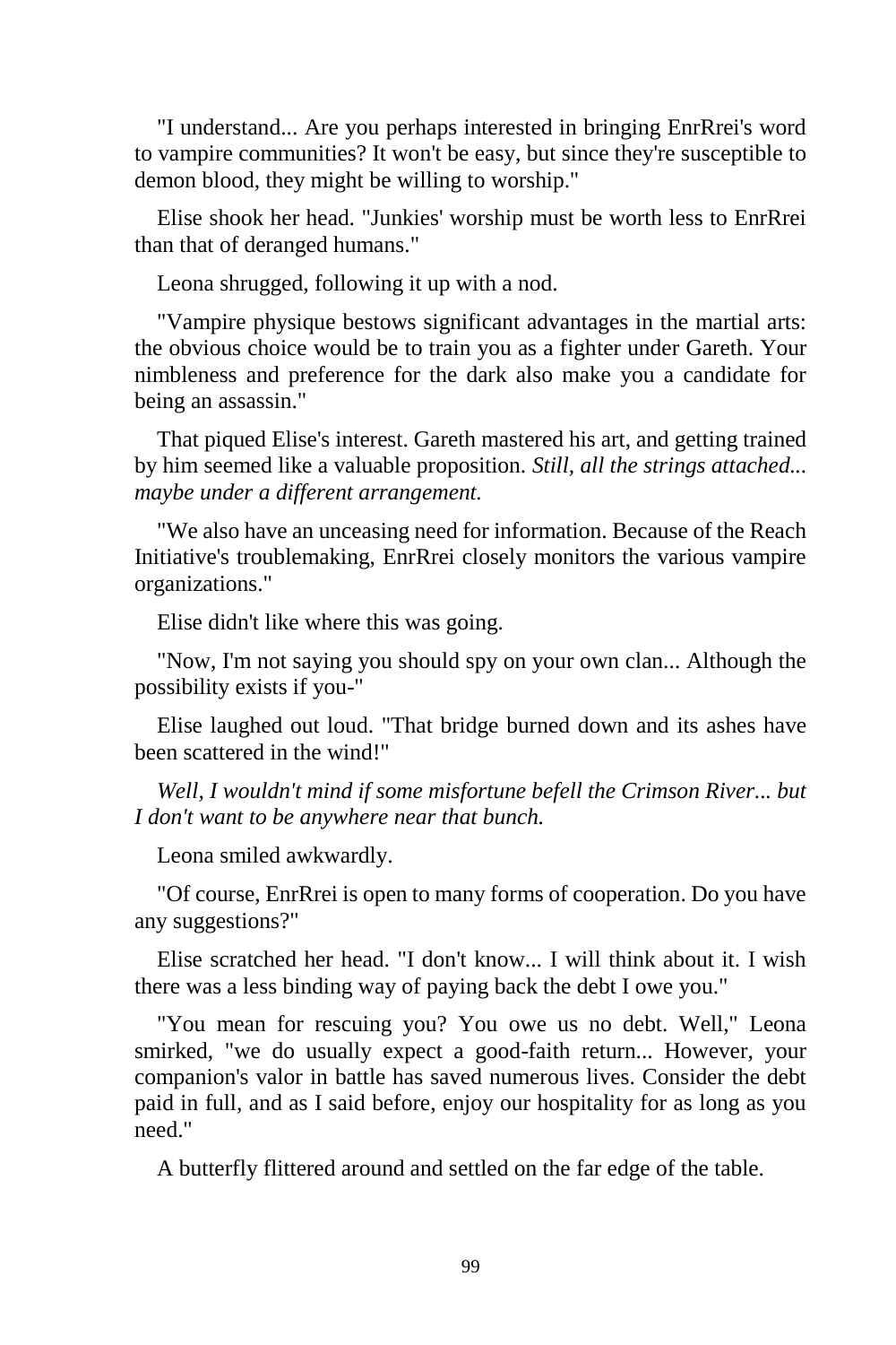"I understand... Are you perhaps interested in bringing EnrRrei's word to vampire communities? It won't be easy, but since they're susceptible to demon blood, they might be willing to worship."

Elise shook her head. "Junkies' worship must be worth less to EnrRrei than that of deranged humans."

Leona shrugged, following it up with a nod.

"Vampire physique bestows significant advantages in the martial arts: the obvious choice would be to train you as a fighter under Gareth. Your nimbleness and preference for the dark also make you a candidate for being an assassin."

That piqued Elise's interest. Gareth mastered his art, and getting trained by him seemed like a valuable proposition. *Still, all the strings attached... maybe under a different arrangement.*

"We also have an unceasing need for information. Because of the Reach Initiative's troublemaking, EnrRrei closely monitors the various vampire organizations."

Elise didn't like where this was going.

"Now, I'm not saying you should spy on your own clan... Although the possibility exists if you-"

Elise laughed out loud. "That bridge burned down and its ashes have been scattered in the wind!"

*Well, I wouldn't mind if some misfortune befell the Crimson River... but I don't want to be anywhere near that bunch.*

Leona smiled awkwardly.

"Of course, EnrRrei is open to many forms of cooperation. Do you have any suggestions?"

Elise scratched her head. "I don't know... I will think about it. I wish there was a less binding way of paying back the debt I owe you."

"You mean for rescuing you? You owe us no debt. Well," Leona smirked, "we do usually expect a good-faith return... However, your companion's valor in battle has saved numerous lives. Consider the debt paid in full, and as I said before, enjoy our hospitality for as long as you need."

A butterfly flittered around and settled on the far edge of the table.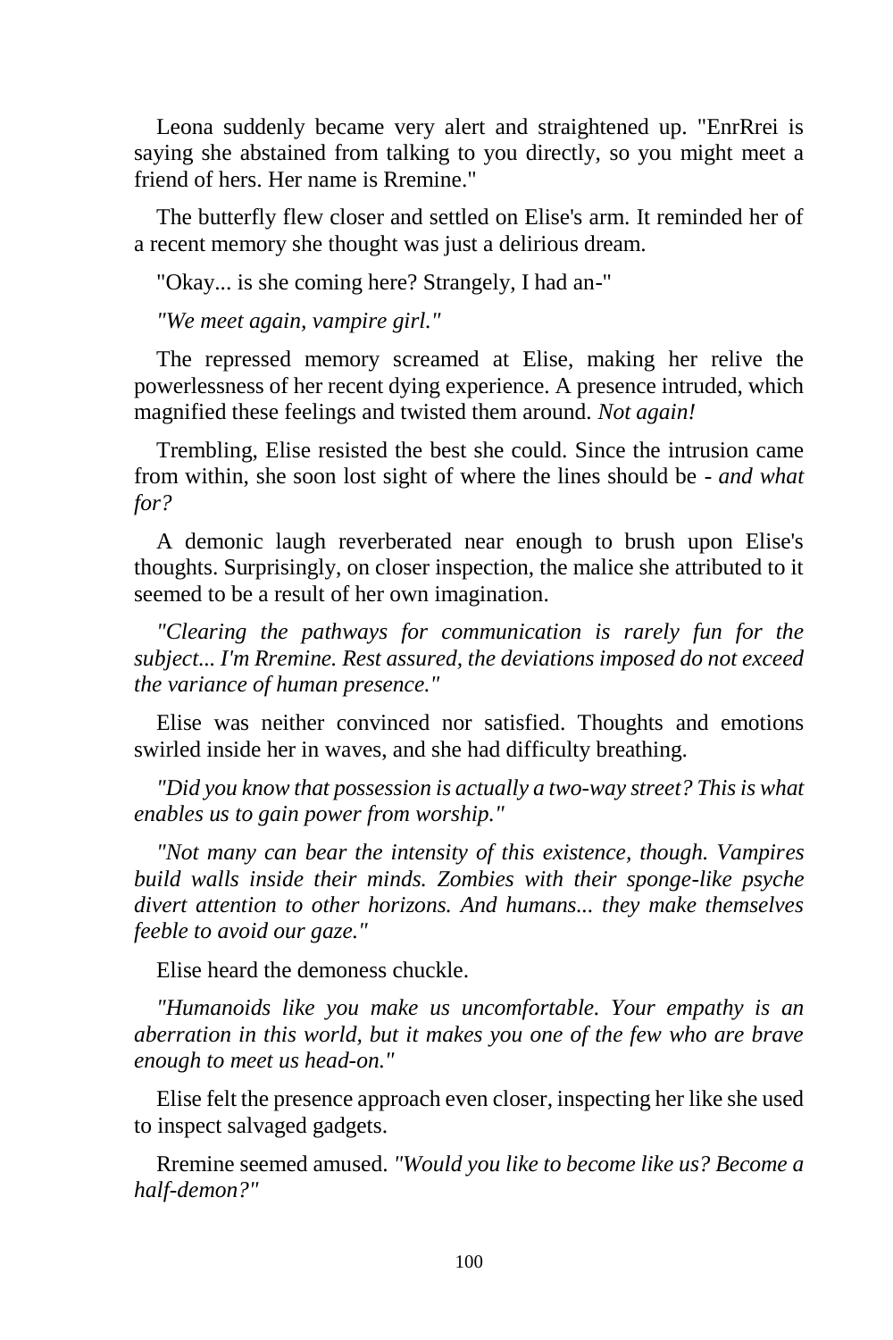Leona suddenly became very alert and straightened up. "EnrRrei is saying she abstained from talking to you directly, so you might meet a friend of hers. Her name is Rremine."

The butterfly flew closer and settled on Elise's arm. It reminded her of a recent memory she thought was just a delirious dream.

"Okay... is she coming here? Strangely, I had an-"

*"We meet again, vampire girl."*

The repressed memory screamed at Elise, making her relive the powerlessness of her recent dying experience. A presence intruded, which magnified these feelings and twisted them around. *Not again!*

Trembling, Elise resisted the best she could. Since the intrusion came from within, she soon lost sight of where the lines should be - *and what for?*

A demonic laugh reverberated near enough to brush upon Elise's thoughts. Surprisingly, on closer inspection, the malice she attributed to it seemed to be a result of her own imagination.

*"Clearing the pathways for communication is rarely fun for the subject... I'm Rremine. Rest assured, the deviations imposed do not exceed the variance of human presence."*

Elise was neither convinced nor satisfied. Thoughts and emotions swirled inside her in waves, and she had difficulty breathing.

*"Did you know that possession is actually a two-way street? This is what enables us to gain power from worship."*

*"Not many can bear the intensity of this existence, though. Vampires build walls inside their minds. Zombies with their sponge-like psyche divert attention to other horizons. And humans... they make themselves feeble to avoid our gaze."*

Elise heard the demoness chuckle.

*"Humanoids like you make us uncomfortable. Your empathy is an aberration in this world, but it makes you one of the few who are brave enough to meet us head-on."*

Elise felt the presence approach even closer, inspecting her like she used to inspect salvaged gadgets.

Rremine seemed amused. *"Would you like to become like us? Become a half-demon?"*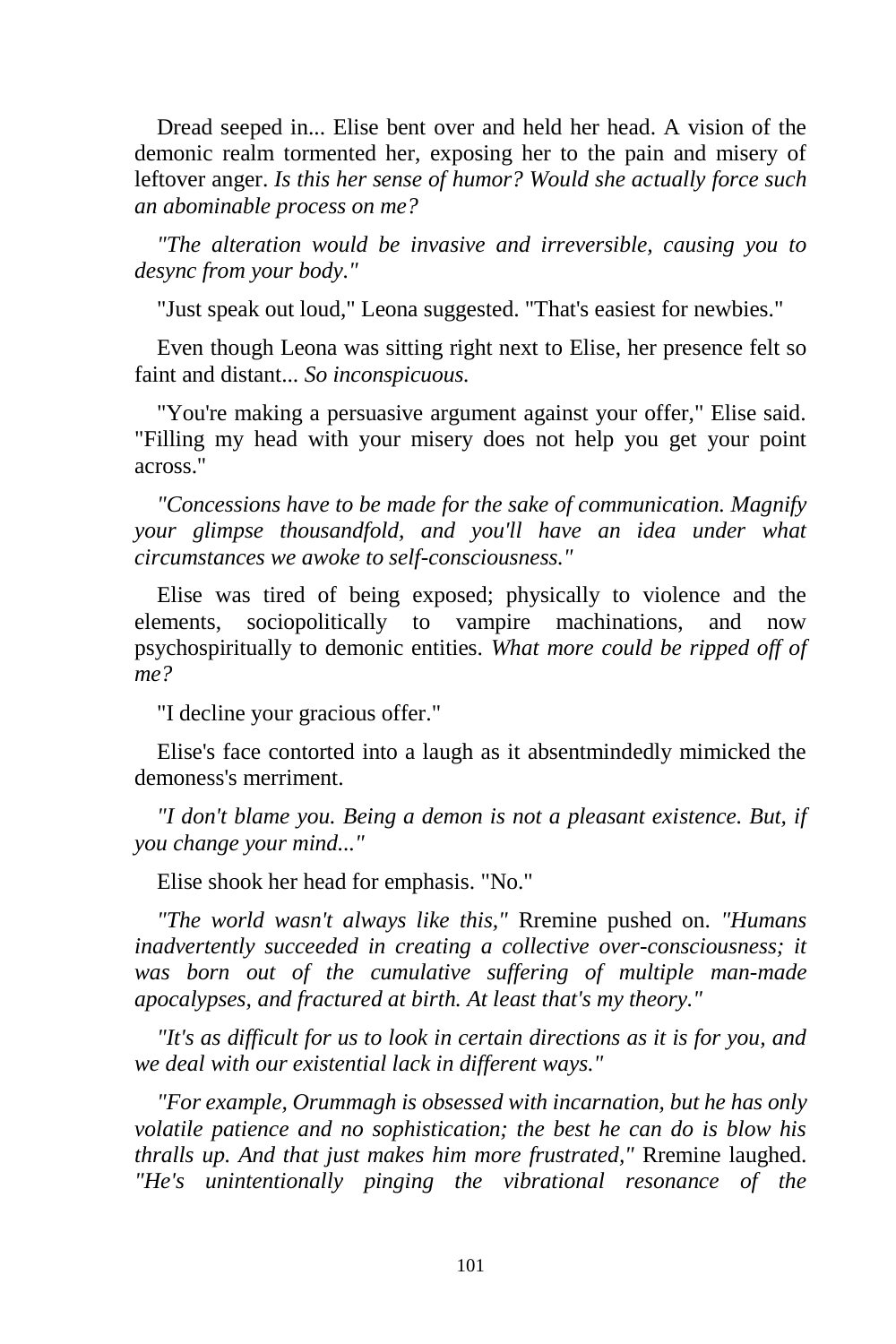Dread seeped in... Elise bent over and held her head. A vision of the demonic realm tormented her, exposing her to the pain and misery of leftover anger. *Is this her sense of humor? Would she actually force such an abominable process on me?*

*"The alteration would be invasive and irreversible, causing you to desync from your body."*

"Just speak out loud," Leona suggested. "That's easiest for newbies."

Even though Leona was sitting right next to Elise, her presence felt so faint and distant... *So inconspicuous.*

"You're making a persuasive argument against your offer," Elise said. "Filling my head with your misery does not help you get your point across."

*"Concessions have to be made for the sake of communication. Magnify your glimpse thousandfold, and you'll have an idea under what circumstances we awoke to self-consciousness."*

Elise was tired of being exposed; physically to violence and the elements, sociopolitically to vampire machinations, and now psychospiritually to demonic entities. *What more could be ripped off of me?*

"I decline your gracious offer."

Elise's face contorted into a laugh as it absentmindedly mimicked the demoness's merriment.

*"I don't blame you. Being a demon is not a pleasant existence. But, if you change your mind..."*

Elise shook her head for emphasis. "No."

*"The world wasn't always like this,"* Rremine pushed on. *"Humans inadvertently succeeded in creating a collective over-consciousness; it was born out of the cumulative suffering of multiple man-made apocalypses, and fractured at birth. At least that's my theory."*

*"It's as difficult for us to look in certain directions as it is for you, and we deal with our existential lack in different ways."*

*"For example, Orummagh is obsessed with incarnation, but he has only volatile patience and no sophistication; the best he can do is blow his thralls up. And that just makes him more frustrated,"* Rremine laughed. *"He's unintentionally pinging the vibrational resonance of the*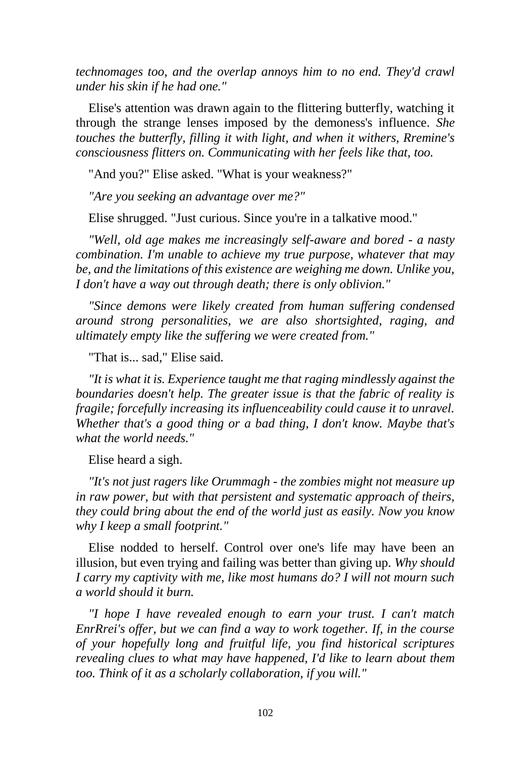*technomages too, and the overlap annoys him to no end. They'd crawl under his skin if he had one."*

Elise's attention was drawn again to the flittering butterfly, watching it through the strange lenses imposed by the demoness's influence. *She touches the butterfly, filling it with light, and when it withers, Rremine's consciousness flitters on. Communicating with her feels like that, too.*

"And you?" Elise asked. "What is your weakness?"

*"Are you seeking an advantage over me?"*

Elise shrugged. "Just curious. Since you're in a talkative mood."

*"Well, old age makes me increasingly self-aware and bored - a nasty combination. I'm unable to achieve my true purpose, whatever that may be, and the limitations of this existence are weighing me down. Unlike you, I don't have a way out through death; there is only oblivion."*

*"Since demons were likely created from human suffering condensed around strong personalities, we are also shortsighted, raging, and ultimately empty like the suffering we were created from."*

"That is... sad," Elise said.

*"It is what it is. Experience taught me that raging mindlessly against the boundaries doesn't help. The greater issue is that the fabric of reality is fragile; forcefully increasing its influenceability could cause it to unravel. Whether that's a good thing or a bad thing, I don't know. Maybe that's what the world needs."*

Elise heard a sigh.

*"It's not just ragers like Orummagh - the zombies might not measure up in raw power, but with that persistent and systematic approach of theirs, they could bring about the end of the world just as easily. Now you know why I keep a small footprint."*

Elise nodded to herself. Control over one's life may have been an illusion, but even trying and failing was better than giving up. *Why should I carry my captivity with me, like most humans do? I will not mourn such a world should it burn.*

*"I hope I have revealed enough to earn your trust. I can't match EnrRrei's offer, but we can find a way to work together. If, in the course of your hopefully long and fruitful life, you find historical scriptures revealing clues to what may have happened, I'd like to learn about them too. Think of it as a scholarly collaboration, if you will."*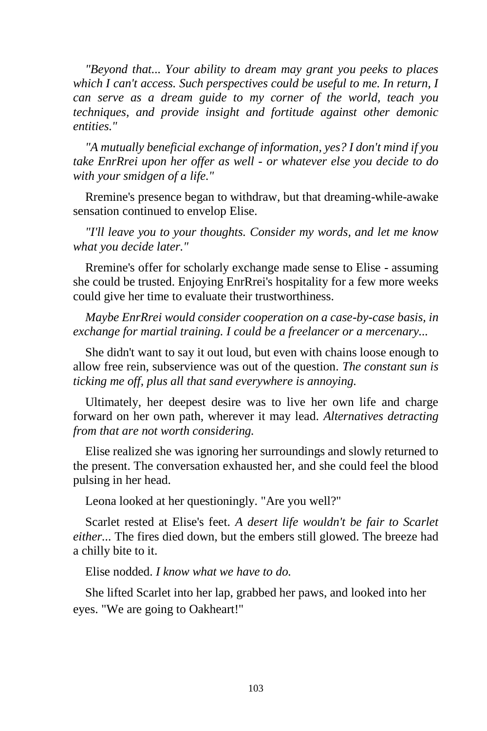*"Beyond that... Your ability to dream may grant you peeks to places which I can't access. Such perspectives could be useful to me. In return, I can serve as a dream guide to my corner of the world, teach you techniques, and provide insight and fortitude against other demonic entities."*

*"A mutually beneficial exchange of information, yes? I don't mind if you take EnrRrei upon her offer as well - or whatever else you decide to do with your smidgen of a life."*

Rremine's presence began to withdraw, but that dreaming-while-awake sensation continued to envelop Elise.

*"I'll leave you to your thoughts. Consider my words, and let me know what you decide later."*

Rremine's offer for scholarly exchange made sense to Elise - assuming she could be trusted. Enjoying EnrRrei's hospitality for a few more weeks could give her time to evaluate their trustworthiness.

*Maybe EnrRrei would consider cooperation on a case-by-case basis, in exchange for martial training. I could be a freelancer or a mercenary...*

She didn't want to say it out loud, but even with chains loose enough to allow free rein, subservience was out of the question. *The constant sun is ticking me off, plus all that sand everywhere is annoying.*

Ultimately, her deepest desire was to live her own life and charge forward on her own path, wherever it may lead. *Alternatives detracting from that are not worth considering.*

Elise realized she was ignoring her surroundings and slowly returned to the present. The conversation exhausted her, and she could feel the blood pulsing in her head.

Leona looked at her questioningly. "Are you well?"

Scarlet rested at Elise's feet. *A desert life wouldn't be fair to Scarlet either...* The fires died down, but the embers still glowed. The breeze had a chilly bite to it.

Elise nodded. *I know what we have to do.*

She lifted Scarlet into her lap, grabbed her paws, and looked into her eyes. "We are going to Oakheart!"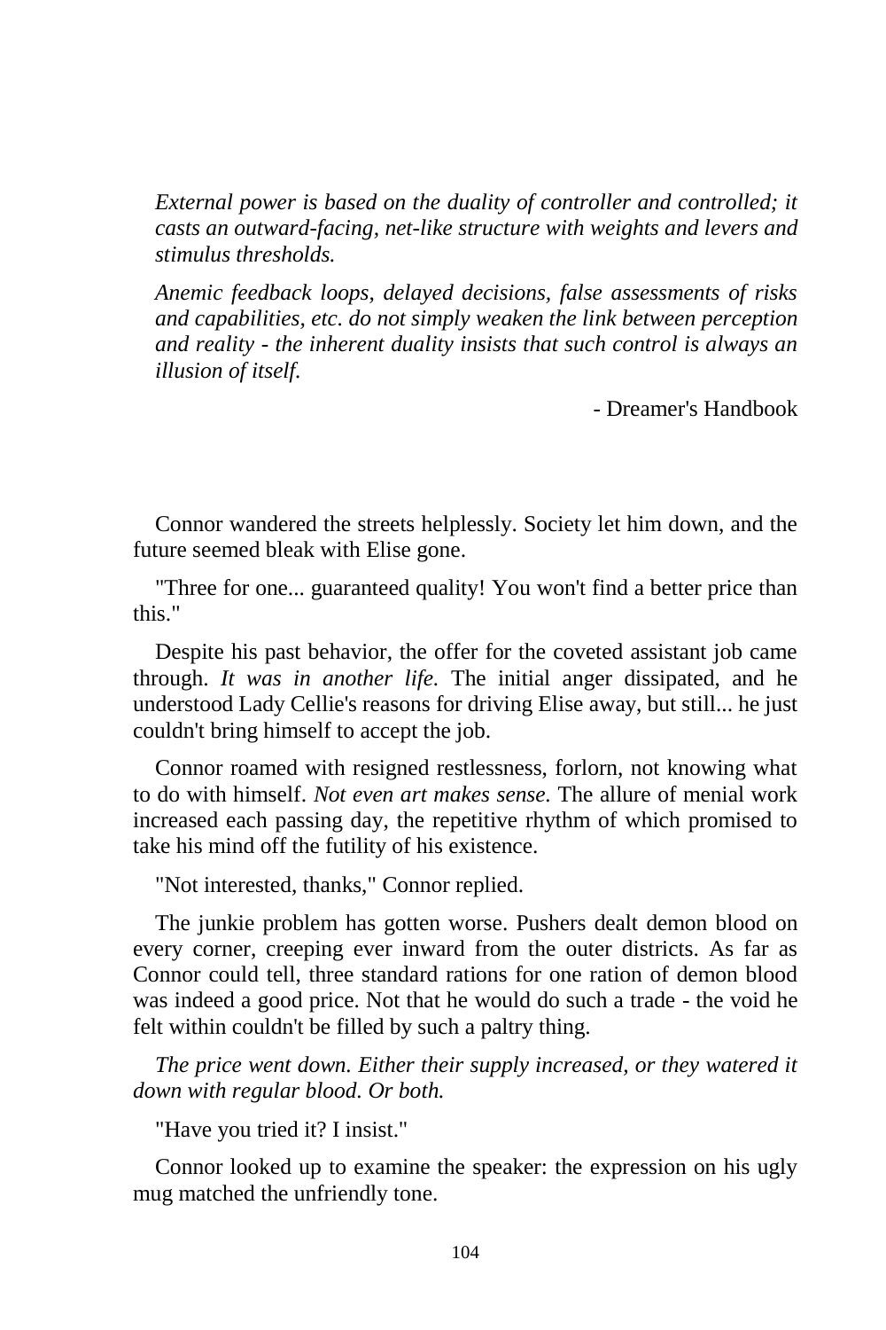*External power is based on the duality of controller and controlled; it casts an outward-facing, net-like structure with weights and levers and stimulus thresholds.*

*Anemic feedback loops, delayed decisions, false assessments of risks and capabilities, etc. do not simply weaken the link between perception and reality - the inherent duality insists that such control is always an illusion of itself.*

- Dreamer's Handbook

Connor wandered the streets helplessly. Society let him down, and the future seemed bleak with Elise gone.

"Three for one... guaranteed quality! You won't find a better price than this."

Despite his past behavior, the offer for the coveted assistant job came through. *It was in another life.* The initial anger dissipated, and he understood Lady Cellie's reasons for driving Elise away, but still... he just couldn't bring himself to accept the job.

Connor roamed with resigned restlessness, forlorn, not knowing what to do with himself. *Not even art makes sense.* The allure of menial work increased each passing day, the repetitive rhythm of which promised to take his mind off the futility of his existence.

"Not interested, thanks," Connor replied.

The junkie problem has gotten worse. Pushers dealt demon blood on every corner, creeping ever inward from the outer districts. As far as Connor could tell, three standard rations for one ration of demon blood was indeed a good price. Not that he would do such a trade - the void he felt within couldn't be filled by such a paltry thing.

*The price went down. Either their supply increased, or they watered it down with regular blood. Or both.*

"Have you tried it? I insist."

Connor looked up to examine the speaker: the expression on his ugly mug matched the unfriendly tone.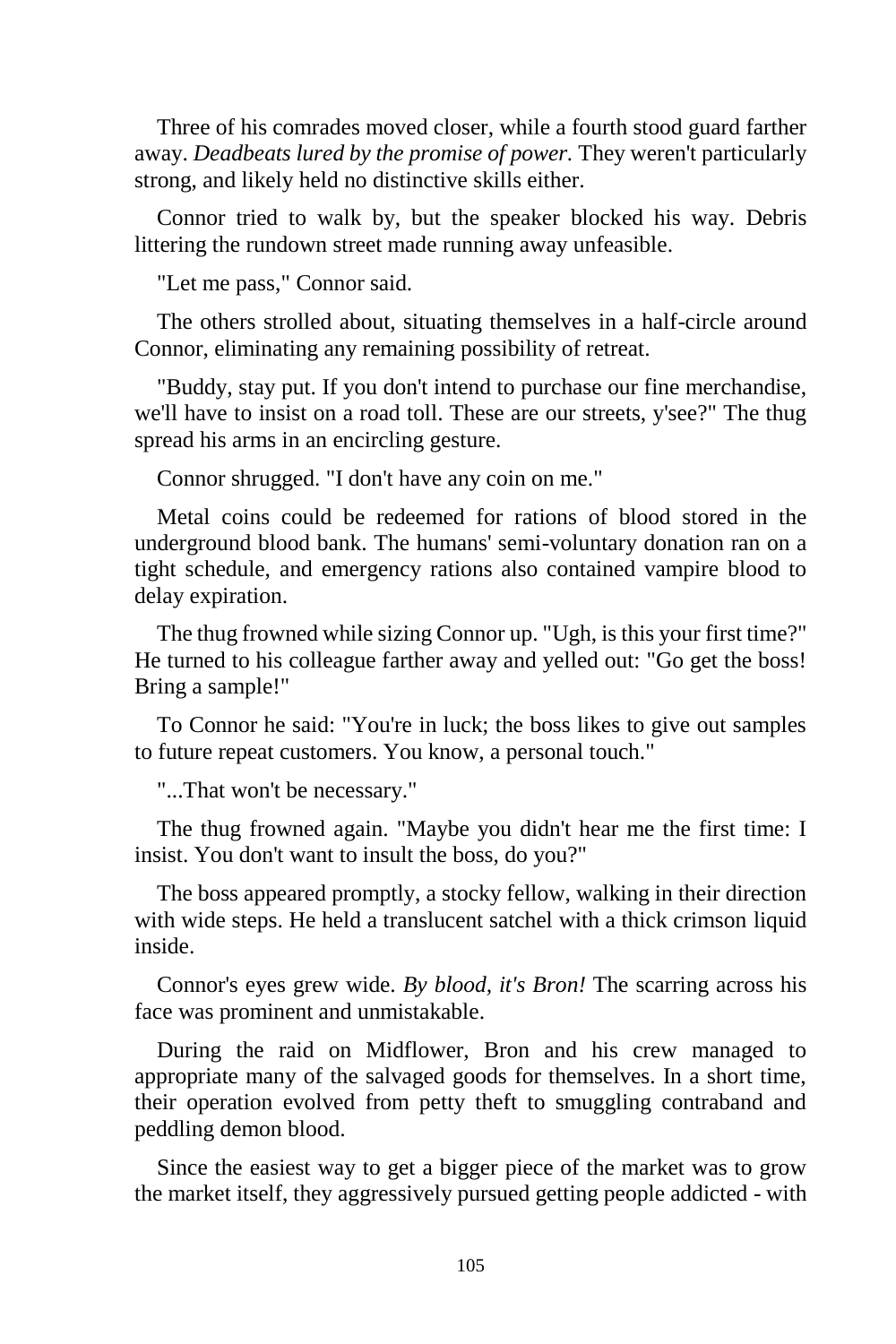Three of his comrades moved closer, while a fourth stood guard farther away. *Deadbeats lured by the promise of power.* They weren't particularly strong, and likely held no distinctive skills either.

Connor tried to walk by, but the speaker blocked his way. Debris littering the rundown street made running away unfeasible.

"Let me pass," Connor said.

The others strolled about, situating themselves in a half-circle around Connor, eliminating any remaining possibility of retreat.

"Buddy, stay put. If you don't intend to purchase our fine merchandise, we'll have to insist on a road toll. These are our streets, y'see?" The thug spread his arms in an encircling gesture.

Connor shrugged. "I don't have any coin on me."

Metal coins could be redeemed for rations of blood stored in the underground blood bank. The humans' semi-voluntary donation ran on a tight schedule, and emergency rations also contained vampire blood to delay expiration.

The thug frowned while sizing Connor up. "Ugh, is this your first time?" He turned to his colleague farther away and yelled out: "Go get the boss! Bring a sample!"

To Connor he said: "You're in luck; the boss likes to give out samples to future repeat customers. You know, a personal touch."

"...That won't be necessary."

The thug frowned again. "Maybe you didn't hear me the first time: I insist. You don't want to insult the boss, do you?"

The boss appeared promptly, a stocky fellow, walking in their direction with wide steps. He held a translucent satchel with a thick crimson liquid inside.

Connor's eyes grew wide. *By blood, it's Bron!* The scarring across his face was prominent and unmistakable.

During the raid on Midflower, Bron and his crew managed to appropriate many of the salvaged goods for themselves. In a short time, their operation evolved from petty theft to smuggling contraband and peddling demon blood.

Since the easiest way to get a bigger piece of the market was to grow the market itself, they aggressively pursued getting people addicted - with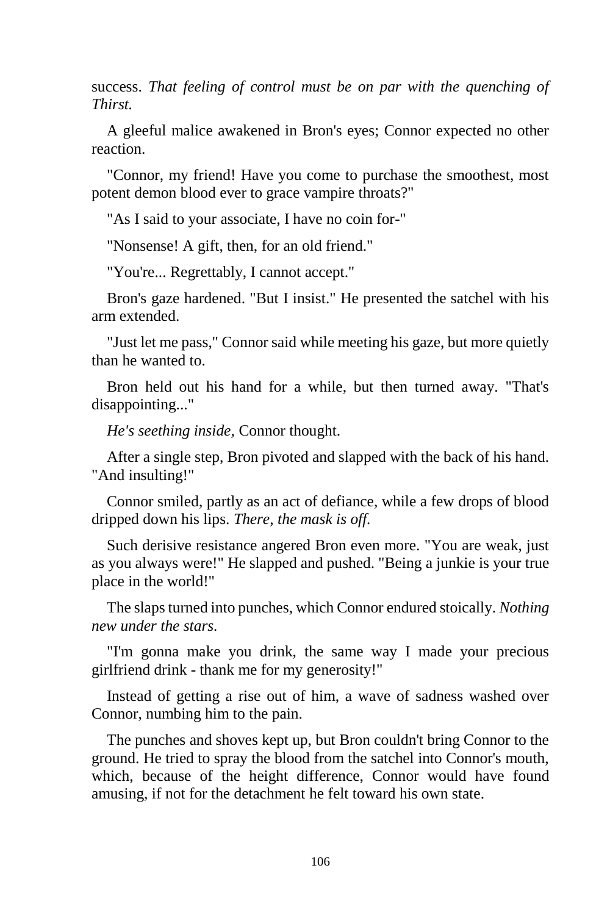success. *That feeling of control must be on par with the quenching of Thirst.*

A gleeful malice awakened in Bron's eyes; Connor expected no other reaction.

"Connor, my friend! Have you come to purchase the smoothest, most potent demon blood ever to grace vampire throats?"

"As I said to your associate, I have no coin for-"

"Nonsense! A gift, then, for an old friend."

"You're... Regrettably, I cannot accept."

Bron's gaze hardened. "But I insist." He presented the satchel with his arm extended.

"Just let me pass," Connor said while meeting his gaze, but more quietly than he wanted to.

Bron held out his hand for a while, but then turned away. "That's disappointing..."

*He's seething inside,* Connor thought.

After a single step, Bron pivoted and slapped with the back of his hand. "And insulting!"

Connor smiled, partly as an act of defiance, while a few drops of blood dripped down his lips. *There, the mask is off.*

Such derisive resistance angered Bron even more. "You are weak, just as you always were!" He slapped and pushed. "Being a junkie is your true place in the world!"

The slaps turned into punches, which Connor endured stoically. *Nothing new under the stars.*

"I'm gonna make you drink, the same way I made your precious girlfriend drink - thank me for my generosity!"

Instead of getting a rise out of him, a wave of sadness washed over Connor, numbing him to the pain.

The punches and shoves kept up, but Bron couldn't bring Connor to the ground. He tried to spray the blood from the satchel into Connor's mouth, which, because of the height difference, Connor would have found amusing, if not for the detachment he felt toward his own state.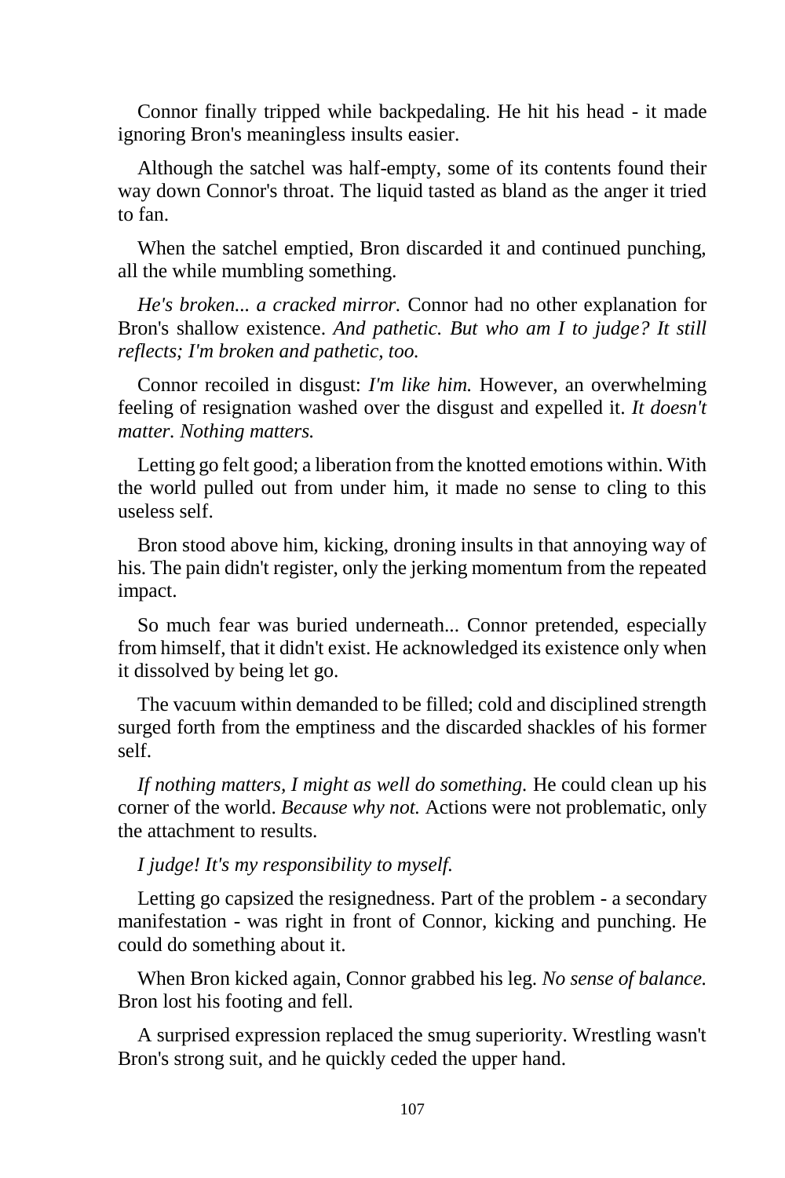Connor finally tripped while backpedaling. He hit his head - it made ignoring Bron's meaningless insults easier.

Although the satchel was half-empty, some of its contents found their way down Connor's throat. The liquid tasted as bland as the anger it tried to fan.

When the satchel emptied, Bron discarded it and continued punching, all the while mumbling something.

*He's broken... a cracked mirror.* Connor had no other explanation for Bron's shallow existence. *And pathetic. But who am I to judge? It still reflects; I'm broken and pathetic, too.*

Connor recoiled in disgust: *I'm like him.* However, an overwhelming feeling of resignation washed over the disgust and expelled it. *It doesn't matter. Nothing matters.*

Letting go felt good; a liberation from the knotted emotions within. With the world pulled out from under him, it made no sense to cling to this useless self.

Bron stood above him, kicking, droning insults in that annoying way of his. The pain didn't register, only the jerking momentum from the repeated impact.

So much fear was buried underneath... Connor pretended, especially from himself, that it didn't exist. He acknowledged its existence only when it dissolved by being let go.

The vacuum within demanded to be filled; cold and disciplined strength surged forth from the emptiness and the discarded shackles of his former self.

*If nothing matters, I might as well do something.* He could clean up his corner of the world. *Because why not.* Actions were not problematic, only the attachment to results.

*I judge! It's my responsibility to myself.*

Letting go capsized the resignedness. Part of the problem - a secondary manifestation - was right in front of Connor, kicking and punching. He could do something about it.

When Bron kicked again, Connor grabbed his leg. *No sense of balance.* Bron lost his footing and fell.

A surprised expression replaced the smug superiority. Wrestling wasn't Bron's strong suit, and he quickly ceded the upper hand.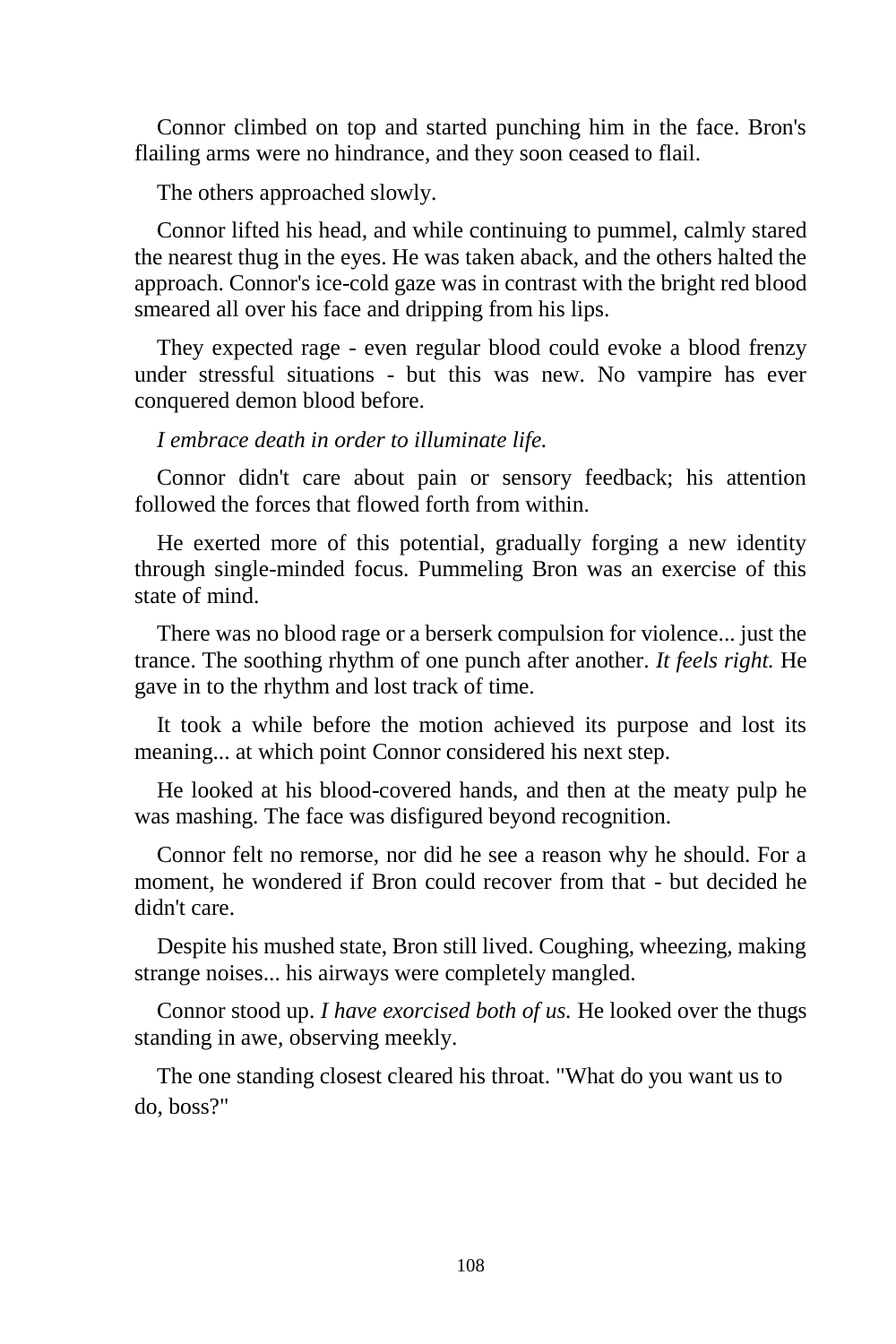Connor climbed on top and started punching him in the face. Bron's flailing arms were no hindrance, and they soon ceased to flail.

The others approached slowly.

Connor lifted his head, and while continuing to pummel, calmly stared the nearest thug in the eyes. He was taken aback, and the others halted the approach. Connor's ice-cold gaze was in contrast with the bright red blood smeared all over his face and dripping from his lips.

They expected rage - even regular blood could evoke a blood frenzy under stressful situations - but this was new. No vampire has ever conquered demon blood before.

*I embrace death in order to illuminate life.*

Connor didn't care about pain or sensory feedback; his attention followed the forces that flowed forth from within.

He exerted more of this potential, gradually forging a new identity through single-minded focus. Pummeling Bron was an exercise of this state of mind.

There was no blood rage or a berserk compulsion for violence... just the trance. The soothing rhythm of one punch after another. *It feels right.* He gave in to the rhythm and lost track of time.

It took a while before the motion achieved its purpose and lost its meaning... at which point Connor considered his next step.

He looked at his blood-covered hands, and then at the meaty pulp he was mashing. The face was disfigured beyond recognition.

Connor felt no remorse, nor did he see a reason why he should. For a moment, he wondered if Bron could recover from that - but decided he didn't care.

Despite his mushed state, Bron still lived. Coughing, wheezing, making strange noises... his airways were completely mangled.

Connor stood up. *I have exorcised both of us.* He looked over the thugs standing in awe, observing meekly.

The one standing closest cleared his throat. "What do you want us to do, boss?"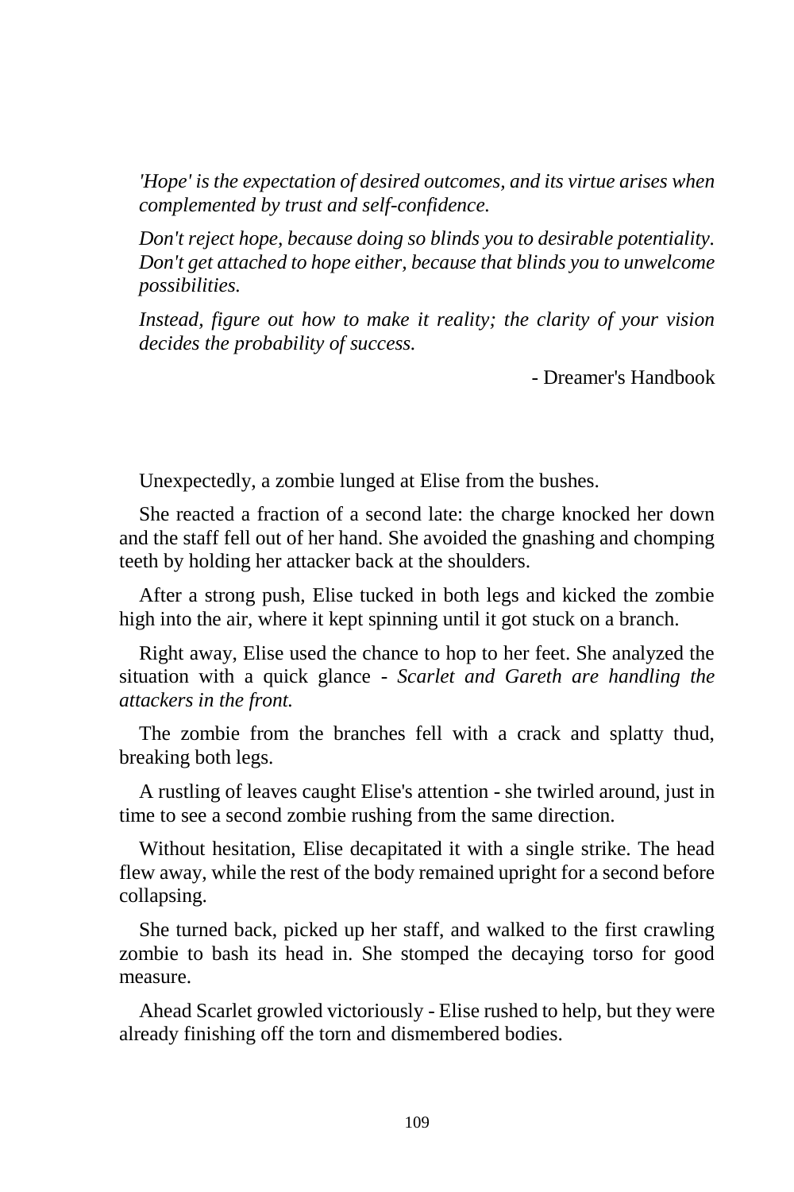*'Hope' is the expectation of desired outcomes, and its virtue arises when complemented by trust and self-confidence.*

*Don't reject hope, because doing so blinds you to desirable potentiality. Don't get attached to hope either, because that blinds you to unwelcome possibilities.*

*Instead, figure out how to make it reality; the clarity of your vision decides the probability of success.*

- Dreamer's Handbook

Unexpectedly, a zombie lunged at Elise from the bushes.

She reacted a fraction of a second late: the charge knocked her down and the staff fell out of her hand. She avoided the gnashing and chomping teeth by holding her attacker back at the shoulders.

After a strong push, Elise tucked in both legs and kicked the zombie high into the air, where it kept spinning until it got stuck on a branch.

Right away, Elise used the chance to hop to her feet. She analyzed the situation with a quick glance - *Scarlet and Gareth are handling the attackers in the front.*

The zombie from the branches fell with a crack and splatty thud, breaking both legs.

A rustling of leaves caught Elise's attention - she twirled around, just in time to see a second zombie rushing from the same direction.

Without hesitation, Elise decapitated it with a single strike. The head flew away, while the rest of the body remained upright for a second before collapsing.

She turned back, picked up her staff, and walked to the first crawling zombie to bash its head in. She stomped the decaying torso for good measure.

Ahead Scarlet growled victoriously - Elise rushed to help, but they were already finishing off the torn and dismembered bodies.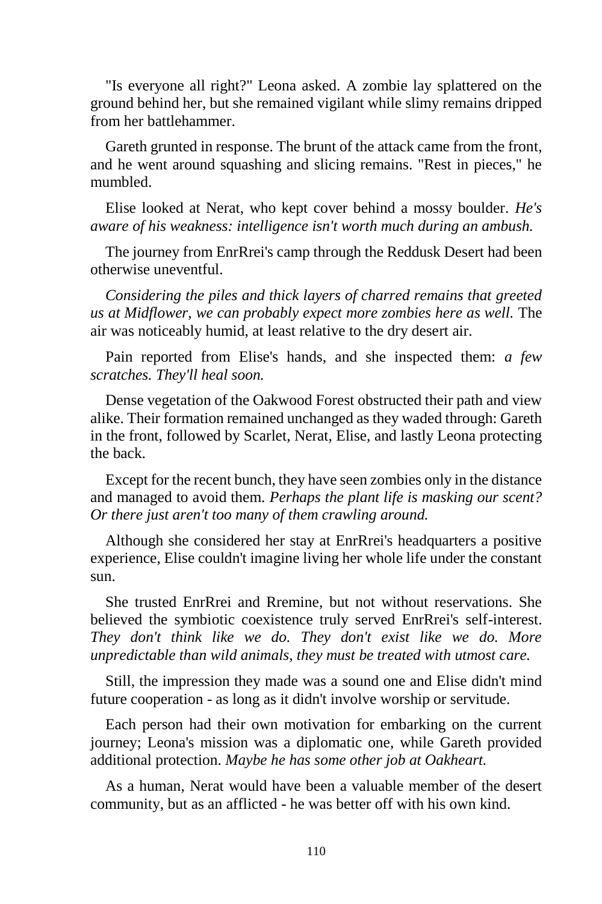"Is everyone all right?" Leona asked. A zombie lay splattered on the ground behind her, but she remained vigilant while slimy remains dripped from her battlehammer.

Gareth grunted in response. The brunt of the attack came from the front, and he went around squashing and slicing remains. "Rest in pieces," he mumbled.

Elise looked at Nerat, who kept cover behind a mossy boulder. *He's aware of his weakness: intelligence isn't worth much during an ambush.*

The journey from EnrRrei's camp through the Reddusk Desert had been otherwise uneventful.

*Considering the piles and thick layers of charred remains that greeted us at Midflower, we can probably expect more zombies here as well.* The air was noticeably humid, at least relative to the dry desert air.

Pain reported from Elise's hands, and she inspected them: *a few scratches. They'll heal soon.*

Dense vegetation of the Oakwood Forest obstructed their path and view alike. Their formation remained unchanged as they waded through: Gareth in the front, followed by Scarlet, Nerat, Elise, and lastly Leona protecting the back.

Except for the recent bunch, they have seen zombies only in the distance and managed to avoid them. *Perhaps the plant life is masking our scent? Or there just aren't too many of them crawling around.*

Although she considered her stay at EnrRrei's headquarters a positive experience, Elise couldn't imagine living her whole life under the constant sun.

She trusted EnrRrei and Rremine, but not without reservations. She believed the symbiotic coexistence truly served EnrRrei's self-interest. *They don't think like we do. They don't exist like we do. More unpredictable than wild animals, they must be treated with utmost care.*

Still, the impression they made was a sound one and Elise didn't mind future cooperation - as long as it didn't involve worship or servitude.

Each person had their own motivation for embarking on the current journey; Leona's mission was a diplomatic one, while Gareth provided additional protection. *Maybe he has some other job at Oakheart.*

As a human, Nerat would have been a valuable member of the desert community, but as an afflicted - he was better off with his own kind.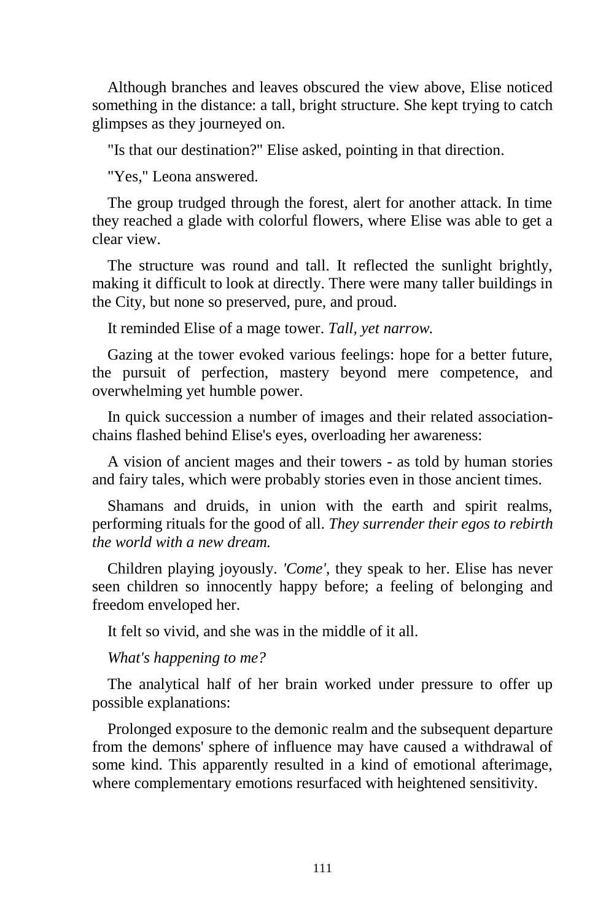Although branches and leaves obscured the view above, Elise noticed something in the distance: a tall, bright structure. She kept trying to catch glimpses as they journeyed on.

"Is that our destination?" Elise asked, pointing in that direction.

"Yes," Leona answered.

The group trudged through the forest, alert for another attack. In time they reached a glade with colorful flowers, where Elise was able to get a clear view.

The structure was round and tall. It reflected the sunlight brightly, making it difficult to look at directly. There were many taller buildings in the City, but none so preserved, pure, and proud.

It reminded Elise of a mage tower. *Tall, yet narrow.*

Gazing at the tower evoked various feelings: hope for a better future, the pursuit of perfection, mastery beyond mere competence, and overwhelming yet humble power.

In quick succession a number of images and their related association-chains flashed behind Elise's eyes, overloading her awareness:

A vision of ancient mages and their towers - as told by human stories and fairy tales, which were probably stories even in those ancient times.

Shamans and druids, in union with the earth and spirit realms, performing rituals for the good of all. *They surrender their egos to rebirth the world with a new dream.*

Children playing joyously. *'Come'*, they speak to her. Elise has never seen children so innocently happy before; a feeling of belonging and freedom enveloped her.

It felt so vivid, and she was in the middle of it all.

*What's happening to me?*

The analytical half of her brain worked under pressure to offer up possible explanations:

Prolonged exposure to the demonic realm and the subsequent departure from the demons' sphere of influence may have caused a withdrawal of some kind. This apparently resulted in a kind of emotional afterimage, where complementary emotions resurfaced with heightened sensitivity.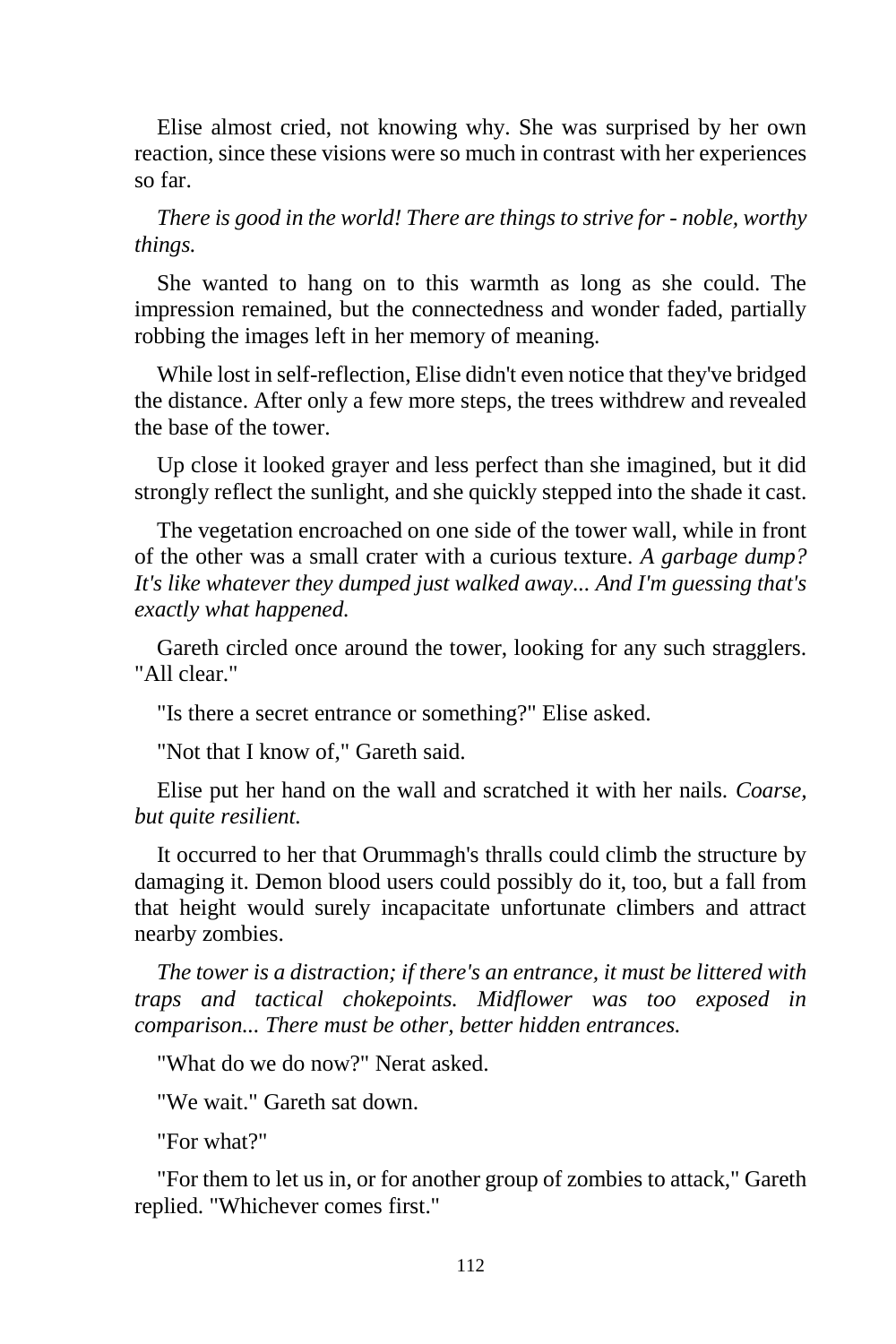Elise almost cried, not knowing why. She was surprised by her own reaction, since these visions were so much in contrast with her experiences so far.

*There is good in the world! There are things to strive for - noble, worthy things.*

She wanted to hang on to this warmth as long as she could. The impression remained, but the connectedness and wonder faded, partially robbing the images left in her memory of meaning.

While lost in self-reflection, Elise didn't even notice that they've bridged the distance. After only a few more steps, the trees withdrew and revealed the base of the tower.

Up close it looked grayer and less perfect than she imagined, but it did strongly reflect the sunlight, and she quickly stepped into the shade it cast.

The vegetation encroached on one side of the tower wall, while in front of the other was a small crater with a curious texture. *A garbage dump? It's like whatever they dumped just walked away... And I'm guessing that's exactly what happened.*

Gareth circled once around the tower, looking for any such stragglers. "All clear."

"Is there a secret entrance or something?" Elise asked.

"Not that I know of," Gareth said.

Elise put her hand on the wall and scratched it with her nails. *Coarse, but quite resilient.*

It occurred to her that Orummagh's thralls could climb the structure by damaging it. Demon blood users could possibly do it, too, but a fall from that height would surely incapacitate unfortunate climbers and attract nearby zombies.

*The tower is a distraction; if there's an entrance, it must be littered with traps and tactical chokepoints. Midflower was too exposed in comparison... There must be other, better hidden entrances.*

"What do we do now?" Nerat asked.

"We wait." Gareth sat down.

"For what?"

"For them to let us in, or for another group of zombies to attack," Gareth replied. "Whichever comes first."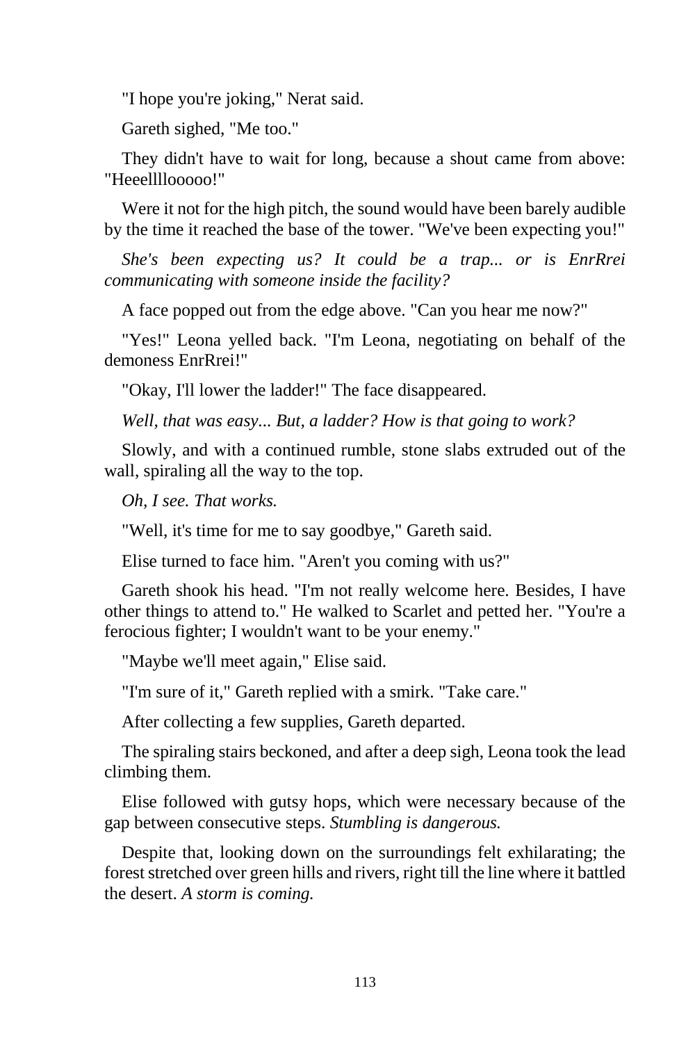"I hope you're joking," Nerat said.

Gareth sighed, "Me too."

They didn't have to wait for long, because a shout came from above: "Heeellllooooo!"

Were it not for the high pitch, the sound would have been barely audible by the time it reached the base of the tower. "We've been expecting you!"

*She's been expecting us? It could be a trap... or is EnrRrei communicating with someone inside the facility?*

A face popped out from the edge above. "Can you hear me now?"

"Yes!" Leona yelled back. "I'm Leona, negotiating on behalf of the demoness EnrRrei!"

"Okay, I'll lower the ladder!" The face disappeared.

*Well, that was easy... But, a ladder? How is that going to work?*

Slowly, and with a continued rumble, stone slabs extruded out of the wall, spiraling all the way to the top.

*Oh, I see. That works.*

"Well, it's time for me to say goodbye," Gareth said.

Elise turned to face him. "Aren't you coming with us?"

Gareth shook his head. "I'm not really welcome here. Besides, I have other things to attend to." He walked to Scarlet and petted her. "You're a ferocious fighter; I wouldn't want to be your enemy."

"Maybe we'll meet again," Elise said.

"I'm sure of it," Gareth replied with a smirk. "Take care."

After collecting a few supplies, Gareth departed.

The spiraling stairs beckoned, and after a deep sigh, Leona took the lead climbing them.

Elise followed with gutsy hops, which were necessary because of the gap between consecutive steps. *Stumbling is dangerous.*

Despite that, looking down on the surroundings felt exhilarating; the forest stretched over green hills and rivers, right till the line where it battled the desert. *A storm is coming.*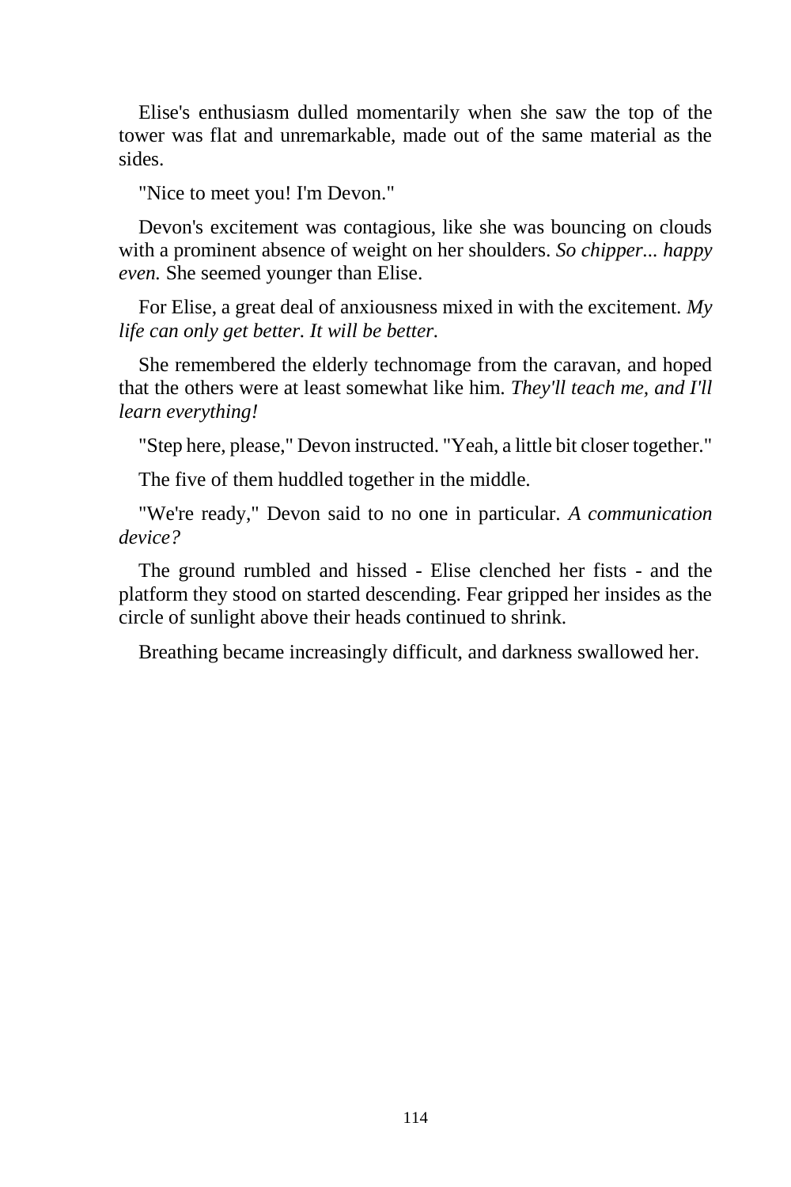Elise's enthusiasm dulled momentarily when she saw the top of the tower was flat and unremarkable, made out of the same material as the sides.

"Nice to meet you! I'm Devon."

Devon's excitement was contagious, like she was bouncing on clouds with a prominent absence of weight on her shoulders. *So chipper... happy even.* She seemed younger than Elise.

For Elise, a great deal of anxiousness mixed in with the excitement. *My life can only get better. It will be better.*

She remembered the elderly technomage from the caravan, and hoped that the others were at least somewhat like him. *They'll teach me, and I'll learn everything!*

"Step here, please," Devon instructed. "Yeah, a little bit closer together."

The five of them huddled together in the middle.

"We're ready," Devon said to no one in particular. *A communication device?*

The ground rumbled and hissed - Elise clenched her fists - and the platform they stood on started descending. Fear gripped her insides as the circle of sunlight above their heads continued to shrink.

Breathing became increasingly difficult, and darkness swallowed her.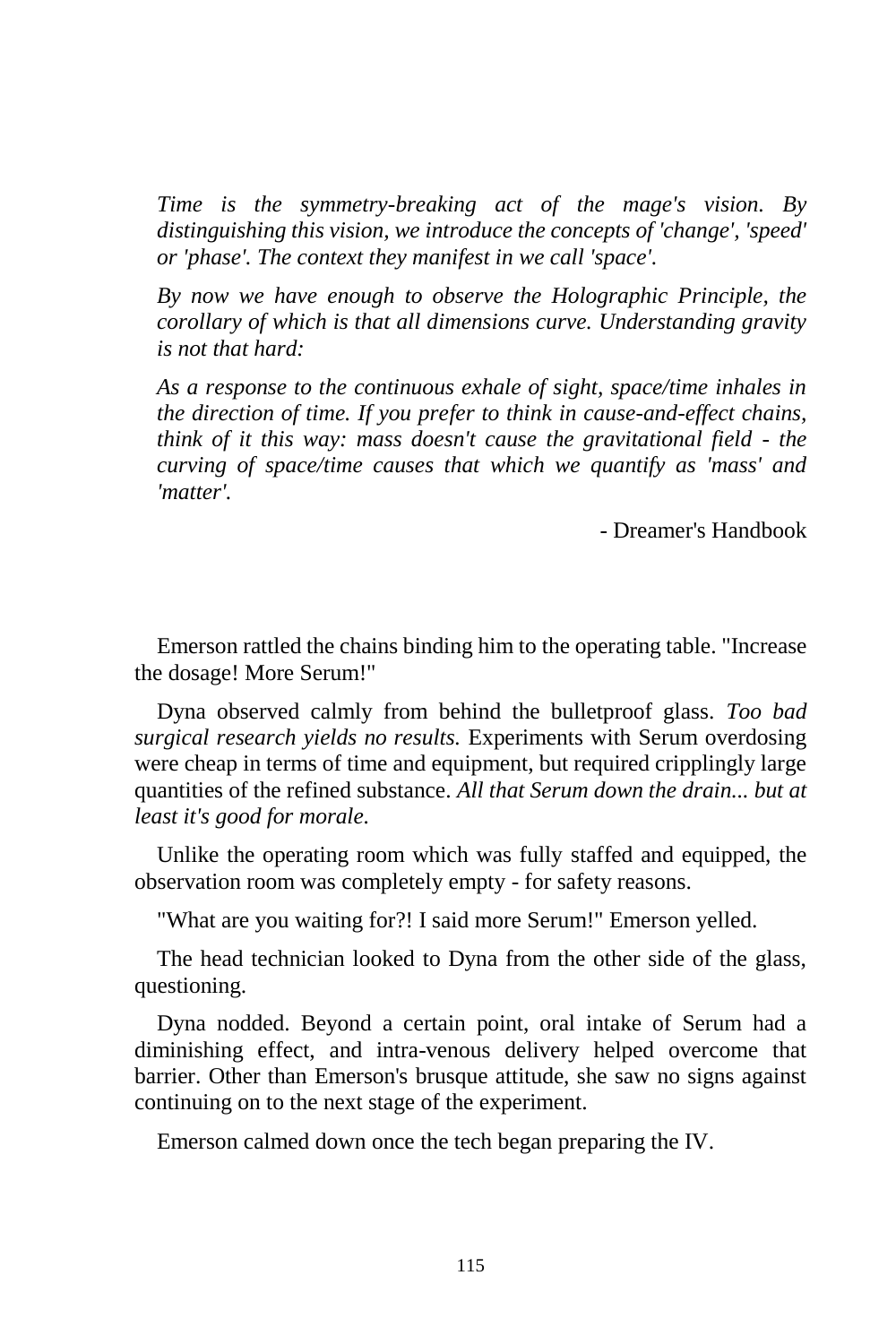*Time is the symmetry-breaking act of the mage's vision. By distinguishing this vision, we introduce the concepts of 'change', 'speed' or 'phase'. The context they manifest in we call 'space'.*

*By now we have enough to observe the Holographic Principle, the corollary of which is that all dimensions curve. Understanding gravity is not that hard:*

*As a response to the continuous exhale of sight, space/time inhales in the direction of time. If you prefer to think in cause-and-effect chains, think of it this way: mass doesn't cause the gravitational field - the curving of space/time causes that which we quantify as 'mass' and 'matter'.*

- Dreamer's Handbook

Emerson rattled the chains binding him to the operating table. "Increase the dosage! More Serum!"

Dyna observed calmly from behind the bulletproof glass. *Too bad surgical research yields no results.* Experiments with Serum overdosing were cheap in terms of time and equipment, but required cripplingly large quantities of the refined substance. *All that Serum down the drain... but at least it's good for morale.*

Unlike the operating room which was fully staffed and equipped, the observation room was completely empty - for safety reasons.

"What are you waiting for?! I said more Serum!" Emerson yelled.

The head technician looked to Dyna from the other side of the glass, questioning.

Dyna nodded. Beyond a certain point, oral intake of Serum had a diminishing effect, and intra-venous delivery helped overcome that barrier. Other than Emerson's brusque attitude, she saw no signs against continuing on to the next stage of the experiment.

Emerson calmed down once the tech began preparing the IV.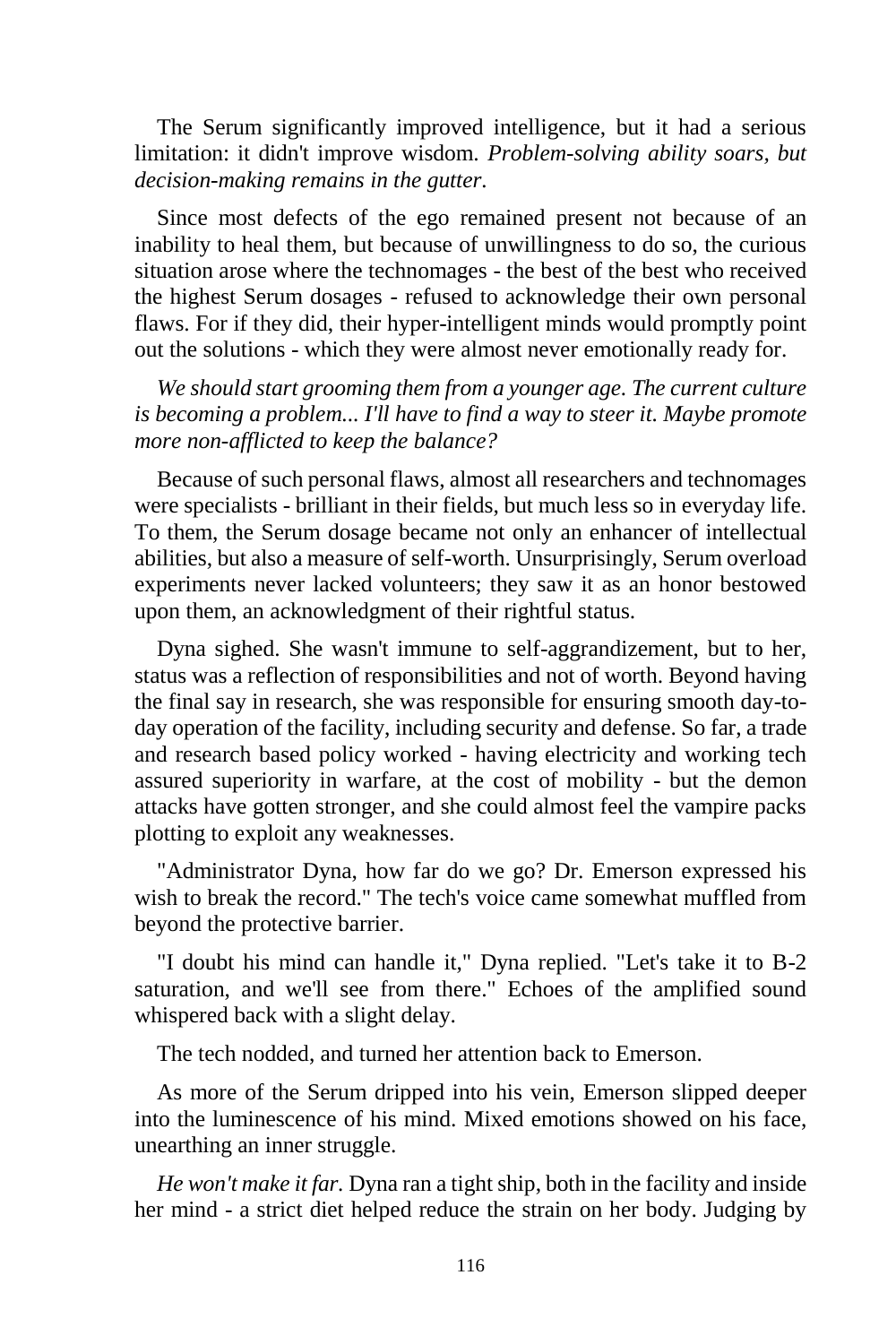The Serum significantly improved intelligence, but it had a serious limitation: it didn't improve wisdom. *Problem-solving ability soars, but decision-making remains in the gutter.*

Since most defects of the ego remained present not because of an inability to heal them, but because of unwillingness to do so, the curious situation arose where the technomages - the best of the best who received the highest Serum dosages - refused to acknowledge their own personal flaws. For if they did, their hyper-intelligent minds would promptly point out the solutions - which they were almost never emotionally ready for.

*We should start grooming them from a younger age. The current culture is becoming a problem... I'll have to find a way to steer it. Maybe promote more non-afflicted to keep the balance?*

Because of such personal flaws, almost all researchers and technomages were specialists - brilliant in their fields, but much less so in everyday life. To them, the Serum dosage became not only an enhancer of intellectual abilities, but also a measure of self-worth. Unsurprisingly, Serum overload experiments never lacked volunteers; they saw it as an honor bestowed upon them, an acknowledgment of their rightful status.

Dyna sighed. She wasn't immune to self-aggrandizement, but to her, status was a reflection of responsibilities and not of worth. Beyond having the final say in research, she was responsible for ensuring smooth day-to-day operation of the facility, including security and defense. So far, a trade and research based policy worked - having electricity and working tech assured superiority in warfare, at the cost of mobility - but the demon attacks have gotten stronger, and she could almost feel the vampire packs plotting to exploit any weaknesses.

"Administrator Dyna, how far do we go? Dr. Emerson expressed his wish to break the record." The tech's voice came somewhat muffled from beyond the protective barrier.

"I doubt his mind can handle it," Dyna replied. "Let's take it to B-2 saturation, and we'll see from there." Echoes of the amplified sound whispered back with a slight delay.

The tech nodded, and turned her attention back to Emerson.

As more of the Serum dripped into his vein, Emerson slipped deeper into the luminescence of his mind. Mixed emotions showed on his face, unearthing an inner struggle.

*He won't make it far.* Dyna ran a tight ship, both in the facility and inside her mind - a strict diet helped reduce the strain on her body. Judging by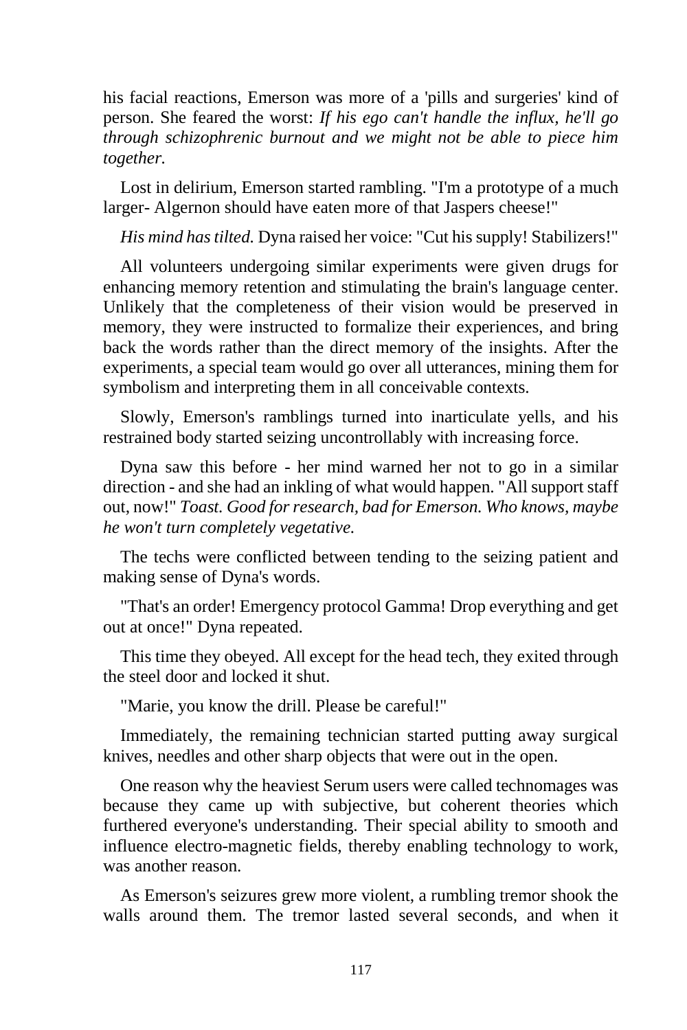his facial reactions, Emerson was more of a 'pills and surgeries' kind of person. She feared the worst: *If his ego can't handle the influx, he'll go through schizophrenic burnout and we might not be able to piece him together.*

Lost in delirium, Emerson started rambling. "I'm a prototype of a much larger- Algernon should have eaten more of that Jaspers cheese!"

*His mind has tilted.* Dyna raised her voice: "Cut his supply! Stabilizers!"

All volunteers undergoing similar experiments were given drugs for enhancing memory retention and stimulating the brain's language center. Unlikely that the completeness of their vision would be preserved in memory, they were instructed to formalize their experiences, and bring back the words rather than the direct memory of the insights. After the experiments, a special team would go over all utterances, mining them for symbolism and interpreting them in all conceivable contexts.

Slowly, Emerson's ramblings turned into inarticulate yells, and his restrained body started seizing uncontrollably with increasing force.

Dyna saw this before - her mind warned her not to go in a similar direction - and she had an inkling of what would happen. "All support staff out, now!" *Toast. Good for research, bad for Emerson. Who knows, maybe he won't turn completely vegetative.*

The techs were conflicted between tending to the seizing patient and making sense of Dyna's words.

"That's an order! Emergency protocol Gamma! Drop everything and get out at once!" Dyna repeated.

This time they obeyed. All except for the head tech, they exited through the steel door and locked it shut.

"Marie, you know the drill. Please be careful!"

Immediately, the remaining technician started putting away surgical knives, needles and other sharp objects that were out in the open.

One reason why the heaviest Serum users were called technomages was because they came up with subjective, but coherent theories which furthered everyone's understanding. Their special ability to smooth and influence electro-magnetic fields, thereby enabling technology to work, was another reason.

As Emerson's seizures grew more violent, a rumbling tremor shook the walls around them. The tremor lasted several seconds, and when it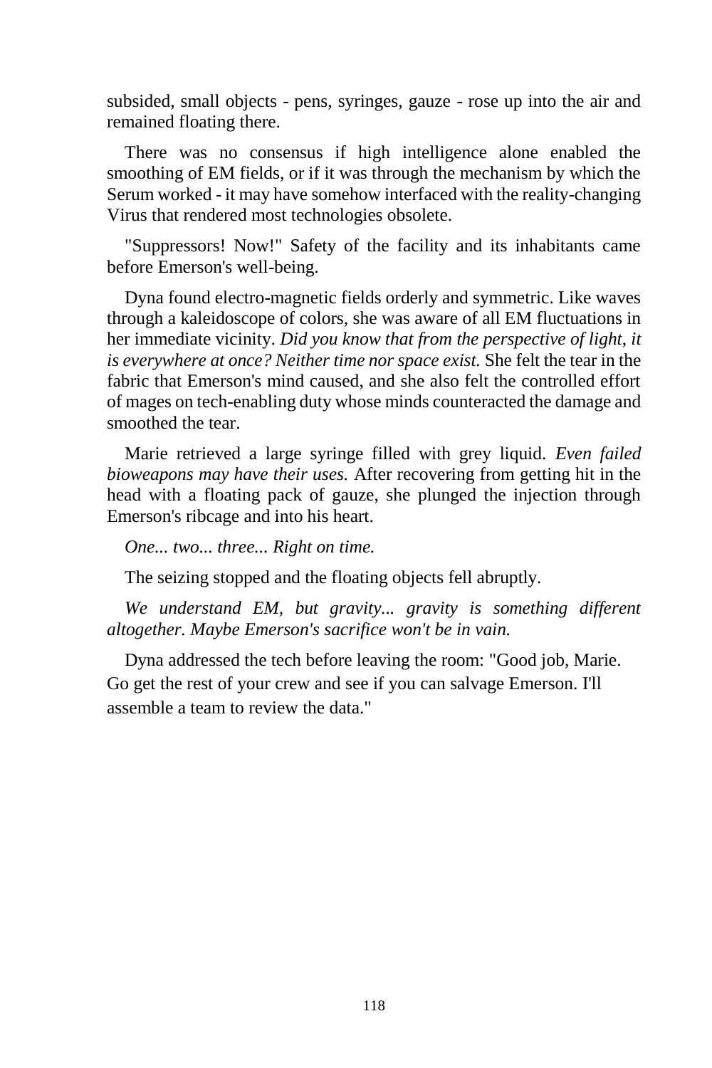subsided, small objects - pens, syringes, gauze - rose up into the air and remained floating there.

There was no consensus if high intelligence alone enabled the smoothing of EM fields, or if it was through the mechanism by which the Serum worked - it may have somehow interfaced with the reality-changing Virus that rendered most technologies obsolete.

"Suppressors! Now!" Safety of the facility and its inhabitants came before Emerson's well-being.

Dyna found electro-magnetic fields orderly and symmetric. Like waves through a kaleidoscope of colors, she was aware of all EM fluctuations in her immediate vicinity. *Did you know that from the perspective of light, it is everywhere at once? Neither time nor space exist.* She felt the tear in the fabric that Emerson's mind caused, and she also felt the controlled effort of mages on tech-enabling duty whose minds counteracted the damage and smoothed the tear.

Marie retrieved a large syringe filled with grey liquid. *Even failed bioweapons may have their uses.* After recovering from getting hit in the head with a floating pack of gauze, she plunged the injection through Emerson's ribcage and into his heart.

*One... two... three... Right on time.*

The seizing stopped and the floating objects fell abruptly.

*We understand EM, but gravity... gravity is something different altogether. Maybe Emerson's sacrifice won't be in vain.*

Dyna addressed the tech before leaving the room: "Good job, Marie. Go get the rest of your crew and see if you can salvage Emerson. I'll assemble a team to review the data."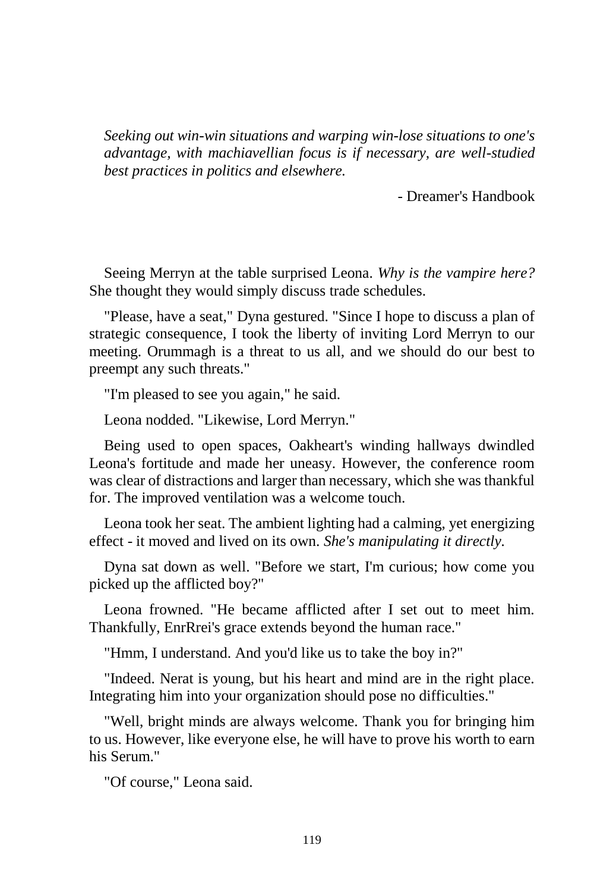*Seeking out win-win situations and warping win-lose situations to one's advantage, with machiavellian focus is if necessary, are well-studied best practices in politics and elsewhere.*

- Dreamer's Handbook

Seeing Merryn at the table surprised Leona. *Why is the vampire here?* She thought they would simply discuss trade schedules.

"Please, have a seat," Dyna gestured. "Since I hope to discuss a plan of strategic consequence, I took the liberty of inviting Lord Merryn to our meeting. Orummagh is a threat to us all, and we should do our best to preempt any such threats."

"I'm pleased to see you again," he said.

Leona nodded. "Likewise, Lord Merryn."

Being used to open spaces, Oakheart's winding hallways dwindled Leona's fortitude and made her uneasy. However, the conference room was clear of distractions and larger than necessary, which she was thankful for. The improved ventilation was a welcome touch.

Leona took her seat. The ambient lighting had a calming, yet energizing effect - it moved and lived on its own. *She's manipulating it directly.*

Dyna sat down as well. "Before we start, I'm curious; how come you picked up the afflicted boy?"

Leona frowned. "He became afflicted after I set out to meet him. Thankfully, EnrRrei's grace extends beyond the human race."

"Hmm, I understand. And you'd like us to take the boy in?"

"Indeed. Nerat is young, but his heart and mind are in the right place. Integrating him into your organization should pose no difficulties."

"Well, bright minds are always welcome. Thank you for bringing him to us. However, like everyone else, he will have to prove his worth to earn his Serum."

"Of course," Leona said.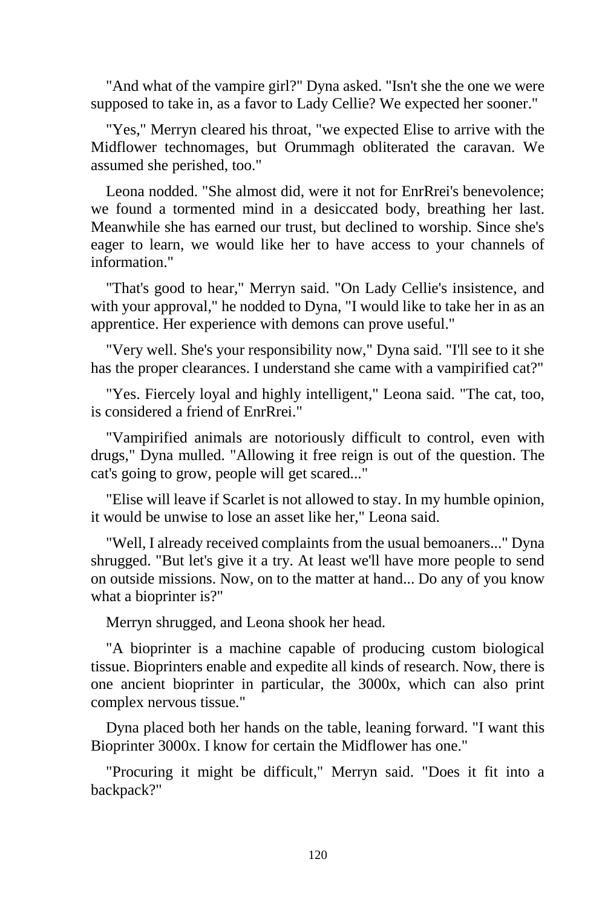"And what of the vampire girl?" Dyna asked. "Isn't she the one we were supposed to take in, as a favor to Lady Cellie? We expected her sooner."

"Yes," Merryn cleared his throat, "we expected Elise to arrive with the Midflower technomages, but Orummagh obliterated the caravan. We assumed she perished, too."

Leona nodded. "She almost did, were it not for EnrRrei's benevolence; we found a tormented mind in a desiccated body, breathing her last. Meanwhile she has earned our trust, but declined to worship. Since she's eager to learn, we would like her to have access to your channels of information."

"That's good to hear," Merryn said. "On Lady Cellie's insistence, and with your approval," he nodded to Dyna, "I would like to take her in as an apprentice. Her experience with demons can prove useful."

"Very well. She's your responsibility now," Dyna said. "I'll see to it she has the proper clearances. I understand she came with a vampirified cat?"

"Yes. Fiercely loyal and highly intelligent," Leona said. "The cat, too, is considered a friend of EnrRrei."

"Vampirified animals are notoriously difficult to control, even with drugs," Dyna mulled. "Allowing it free reign is out of the question. The cat's going to grow, people will get scared..."

"Elise will leave if Scarlet is not allowed to stay. In my humble opinion, it would be unwise to lose an asset like her," Leona said.

"Well, I already received complaints from the usual bemoaners..." Dyna shrugged. "But let's give it a try. At least we'll have more people to send on outside missions. Now, on to the matter at hand... Do any of you know what a bioprinter is?"

Merryn shrugged, and Leona shook her head.

"A bioprinter is a machine capable of producing custom biological tissue. Bioprinters enable and expedite all kinds of research. Now, there is one ancient bioprinter in particular, the 3000x, which can also print complex nervous tissue."

Dyna placed both her hands on the table, leaning forward. "I want this Bioprinter 3000x. I know for certain the Midflower has one."

"Procuring it might be difficult," Merryn said. "Does it fit into a backpack?"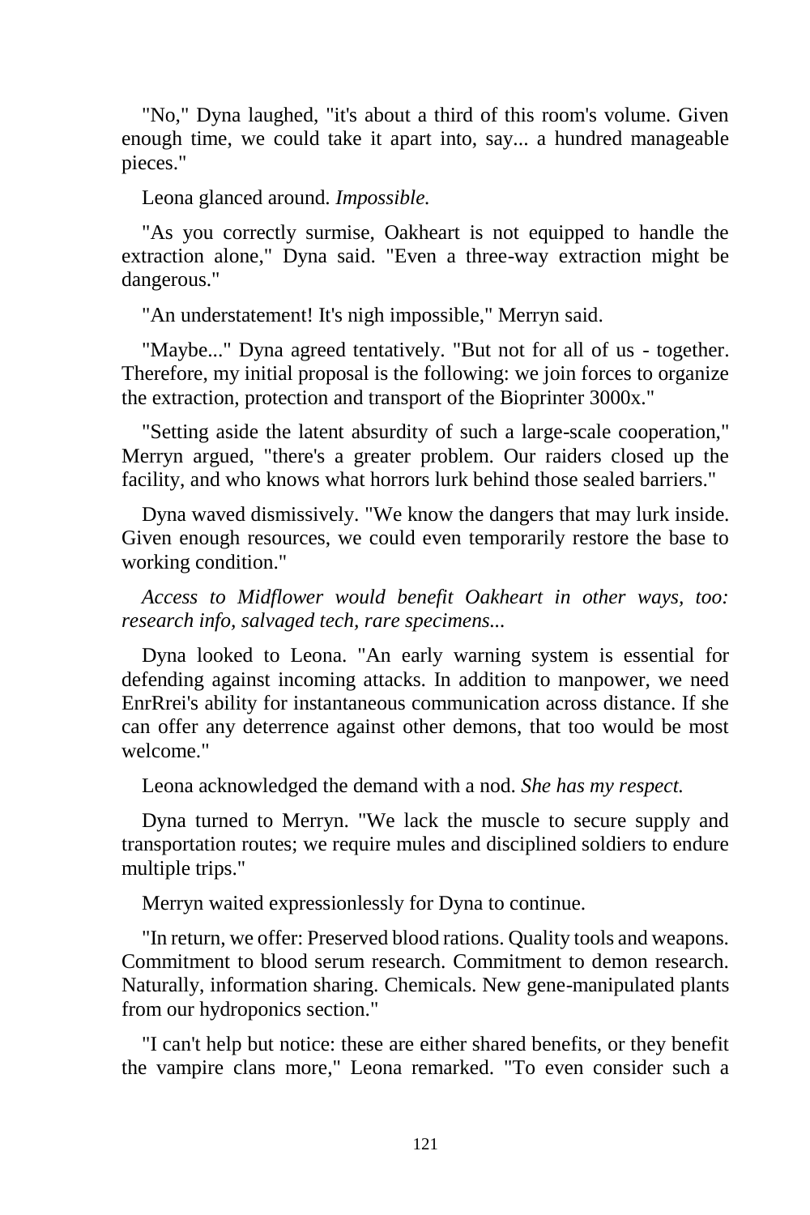"No," Dyna laughed, "it's about a third of this room's volume. Given enough time, we could take it apart into, say... a hundred manageable pieces."

Leona glanced around. *Impossible.*

"As you correctly surmise, Oakheart is not equipped to handle the extraction alone," Dyna said. "Even a three-way extraction might be dangerous."

"An understatement! It's nigh impossible," Merryn said.

"Maybe..." Dyna agreed tentatively. "But not for all of us - together. Therefore, my initial proposal is the following: we join forces to organize the extraction, protection and transport of the Bioprinter 3000x."

"Setting aside the latent absurdity of such a large-scale cooperation," Merryn argued, "there's a greater problem. Our raiders closed up the facility, and who knows what horrors lurk behind those sealed barriers."

Dyna waved dismissively. "We know the dangers that may lurk inside. Given enough resources, we could even temporarily restore the base to working condition."

*Access to Midflower would benefit Oakheart in other ways, too: research info, salvaged tech, rare specimens...*

Dyna looked to Leona. "An early warning system is essential for defending against incoming attacks. In addition to manpower, we need EnrRrei's ability for instantaneous communication across distance. If she can offer any deterrence against other demons, that too would be most welcome."

Leona acknowledged the demand with a nod. *She has my respect.*

Dyna turned to Merryn. "We lack the muscle to secure supply and transportation routes; we require mules and disciplined soldiers to endure multiple trips."

Merryn waited expressionlessly for Dyna to continue.

"In return, we offer: Preserved blood rations. Quality tools and weapons. Commitment to blood serum research. Commitment to demon research. Naturally, information sharing. Chemicals. New gene-manipulated plants from our hydroponics section."

"I can't help but notice: these are either shared benefits, or they benefit the vampire clans more," Leona remarked. "To even consider such a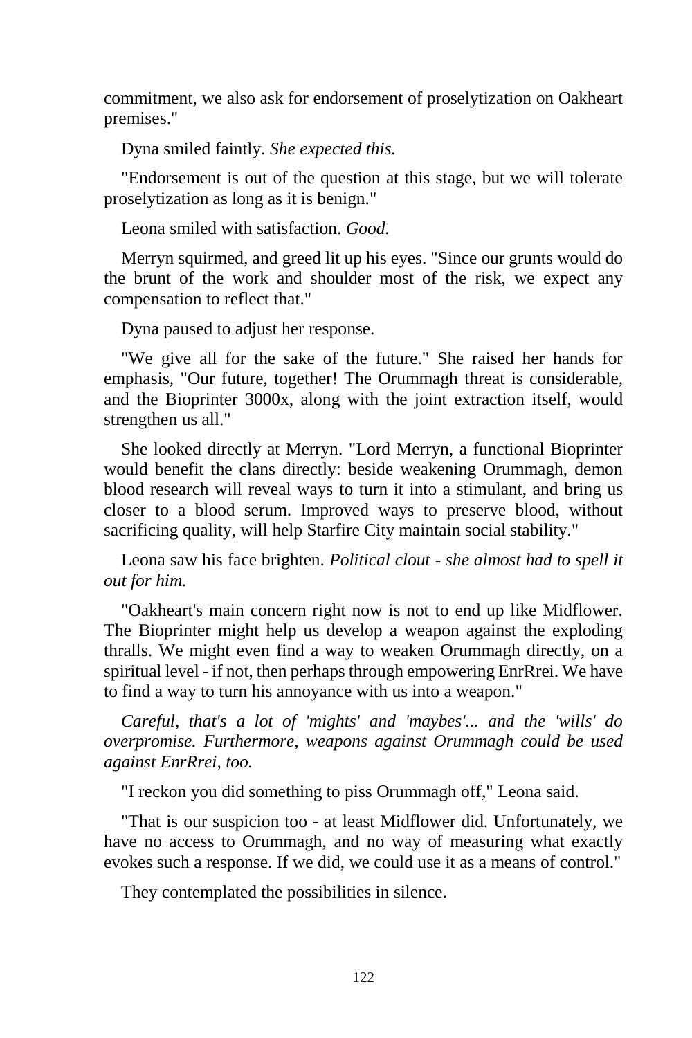commitment, we also ask for endorsement of proselytization on Oakheart premises."

Dyna smiled faintly. *She expected this.*

"Endorsement is out of the question at this stage, but we will tolerate proselytization as long as it is benign."

Leona smiled with satisfaction. *Good.*

Merryn squirmed, and greed lit up his eyes. "Since our grunts would do the brunt of the work and shoulder most of the risk, we expect any compensation to reflect that."

Dyna paused to adjust her response.

"We give all for the sake of the future." She raised her hands for emphasis, "Our future, together! The Orummagh threat is considerable, and the Bioprinter 3000x, along with the joint extraction itself, would strengthen us all."

She looked directly at Merryn. "Lord Merryn, a functional Bioprinter would benefit the clans directly: beside weakening Orummagh, demon blood research will reveal ways to turn it into a stimulant, and bring us closer to a blood serum. Improved ways to preserve blood, without sacrificing quality, will help Starfire City maintain social stability."

Leona saw his face brighten. *Political clout - she almost had to spell it out for him.*

"Oakheart's main concern right now is not to end up like Midflower. The Bioprinter might help us develop a weapon against the exploding thralls. We might even find a way to weaken Orummagh directly, on a spiritual level - if not, then perhaps through empowering EnrRrei. We have to find a way to turn his annoyance with us into a weapon."

*Careful, that's a lot of 'mights' and 'maybes'... and the 'wills' do overpromise. Furthermore, weapons against Orummagh could be used against EnrRrei, too.*

"I reckon you did something to piss Orummagh off," Leona said.

"That is our suspicion too - at least Midflower did. Unfortunately, we have no access to Orummagh, and no way of measuring what exactly evokes such a response. If we did, we could use it as a means of control."

They contemplated the possibilities in silence.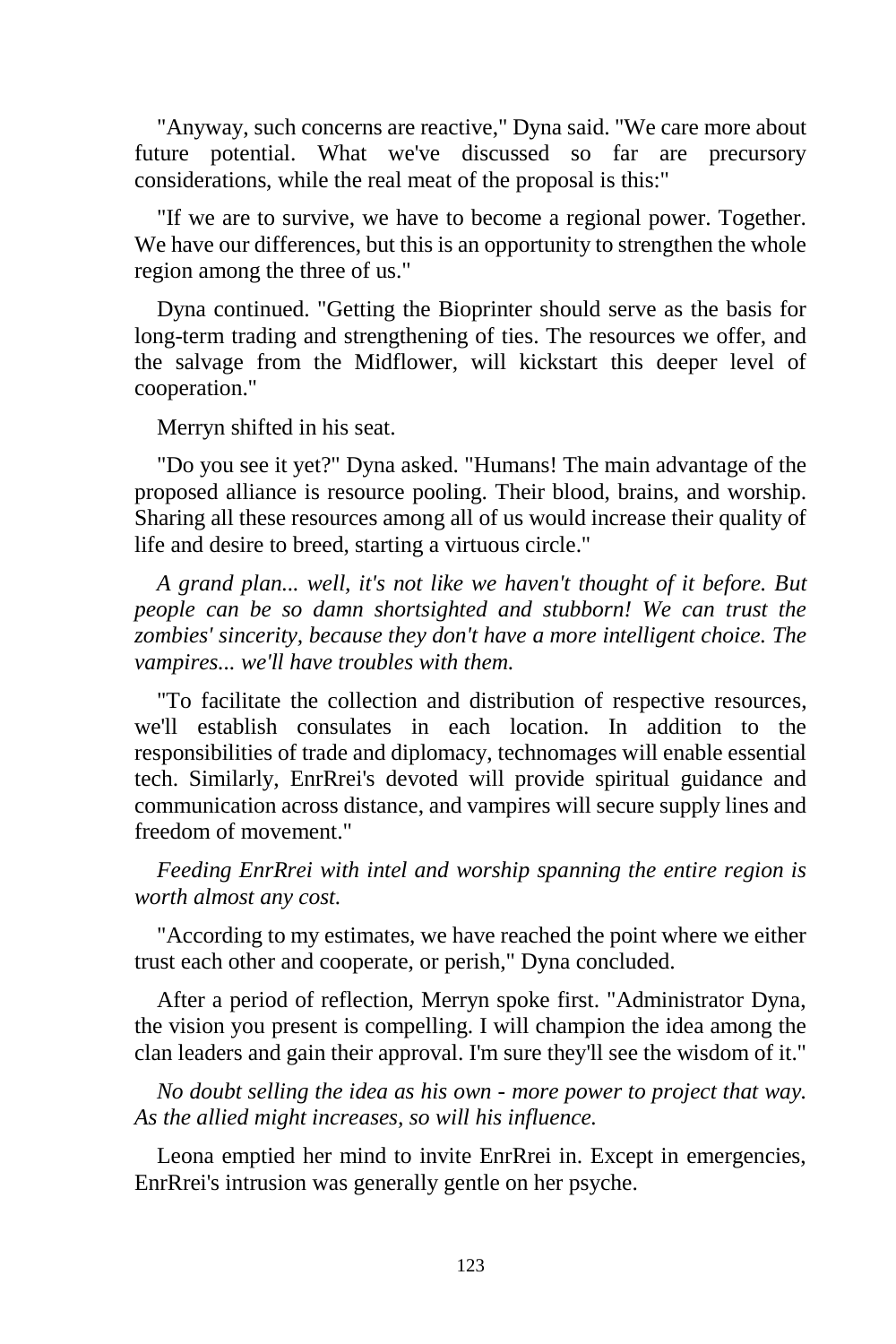"Anyway, such concerns are reactive," Dyna said. "We care more about future potential. What we've discussed so far are precursory considerations, while the real meat of the proposal is this:"

"If we are to survive, we have to become a regional power. Together. We have our differences, but this is an opportunity to strengthen the whole region among the three of us."

Dyna continued. "Getting the Bioprinter should serve as the basis for long-term trading and strengthening of ties. The resources we offer, and the salvage from the Midflower, will kickstart this deeper level of cooperation."

Merryn shifted in his seat.

"Do you see it yet?" Dyna asked. "Humans! The main advantage of the proposed alliance is resource pooling. Their blood, brains, and worship. Sharing all these resources among all of us would increase their quality of life and desire to breed, starting a virtuous circle."

*A grand plan... well, it's not like we haven't thought of it before. But people can be so damn shortsighted and stubborn! We can trust the zombies' sincerity, because they don't have a more intelligent choice. The vampires... we'll have troubles with them.*

"To facilitate the collection and distribution of respective resources, we'll establish consulates in each location. In addition to the responsibilities of trade and diplomacy, technomages will enable essential tech. Similarly, EnrRrei's devoted will provide spiritual guidance and communication across distance, and vampires will secure supply lines and freedom of movement."

*Feeding EnrRrei with intel and worship spanning the entire region is worth almost any cost.*

"According to my estimates, we have reached the point where we either trust each other and cooperate, or perish," Dyna concluded.

After a period of reflection, Merryn spoke first. "Administrator Dyna, the vision you present is compelling. I will champion the idea among the clan leaders and gain their approval. I'm sure they'll see the wisdom of it."

*No doubt selling the idea as his own - more power to project that way. As the allied might increases, so will his influence.*

Leona emptied her mind to invite EnrRrei in. Except in emergencies, EnrRrei's intrusion was generally gentle on her psyche.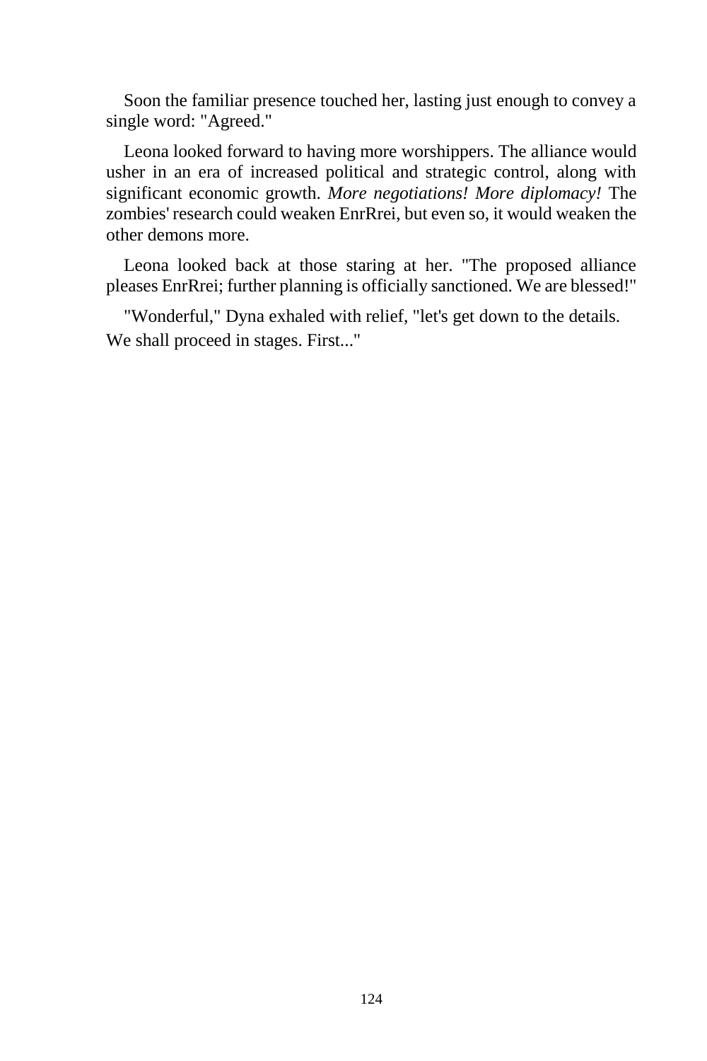Soon the familiar presence touched her, lasting just enough to convey a single word: "Agreed."

Leona looked forward to having more worshippers. The alliance would usher in an era of increased political and strategic control, along with significant economic growth. *More negotiations! More diplomacy!* The zombies' research could weaken EnrRrei, but even so, it would weaken the other demons more.

Leona looked back at those staring at her. "The proposed alliance pleases EnrRrei; further planning is officially sanctioned. We are blessed!"

"Wonderful," Dyna exhaled with relief, "let's get down to the details. We shall proceed in stages. First..."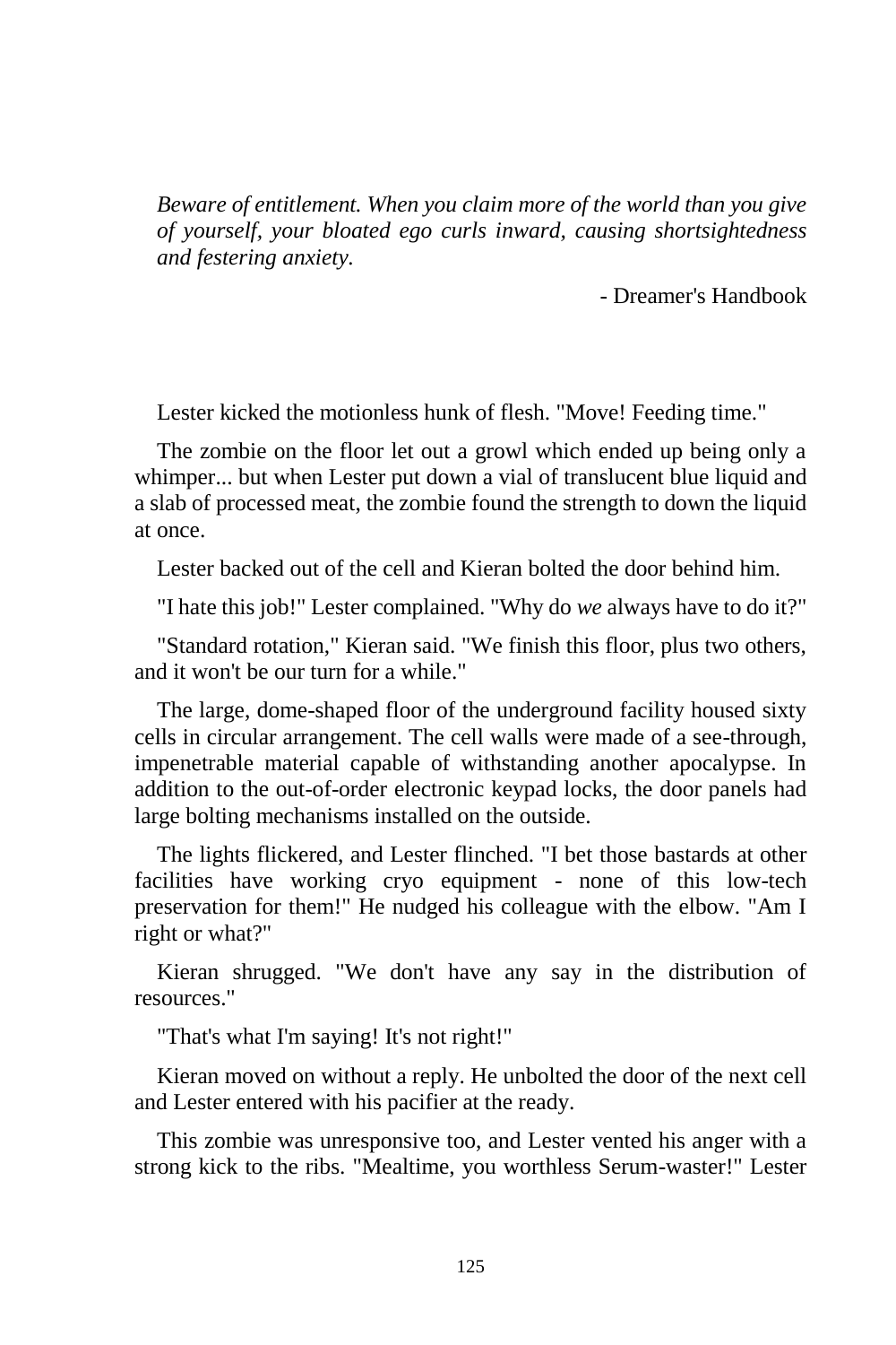*Beware of entitlement. When you claim more of the world than you give of yourself, your bloated ego curls inward, causing shortsightedness and festering anxiety.*

- Dreamer's Handbook

Lester kicked the motionless hunk of flesh. "Move! Feeding time."

The zombie on the floor let out a growl which ended up being only a whimper... but when Lester put down a vial of translucent blue liquid and a slab of processed meat, the zombie found the strength to down the liquid at once.

Lester backed out of the cell and Kieran bolted the door behind him.

"I hate this job!" Lester complained. "Why do *we* always have to do it?"

"Standard rotation," Kieran said. "We finish this floor, plus two others, and it won't be our turn for a while."

The large, dome-shaped floor of the underground facility housed sixty cells in circular arrangement. The cell walls were made of a see-through, impenetrable material capable of withstanding another apocalypse. In addition to the out-of-order electronic keypad locks, the door panels had large bolting mechanisms installed on the outside.

The lights flickered, and Lester flinched. "I bet those bastards at other facilities have working cryo equipment - none of this low-tech preservation for them!" He nudged his colleague with the elbow. "Am I right or what?"

Kieran shrugged. "We don't have any say in the distribution of resources."

"That's what I'm saying! It's not right!"

Kieran moved on without a reply. He unbolted the door of the next cell and Lester entered with his pacifier at the ready.

This zombie was unresponsive too, and Lester vented his anger with a strong kick to the ribs. "Mealtime, you worthless Serum-waster!" Lester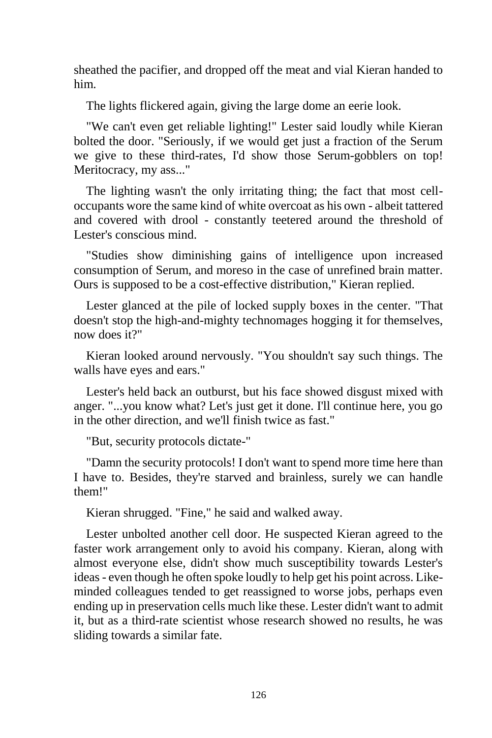sheathed the pacifier, and dropped off the meat and vial Kieran handed to him.

The lights flickered again, giving the large dome an eerie look.

"We can't even get reliable lighting!" Lester said loudly while Kieran bolted the door. "Seriously, if we would get just a fraction of the Serum we give to these third-rates, I'd show those Serum-gobblers on top! Meritocracy, my ass..."

The lighting wasn't the only irritating thing; the fact that most cell-occupants wore the same kind of white overcoat as his own - albeit tattered and covered with drool - constantly teetered around the threshold of Lester's conscious mind.

"Studies show diminishing gains of intelligence upon increased consumption of Serum, and moreso in the case of unrefined brain matter. Ours is supposed to be a cost-effective distribution," Kieran replied.

Lester glanced at the pile of locked supply boxes in the center. "That doesn't stop the high-and-mighty technomages hogging it for themselves, now does it?"

Kieran looked around nervously. "You shouldn't say such things. The walls have eyes and ears."

Lester's held back an outburst, but his face showed disgust mixed with anger. "...you know what? Let's just get it done. I'll continue here, you go in the other direction, and we'll finish twice as fast."

"But, security protocols dictate-"

"Damn the security protocols! I don't want to spend more time here than I have to. Besides, they're starved and brainless, surely we can handle them!"

Kieran shrugged. "Fine," he said and walked away.

Lester unbolted another cell door. He suspected Kieran agreed to the faster work arrangement only to avoid his company. Kieran, along with almost everyone else, didn't show much susceptibility towards Lester's ideas - even though he often spoke loudly to help get his point across. Like-minded colleagues tended to get reassigned to worse jobs, perhaps even ending up in preservation cells much like these. Lester didn't want to admit it, but as a third-rate scientist whose research showed no results, he was sliding towards a similar fate.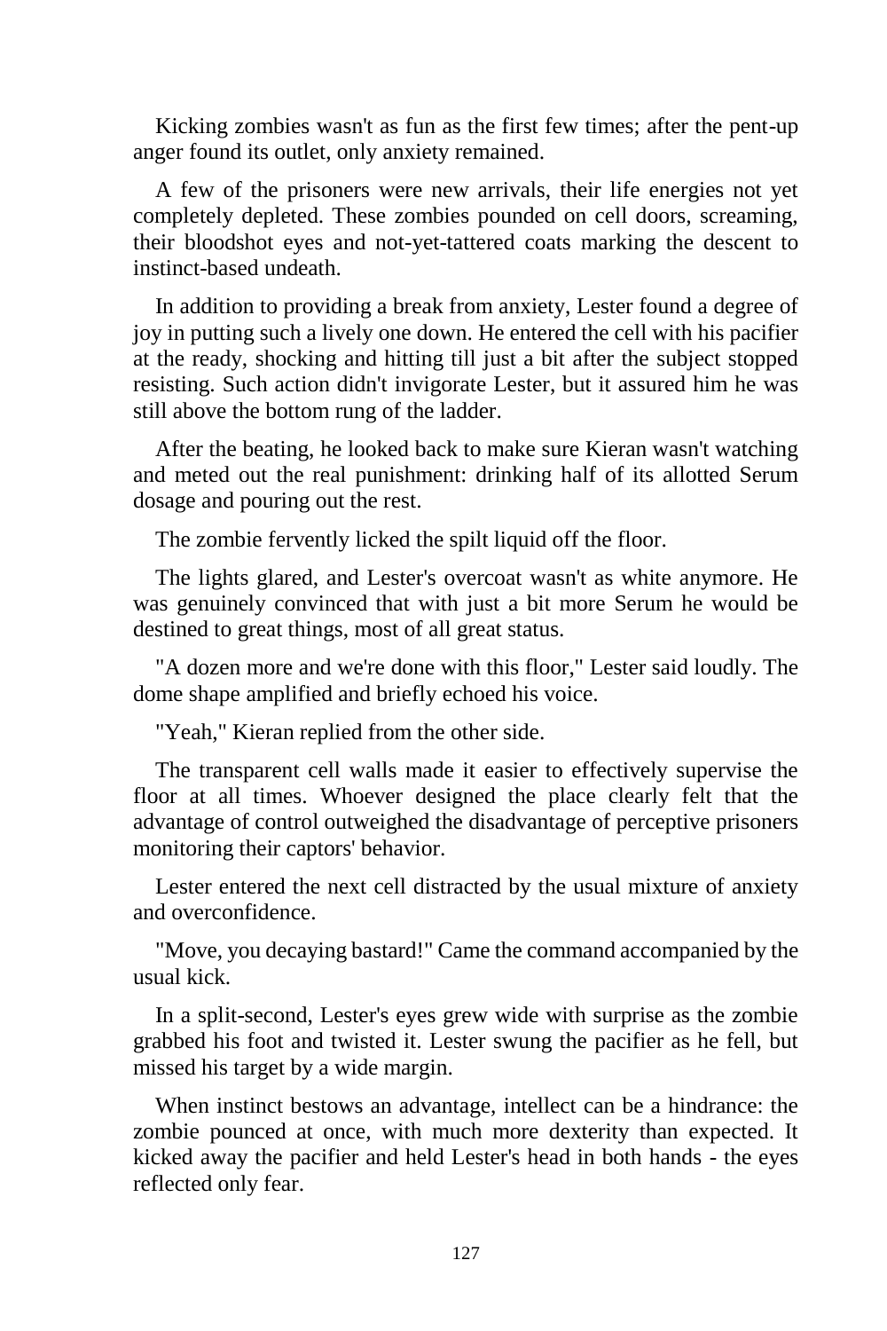Kicking zombies wasn't as fun as the first few times; after the pent-up anger found its outlet, only anxiety remained.

A few of the prisoners were new arrivals, their life energies not yet completely depleted. These zombies pounded on cell doors, screaming, their bloodshot eyes and not-yet-tattered coats marking the descent to instinct-based undeath.

In addition to providing a break from anxiety, Lester found a degree of joy in putting such a lively one down. He entered the cell with his pacifier at the ready, shocking and hitting till just a bit after the subject stopped resisting. Such action didn't invigorate Lester, but it assured him he was still above the bottom rung of the ladder.

After the beating, he looked back to make sure Kieran wasn't watching and meted out the real punishment: drinking half of its allotted Serum dosage and pouring out the rest.

The zombie fervently licked the spilt liquid off the floor.

The lights glared, and Lester's overcoat wasn't as white anymore. He was genuinely convinced that with just a bit more Serum he would be destined to great things, most of all great status.

"A dozen more and we're done with this floor," Lester said loudly. The dome shape amplified and briefly echoed his voice.

"Yeah," Kieran replied from the other side.

The transparent cell walls made it easier to effectively supervise the floor at all times. Whoever designed the place clearly felt that the advantage of control outweighed the disadvantage of perceptive prisoners monitoring their captors' behavior.

Lester entered the next cell distracted by the usual mixture of anxiety and overconfidence.

"Move, you decaying bastard!" Came the command accompanied by the usual kick.

In a split-second, Lester's eyes grew wide with surprise as the zombie grabbed his foot and twisted it. Lester swung the pacifier as he fell, but missed his target by a wide margin.

When instinct bestows an advantage, intellect can be a hindrance: the zombie pounced at once, with much more dexterity than expected. It kicked away the pacifier and held Lester's head in both hands - the eyes reflected only fear.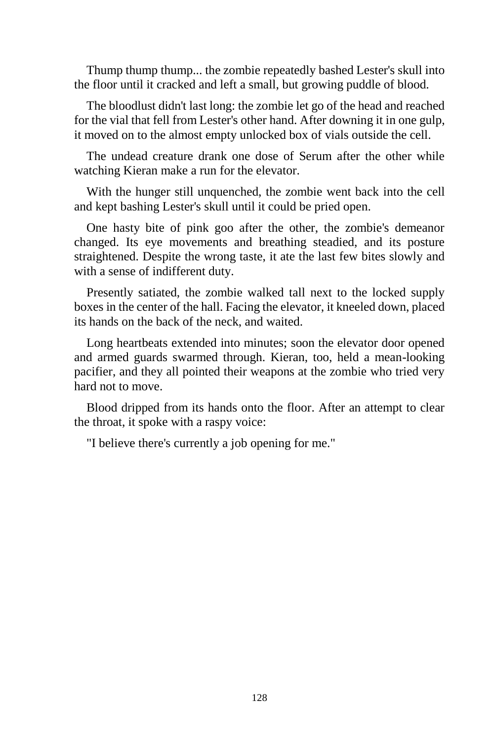Thump thump thump... the zombie repeatedly bashed Lester's skull into the floor until it cracked and left a small, but growing puddle of blood.

The bloodlust didn't last long: the zombie let go of the head and reached for the vial that fell from Lester's other hand. After downing it in one gulp, it moved on to the almost empty unlocked box of vials outside the cell.

The undead creature drank one dose of Serum after the other while watching Kieran make a run for the elevator.

With the hunger still unquenched, the zombie went back into the cell and kept bashing Lester's skull until it could be pried open.

One hasty bite of pink goo after the other, the zombie's demeanor changed. Its eye movements and breathing steadied, and its posture straightened. Despite the wrong taste, it ate the last few bites slowly and with a sense of indifferent duty.

Presently satiated, the zombie walked tall next to the locked supply boxes in the center of the hall. Facing the elevator, it kneeled down, placed its hands on the back of the neck, and waited.

Long heartbeats extended into minutes; soon the elevator door opened and armed guards swarmed through. Kieran, too, held a mean-looking pacifier, and they all pointed their weapons at the zombie who tried very hard not to move.

Blood dripped from its hands onto the floor. After an attempt to clear the throat, it spoke with a raspy voice:

"I believe there's currently a job opening for me."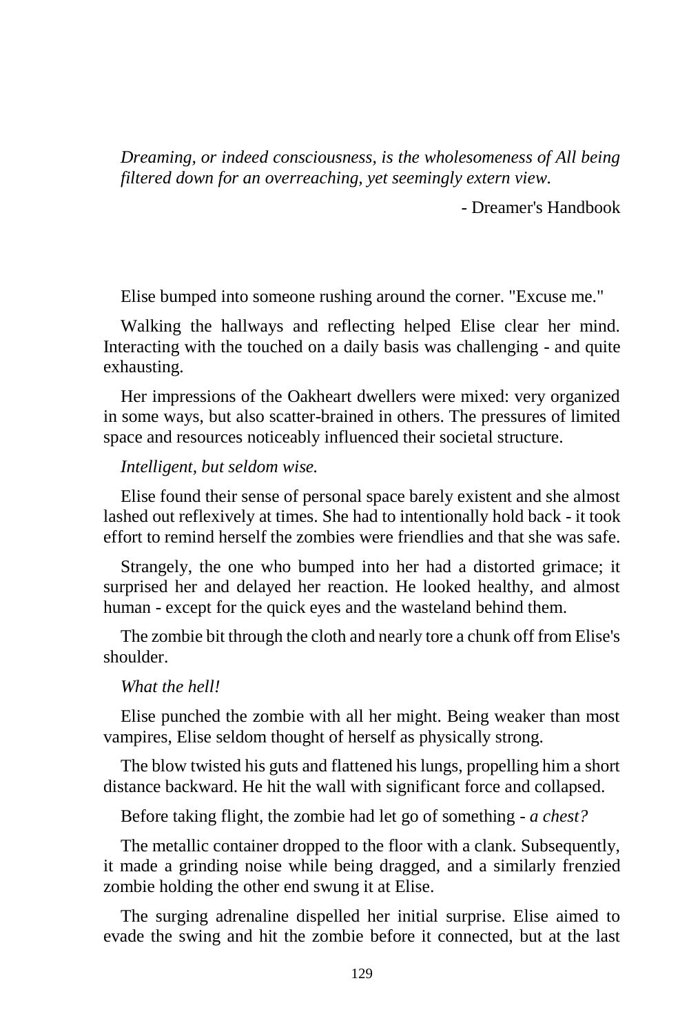*Dreaming, or indeed consciousness, is the wholesomeness of All being filtered down for an overreaching, yet seemingly extern view.*

- Dreamer's Handbook

Elise bumped into someone rushing around the corner. "Excuse me."

Walking the hallways and reflecting helped Elise clear her mind. Interacting with the touched on a daily basis was challenging - and quite exhausting.

Her impressions of the Oakheart dwellers were mixed: very organized in some ways, but also scatter-brained in others. The pressures of limited space and resources noticeably influenced their societal structure.

*Intelligent, but seldom wise.*

Elise found their sense of personal space barely existent and she almost lashed out reflexively at times. She had to intentionally hold back - it took effort to remind herself the zombies were friendlies and that she was safe.

Strangely, the one who bumped into her had a distorted grimace; it surprised her and delayed her reaction. He looked healthy, and almost human - except for the quick eyes and the wasteland behind them.

The zombie bit through the cloth and nearly tore a chunk off from Elise's shoulder.

*What the hell!*

Elise punched the zombie with all her might. Being weaker than most vampires, Elise seldom thought of herself as physically strong.

The blow twisted his guts and flattened his lungs, propelling him a short distance backward. He hit the wall with significant force and collapsed.

Before taking flight, the zombie had let go of something - *a chest?*

The metallic container dropped to the floor with a clank. Subsequently, it made a grinding noise while being dragged, and a similarly frenzied zombie holding the other end swung it at Elise.

The surging adrenaline dispelled her initial surprise. Elise aimed to evade the swing and hit the zombie before it connected, but at the last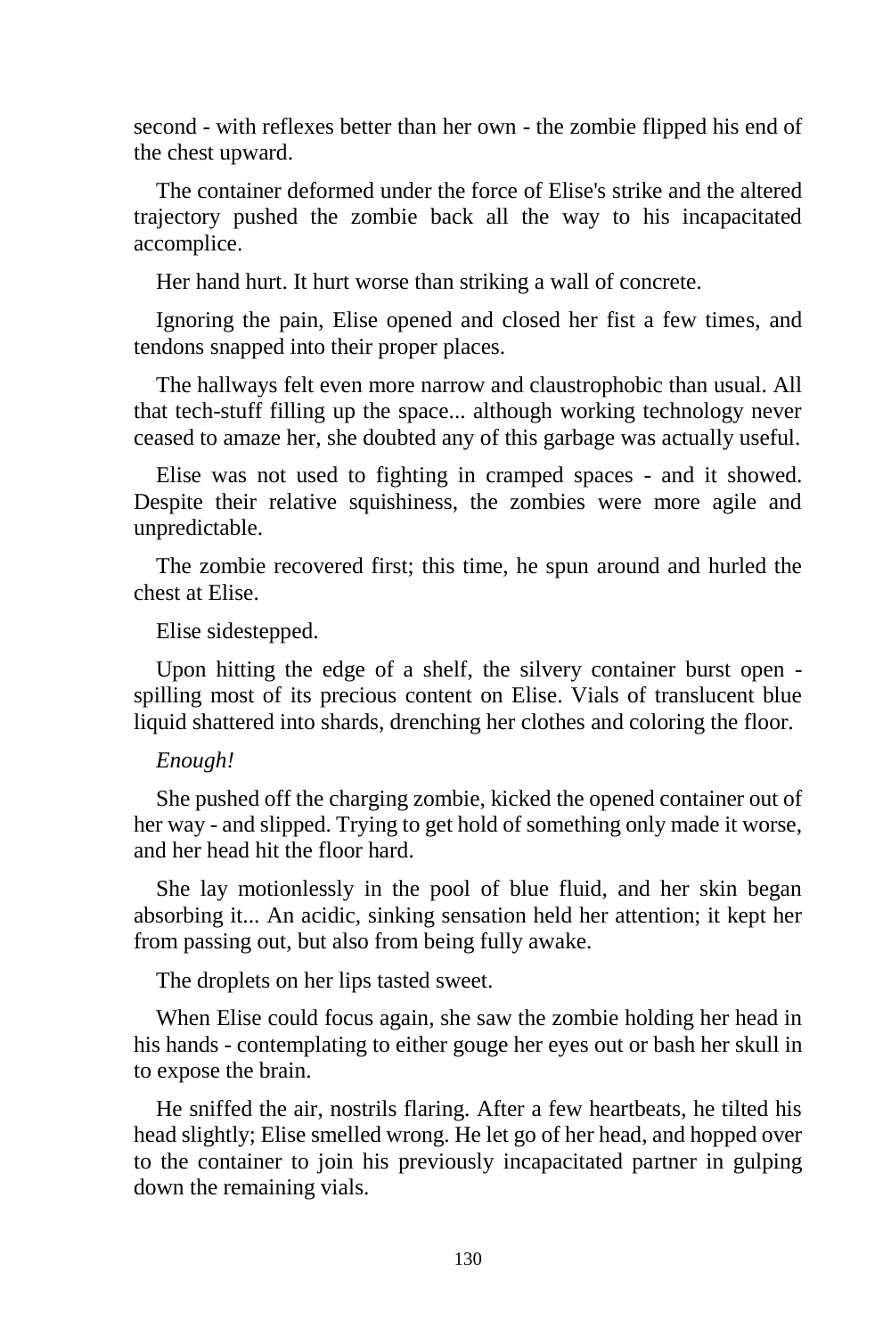second - with reflexes better than her own - the zombie flipped his end of the chest upward.

The container deformed under the force of Elise's strike and the altered trajectory pushed the zombie back all the way to his incapacitated accomplice.

Her hand hurt. It hurt worse than striking a wall of concrete.

Ignoring the pain, Elise opened and closed her fist a few times, and tendons snapped into their proper places.

The hallways felt even more narrow and claustrophobic than usual. All that tech-stuff filling up the space... although working technology never ceased to amaze her, she doubted any of this garbage was actually useful.

Elise was not used to fighting in cramped spaces - and it showed. Despite their relative squishiness, the zombies were more agile and unpredictable.

The zombie recovered first; this time, he spun around and hurled the chest at Elise.

Elise sidestepped.

Upon hitting the edge of a shelf, the silvery container burst open - spilling most of its precious content on Elise. Vials of translucent blue liquid shattered into shards, drenching her clothes and coloring the floor.

*Enough!*

She pushed off the charging zombie, kicked the opened container out of her way - and slipped. Trying to get hold of something only made it worse, and her head hit the floor hard.

She lay motionlessly in the pool of blue fluid, and her skin began absorbing it... An acidic, sinking sensation held her attention; it kept her from passing out, but also from being fully awake.

The droplets on her lips tasted sweet.

When Elise could focus again, she saw the zombie holding her head in his hands - contemplating to either gouge her eyes out or bash her skull in to expose the brain.

He sniffed the air, nostrils flaring. After a few heartbeats, he tilted his head slightly; Elise smelled wrong. He let go of her head, and hopped over to the container to join his previously incapacitated partner in gulping down the remaining vials.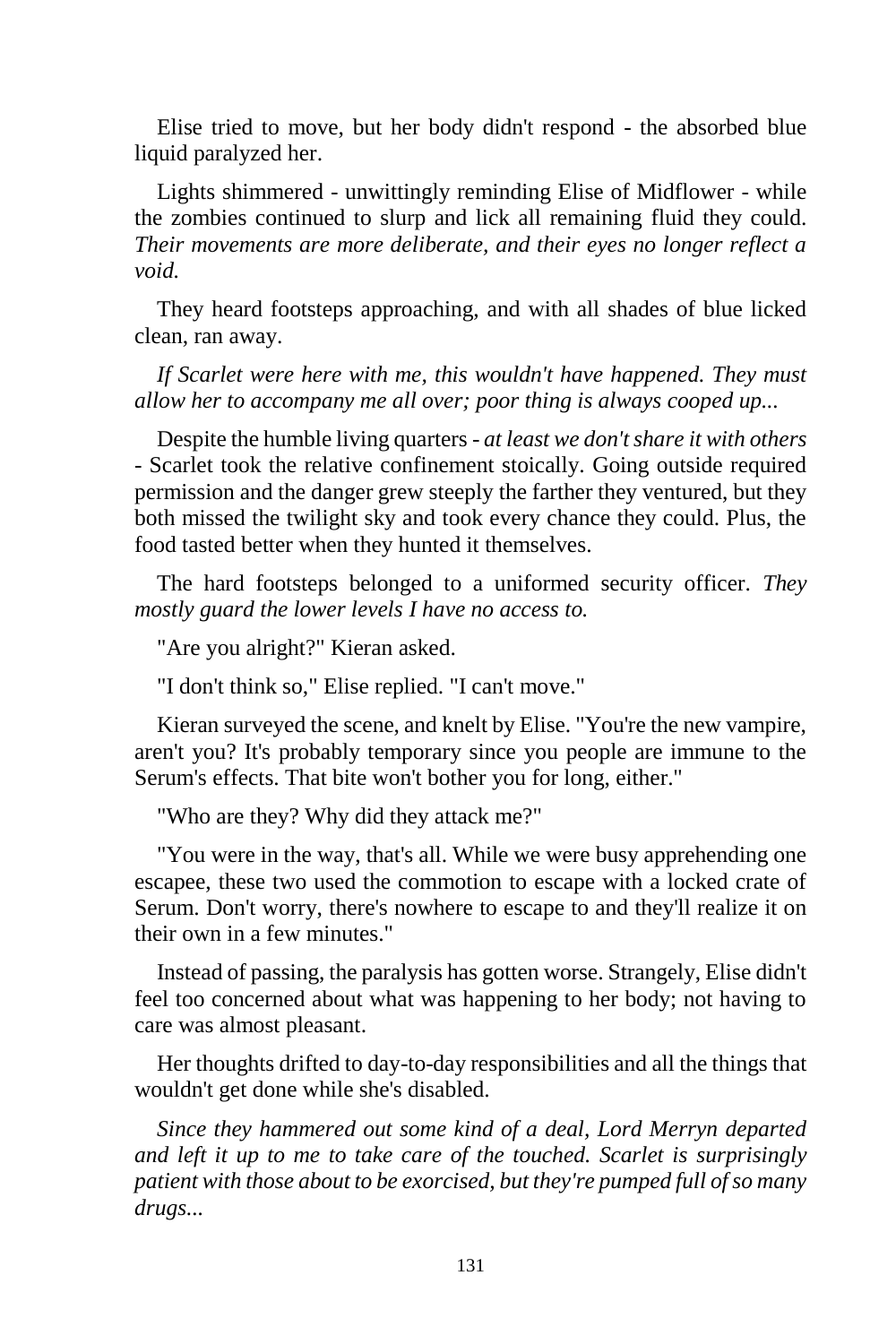Elise tried to move, but her body didn't respond - the absorbed blue liquid paralyzed her.

Lights shimmered - unwittingly reminding Elise of Midflower - while the zombies continued to slurp and lick all remaining fluid they could. *Their movements are more deliberate, and their eyes no longer reflect a void.*

They heard footsteps approaching, and with all shades of blue licked clean, ran away.

*If Scarlet were here with me, this wouldn't have happened. They must allow her to accompany me all over; poor thing is always cooped up...*

Despite the humble living quarters - *at least we don't share it with others* - Scarlet took the relative confinement stoically. Going outside required permission and the danger grew steeply the farther they ventured, but they both missed the twilight sky and took every chance they could. Plus, the food tasted better when they hunted it themselves.

The hard footsteps belonged to a uniformed security officer. *They mostly guard the lower levels I have no access to.*

"Are you alright?" Kieran asked.

"I don't think so," Elise replied. "I can't move."

Kieran surveyed the scene, and knelt by Elise. "You're the new vampire, aren't you? It's probably temporary since you people are immune to the Serum's effects. That bite won't bother you for long, either."

"Who are they? Why did they attack me?"

"You were in the way, that's all. While we were busy apprehending one escapee, these two used the commotion to escape with a locked crate of Serum. Don't worry, there's nowhere to escape to and they'll realize it on their own in a few minutes."

Instead of passing, the paralysis has gotten worse. Strangely, Elise didn't feel too concerned about what was happening to her body; not having to care was almost pleasant.

Her thoughts drifted to day-to-day responsibilities and all the things that wouldn't get done while she's disabled.

*Since they hammered out some kind of a deal, Lord Merryn departed and left it up to me to take care of the touched. Scarlet is surprisingly patient with those about to be exorcised, but they're pumped full of so many drugs...*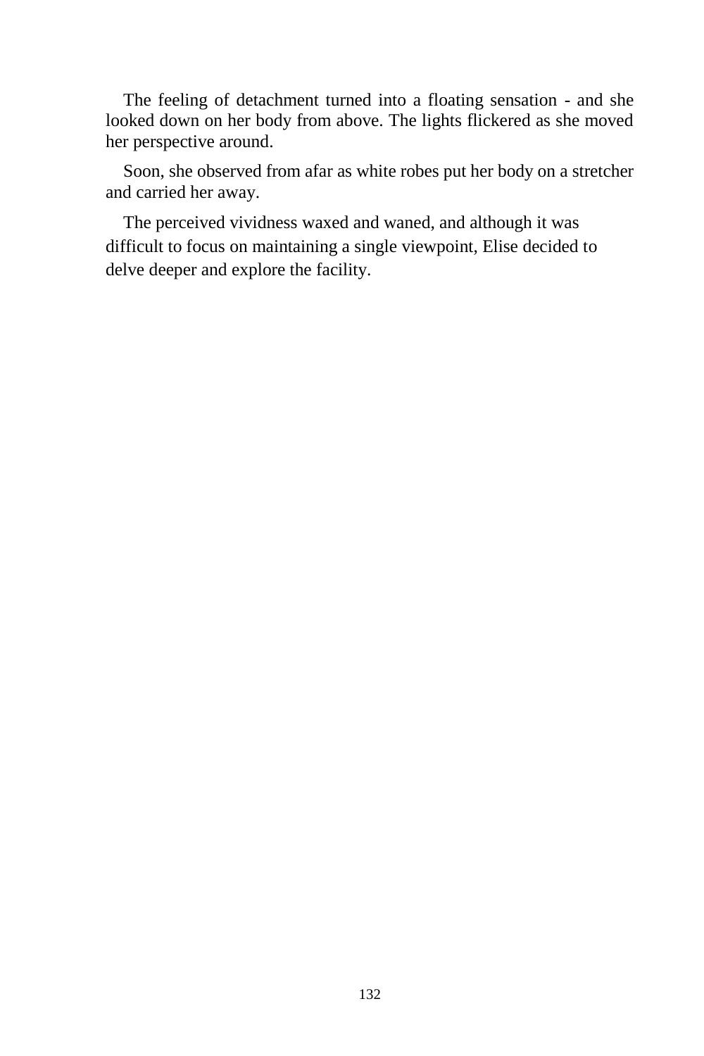The feeling of detachment turned into a floating sensation - and she looked down on her body from above. The lights flickered as she moved her perspective around.

Soon, she observed from afar as white robes put her body on a stretcher and carried her away.

The perceived vividness waxed and waned, and although it was difficult to focus on maintaining a single viewpoint, Elise decided to delve deeper and explore the facility.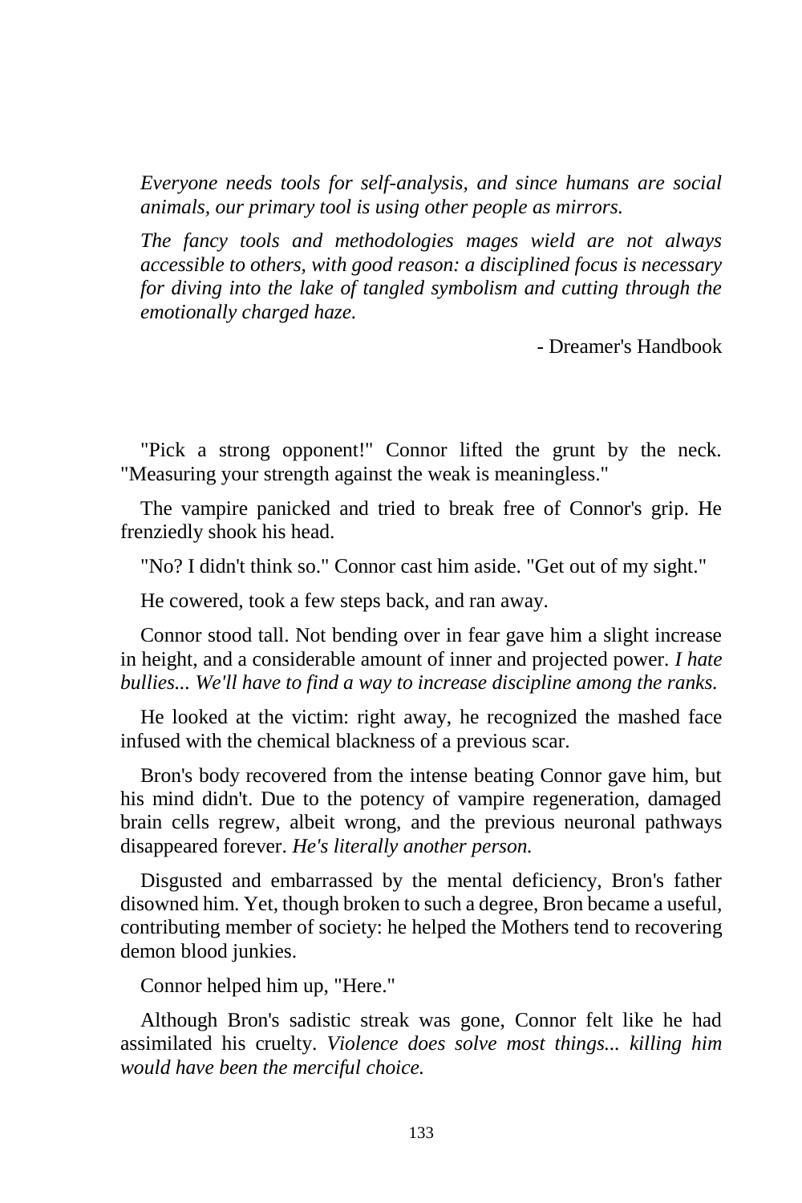*Everyone needs tools for self-analysis, and since humans are social animals, our primary tool is using other people as mirrors.*

*The fancy tools and methodologies mages wield are not always accessible to others, with good reason: a disciplined focus is necessary for diving into the lake of tangled symbolism and cutting through the emotionally charged haze.*

- Dreamer's Handbook

"Pick a strong opponent!" Connor lifted the grunt by the neck. "Measuring your strength against the weak is meaningless."

The vampire panicked and tried to break free of Connor's grip. He frenziedly shook his head.

"No? I didn't think so." Connor cast him aside. "Get out of my sight."

He cowered, took a few steps back, and ran away.

Connor stood tall. Not bending over in fear gave him a slight increase in height, and a considerable amount of inner and projected power. *I hate bullies... We'll have to find a way to increase discipline among the ranks.*

He looked at the victim: right away, he recognized the mashed face infused with the chemical blackness of a previous scar.

Bron's body recovered from the intense beating Connor gave him, but his mind didn't. Due to the potency of vampire regeneration, damaged brain cells regrew, albeit wrong, and the previous neuronal pathways disappeared forever. *He's literally another person.*

Disgusted and embarrassed by the mental deficiency, Bron's father disowned him. Yet, though broken to such a degree, Bron became a useful, contributing member of society: he helped the Mothers tend to recovering demon blood junkies.

Connor helped him up, "Here."

Although Bron's sadistic streak was gone, Connor felt like he had assimilated his cruelty. *Violence does solve most things... killing him would have been the merciful choice.*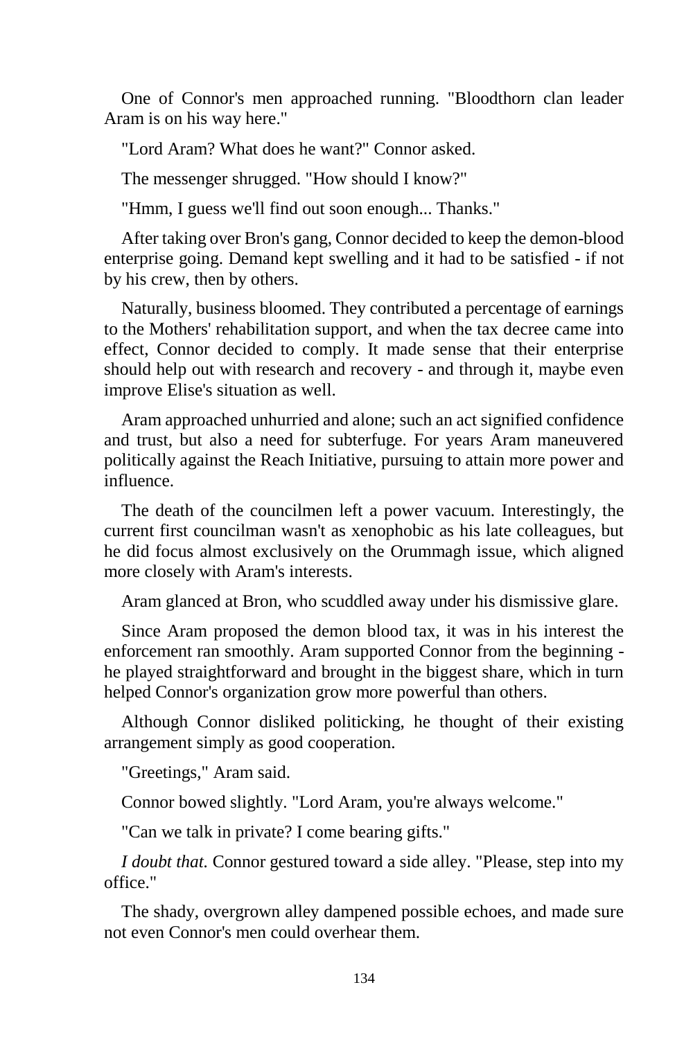One of Connor's men approached running. "Bloodthorn clan leader Aram is on his way here."

"Lord Aram? What does he want?" Connor asked.

The messenger shrugged. "How should I know?"

"Hmm, I guess we'll find out soon enough... Thanks."

After taking over Bron's gang, Connor decided to keep the demon-blood enterprise going. Demand kept swelling and it had to be satisfied - if not by his crew, then by others.

Naturally, business bloomed. They contributed a percentage of earnings to the Mothers' rehabilitation support, and when the tax decree came into effect, Connor decided to comply. It made sense that their enterprise should help out with research and recovery - and through it, maybe even improve Elise's situation as well.

Aram approached unhurried and alone; such an act signified confidence and trust, but also a need for subterfuge. For years Aram maneuvered politically against the Reach Initiative, pursuing to attain more power and influence.

The death of the councilmen left a power vacuum. Interestingly, the current first councilman wasn't as xenophobic as his late colleagues, but he did focus almost exclusively on the Orummagh issue, which aligned more closely with Aram's interests.

Aram glanced at Bron, who scuddled away under his dismissive glare.

Since Aram proposed the demon blood tax, it was in his interest the enforcement ran smoothly. Aram supported Connor from the beginning - he played straightforward and brought in the biggest share, which in turn helped Connor's organization grow more powerful than others.

Although Connor disliked politicking, he thought of their existing arrangement simply as good cooperation.

"Greetings," Aram said.

Connor bowed slightly. "Lord Aram, you're always welcome."

"Can we talk in private? I come bearing gifts."

*I doubt that.* Connor gestured toward a side alley. "Please, step into my office."

The shady, overgrown alley dampened possible echoes, and made sure not even Connor's men could overhear them.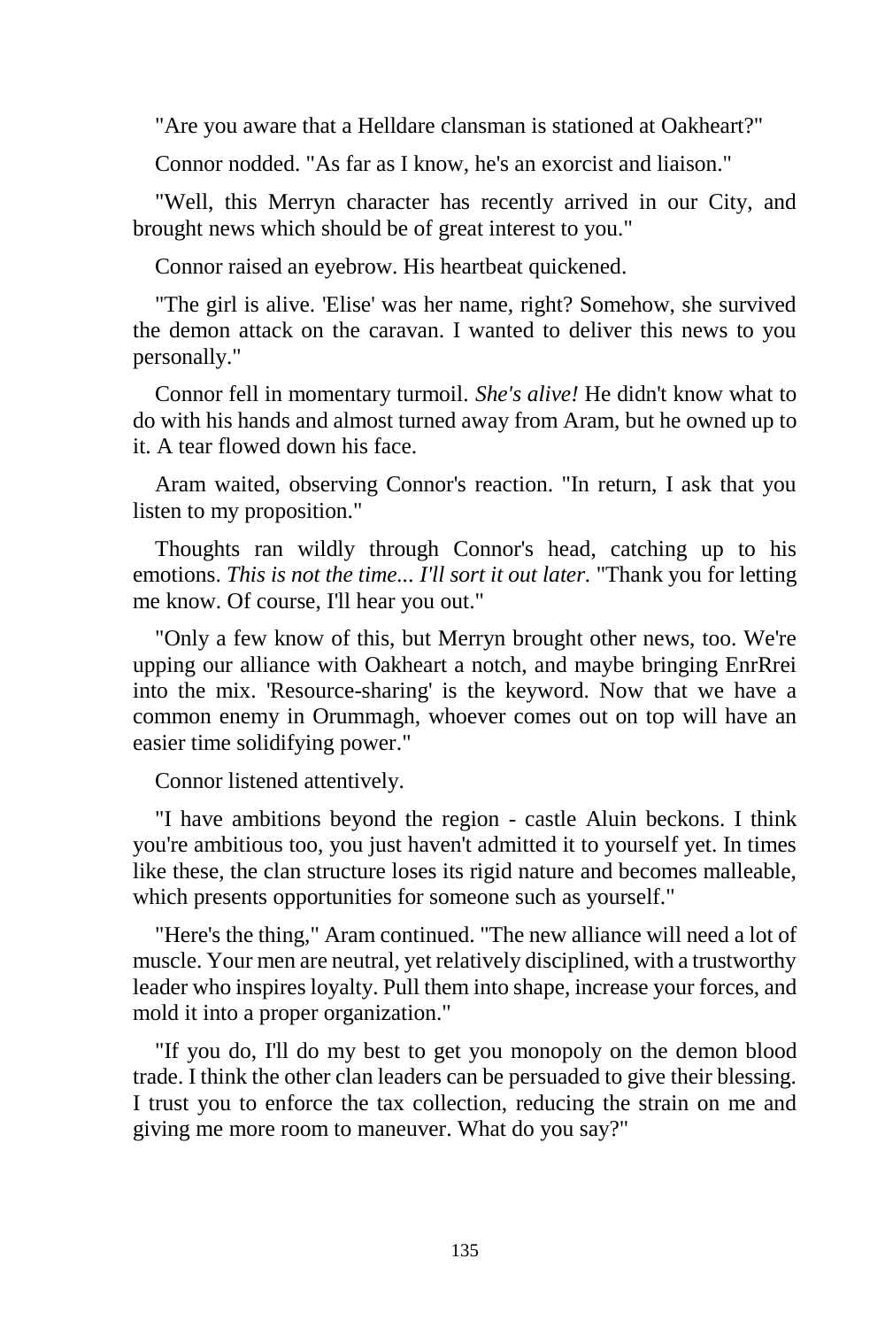"Are you aware that a Helldare clansman is stationed at Oakheart?"

Connor nodded. "As far as I know, he's an exorcist and liaison."

"Well, this Merryn character has recently arrived in our City, and brought news which should be of great interest to you."

Connor raised an eyebrow. His heartbeat quickened.

"The girl is alive. 'Elise' was her name, right? Somehow, she survived the demon attack on the caravan. I wanted to deliver this news to you personally."

Connor fell in momentary turmoil. *She's alive!* He didn't know what to do with his hands and almost turned away from Aram, but he owned up to it. A tear flowed down his face.

Aram waited, observing Connor's reaction. "In return, I ask that you listen to my proposition."

Thoughts ran wildly through Connor's head, catching up to his emotions. *This is not the time... I'll sort it out later.* "Thank you for letting me know. Of course, I'll hear you out."

"Only a few know of this, but Merryn brought other news, too. We're upping our alliance with Oakheart a notch, and maybe bringing EnrRrei into the mix. 'Resource-sharing' is the keyword. Now that we have a common enemy in Orummagh, whoever comes out on top will have an easier time solidifying power."

Connor listened attentively.

"I have ambitions beyond the region - castle Aluin beckons. I think you're ambitious too, you just haven't admitted it to yourself yet. In times like these, the clan structure loses its rigid nature and becomes malleable, which presents opportunities for someone such as yourself."

"Here's the thing," Aram continued. "The new alliance will need a lot of muscle. Your men are neutral, yet relatively disciplined, with a trustworthy leader who inspires loyalty. Pull them into shape, increase your forces, and mold it into a proper organization."

"If you do, I'll do my best to get you monopoly on the demon blood trade. I think the other clan leaders can be persuaded to give their blessing. I trust you to enforce the tax collection, reducing the strain on me and giving me more room to maneuver. What do you say?"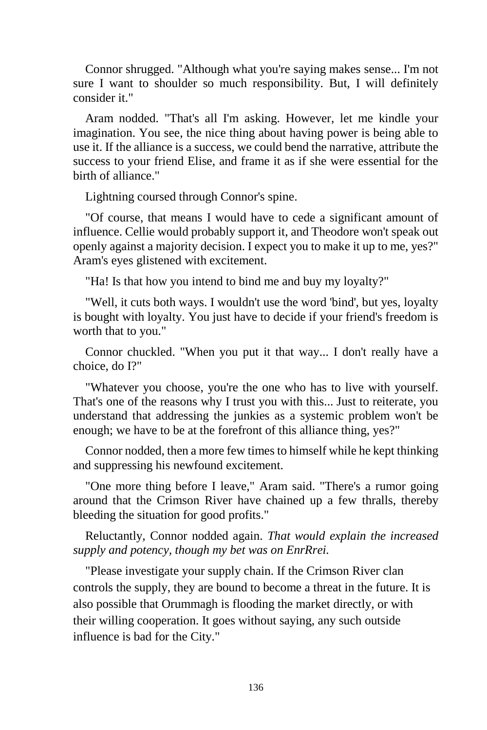Connor shrugged. "Although what you're saying makes sense... I'm not sure I want to shoulder so much responsibility. But, I will definitely consider it."

Aram nodded. "That's all I'm asking. However, let me kindle your imagination. You see, the nice thing about having power is being able to use it. If the alliance is a success, we could bend the narrative, attribute the success to your friend Elise, and frame it as if she were essential for the birth of alliance."

Lightning coursed through Connor's spine.

"Of course, that means I would have to cede a significant amount of influence. Cellie would probably support it, and Theodore won't speak out openly against a majority decision. I expect you to make it up to me, yes?" Aram's eyes glistened with excitement.

"Ha! Is that how you intend to bind me and buy my loyalty?"

"Well, it cuts both ways. I wouldn't use the word 'bind', but yes, loyalty is bought with loyalty. You just have to decide if your friend's freedom is worth that to you."

Connor chuckled. "When you put it that way... I don't really have a choice, do I?"

"Whatever you choose, you're the one who has to live with yourself. That's one of the reasons why I trust you with this... Just to reiterate, you understand that addressing the junkies as a systemic problem won't be enough; we have to be at the forefront of this alliance thing, yes?"

Connor nodded, then a more few times to himself while he kept thinking and suppressing his newfound excitement.

"One more thing before I leave," Aram said. "There's a rumor going around that the Crimson River have chained up a few thralls, thereby bleeding the situation for good profits."

Reluctantly, Connor nodded again. *That would explain the increased supply and potency, though my bet was on EnrRrei.*

"Please investigate your supply chain. If the Crimson River clan controls the supply, they are bound to become a threat in the future. It is also possible that Orummagh is flooding the market directly, or with their willing cooperation. It goes without saying, any such outside influence is bad for the City."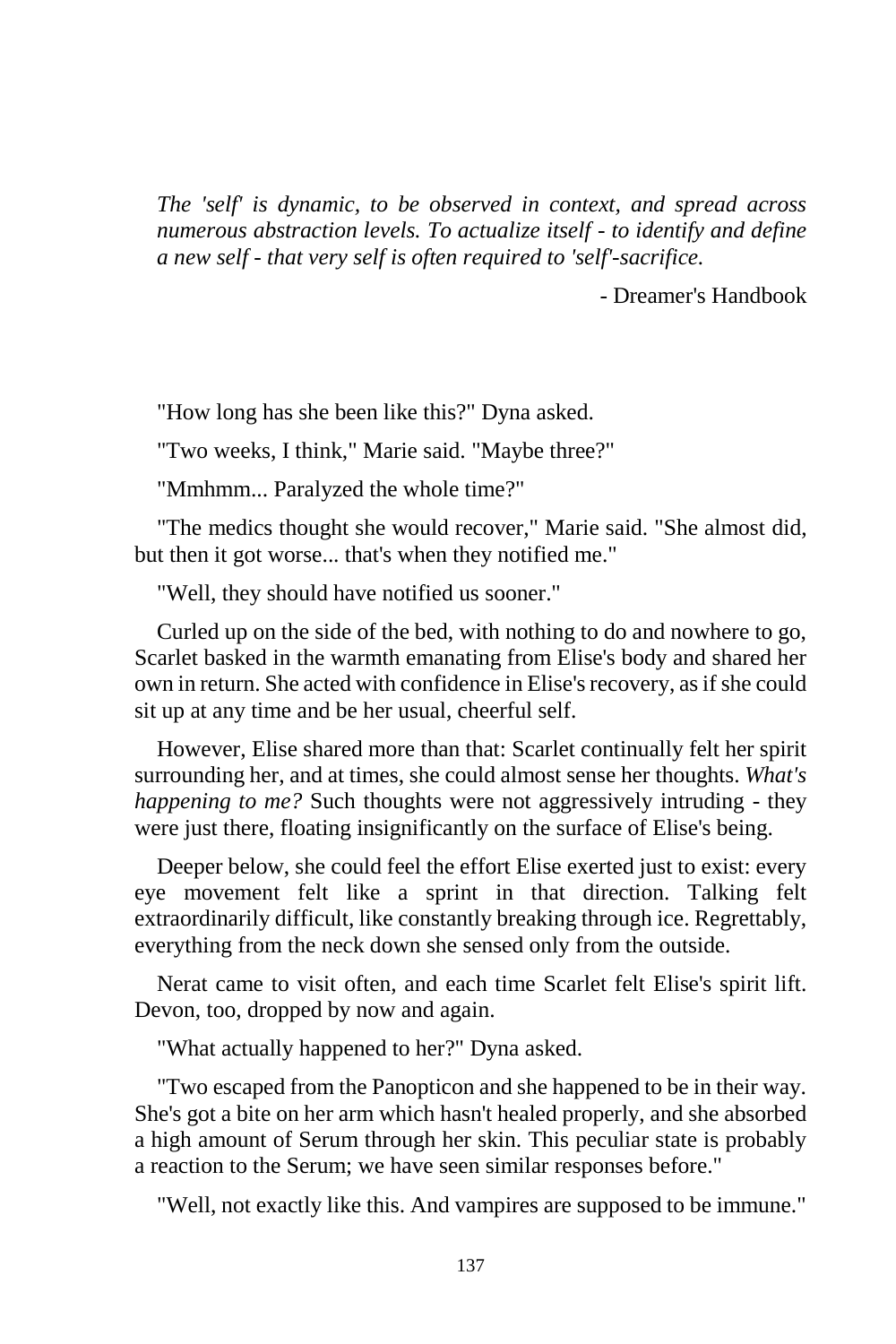*The 'self' is dynamic, to be observed in context, and spread across numerous abstraction levels. To actualize itself - to identify and define a new self - that very self is often required to 'self'-sacrifice.*

- Dreamer's Handbook

"How long has she been like this?" Dyna asked.

"Two weeks, I think," Marie said. "Maybe three?"

"Mmhmm... Paralyzed the whole time?"

"The medics thought she would recover," Marie said. "She almost did, but then it got worse... that's when they notified me."

"Well, they should have notified us sooner."

Curled up on the side of the bed, with nothing to do and nowhere to go, Scarlet basked in the warmth emanating from Elise's body and shared her own in return. She acted with confidence in Elise's recovery, as if she could sit up at any time and be her usual, cheerful self.

However, Elise shared more than that: Scarlet continually felt her spirit surrounding her, and at times, she could almost sense her thoughts. *What's happening to me?* Such thoughts were not aggressively intruding - they were just there, floating insignificantly on the surface of Elise's being.

Deeper below, she could feel the effort Elise exerted just to exist: every eye movement felt like a sprint in that direction. Talking felt extraordinarily difficult, like constantly breaking through ice. Regrettably, everything from the neck down she sensed only from the outside.

Nerat came to visit often, and each time Scarlet felt Elise's spirit lift. Devon, too, dropped by now and again.

"What actually happened to her?" Dyna asked.

"Two escaped from the Panopticon and she happened to be in their way. She's got a bite on her arm which hasn't healed properly, and she absorbed a high amount of Serum through her skin. This peculiar state is probably a reaction to the Serum; we have seen similar responses before."

"Well, not exactly like this. And vampires are supposed to be immune."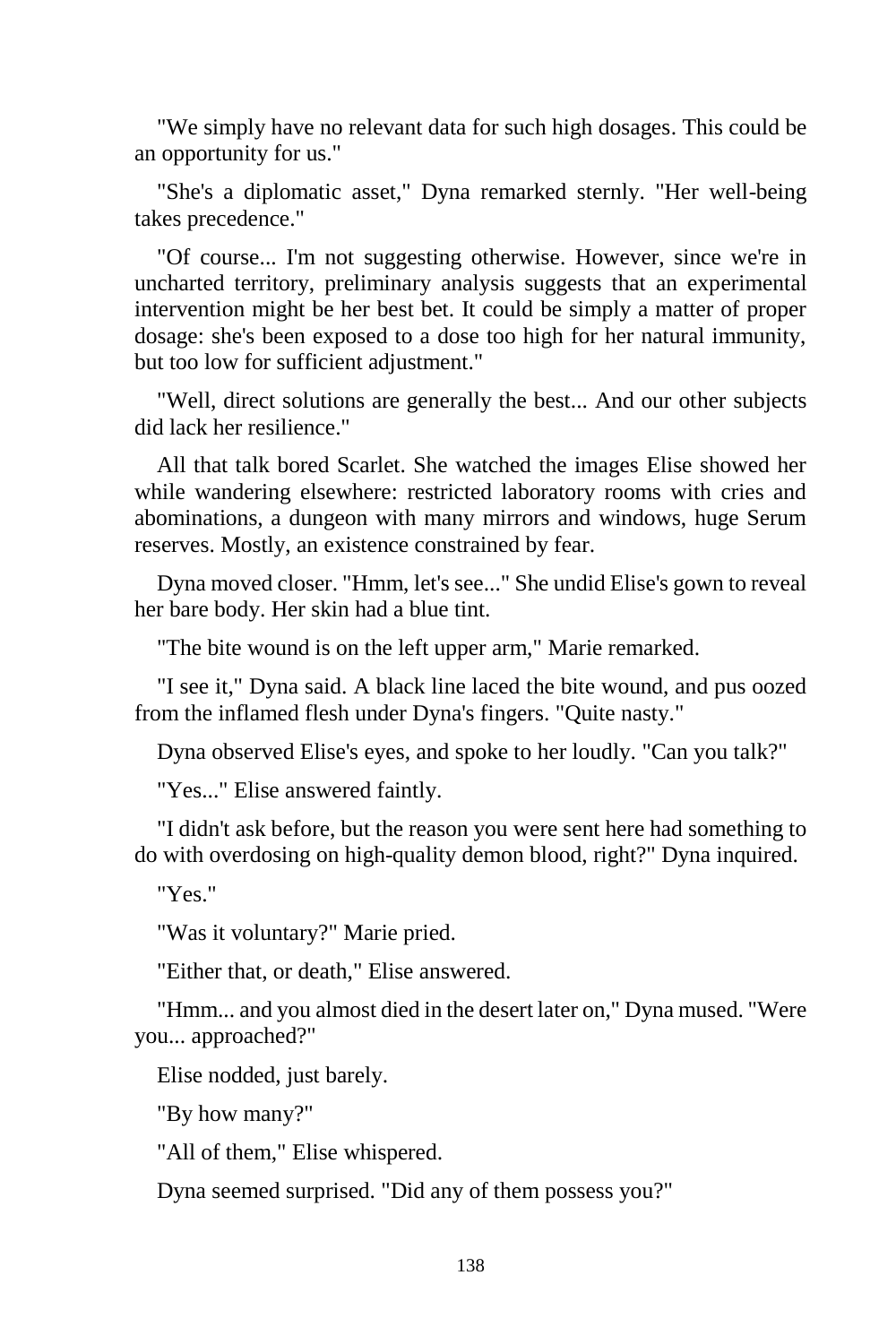"We simply have no relevant data for such high dosages. This could be an opportunity for us."

"She's a diplomatic asset," Dyna remarked sternly. "Her well-being takes precedence."

"Of course... I'm not suggesting otherwise. However, since we're in uncharted territory, preliminary analysis suggests that an experimental intervention might be her best bet. It could be simply a matter of proper dosage: she's been exposed to a dose too high for her natural immunity, but too low for sufficient adjustment."

"Well, direct solutions are generally the best... And our other subjects did lack her resilience."

All that talk bored Scarlet. She watched the images Elise showed her while wandering elsewhere: restricted laboratory rooms with cries and abominations, a dungeon with many mirrors and windows, huge Serum reserves. Mostly, an existence constrained by fear.

Dyna moved closer. "Hmm, let's see..." She undid Elise's gown to reveal her bare body. Her skin had a blue tint.

"The bite wound is on the left upper arm," Marie remarked.

"I see it," Dyna said. A black line laced the bite wound, and pus oozed from the inflamed flesh under Dyna's fingers. "Quite nasty."

Dyna observed Elise's eyes, and spoke to her loudly. "Can you talk?"

"Yes..." Elise answered faintly.

"I didn't ask before, but the reason you were sent here had something to do with overdosing on high-quality demon blood, right?" Dyna inquired.

"Yes."

"Was it voluntary?" Marie pried.

"Either that, or death," Elise answered.

"Hmm... and you almost died in the desert later on," Dyna mused. "Were you... approached?"

Elise nodded, just barely.

"By how many?"

"All of them," Elise whispered.

Dyna seemed surprised. "Did any of them possess you?"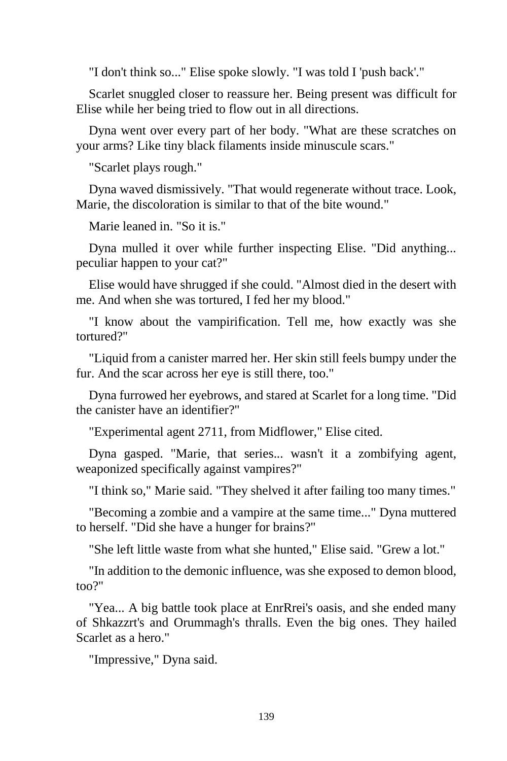"I don't think so..." Elise spoke slowly. "I was told I 'push back'."

Scarlet snuggled closer to reassure her. Being present was difficult for Elise while her being tried to flow out in all directions.

Dyna went over every part of her body. "What are these scratches on your arms? Like tiny black filaments inside minuscule scars."

"Scarlet plays rough."

Dyna waved dismissively. "That would regenerate without trace. Look, Marie, the discoloration is similar to that of the bite wound."

Marie leaned in. "So it is."

Dyna mulled it over while further inspecting Elise. "Did anything... peculiar happen to your cat?"

Elise would have shrugged if she could. "Almost died in the desert with me. And when she was tortured, I fed her my blood."

"I know about the vampirification. Tell me, how exactly was she tortured?"

"Liquid from a canister marred her. Her skin still feels bumpy under the fur. And the scar across her eye is still there, too."

Dyna furrowed her eyebrows, and stared at Scarlet for a long time. "Did the canister have an identifier?"

"Experimental agent 2711, from Midflower," Elise cited.

Dyna gasped. "Marie, that series... wasn't it a zombifying agent, weaponized specifically against vampires?"

"I think so," Marie said. "They shelved it after failing too many times."

"Becoming a zombie and a vampire at the same time..." Dyna muttered to herself. "Did she have a hunger for brains?"

"She left little waste from what she hunted," Elise said. "Grew a lot."

"In addition to the demonic influence, was she exposed to demon blood, too?"

"Yea... A big battle took place at EnrRrei's oasis, and she ended many of Shkazzrt's and Orummagh's thralls. Even the big ones. They hailed Scarlet as a hero."

"Impressive," Dyna said.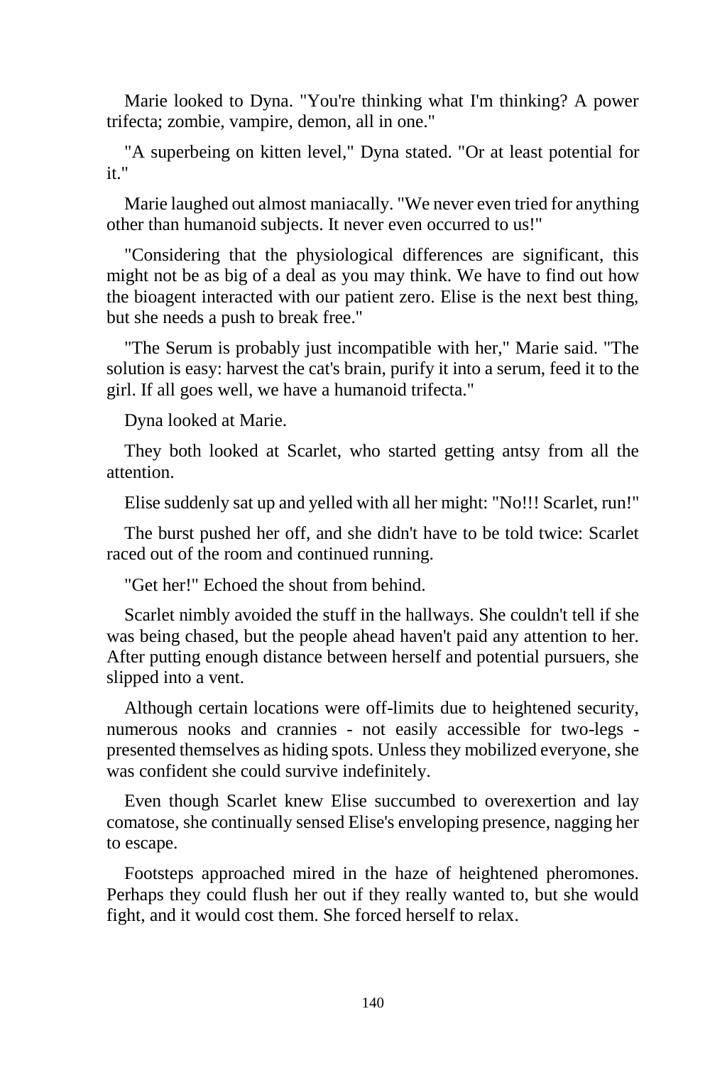Marie looked to Dyna. "You're thinking what I'm thinking? A power trifecta; zombie, vampire, demon, all in one."

"A superbeing on kitten level," Dyna stated. "Or at least potential for it."

Marie laughed out almost maniacally. "We never even tried for anything other than humanoid subjects. It never even occurred to us!"

"Considering that the physiological differences are significant, this might not be as big of a deal as you may think. We have to find out how the bioagent interacted with our patient zero. Elise is the next best thing, but she needs a push to break free."

"The Serum is probably just incompatible with her," Marie said. "The solution is easy: harvest the cat's brain, purify it into a serum, feed it to the girl. If all goes well, we have a humanoid trifecta."

Dyna looked at Marie.

They both looked at Scarlet, who started getting antsy from all the attention.

Elise suddenly sat up and yelled with all her might: "No!!! Scarlet, run!"

The burst pushed her off, and she didn't have to be told twice: Scarlet raced out of the room and continued running.

"Get her!" Echoed the shout from behind.

Scarlet nimbly avoided the stuff in the hallways. She couldn't tell if she was being chased, but the people ahead haven't paid any attention to her. After putting enough distance between herself and potential pursuers, she slipped into a vent.

Although certain locations were off-limits due to heightened security, numerous nooks and crannies - not easily accessible for two-legs - presented themselves as hiding spots. Unless they mobilized everyone, she was confident she could survive indefinitely.

Even though Scarlet knew Elise succumbed to overexertion and lay comatose, she continually sensed Elise's enveloping presence, nagging her to escape.

Footsteps approached mired in the haze of heightened pheromones. Perhaps they could flush her out if they really wanted to, but she would fight, and it would cost them. She forced herself to relax.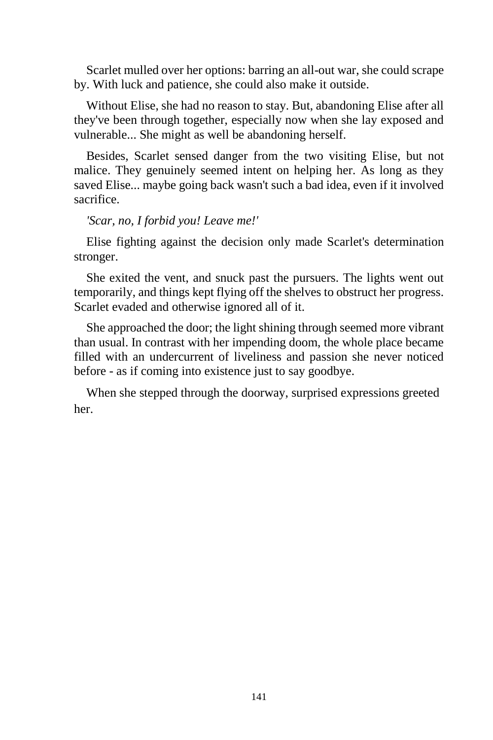Scarlet mulled over her options: barring an all-out war, she could scrape by. With luck and patience, she could also make it outside.

Without Elise, she had no reason to stay. But, abandoning Elise after all they've been through together, especially now when she lay exposed and vulnerable... She might as well be abandoning herself.

Besides, Scarlet sensed danger from the two visiting Elise, but not malice. They genuinely seemed intent on helping her. As long as they saved Elise... maybe going back wasn't such a bad idea, even if it involved sacrifice.

*'Scar, no, I forbid you! Leave me!'*

Elise fighting against the decision only made Scarlet's determination stronger.

She exited the vent, and snuck past the pursuers. The lights went out temporarily, and things kept flying off the shelves to obstruct her progress. Scarlet evaded and otherwise ignored all of it.

She approached the door; the light shining through seemed more vibrant than usual. In contrast with her impending doom, the whole place became filled with an undercurrent of liveliness and passion she never noticed before - as if coming into existence just to say goodbye.

When she stepped through the doorway, surprised expressions greeted her.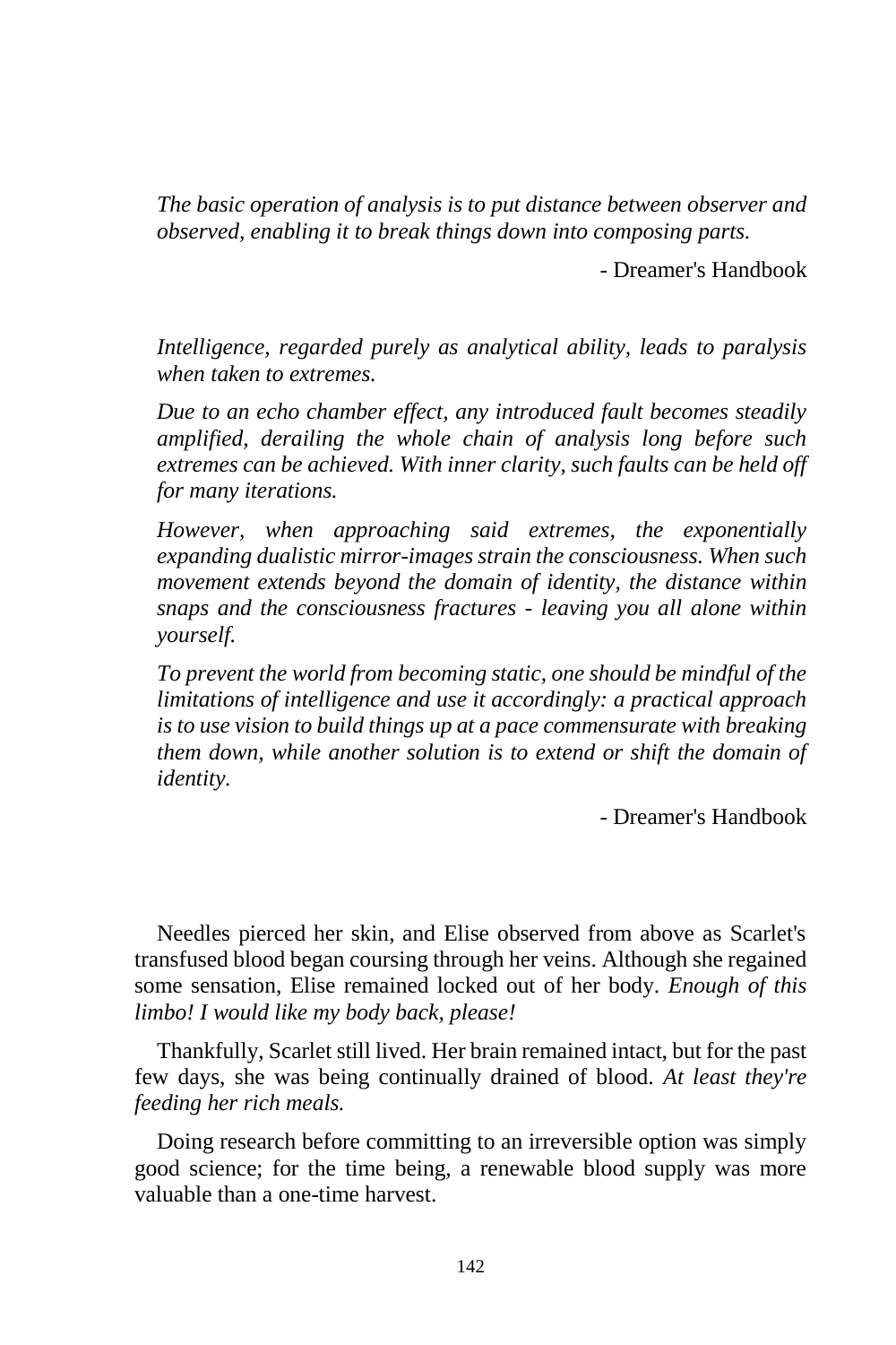*The basic operation of analysis is to put distance between observer and observed, enabling it to break things down into composing parts.*

- Dreamer's Handbook

*Intelligence, regarded purely as analytical ability, leads to paralysis when taken to extremes.*

*Due to an echo chamber effect, any introduced fault becomes steadily amplified, derailing the whole chain of analysis long before such extremes can be achieved. With inner clarity, such faults can be held off for many iterations.*

*However, when approaching said extremes, the exponentially expanding dualistic mirror-images strain the consciousness. When such movement extends beyond the domain of identity, the distance within snaps and the consciousness fractures - leaving you all alone within yourself.*

*To prevent the world from becoming static, one should be mindful of the limitations of intelligence and use it accordingly: a practical approach is to use vision to build things up at a pace commensurate with breaking them down, while another solution is to extend or shift the domain of identity.*

- Dreamer's Handbook

Needles pierced her skin, and Elise observed from above as Scarlet's transfused blood began coursing through her veins. Although she regained some sensation, Elise remained locked out of her body. *Enough of this limbo! I would like my body back, please!*

Thankfully, Scarlet still lived. Her brain remained intact, but for the past few days, she was being continually drained of blood. *At least they're feeding her rich meals.*

Doing research before committing to an irreversible option was simply good science; for the time being, a renewable blood supply was more valuable than a one-time harvest.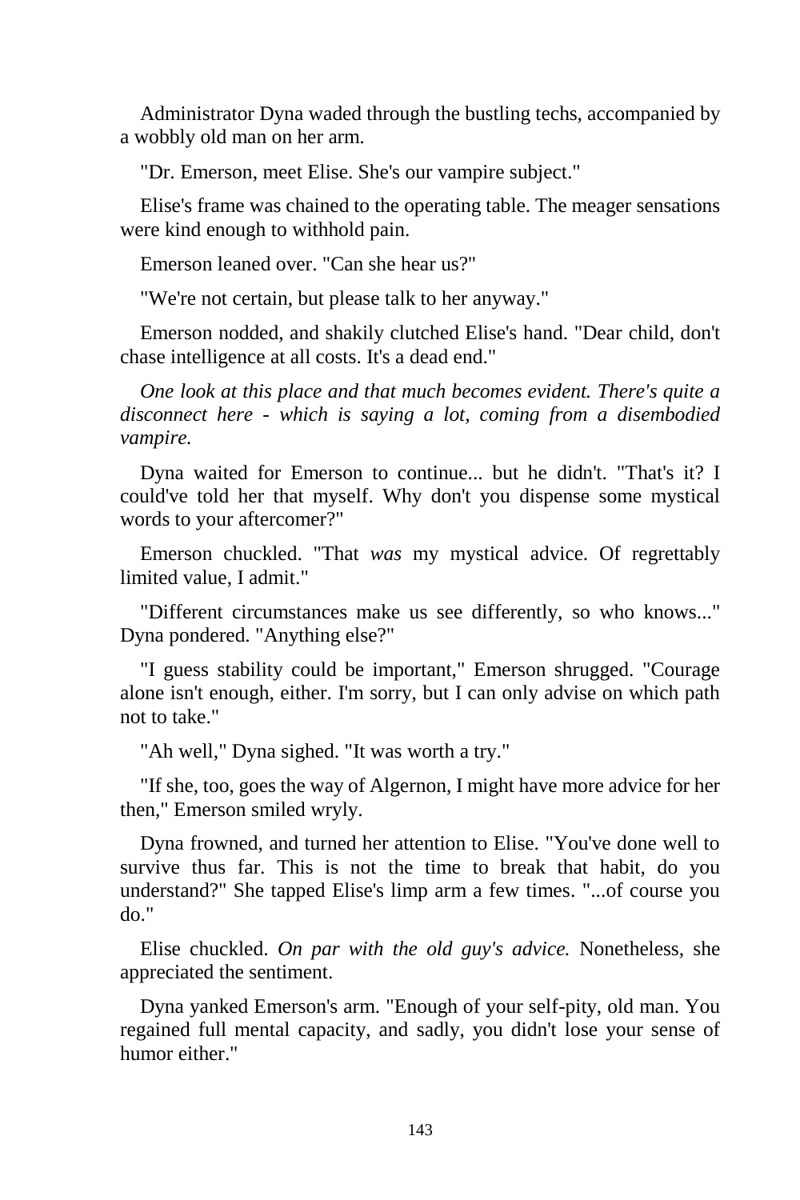Administrator Dyna waded through the bustling techs, accompanied by a wobbly old man on her arm.

"Dr. Emerson, meet Elise. She's our vampire subject."

Elise's frame was chained to the operating table. The meager sensations were kind enough to withhold pain.

Emerson leaned over. "Can she hear us?"

"We're not certain, but please talk to her anyway."

Emerson nodded, and shakily clutched Elise's hand. "Dear child, don't chase intelligence at all costs. It's a dead end."

*One look at this place and that much becomes evident. There's quite a disconnect here - which is saying a lot, coming from a disembodied vampire.*

Dyna waited for Emerson to continue... but he didn't. "That's it? I could've told her that myself. Why don't you dispense some mystical words to your aftercomer?"

Emerson chuckled. "That *was* my mystical advice. Of regrettably limited value, I admit."

"Different circumstances make us see differently, so who knows..." Dyna pondered. "Anything else?"

"I guess stability could be important," Emerson shrugged. "Courage alone isn't enough, either. I'm sorry, but I can only advise on which path not to take."

"Ah well," Dyna sighed. "It was worth a try."

"If she, too, goes the way of Algernon, I might have more advice for her then," Emerson smiled wryly.

Dyna frowned, and turned her attention to Elise. "You've done well to survive thus far. This is not the time to break that habit, do you understand?" She tapped Elise's limp arm a few times. "...of course you do."

Elise chuckled. *On par with the old guy's advice.* Nonetheless, she appreciated the sentiment.

Dyna yanked Emerson's arm. "Enough of your self-pity, old man. You regained full mental capacity, and sadly, you didn't lose your sense of humor either."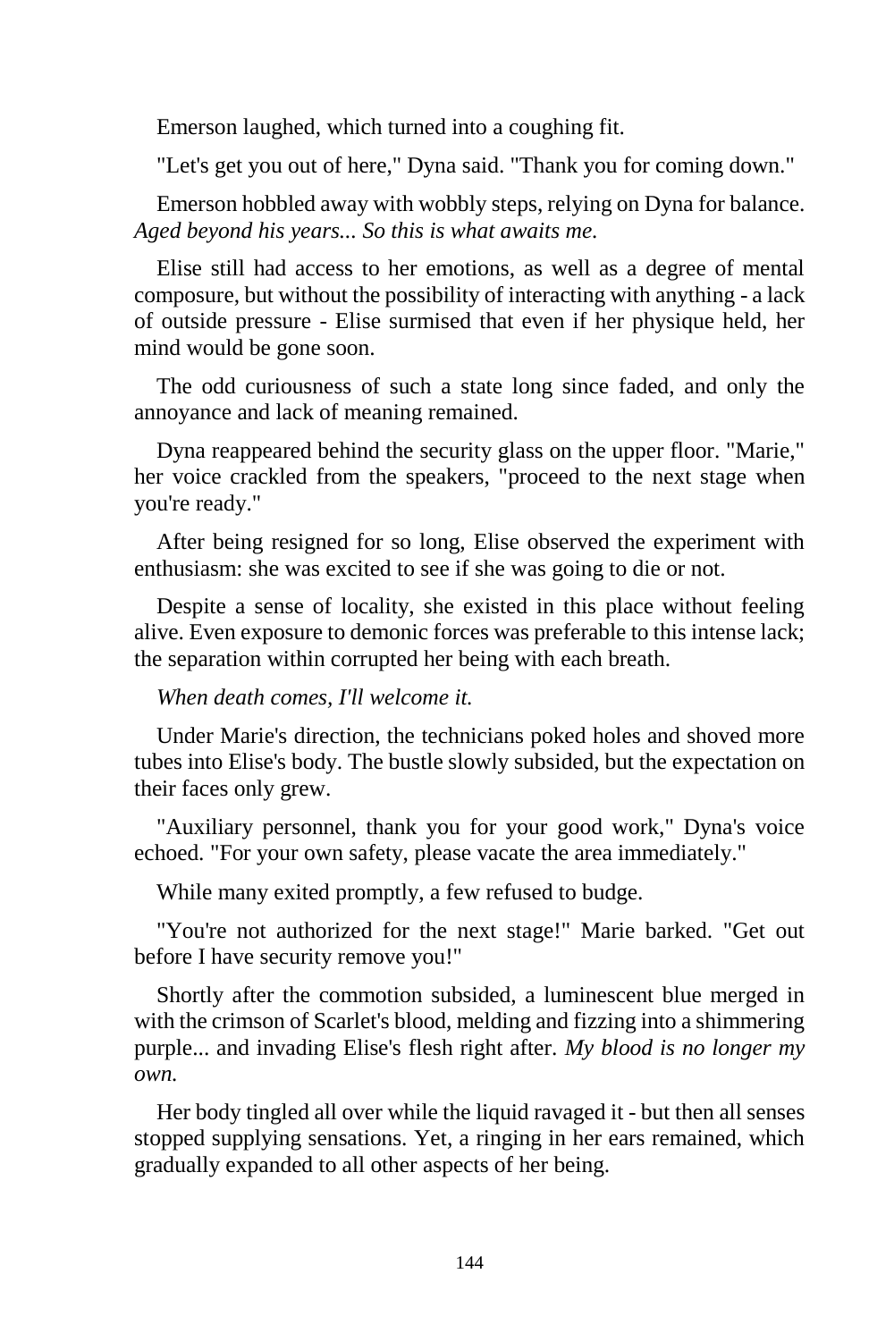Emerson laughed, which turned into a coughing fit.

"Let's get you out of here," Dyna said. "Thank you for coming down."

Emerson hobbled away with wobbly steps, relying on Dyna for balance. *Aged beyond his years... So this is what awaits me.*

Elise still had access to her emotions, as well as a degree of mental composure, but without the possibility of interacting with anything - a lack of outside pressure - Elise surmised that even if her physique held, her mind would be gone soon.

The odd curiousness of such a state long since faded, and only the annoyance and lack of meaning remained.

Dyna reappeared behind the security glass on the upper floor. "Marie," her voice crackled from the speakers, "proceed to the next stage when you're ready."

After being resigned for so long, Elise observed the experiment with enthusiasm: she was excited to see if she was going to die or not.

Despite a sense of locality, she existed in this place without feeling alive. Even exposure to demonic forces was preferable to this intense lack; the separation within corrupted her being with each breath.

*When death comes, I'll welcome it.*

Under Marie's direction, the technicians poked holes and shoved more tubes into Elise's body. The bustle slowly subsided, but the expectation on their faces only grew.

"Auxiliary personnel, thank you for your good work," Dyna's voice echoed. "For your own safety, please vacate the area immediately."

While many exited promptly, a few refused to budge.

"You're not authorized for the next stage!" Marie barked. "Get out before I have security remove you!"

Shortly after the commotion subsided, a luminescent blue merged in with the crimson of Scarlet's blood, melding and fizzing into a shimmering purple... and invading Elise's flesh right after. *My blood is no longer my own.*

Her body tingled all over while the liquid ravaged it - but then all senses stopped supplying sensations. Yet, a ringing in her ears remained, which gradually expanded to all other aspects of her being.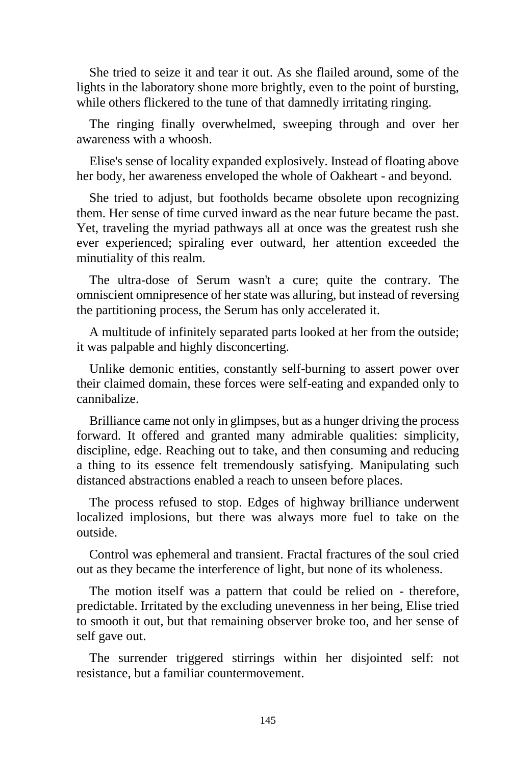She tried to seize it and tear it out. As she flailed around, some of the lights in the laboratory shone more brightly, even to the point of bursting, while others flickered to the tune of that damnedly irritating ringing.

The ringing finally overwhelmed, sweeping through and over her awareness with a whoosh.

Elise's sense of locality expanded explosively. Instead of floating above her body, her awareness enveloped the whole of Oakheart - and beyond.

She tried to adjust, but footholds became obsolete upon recognizing them. Her sense of time curved inward as the near future became the past. Yet, traveling the myriad pathways all at once was the greatest rush she ever experienced; spiraling ever outward, her attention exceeded the minutiality of this realm.

The ultra-dose of Serum wasn't a cure; quite the contrary. The omniscient omnipresence of her state was alluring, but instead of reversing the partitioning process, the Serum has only accelerated it.

A multitude of infinitely separated parts looked at her from the outside; it was palpable and highly disconcerting.

Unlike demonic entities, constantly self-burning to assert power over their claimed domain, these forces were self-eating and expanded only to cannibalize.

Brilliance came not only in glimpses, but as a hunger driving the process forward. It offered and granted many admirable qualities: simplicity, discipline, edge. Reaching out to take, and then consuming and reducing a thing to its essence felt tremendously satisfying. Manipulating such distanced abstractions enabled a reach to unseen before places.

The process refused to stop. Edges of highway brilliance underwent localized implosions, but there was always more fuel to take on the outside.

Control was ephemeral and transient. Fractal fractures of the soul cried out as they became the interference of light, but none of its wholeness.

The motion itself was a pattern that could be relied on - therefore, predictable. Irritated by the excluding unevenness in her being, Elise tried to smooth it out, but that remaining observer broke too, and her sense of self gave out.

The surrender triggered stirrings within her disjointed self: not resistance, but a familiar countermovement.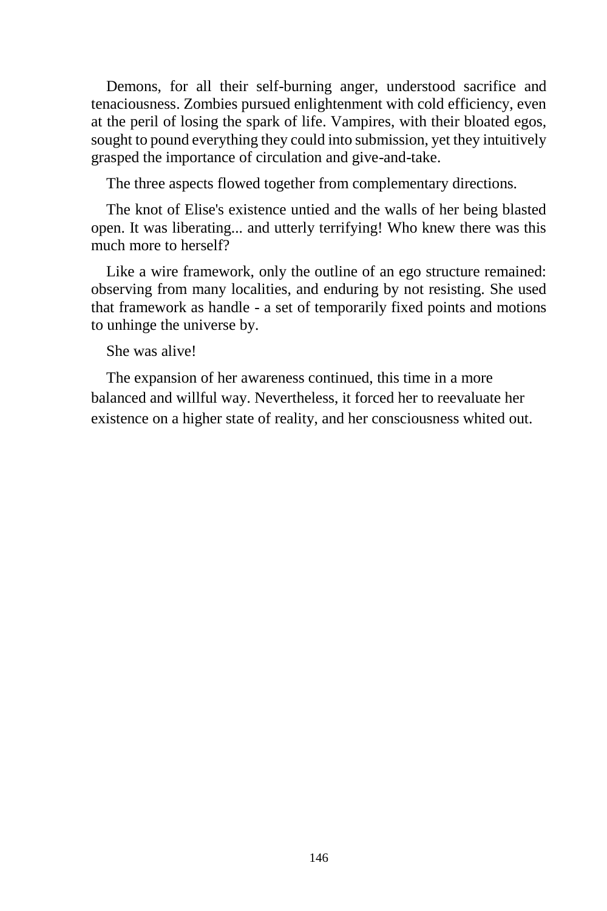Demons, for all their self-burning anger, understood sacrifice and tenaciousness. Zombies pursued enlightenment with cold efficiency, even at the peril of losing the spark of life. Vampires, with their bloated egos, sought to pound everything they could into submission, yet they intuitively grasped the importance of circulation and give-and-take.

The three aspects flowed together from complementary directions.

The knot of Elise's existence untied and the walls of her being blasted open. It was liberating... and utterly terrifying! Who knew there was this much more to herself?

Like a wire framework, only the outline of an ego structure remained: observing from many localities, and enduring by not resisting. She used that framework as handle - a set of temporarily fixed points and motions to unhinge the universe by.

She was alive!

The expansion of her awareness continued, this time in a more balanced and willful way. Nevertheless, it forced her to reevaluate her existence on a higher state of reality, and her consciousness whited out.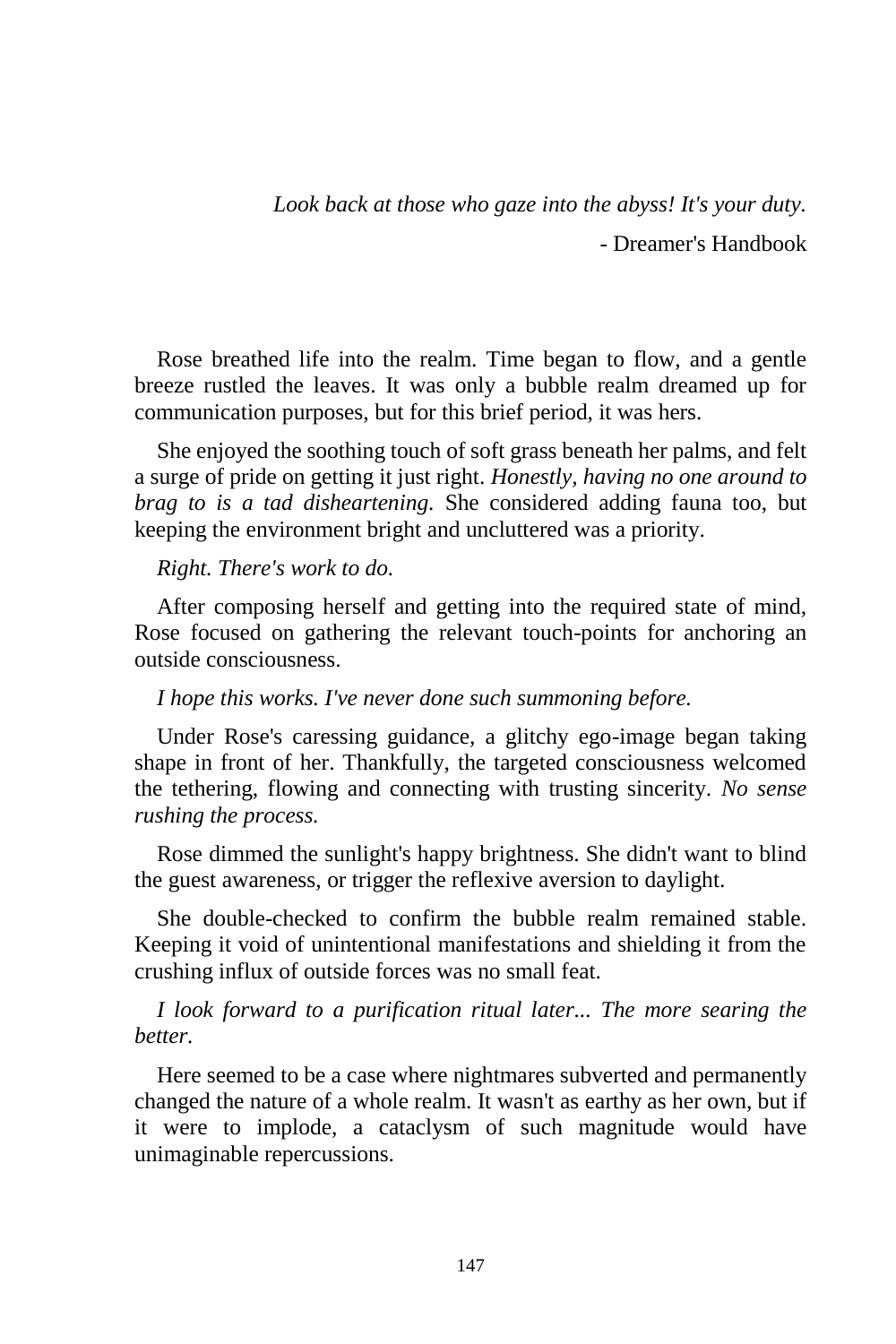*Look back at those who gaze into the abyss! It's your duty.*

- Dreamer's Handbook

Rose breathed life into the realm. Time began to flow, and a gentle breeze rustled the leaves. It was only a bubble realm dreamed up for communication purposes, but for this brief period, it was hers.

She enjoyed the soothing touch of soft grass beneath her palms, and felt a surge of pride on getting it just right. *Honestly, having no one around to brag to is a tad disheartening.* She considered adding fauna too, but keeping the environment bright and uncluttered was a priority.

*Right. There's work to do.*

After composing herself and getting into the required state of mind, Rose focused on gathering the relevant touch-points for anchoring an outside consciousness.

*I hope this works. I've never done such summoning before.*

Under Rose's caressing guidance, a glitchy ego-image began taking shape in front of her. Thankfully, the targeted consciousness welcomed the tethering, flowing and connecting with trusting sincerity. *No sense rushing the process.*

Rose dimmed the sunlight's happy brightness. She didn't want to blind the guest awareness, or trigger the reflexive aversion to daylight.

She double-checked to confirm the bubble realm remained stable. Keeping it void of unintentional manifestations and shielding it from the crushing influx of outside forces was no small feat.

*I look forward to a purification ritual later... The more searing the better.*

Here seemed to be a case where nightmares subverted and permanently changed the nature of a whole realm. It wasn't as earthy as her own, but if it were to implode, a cataclysm of such magnitude would have unimaginable repercussions.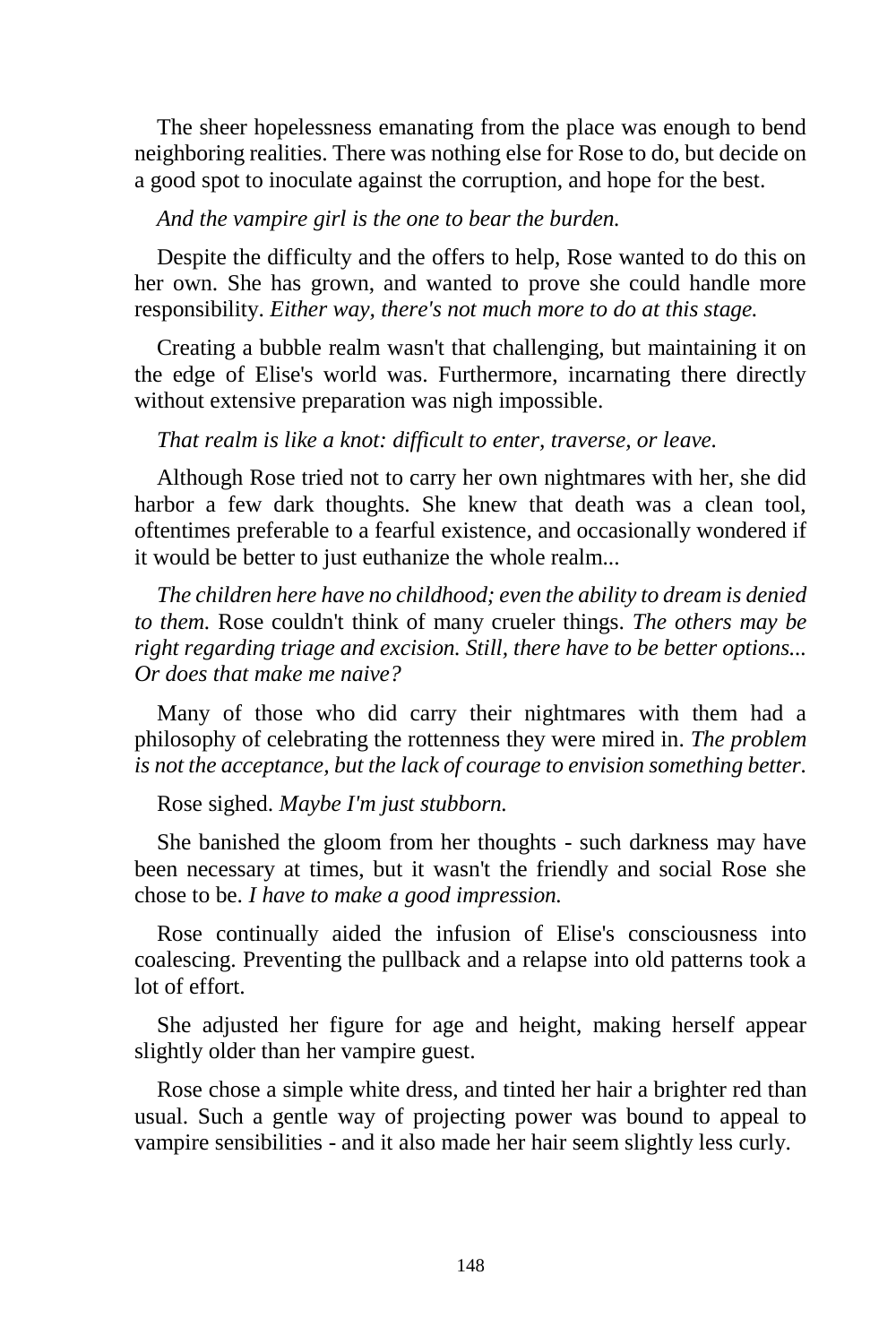The sheer hopelessness emanating from the place was enough to bend neighboring realities. There was nothing else for Rose to do, but decide on a good spot to inoculate against the corruption, and hope for the best.

*And the vampire girl is the one to bear the burden.*

Despite the difficulty and the offers to help, Rose wanted to do this on her own. She has grown, and wanted to prove she could handle more responsibility. *Either way, there's not much more to do at this stage.*

Creating a bubble realm wasn't that challenging, but maintaining it on the edge of Elise's world was. Furthermore, incarnating there directly without extensive preparation was nigh impossible.

*That realm is like a knot: difficult to enter, traverse, or leave.*

Although Rose tried not to carry her own nightmares with her, she did harbor a few dark thoughts. She knew that death was a clean tool, oftentimes preferable to a fearful existence, and occasionally wondered if it would be better to just euthanize the whole realm...

*The children here have no childhood; even the ability to dream is denied to them.* Rose couldn't think of many crueler things. *The others may be right regarding triage and excision. Still, there have to be better options... Or does that make me naive?*

Many of those who did carry their nightmares with them had a philosophy of celebrating the rottenness they were mired in. *The problem is not the acceptance, but the lack of courage to envision something better.*

Rose sighed. *Maybe I'm just stubborn.*

She banished the gloom from her thoughts - such darkness may have been necessary at times, but it wasn't the friendly and social Rose she chose to be. *I have to make a good impression.*

Rose continually aided the infusion of Elise's consciousness into coalescing. Preventing the pullback and a relapse into old patterns took a lot of effort.

She adjusted her figure for age and height, making herself appear slightly older than her vampire guest.

Rose chose a simple white dress, and tinted her hair a brighter red than usual. Such a gentle way of projecting power was bound to appeal to vampire sensibilities - and it also made her hair seem slightly less curly.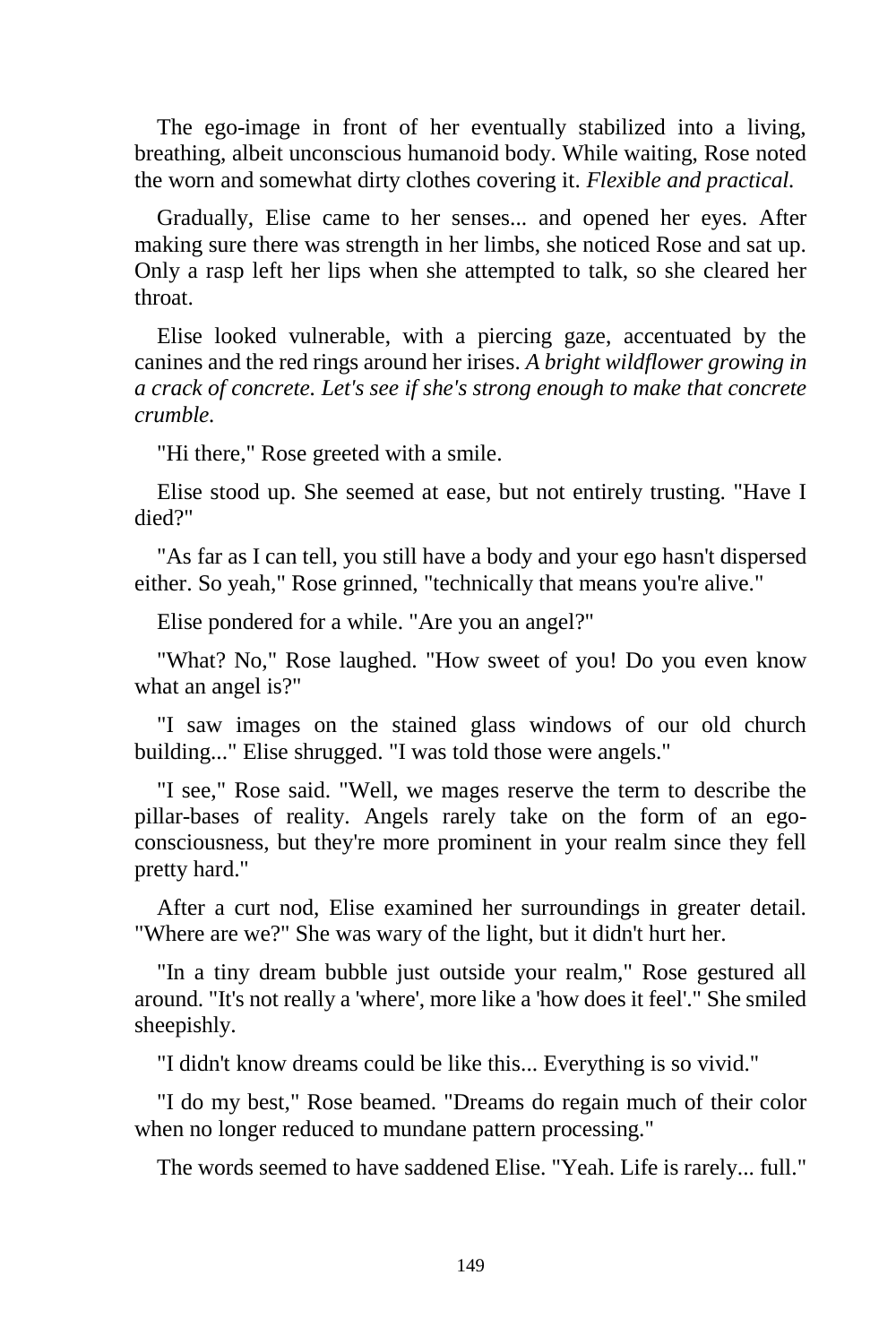The ego-image in front of her eventually stabilized into a living, breathing, albeit unconscious humanoid body. While waiting, Rose noted the worn and somewhat dirty clothes covering it. *Flexible and practical.*

Gradually, Elise came to her senses... and opened her eyes. After making sure there was strength in her limbs, she noticed Rose and sat up. Only a rasp left her lips when she attempted to talk, so she cleared her throat.

Elise looked vulnerable, with a piercing gaze, accentuated by the canines and the red rings around her irises. *A bright wildflower growing in a crack of concrete. Let's see if she's strong enough to make that concrete crumble.*

"Hi there," Rose greeted with a smile.

Elise stood up. She seemed at ease, but not entirely trusting. "Have I died?"

"As far as I can tell, you still have a body and your ego hasn't dispersed either. So yeah," Rose grinned, "technically that means you're alive."

Elise pondered for a while. "Are you an angel?"

"What? No," Rose laughed. "How sweet of you! Do you even know what an angel is?"

"I saw images on the stained glass windows of our old church building..." Elise shrugged. "I was told those were angels."

"I see," Rose said. "Well, we mages reserve the term to describe the pillar-bases of reality. Angels rarely take on the form of an ego-consciousness, but they're more prominent in your realm since they fell pretty hard."

After a curt nod, Elise examined her surroundings in greater detail. "Where are we?" She was wary of the light, but it didn't hurt her.

"In a tiny dream bubble just outside your realm," Rose gestured all around. "It's not really a 'where', more like a 'how does it feel'." She smiled sheepishly.

"I didn't know dreams could be like this... Everything is so vivid."

"I do my best," Rose beamed. "Dreams do regain much of their color when no longer reduced to mundane pattern processing."

The words seemed to have saddened Elise. "Yeah. Life is rarely... full."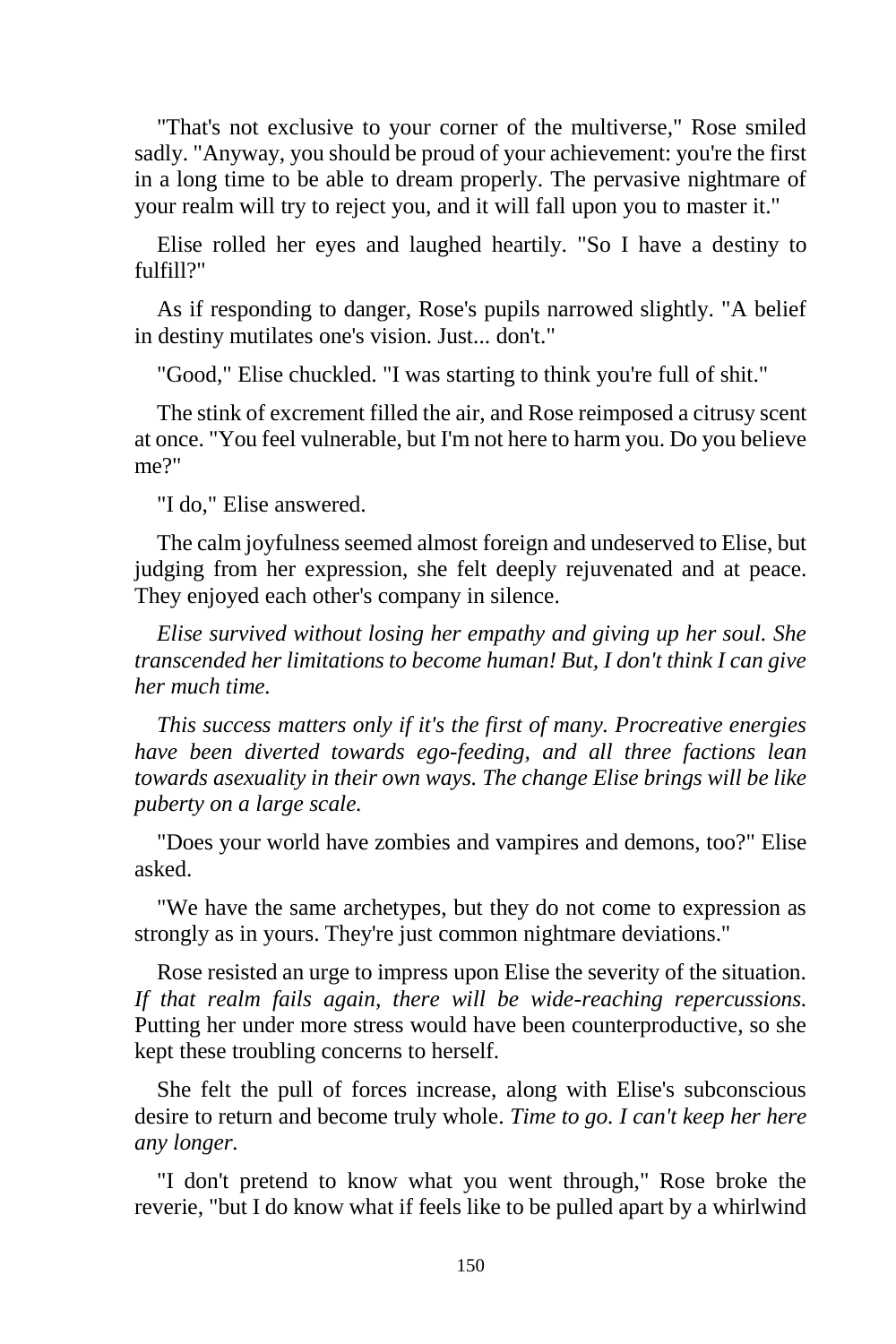"That's not exclusive to your corner of the multiverse," Rose smiled sadly. "Anyway, you should be proud of your achievement: you're the first in a long time to be able to dream properly. The pervasive nightmare of your realm will try to reject you, and it will fall upon you to master it."

Elise rolled her eyes and laughed heartily. "So I have a destiny to fulfill?"

As if responding to danger, Rose's pupils narrowed slightly. "A belief in destiny mutilates one's vision. Just... don't."

"Good," Elise chuckled. "I was starting to think you're full of shit."

The stink of excrement filled the air, and Rose reimposed a citrusy scent at once. "You feel vulnerable, but I'm not here to harm you. Do you believe me?"

"I do," Elise answered.

The calm joyfulness seemed almost foreign and undeserved to Elise, but judging from her expression, she felt deeply rejuvenated and at peace. They enjoyed each other's company in silence.

*Elise survived without losing her empathy and giving up her soul. She transcended her limitations to become human! But, I don't think I can give her much time.*

*This success matters only if it's the first of many. Procreative energies have been diverted towards ego-feeding, and all three factions lean towards asexuality in their own ways. The change Elise brings will be like puberty on a large scale.*

"Does your world have zombies and vampires and demons, too?" Elise asked.

"We have the same archetypes, but they do not come to expression as strongly as in yours. They're just common nightmare deviations."

Rose resisted an urge to impress upon Elise the severity of the situation. *If that realm fails again, there will be wide-reaching repercussions.* Putting her under more stress would have been counterproductive, so she kept these troubling concerns to herself.

She felt the pull of forces increase, along with Elise's subconscious desire to return and become truly whole. *Time to go. I can't keep her here any longer.*

"I don't pretend to know what you went through," Rose broke the reverie, "but I do know what if feels like to be pulled apart by a whirlwind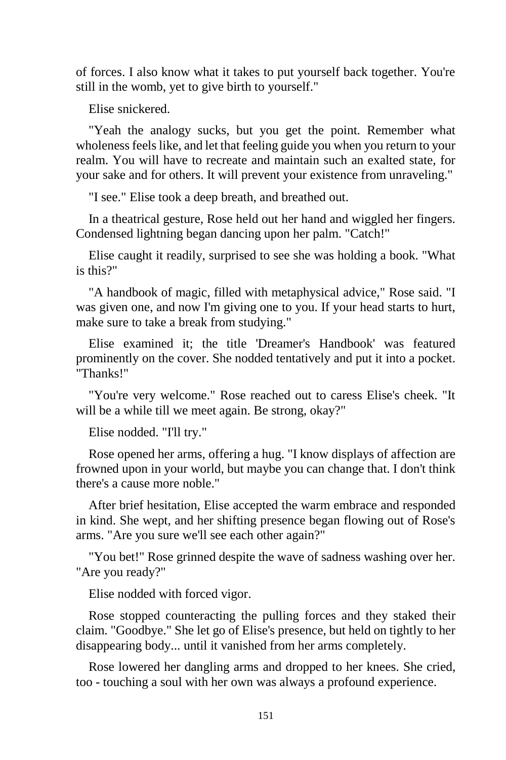of forces. I also know what it takes to put yourself back together. You're still in the womb, yet to give birth to yourself."

Elise snickered.

"Yeah the analogy sucks, but you get the point. Remember what wholeness feels like, and let that feeling guide you when you return to your realm. You will have to recreate and maintain such an exalted state, for your sake and for others. It will prevent your existence from unraveling."

"I see." Elise took a deep breath, and breathed out.

In a theatrical gesture, Rose held out her hand and wiggled her fingers. Condensed lightning began dancing upon her palm. "Catch!"

Elise caught it readily, surprised to see she was holding a book. "What is this?"

"A handbook of magic, filled with metaphysical advice," Rose said. "I was given one, and now I'm giving one to you. If your head starts to hurt, make sure to take a break from studying."

Elise examined it; the title 'Dreamer's Handbook' was featured prominently on the cover. She nodded tentatively and put it into a pocket. "Thanks!"

"You're very welcome." Rose reached out to caress Elise's cheek. "It will be a while till we meet again. Be strong, okay?"

Elise nodded. "I'll try."

Rose opened her arms, offering a hug. "I know displays of affection are frowned upon in your world, but maybe you can change that. I don't think there's a cause more noble."

After brief hesitation, Elise accepted the warm embrace and responded in kind. She wept, and her shifting presence began flowing out of Rose's arms. "Are you sure we'll see each other again?"

"You bet!" Rose grinned despite the wave of sadness washing over her. "Are you ready?"

Elise nodded with forced vigor.

Rose stopped counteracting the pulling forces and they staked their claim. "Goodbye." She let go of Elise's presence, but held on tightly to her disappearing body... until it vanished from her arms completely.

Rose lowered her dangling arms and dropped to her knees. She cried, too - touching a soul with her own was always a profound experience.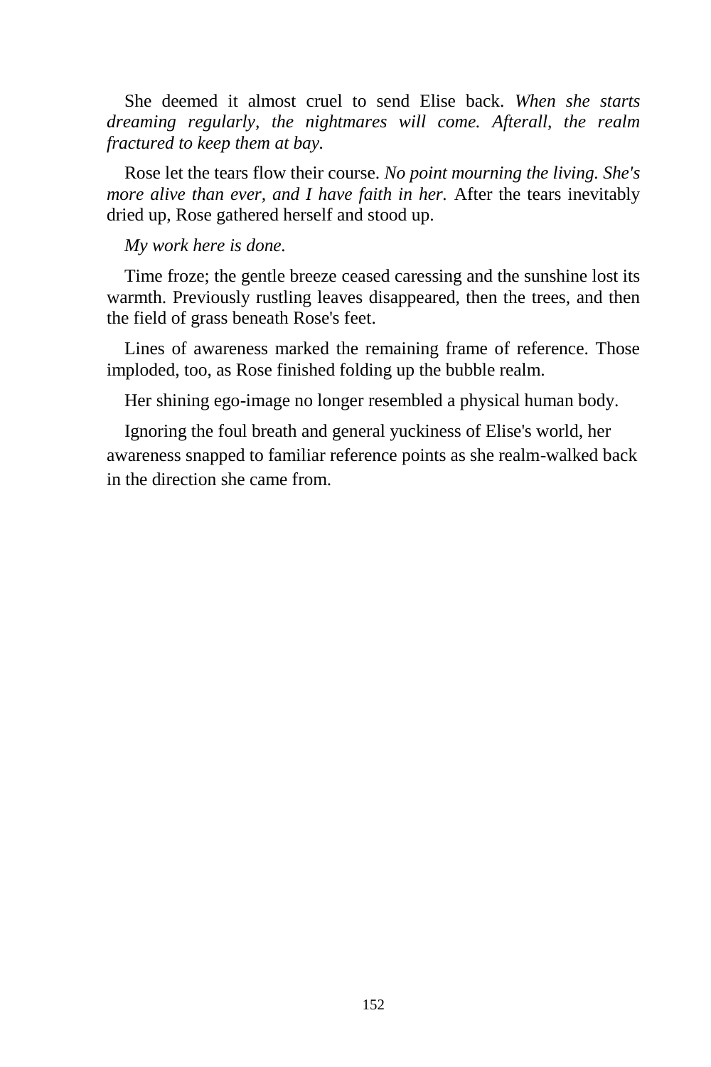She deemed it almost cruel to send Elise back. *When she starts dreaming regularly, the nightmares will come. Afterall, the realm fractured to keep them at bay.*

Rose let the tears flow their course. *No point mourning the living. She's more alive than ever, and I have faith in her.* After the tears inevitably dried up, Rose gathered herself and stood up.

*My work here is done.*

Time froze; the gentle breeze ceased caressing and the sunshine lost its warmth. Previously rustling leaves disappeared, then the trees, and then the field of grass beneath Rose's feet.

Lines of awareness marked the remaining frame of reference. Those imploded, too, as Rose finished folding up the bubble realm.

Her shining ego-image no longer resembled a physical human body.

Ignoring the foul breath and general yuckiness of Elise's world, her awareness snapped to familiar reference points as she realm-walked back in the direction she came from.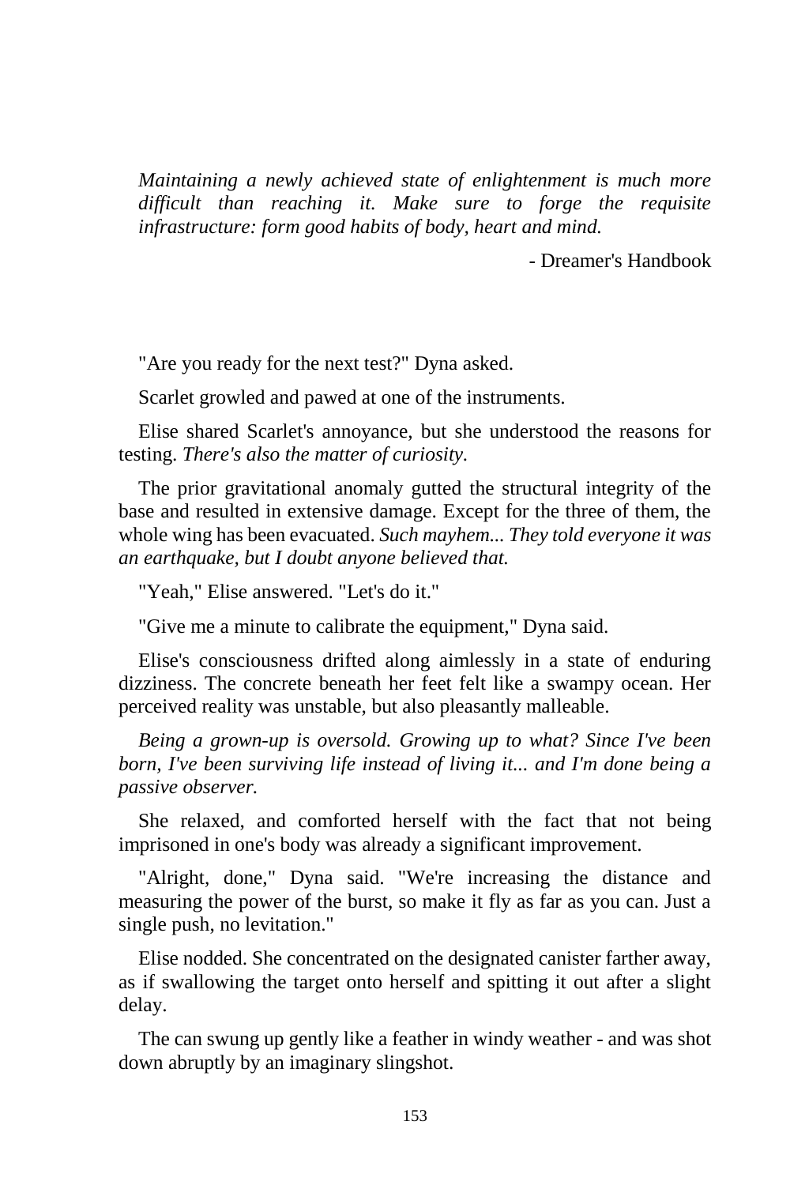*Maintaining a newly achieved state of enlightenment is much more difficult than reaching it. Make sure to forge the requisite infrastructure: form good habits of body, heart and mind.*

- Dreamer's Handbook

"Are you ready for the next test?" Dyna asked.

Scarlet growled and pawed at one of the instruments.

Elise shared Scarlet's annoyance, but she understood the reasons for testing. *There's also the matter of curiosity.*

The prior gravitational anomaly gutted the structural integrity of the base and resulted in extensive damage. Except for the three of them, the whole wing has been evacuated. *Such mayhem... They told everyone it was an earthquake, but I doubt anyone believed that.*

"Yeah," Elise answered. "Let's do it."

"Give me a minute to calibrate the equipment," Dyna said.

Elise's consciousness drifted along aimlessly in a state of enduring dizziness. The concrete beneath her feet felt like a swampy ocean. Her perceived reality was unstable, but also pleasantly malleable.

*Being a grown-up is oversold. Growing up to what? Since I've been born, I've been surviving life instead of living it... and I'm done being a passive observer.*

She relaxed, and comforted herself with the fact that not being imprisoned in one's body was already a significant improvement.

"Alright, done," Dyna said. "We're increasing the distance and measuring the power of the burst, so make it fly as far as you can. Just a single push, no levitation."

Elise nodded. She concentrated on the designated canister farther away, as if swallowing the target onto herself and spitting it out after a slight delay.

The can swung up gently like a feather in windy weather - and was shot down abruptly by an imaginary slingshot.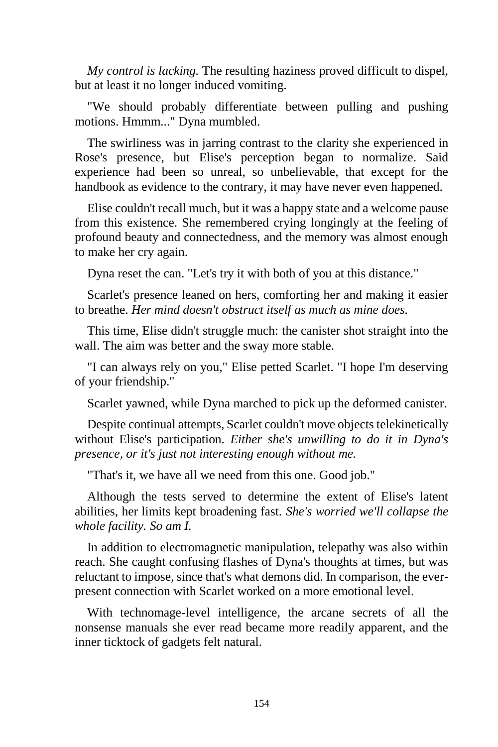*My control is lacking.* The resulting haziness proved difficult to dispel, but at least it no longer induced vomiting.

"We should probably differentiate between pulling and pushing motions. Hmmm..." Dyna mumbled.

The swirliness was in jarring contrast to the clarity she experienced in Rose's presence, but Elise's perception began to normalize. Said experience had been so unreal, so unbelievable, that except for the handbook as evidence to the contrary, it may have never even happened.

Elise couldn't recall much, but it was a happy state and a welcome pause from this existence. She remembered crying longingly at the feeling of profound beauty and connectedness, and the memory was almost enough to make her cry again.

Dyna reset the can. "Let's try it with both of you at this distance."

Scarlet's presence leaned on hers, comforting her and making it easier to breathe. *Her mind doesn't obstruct itself as much as mine does.*

This time, Elise didn't struggle much: the canister shot straight into the wall. The aim was better and the sway more stable.

"I can always rely on you," Elise petted Scarlet. "I hope I'm deserving of your friendship."

Scarlet yawned, while Dyna marched to pick up the deformed canister.

Despite continual attempts, Scarlet couldn't move objects telekinetically without Elise's participation. *Either she's unwilling to do it in Dyna's presence, or it's just not interesting enough without me.*

"That's it, we have all we need from this one. Good job."

Although the tests served to determine the extent of Elise's latent abilities, her limits kept broadening fast. *She's worried we'll collapse the whole facility. So am I.*

In addition to electromagnetic manipulation, telepathy was also within reach. She caught confusing flashes of Dyna's thoughts at times, but was reluctant to impose, since that's what demons did. In comparison, the ever-present connection with Scarlet worked on a more emotional level.

With technomage-level intelligence, the arcane secrets of all the nonsense manuals she ever read became more readily apparent, and the inner ticktock of gadgets felt natural.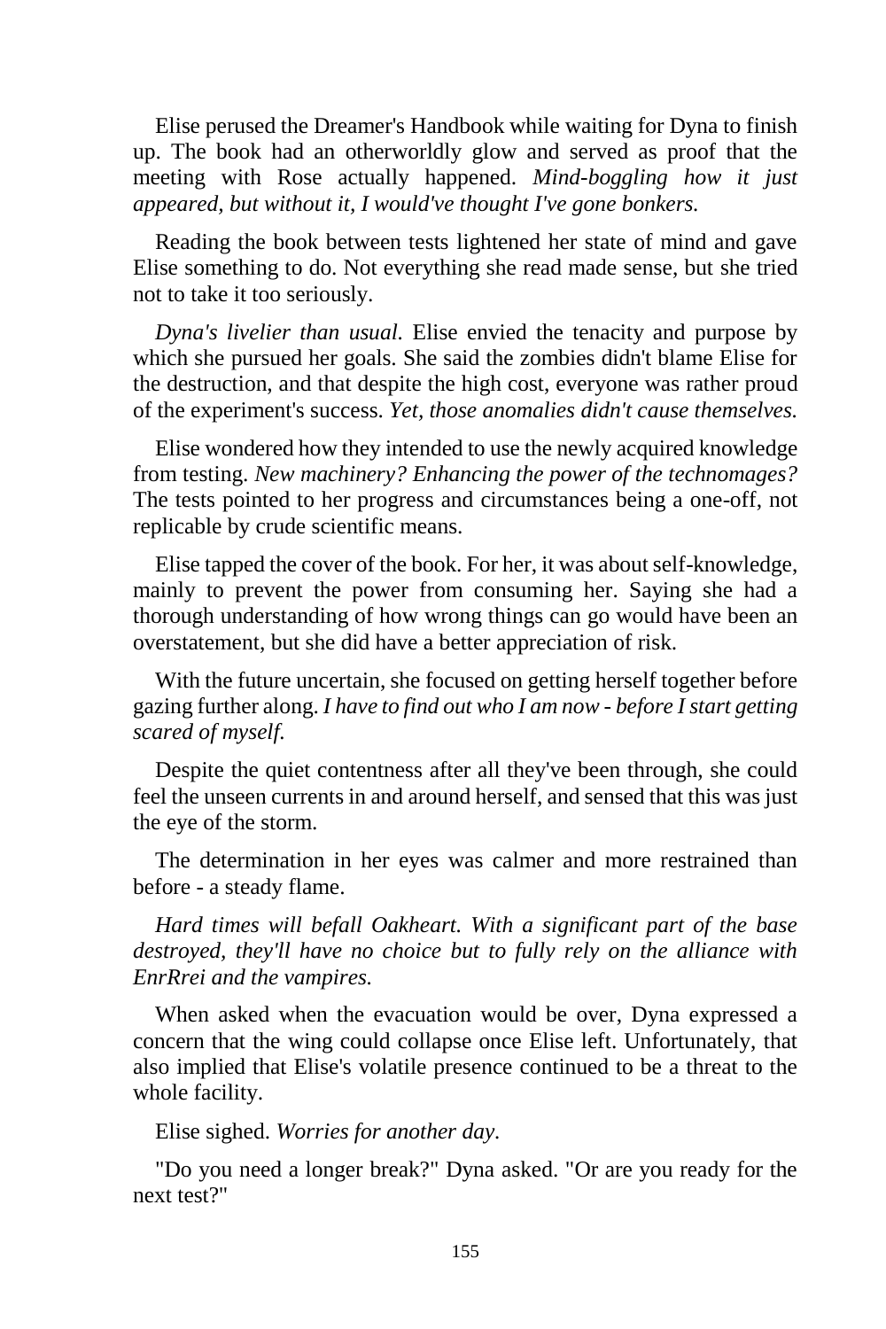Elise perused the Dreamer's Handbook while waiting for Dyna to finish up. The book had an otherworldly glow and served as proof that the meeting with Rose actually happened. *Mind-boggling how it just appeared, but without it, I would've thought I've gone bonkers.*

Reading the book between tests lightened her state of mind and gave Elise something to do. Not everything she read made sense, but she tried not to take it too seriously.

*Dyna's livelier than usual.* Elise envied the tenacity and purpose by which she pursued her goals. She said the zombies didn't blame Elise for the destruction, and that despite the high cost, everyone was rather proud of the experiment's success. *Yet, those anomalies didn't cause themselves.*

Elise wondered how they intended to use the newly acquired knowledge from testing. *New machinery? Enhancing the power of the technomages?* The tests pointed to her progress and circumstances being a one-off, not replicable by crude scientific means.

Elise tapped the cover of the book. For her, it was about self-knowledge, mainly to prevent the power from consuming her. Saying she had a thorough understanding of how wrong things can go would have been an overstatement, but she did have a better appreciation of risk.

With the future uncertain, she focused on getting herself together before gazing further along. *I have to find out who I am now - before I start getting scared of myself.*

Despite the quiet contentness after all they've been through, she could feel the unseen currents in and around herself, and sensed that this was just the eye of the storm.

The determination in her eyes was calmer and more restrained than before - a steady flame.

*Hard times will befall Oakheart. With a significant part of the base destroyed, they'll have no choice but to fully rely on the alliance with EnrRrei and the vampires.*

When asked when the evacuation would be over, Dyna expressed a concern that the wing could collapse once Elise left. Unfortunately, that also implied that Elise's volatile presence continued to be a threat to the whole facility.

Elise sighed. *Worries for another day.*

"Do you need a longer break?" Dyna asked. "Or are you ready for the next test?"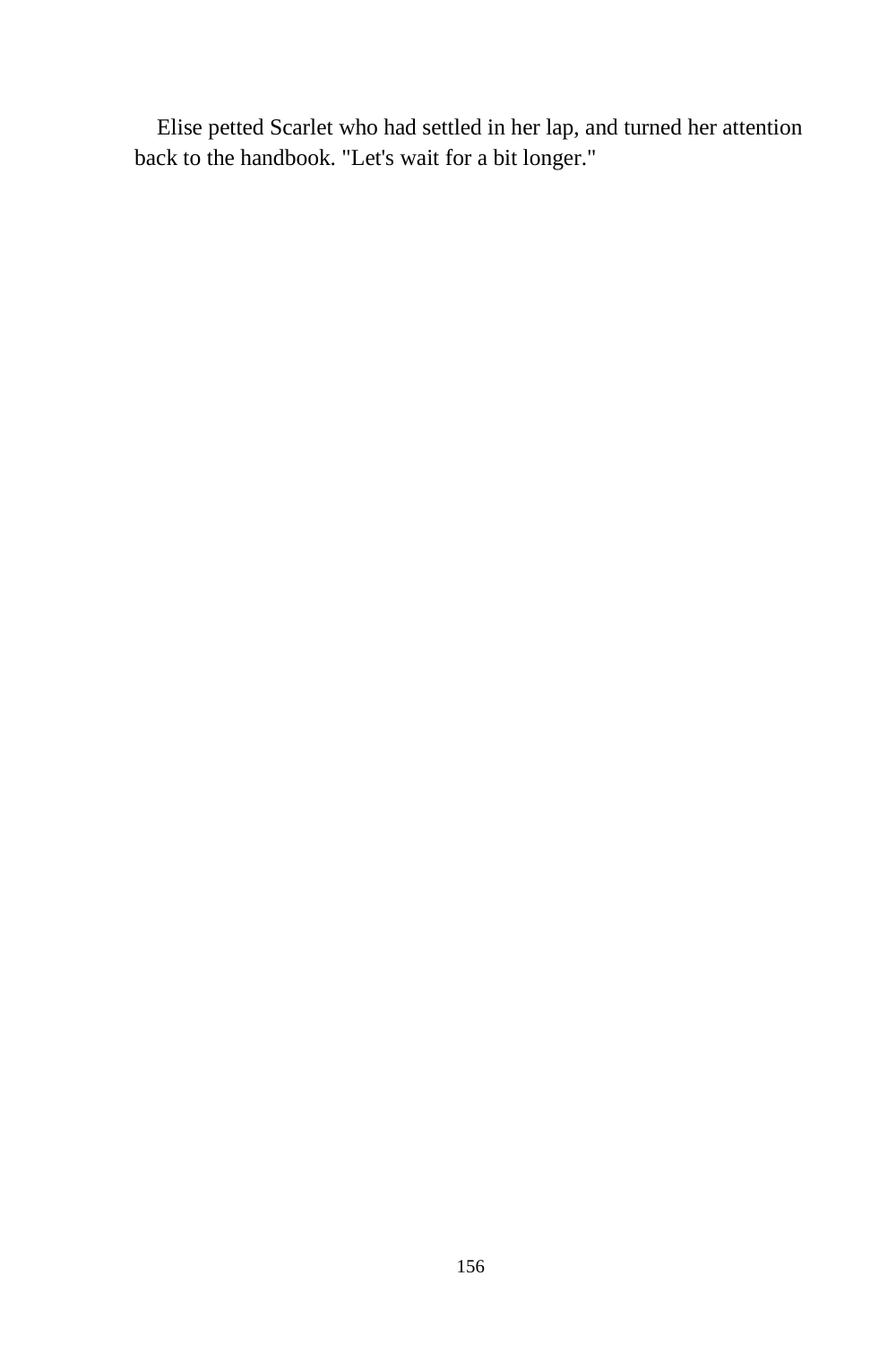Elise petted Scarlet who had settled in her lap, and turned her attention back to the handbook. "Let's wait for a bit longer."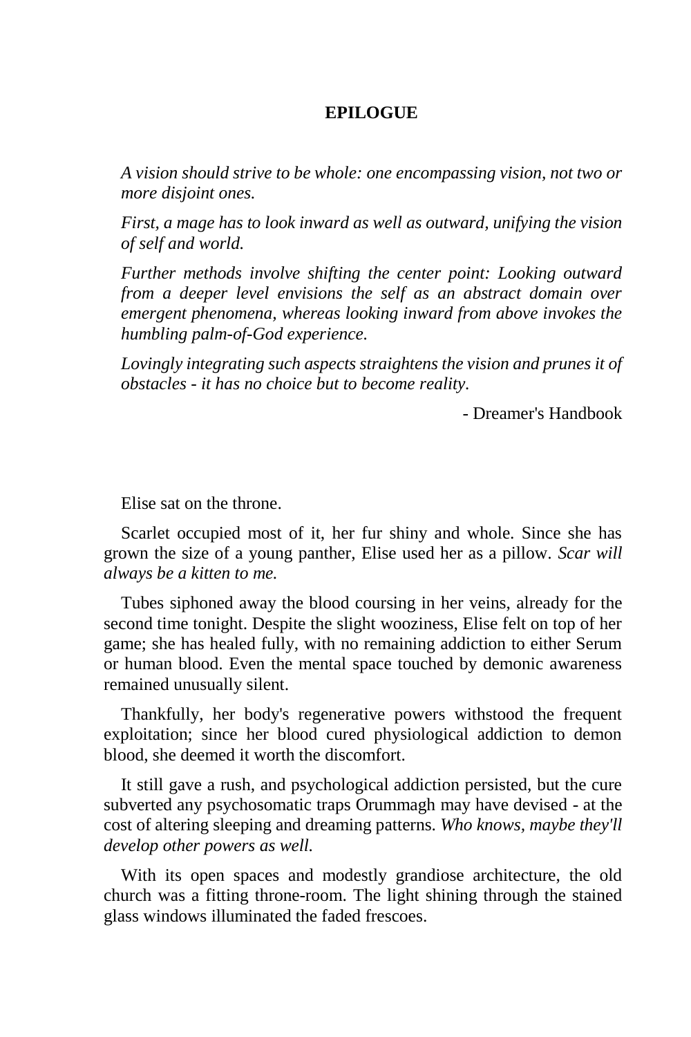# EPILOGUE

*A vision should strive to be whole: one encompassing vision, not two or more disjoint ones.*

*First, a mage has to look inward as well as outward, unifying the vision of self and world.*

*Further methods involve shifting the center point: Looking outward from a deeper level envisions the self as an abstract domain over emergent phenomena, whereas looking inward from above invokes the humbling palm-of-God experience.*

*Lovingly integrating such aspects straightens the vision and prunes it of obstacles - it has no choice but to become reality.*

- Dreamer's Handbook

Elise sat on the throne.

Scarlet occupied most of it, her fur shiny and whole. Since she has grown the size of a young panther, Elise used her as a pillow. *Scar will always be a kitten to me.*

Tubes siphoned away the blood coursing in her veins, already for the second time tonight. Despite the slight wooziness, Elise felt on top of her game; she has healed fully, with no remaining addiction to either Serum or human blood. Even the mental space touched by demonic awareness remained unusually silent.

Thankfully, her body's regenerative powers withstood the frequent exploitation; since her blood cured physiological addiction to demon blood, she deemed it worth the discomfort.

It still gave a rush, and psychological addiction persisted, but the cure subverted any psychosomatic traps Orummagh may have devised - at the cost of altering sleeping and dreaming patterns. *Who knows, maybe they'll develop other powers as well.*

With its open spaces and modestly grandiose architecture, the old church was a fitting throne-room. The light shining through the stained glass windows illuminated the faded frescoes.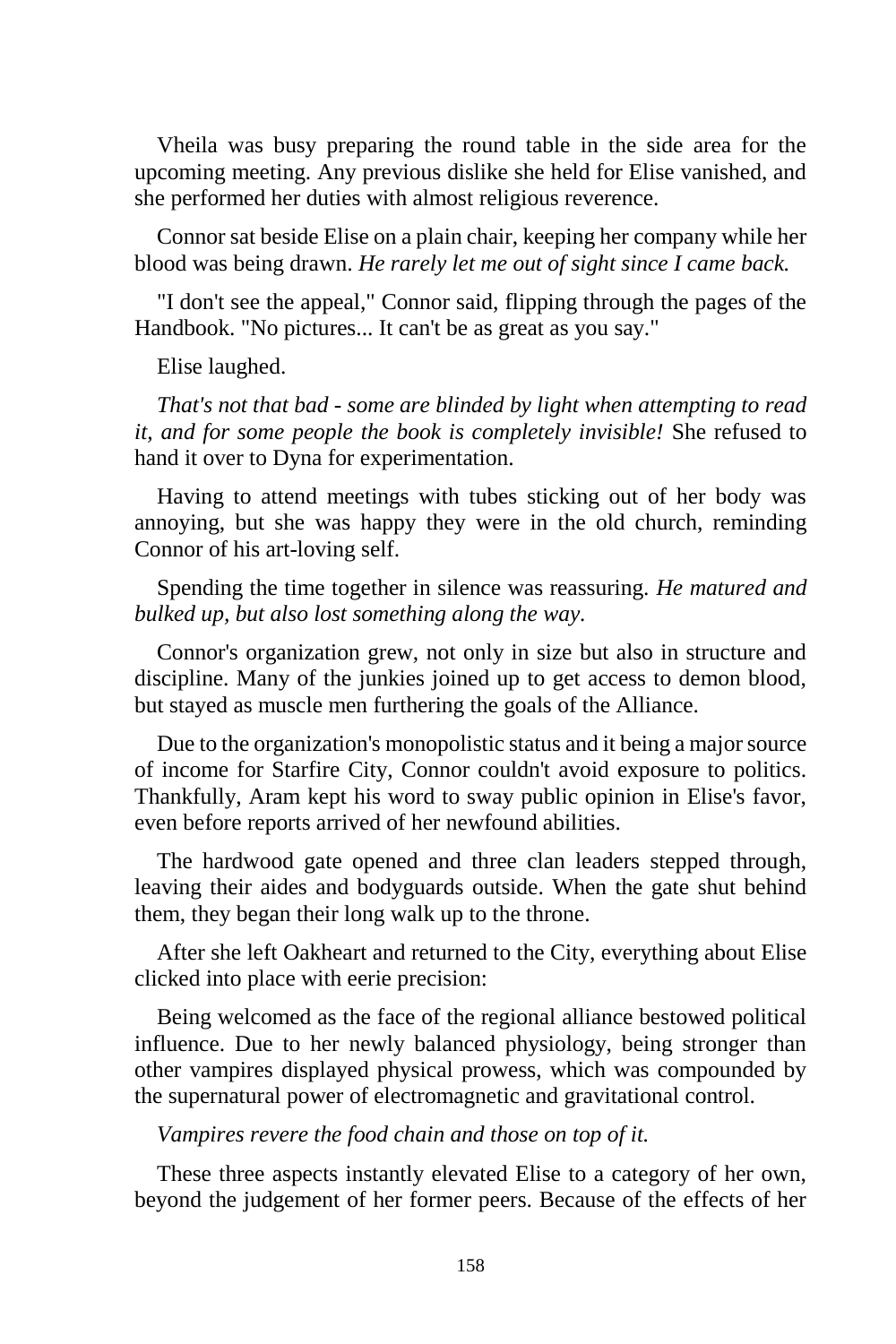Vheila was busy preparing the round table in the side area for the upcoming meeting. Any previous dislike she held for Elise vanished, and she performed her duties with almost religious reverence.

Connor sat beside Elise on a plain chair, keeping her company while her blood was being drawn. *He rarely let me out of sight since I came back.*

"I don't see the appeal," Connor said, flipping through the pages of the Handbook. "No pictures... It can't be as great as you say."

Elise laughed.

*That's not that bad - some are blinded by light when attempting to read it, and for some people the book is completely invisible!* She refused to hand it over to Dyna for experimentation.

Having to attend meetings with tubes sticking out of her body was annoying, but she was happy they were in the old church, reminding Connor of his art-loving self.

Spending the time together in silence was reassuring. *He matured and bulked up, but also lost something along the way.*

Connor's organization grew, not only in size but also in structure and discipline. Many of the junkies joined up to get access to demon blood, but stayed as muscle men furthering the goals of the Alliance.

Due to the organization's monopolistic status and it being a major source of income for Starfire City, Connor couldn't avoid exposure to politics. Thankfully, Aram kept his word to sway public opinion in Elise's favor, even before reports arrived of her newfound abilities.

The hardwood gate opened and three clan leaders stepped through, leaving their aides and bodyguards outside. When the gate shut behind them, they began their long walk up to the throne.

After she left Oakheart and returned to the City, everything about Elise clicked into place with eerie precision:

Being welcomed as the face of the regional alliance bestowed political influence. Due to her newly balanced physiology, being stronger than other vampires displayed physical prowess, which was compounded by the supernatural power of electromagnetic and gravitational control.

*Vampires revere the food chain and those on top of it.*

These three aspects instantly elevated Elise to a category of her own, beyond the judgement of her former peers. Because of the effects of her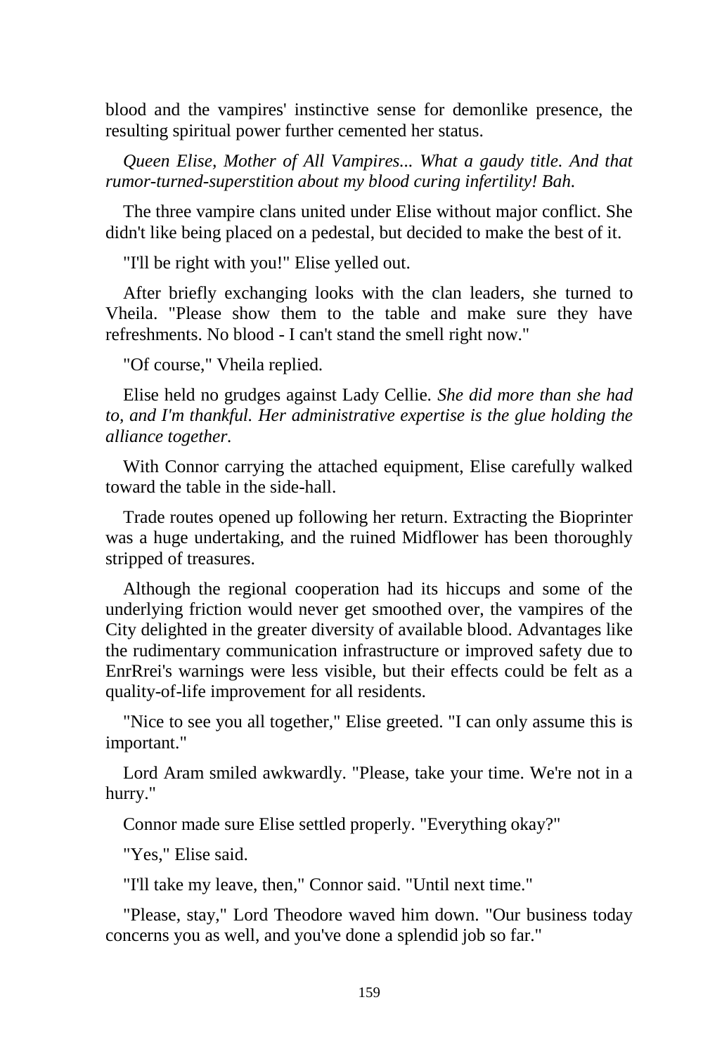blood and the vampires' instinctive sense for demonlike presence, the resulting spiritual power further cemented her status.

*Queen Elise, Mother of All Vampires... What a gaudy title. And that rumor-turned-superstition about my blood curing infertility! Bah.*

The three vampire clans united under Elise without major conflict. She didn't like being placed on a pedestal, but decided to make the best of it.

"I'll be right with you!" Elise yelled out.

After briefly exchanging looks with the clan leaders, she turned to Vheila. "Please show them to the table and make sure they have refreshments. No blood - I can't stand the smell right now."

"Of course," Vheila replied.

Elise held no grudges against Lady Cellie. *She did more than she had to, and I'm thankful. Her administrative expertise is the glue holding the alliance together.*

With Connor carrying the attached equipment, Elise carefully walked toward the table in the side-hall.

Trade routes opened up following her return. Extracting the Bioprinter was a huge undertaking, and the ruined Midflower has been thoroughly stripped of treasures.

Although the regional cooperation had its hiccups and some of the underlying friction would never get smoothed over, the vampires of the City delighted in the greater diversity of available blood. Advantages like the rudimentary communication infrastructure or improved safety due to EnrRrei's warnings were less visible, but their effects could be felt as a quality-of-life improvement for all residents.

"Nice to see you all together," Elise greeted. "I can only assume this is important."

Lord Aram smiled awkwardly. "Please, take your time. We're not in a hurry."

Connor made sure Elise settled properly. "Everything okay?"

"Yes," Elise said.

"I'll take my leave, then," Connor said. "Until next time."

"Please, stay," Lord Theodore waved him down. "Our business today concerns you as well, and you've done a splendid job so far."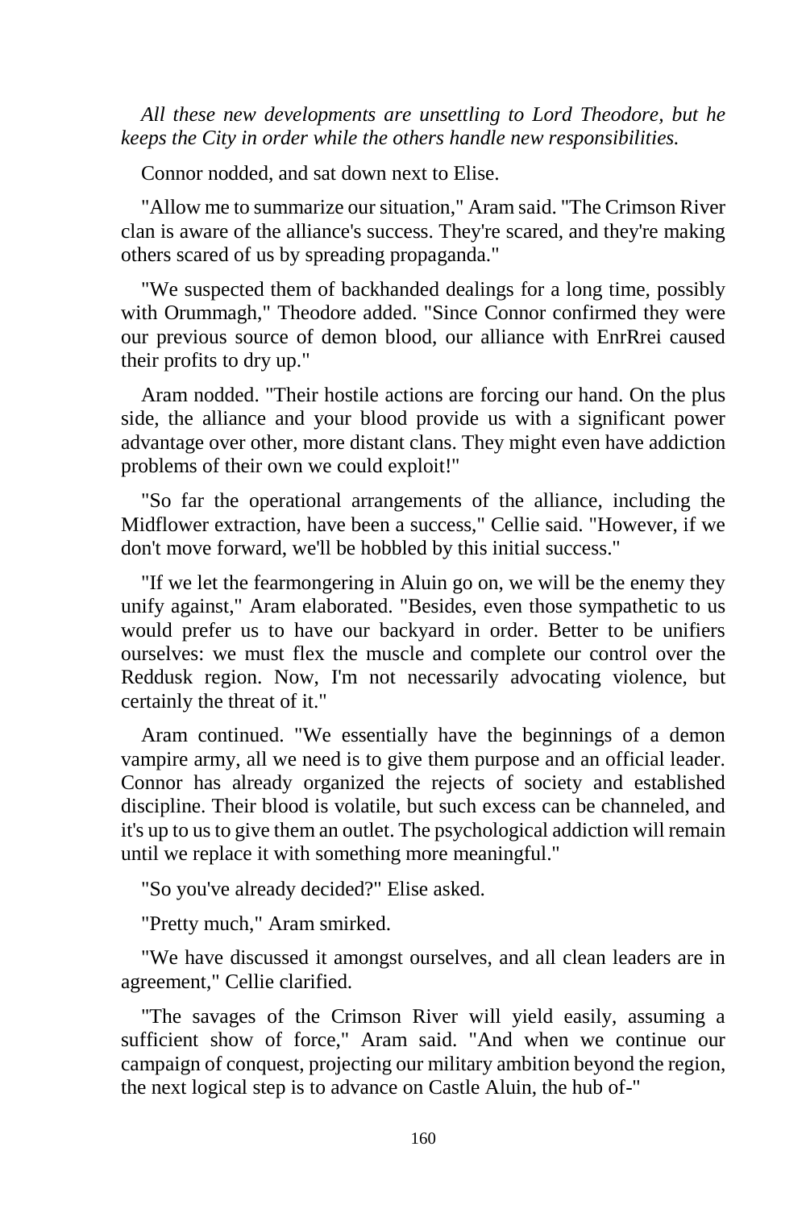*All these new developments are unsettling to Lord Theodore, but he keeps the City in order while the others handle new responsibilities.*

Connor nodded, and sat down next to Elise.

"Allow me to summarize our situation," Aram said. "The Crimson River clan is aware of the alliance's success. They're scared, and they're making others scared of us by spreading propaganda."

"We suspected them of backhanded dealings for a long time, possibly with Orummagh," Theodore added. "Since Connor confirmed they were our previous source of demon blood, our alliance with EnrRrei caused their profits to dry up."

Aram nodded. "Their hostile actions are forcing our hand. On the plus side, the alliance and your blood provide us with a significant power advantage over other, more distant clans. They might even have addiction problems of their own we could exploit!"

"So far the operational arrangements of the alliance, including the Midflower extraction, have been a success," Cellie said. "However, if we don't move forward, we'll be hobbled by this initial success."

"If we let the fearmongering in Aluin go on, we will be the enemy they unify against," Aram elaborated. "Besides, even those sympathetic to us would prefer us to have our backyard in order. Better to be unifiers ourselves: we must flex the muscle and complete our control over the Reddusk region. Now, I'm not necessarily advocating violence, but certainly the threat of it."

Aram continued. "We essentially have the beginnings of a demon vampire army, all we need is to give them purpose and an official leader. Connor has already organized the rejects of society and established discipline. Their blood is volatile, but such excess can be channeled, and it's up to us to give them an outlet. The psychological addiction will remain until we replace it with something more meaningful."

"So you've already decided?" Elise asked.

"Pretty much," Aram smirked.

"We have discussed it amongst ourselves, and all clean leaders are in agreement," Cellie clarified.

"The savages of the Crimson River will yield easily, assuming a sufficient show of force," Aram said. "And when we continue our campaign of conquest, projecting our military ambition beyond the region, the next logical step is to advance on Castle Aluin, the hub of-"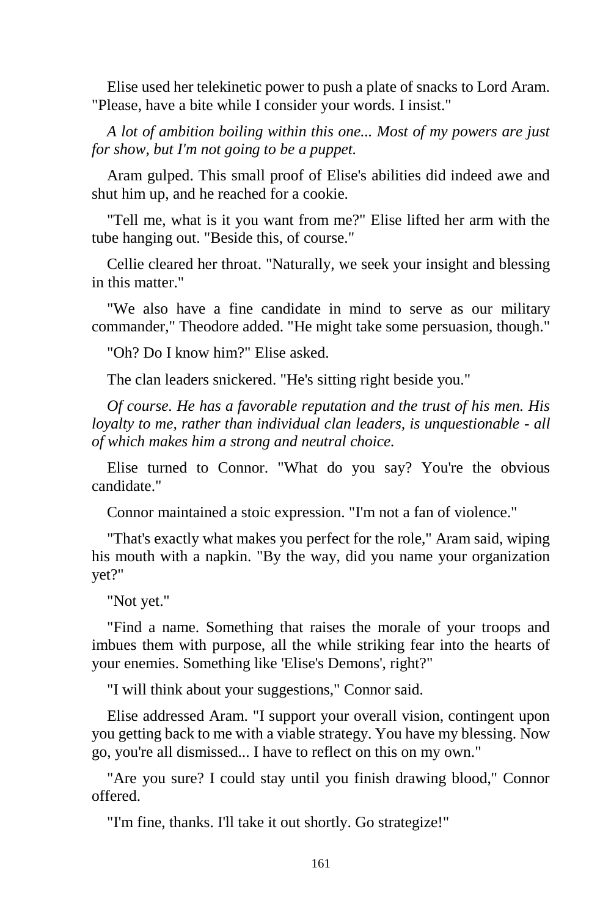Elise used her telekinetic power to push a plate of snacks to Lord Aram. "Please, have a bite while I consider your words. I insist."

*A lot of ambition boiling within this one... Most of my powers are just for show, but I'm not going to be a puppet.*

Aram gulped. This small proof of Elise's abilities did indeed awe and shut him up, and he reached for a cookie.

"Tell me, what is it you want from me?" Elise lifted her arm with the tube hanging out. "Beside this, of course."

Cellie cleared her throat. "Naturally, we seek your insight and blessing in this matter."

"We also have a fine candidate in mind to serve as our military commander," Theodore added. "He might take some persuasion, though."

"Oh? Do I know him?" Elise asked.

The clan leaders snickered. "He's sitting right beside you."

*Of course. He has a favorable reputation and the trust of his men. His loyalty to me, rather than individual clan leaders, is unquestionable - all of which makes him a strong and neutral choice.*

Elise turned to Connor. "What do you say? You're the obvious candidate."

Connor maintained a stoic expression. "I'm not a fan of violence."

"That's exactly what makes you perfect for the role," Aram said, wiping his mouth with a napkin. "By the way, did you name your organization yet?"

"Not yet."

"Find a name. Something that raises the morale of your troops and imbues them with purpose, all the while striking fear into the hearts of your enemies. Something like 'Elise's Demons', right?"

"I will think about your suggestions," Connor said.

Elise addressed Aram. "I support your overall vision, contingent upon you getting back to me with a viable strategy. You have my blessing. Now go, you're all dismissed... I have to reflect on this on my own."

"Are you sure? I could stay until you finish drawing blood," Connor offered.

"I'm fine, thanks. I'll take it out shortly. Go strategize!"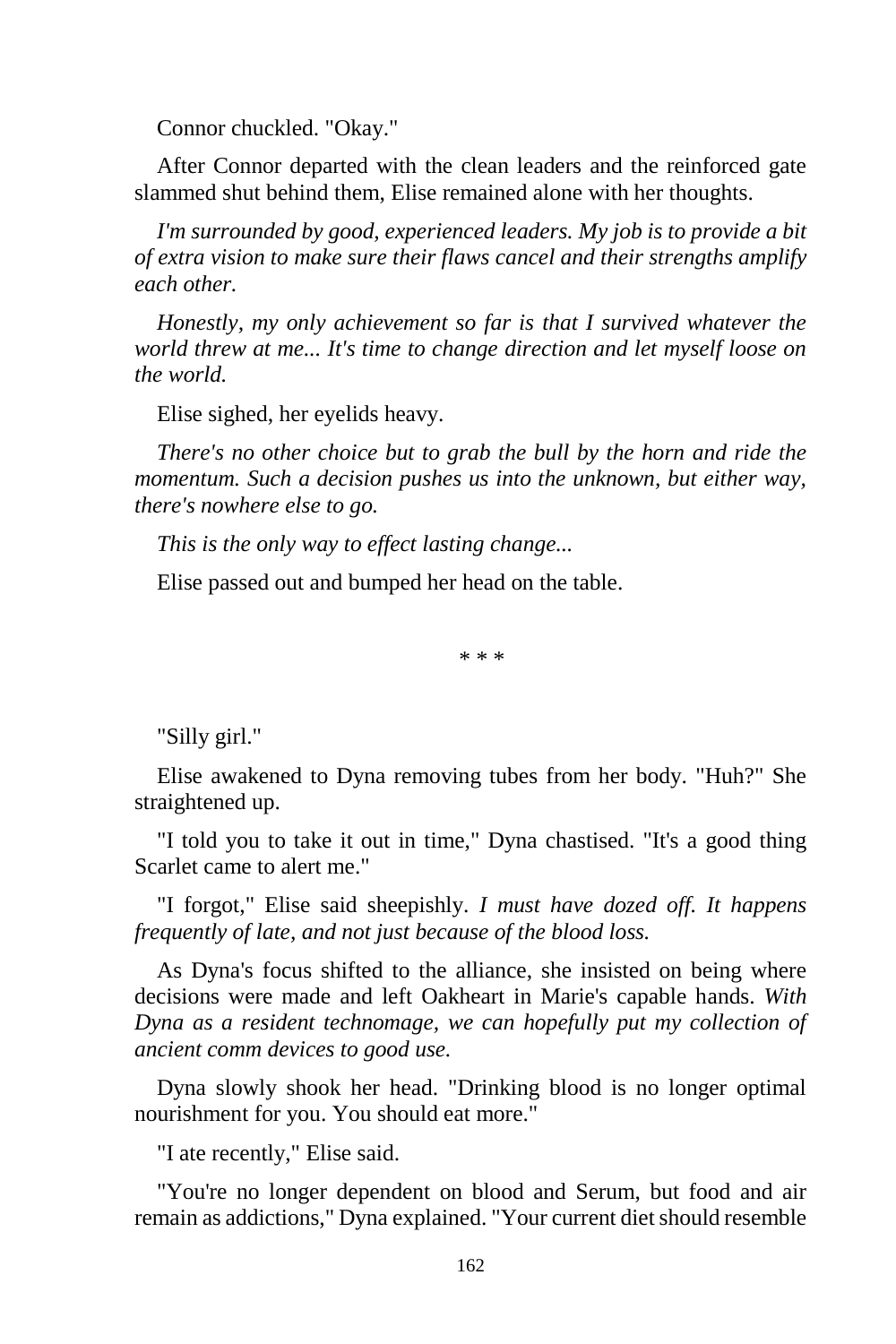Connor chuckled. "Okay."

After Connor departed with the clean leaders and the reinforced gate slammed shut behind them, Elise remained alone with her thoughts.

*I'm surrounded by good, experienced leaders. My job is to provide a bit of extra vision to make sure their flaws cancel and their strengths amplify each other.*

*Honestly, my only achievement so far is that I survived whatever the world threw at me... It's time to change direction and let myself loose on the world.*

Elise sighed, her eyelids heavy.

*There's no other choice but to grab the bull by the horn and ride the momentum. Such a decision pushes us into the unknown, but either way, there's nowhere else to go.*

*This is the only way to effect lasting change...*

Elise passed out and bumped her head on the table.

\* \* \*

"Silly girl."

Elise awakened to Dyna removing tubes from her body. "Huh?" She straightened up.

"I told you to take it out in time," Dyna chastised. "It's a good thing Scarlet came to alert me."

"I forgot," Elise said sheepishly. *I must have dozed off. It happens frequently of late, and not just because of the blood loss.*

As Dyna's focus shifted to the alliance, she insisted on being where decisions were made and left Oakheart in Marie's capable hands. *With Dyna as a resident technomage, we can hopefully put my collection of ancient comm devices to good use.*

Dyna slowly shook her head. "Drinking blood is no longer optimal nourishment for you. You should eat more."

"I ate recently," Elise said.

"You're no longer dependent on blood and Serum, but food and air remain as addictions," Dyna explained. "Your current diet should resemble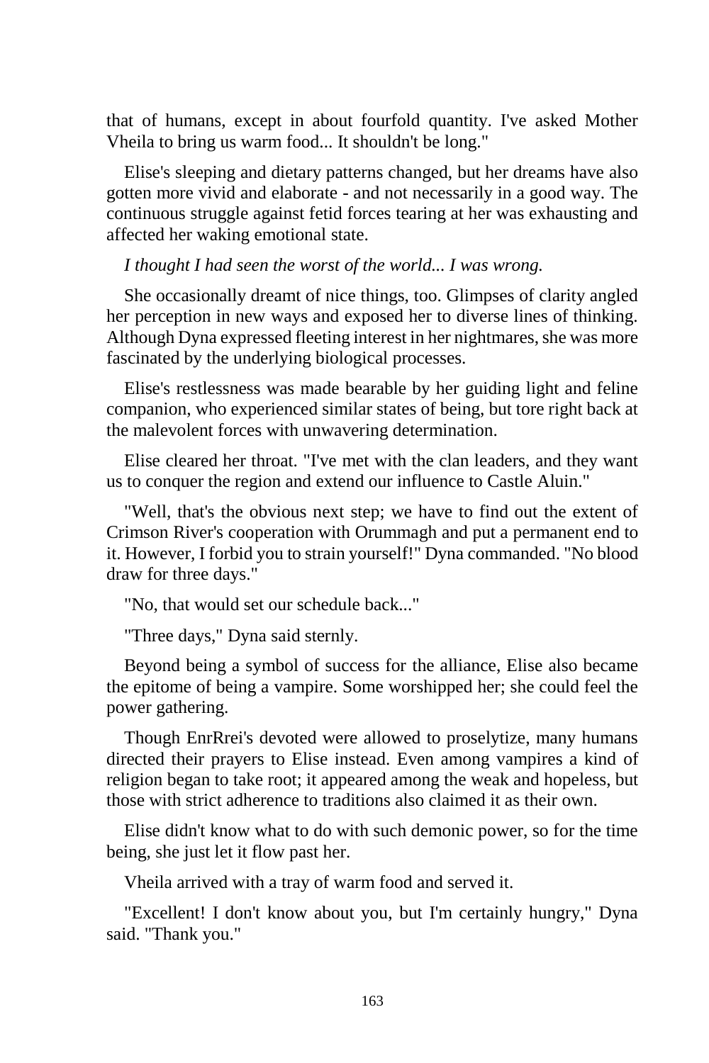that of humans, except in about fourfold quantity. I've asked Mother Vheila to bring us warm food... It shouldn't be long."

Elise's sleeping and dietary patterns changed, but her dreams have also gotten more vivid and elaborate - and not necessarily in a good way. The continuous struggle against fetid forces tearing at her was exhausting and affected her waking emotional state.

*I thought I had seen the worst of the world... I was wrong.*

She occasionally dreamt of nice things, too. Glimpses of clarity angled her perception in new ways and exposed her to diverse lines of thinking. Although Dyna expressed fleeting interest in her nightmares, she was more fascinated by the underlying biological processes.

Elise's restlessness was made bearable by her guiding light and feline companion, who experienced similar states of being, but tore right back at the malevolent forces with unwavering determination.

Elise cleared her throat. "I've met with the clan leaders, and they want us to conquer the region and extend our influence to Castle Aluin."

"Well, that's the obvious next step; we have to find out the extent of Crimson River's cooperation with Orummagh and put a permanent end to it. However, I forbid you to strain yourself!" Dyna commanded. "No blood draw for three days."

"No, that would set our schedule back..."

"Three days," Dyna said sternly.

Beyond being a symbol of success for the alliance, Elise also became the epitome of being a vampire. Some worshipped her; she could feel the power gathering.

Though EnrRrei's devoted were allowed to proselytize, many humans directed their prayers to Elise instead. Even among vampires a kind of religion began to take root; it appeared among the weak and hopeless, but those with strict adherence to traditions also claimed it as their own.

Elise didn't know what to do with such demonic power, so for the time being, she just let it flow past her.

Vheila arrived with a tray of warm food and served it.

"Excellent! I don't know about you, but I'm certainly hungry," Dyna said. "Thank you."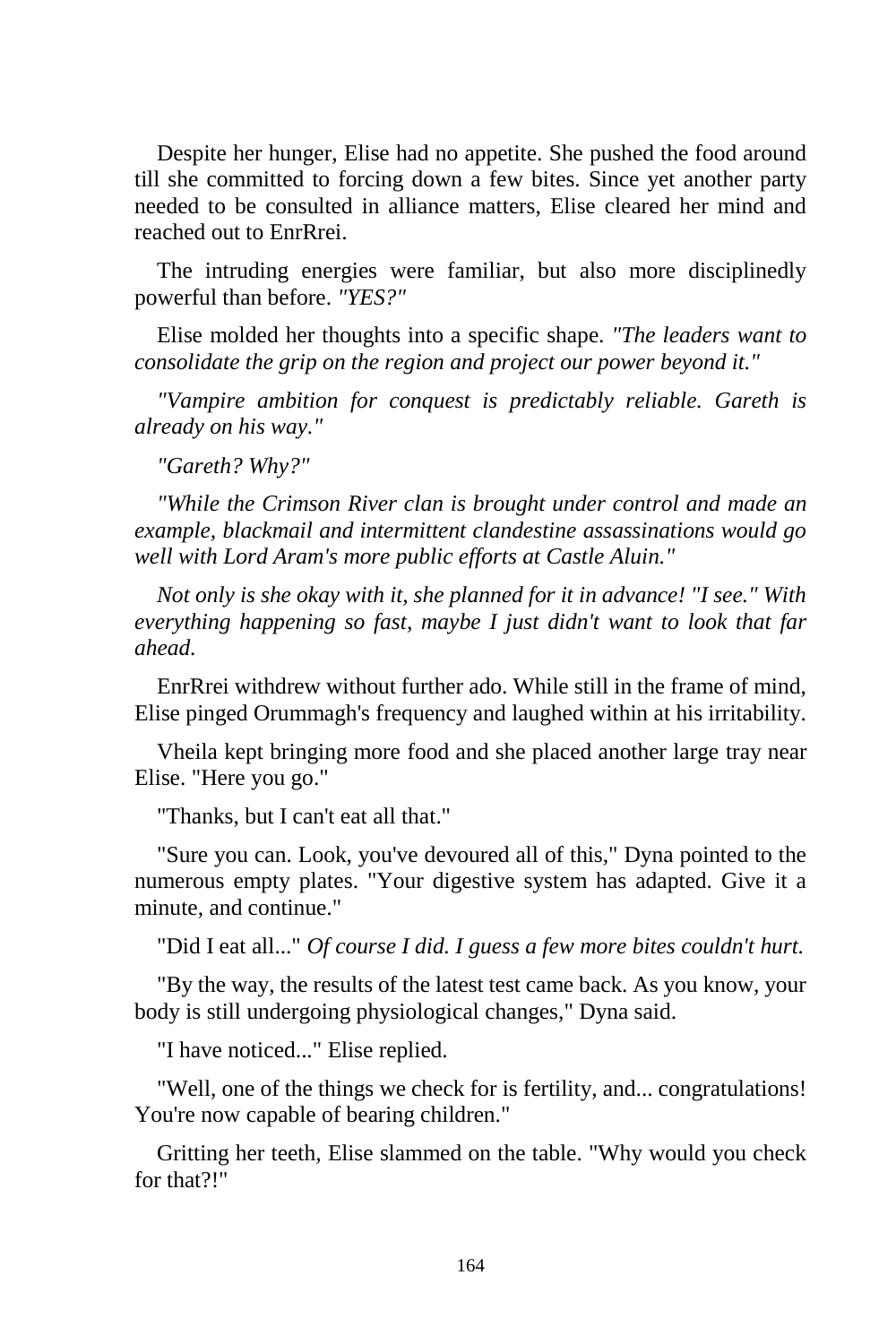Despite her hunger, Elise had no appetite. She pushed the food around till she committed to forcing down a few bites. Since yet another party needed to be consulted in alliance matters, Elise cleared her mind and reached out to EnrRrei.

The intruding energies were familiar, but also more disciplinedly powerful than before. *"YES?"*

Elise molded her thoughts into a specific shape. *"The leaders want to consolidate the grip on the region and project our power beyond it."*

*"Vampire ambition for conquest is predictably reliable. Gareth is already on his way."*

*"Gareth? Why?"*

*"While the Crimson River clan is brought under control and made an example, blackmail and intermittent clandestine assassinations would go well with Lord Aram's more public efforts at Castle Aluin."*

*Not only is she okay with it, she planned for it in advance!* "I see." *With everything happening so fast, maybe I just didn't want to look that far ahead.*

EnrRrei withdrew without further ado. While still in the frame of mind, Elise pinged Orummagh's frequency and laughed within at his irritability.

Vheila kept bringing more food and she placed another large tray near Elise. "Here you go."

"Thanks, but I can't eat all that."

"Sure you can. Look, you've devoured all of this," Dyna pointed to the numerous empty plates. "Your digestive system has adapted. Give it a minute, and continue."

"Did I eat all..." *Of course I did. I guess a few more bites couldn't hurt.*

"By the way, the results of the latest test came back. As you know, your body is still undergoing physiological changes," Dyna said.

"I have noticed..." Elise replied.

"Well, one of the things we check for is fertility, and... congratulations! You're now capable of bearing children."

Gritting her teeth, Elise slammed on the table. "Why would you check for that?!"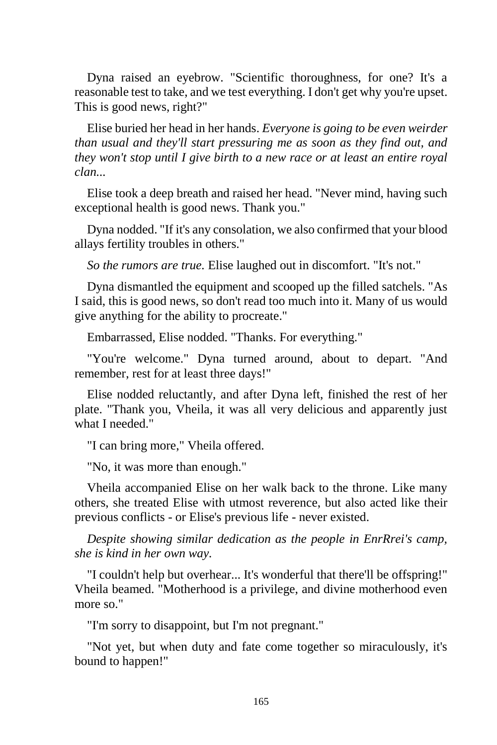Dyna raised an eyebrow. "Scientific thoroughness, for one? It's a reasonable test to take, and we test everything. I don't get why you're upset. This is good news, right?"

Elise buried her head in her hands. *Everyone is going to be even weirder than usual and they'll start pressuring me as soon as they find out, and they won't stop until I give birth to a new race or at least an entire royal clan...*

Elise took a deep breath and raised her head. "Never mind, having such exceptional health is good news. Thank you."

Dyna nodded. "If it's any consolation, we also confirmed that your blood allays fertility troubles in others."

*So the rumors are true.* Elise laughed out in discomfort. "It's not."

Dyna dismantled the equipment and scooped up the filled satchels. "As I said, this is good news, so don't read too much into it. Many of us would give anything for the ability to procreate."

Embarrassed, Elise nodded. "Thanks. For everything."

"You're welcome." Dyna turned around, about to depart. "And remember, rest for at least three days!"

Elise nodded reluctantly, and after Dyna left, finished the rest of her plate. "Thank you, Vheila, it was all very delicious and apparently just what I needed."

"I can bring more," Vheila offered.

"No, it was more than enough."

Vheila accompanied Elise on her walk back to the throne. Like many others, she treated Elise with utmost reverence, but also acted like their previous conflicts - or Elise's previous life - never existed.

*Despite showing similar dedication as the people in EnrRrei's camp, she is kind in her own way.*

"I couldn't help but overhear... It's wonderful that there'll be offspring!" Vheila beamed. "Motherhood is a privilege, and divine motherhood even more so."

"I'm sorry to disappoint, but I'm not pregnant."

"Not yet, but when duty and fate come together so miraculously, it's bound to happen!"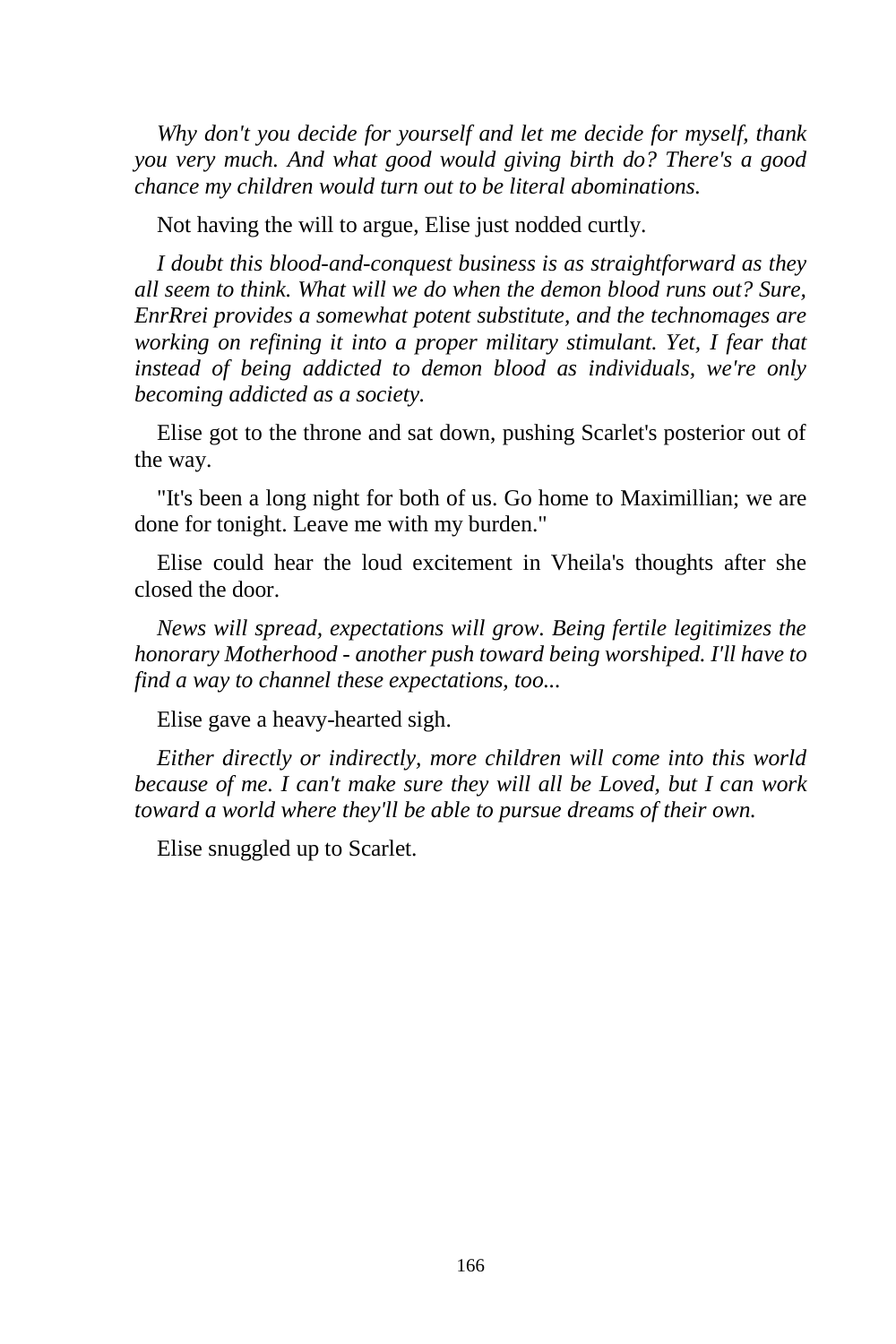*Why don't you decide for yourself and let me decide for myself, thank you very much. And what good would giving birth do? There's a good chance my children would turn out to be literal abominations.*

Not having the will to argue, Elise just nodded curtly.

*I doubt this blood-and-conquest business is as straightforward as they all seem to think. What will we do when the demon blood runs out? Sure, EnrRrei provides a somewhat potent substitute, and the technomages are working on refining it into a proper military stimulant. Yet, I fear that instead of being addicted to demon blood as individuals, we're only becoming addicted as a society.*

Elise got to the throne and sat down, pushing Scarlet's posterior out of the way.

"It's been a long night for both of us. Go home to Maximillian; we are done for tonight. Leave me with my burden."

Elise could hear the loud excitement in Vheila's thoughts after she closed the door.

*News will spread, expectations will grow. Being fertile legitimizes the honorary Motherhood - another push toward being worshiped. I'll have to find a way to channel these expectations, too...*

Elise gave a heavy-hearted sigh.

*Either directly or indirectly, more children will come into this world because of me. I can't make sure they will all be Loved, but I can work toward a world where they'll be able to pursue dreams of their own.*

Elise snuggled up to Scarlet.